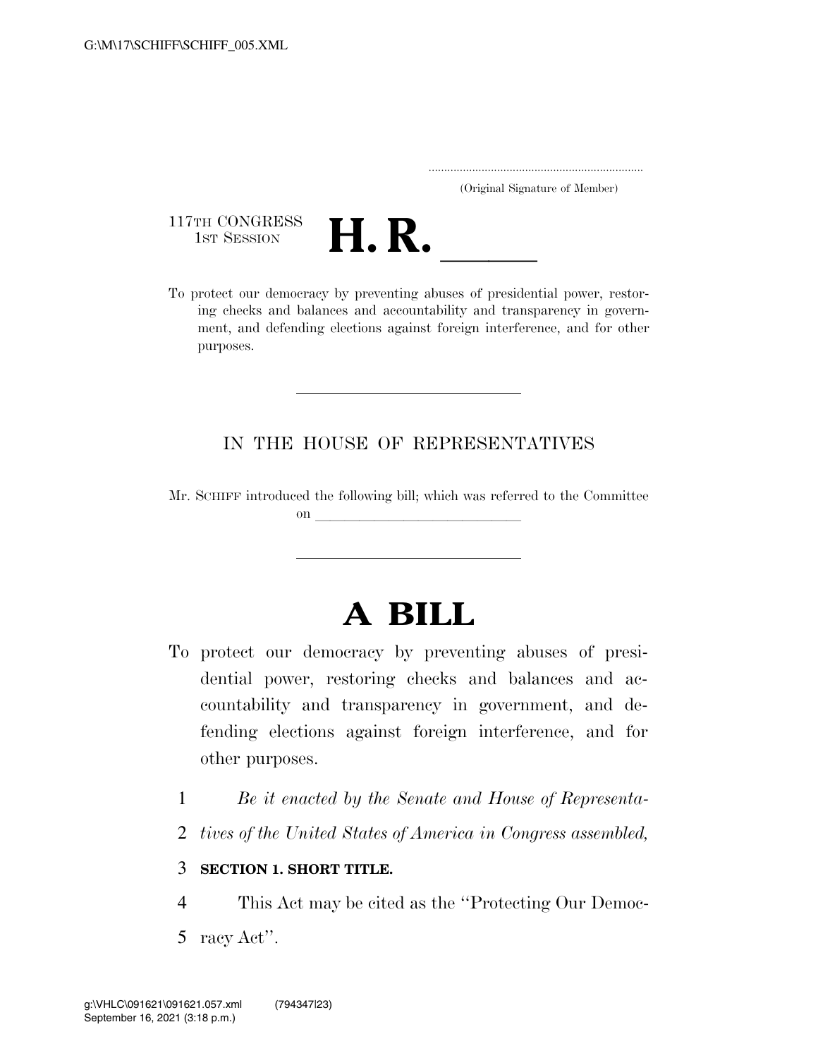G:\M\17\SCHIFF\SCHIFF_005.XML

.....................................................................
(Original Signature of Member)

117TH CONGRESS
1ST SESSION

# H. R. \_\_\_\_\_

To protect our democracy by preventing abuses of presidential power, restoring checks and balances and accountability and transparency in government, and defending elections against foreign interference, and for other purposes.

---

IN THE HOUSE OF REPRESENTATIVES

Mr. SCHIFF introduced the following bill; which was referred to the Committee on \_\_\_\_\_\_\_\_\_\_\_\_\_\_\_\_\_\_\_\_\_\_\_\_\_\_\_\_

---

# A BILL

To protect our democracy by preventing abuses of presidential power, restoring checks and balances and accountability and transparency in government, and defending elections against foreign interference, and for other purposes.

1 *Be it enacted by the Senate and House of Representa-*
2 *tives of the United States of America in Congress assembled,*

3 **SECTION 1. SHORT TITLE.**

4 This Act may be cited as the ''Protecting Our Democ-
5 racy Act''.

g:\VHLC\091621\091621.057.xml (794347|23)
September 16, 2021 (3:18 p.m.)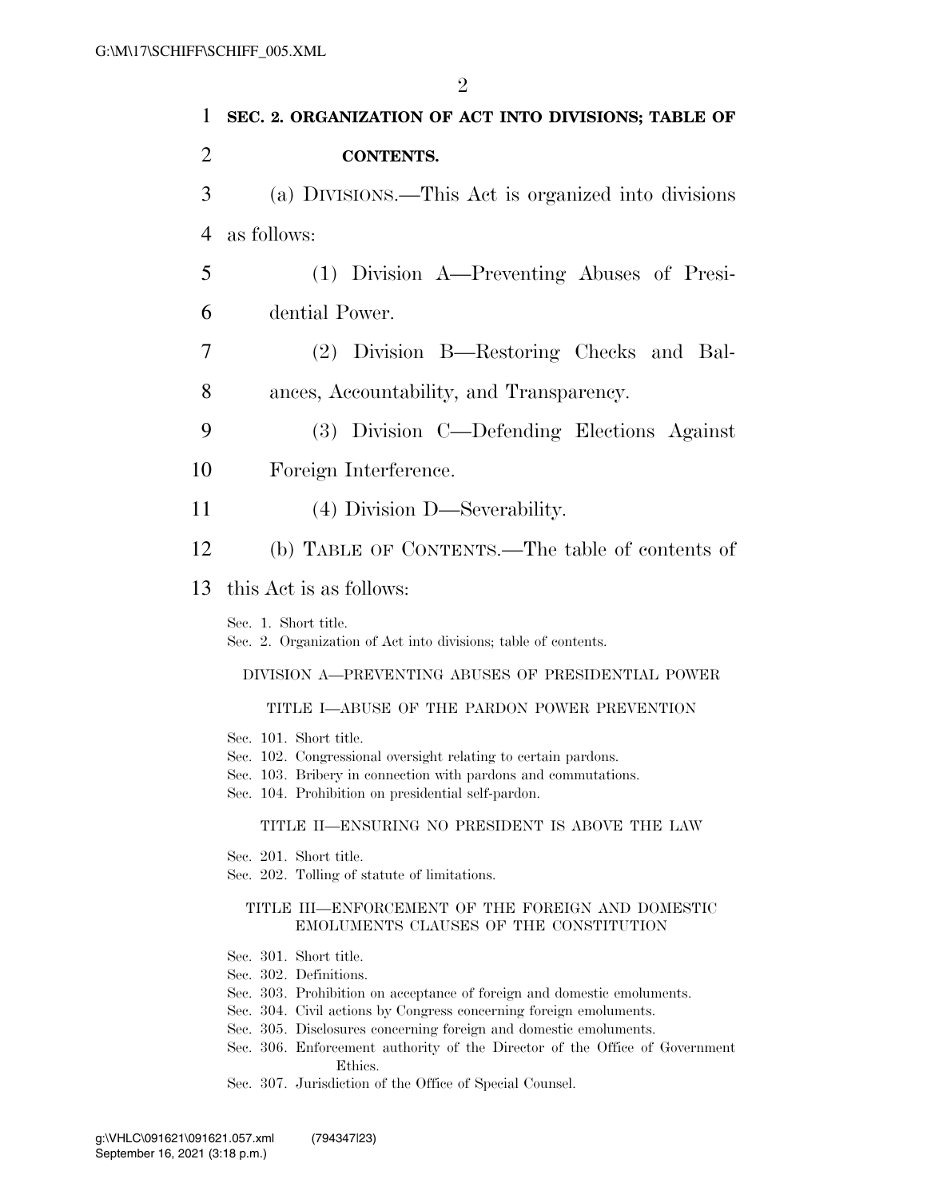**SEC. 2. ORGANIZATION OF ACT INTO DIVISIONS; TABLE OF CONTENTS.**

(a) DIVISIONS.—This Act is organized into divisions as follows:

(1) Division A—Preventing Abuses of Presidential Power.

(2) Division B—Restoring Checks and Balances, Accountability, and Transparency.

(3) Division C—Defending Elections Against Foreign Interference.

(4) Division D—Severability.

(b) TABLE OF CONTENTS.—The table of contents of this Act is as follows:

Sec. 1. Short title.
Sec. 2. Organization of Act into divisions; table of contents.

DIVISION A—PREVENTING ABUSES OF PRESIDENTIAL POWER

TITLE I—ABUSE OF THE PARDON POWER PREVENTION

Sec. 101. Short title.
Sec. 102. Congressional oversight relating to certain pardons.
Sec. 103. Bribery in connection with pardons and commutations.
Sec. 104. Prohibition on presidential self-pardon.

TITLE II—ENSURING NO PRESIDENT IS ABOVE THE LAW

Sec. 201. Short title.
Sec. 202. Tolling of statute of limitations.

TITLE III—ENFORCEMENT OF THE FOREIGN AND DOMESTIC EMOLUMENTS CLAUSES OF THE CONSTITUTION

Sec. 301. Short title.
Sec. 302. Definitions.
Sec. 303. Prohibition on acceptance of foreign and domestic emoluments.
Sec. 304. Civil actions by Congress concerning foreign emoluments.
Sec. 305. Disclosures concerning foreign and domestic emoluments.
Sec. 306. Enforcement authority of the Director of the Office of Government Ethics.
Sec. 307. Jurisdiction of the Office of Special Counsel.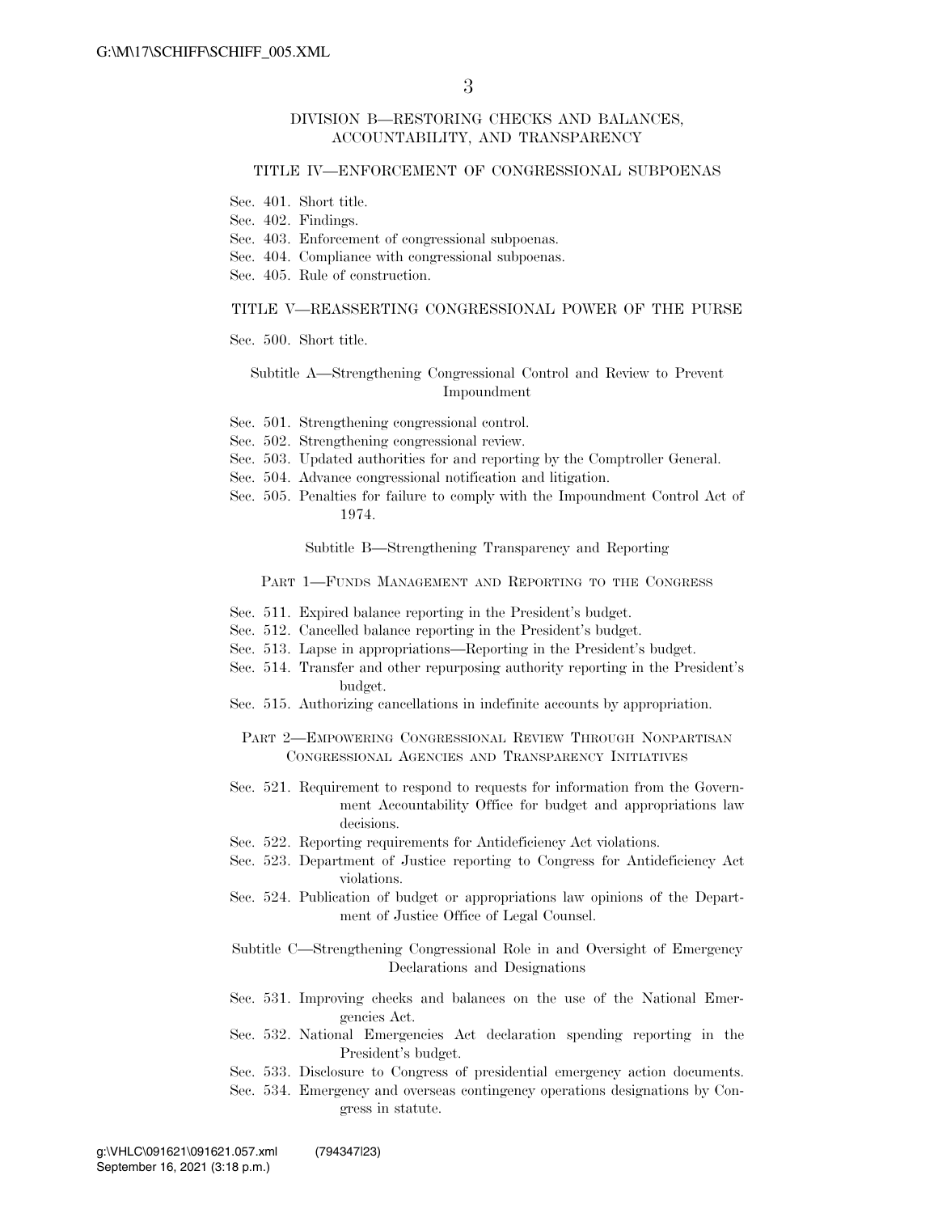## DIVISION B—RESTORING CHECKS AND BALANCES, ACCOUNTABILITY, AND TRANSPARENCY

### TITLE IV—ENFORCEMENT OF CONGRESSIONAL SUBPOENAS

Sec. 401. Short title.
Sec. 402. Findings.
Sec. 403. Enforcement of congressional subpoenas.
Sec. 404. Compliance with congressional subpoenas.
Sec. 405. Rule of construction.

### TITLE V—REASSERTING CONGRESSIONAL POWER OF THE PURSE

Sec. 500. Short title.

#### Subtitle A—Strengthening Congressional Control and Review to Prevent Impoundment

Sec. 501. Strengthening congressional control.
Sec. 502. Strengthening congressional review.
Sec. 503. Updated authorities for and reporting by the Comptroller General.
Sec. 504. Advance congressional notification and litigation.
Sec. 505. Penalties for failure to comply with the Impoundment Control Act of 1974.

#### Subtitle B—Strengthening Transparency and Reporting

##### PART 1—FUNDS MANAGEMENT AND REPORTING TO THE CONGRESS

Sec. 511. Expired balance reporting in the President's budget.
Sec. 512. Cancelled balance reporting in the President's budget.
Sec. 513. Lapse in appropriations—Reporting in the President's budget.
Sec. 514. Transfer and other repurposing authority reporting in the President's budget.
Sec. 515. Authorizing cancellations in indefinite accounts by appropriation.

##### PART 2—EMPOWERING CONGRESSIONAL REVIEW THROUGH NONPARTISAN CONGRESSIONAL AGENCIES AND TRANSPARENCY INITIATIVES

Sec. 521. Requirement to respond to requests for information from the Government Accountability Office for budget and appropriations law decisions.
Sec. 522. Reporting requirements for Antideficiency Act violations.
Sec. 523. Department of Justice reporting to Congress for Antideficiency Act violations.
Sec. 524. Publication of budget or appropriations law opinions of the Department of Justice Office of Legal Counsel.

#### Subtitle C—Strengthening Congressional Role in and Oversight of Emergency Declarations and Designations

Sec. 531. Improving checks and balances on the use of the National Emergencies Act.
Sec. 532. National Emergencies Act declaration spending reporting in the President's budget.
Sec. 533. Disclosure to Congress of presidential emergency action documents.
Sec. 534. Emergency and overseas contingency operations designations by Congress in statute.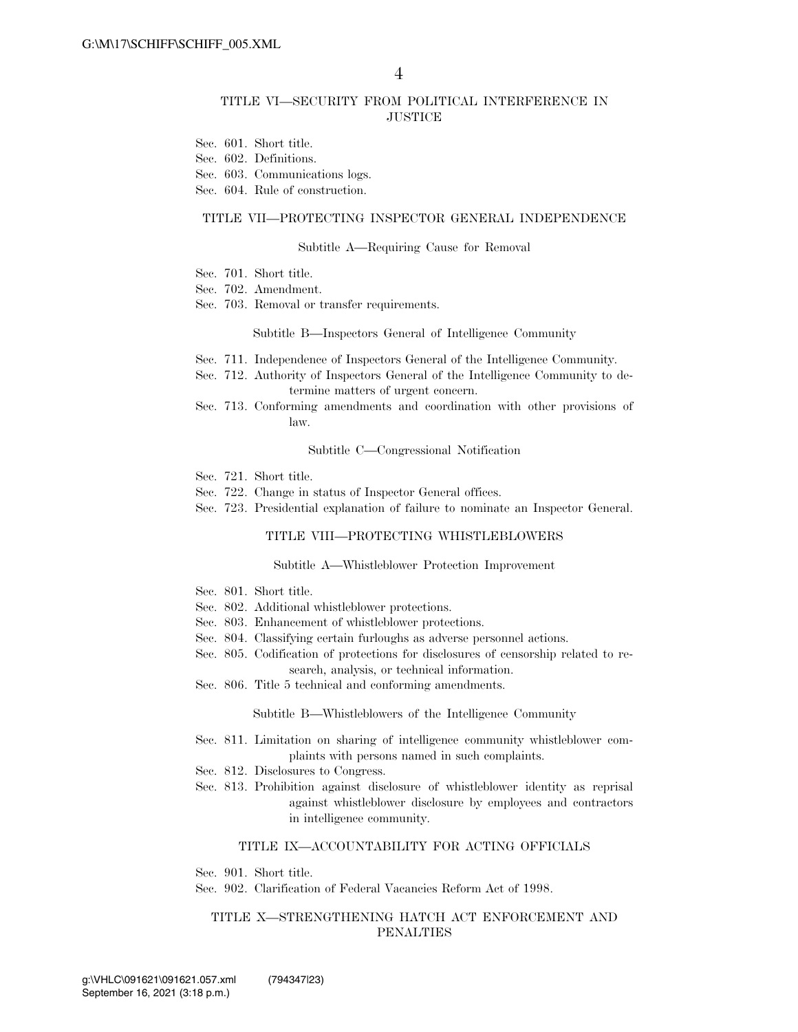### TITLE VI—SECURITY FROM POLITICAL INTERFERENCE IN JUSTICE

Sec. 601. Short title.
Sec. 602. Definitions.
Sec. 603. Communications logs.
Sec. 604. Rule of construction.

### TITLE VII—PROTECTING INSPECTOR GENERAL INDEPENDENCE

#### Subtitle A—Requiring Cause for Removal

Sec. 701. Short title.
Sec. 702. Amendment.
Sec. 703. Removal or transfer requirements.

#### Subtitle B—Inspectors General of Intelligence Community

Sec. 711. Independence of Inspectors General of the Intelligence Community.
Sec. 712. Authority of Inspectors General of the Intelligence Community to determine matters of urgent concern.
Sec. 713. Conforming amendments and coordination with other provisions of law.

#### Subtitle C—Congressional Notification

Sec. 721. Short title.
Sec. 722. Change in status of Inspector General offices.
Sec. 723. Presidential explanation of failure to nominate an Inspector General.

### TITLE VIII—PROTECTING WHISTLEBLOWERS

#### Subtitle A—Whistleblower Protection Improvement

Sec. 801. Short title.
Sec. 802. Additional whistleblower protections.
Sec. 803. Enhancement of whistleblower protections.
Sec. 804. Classifying certain furloughs as adverse personnel actions.
Sec. 805. Codification of protections for disclosures of censorship related to research, analysis, or technical information.
Sec. 806. Title 5 technical and conforming amendments.

#### Subtitle B—Whistleblowers of the Intelligence Community

Sec. 811. Limitation on sharing of intelligence community whistleblower complaints with persons named in such complaints.
Sec. 812. Disclosures to Congress.
Sec. 813. Prohibition against disclosure of whistleblower identity as reprisal against whistleblower disclosure by employees and contractors in intelligence community.

### TITLE IX—ACCOUNTABILITY FOR ACTING OFFICIALS

Sec. 901. Short title.
Sec. 902. Clarification of Federal Vacancies Reform Act of 1998.

### TITLE X—STRENGTHENING HATCH ACT ENFORCEMENT AND PENALTIES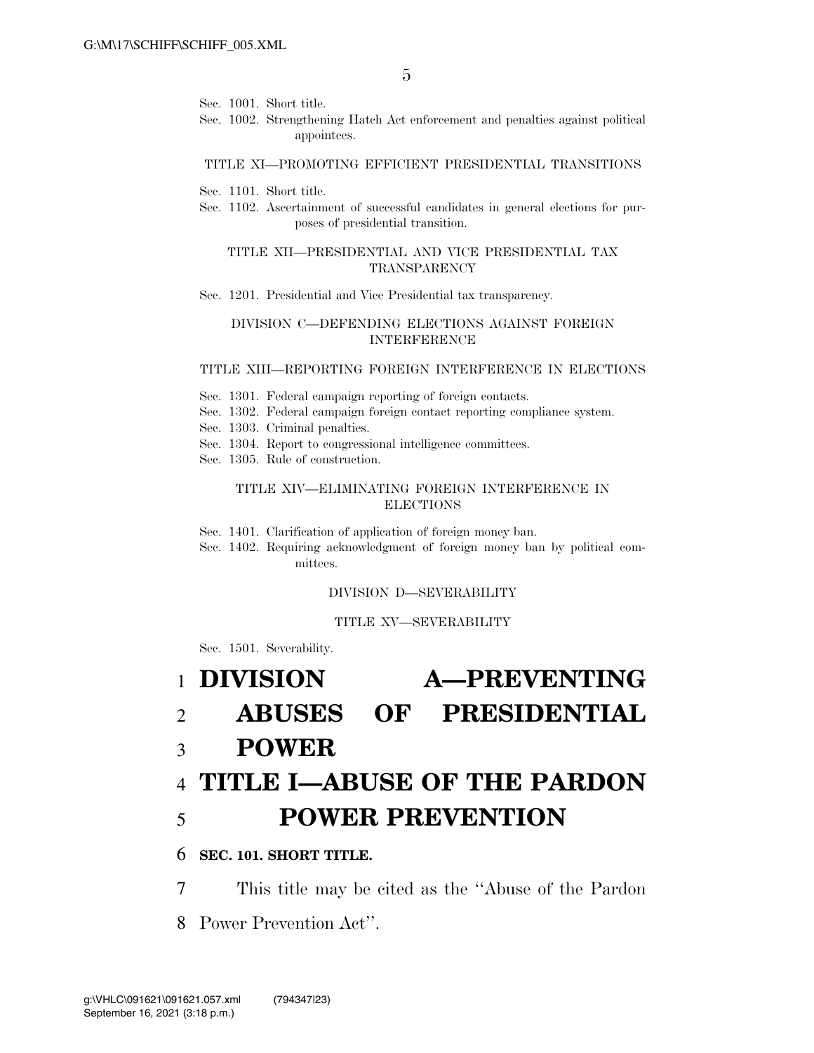Sec. 1001. Short title.
Sec. 1002. Strengthening Hatch Act enforcement and penalties against political appointees.

TITLE XI—PROMOTING EFFICIENT PRESIDENTIAL TRANSITIONS

Sec. 1101. Short title.
Sec. 1102. Ascertainment of successful candidates in general elections for purposes of presidential transition.

TITLE XII—PRESIDENTIAL AND VICE PRESIDENTIAL TAX TRANSPARENCY

Sec. 1201. Presidential and Vice Presidential tax transparency.

DIVISION C—DEFENDING ELECTIONS AGAINST FOREIGN INTERFERENCE

TITLE XIII—REPORTING FOREIGN INTERFERENCE IN ELECTIONS

Sec. 1301. Federal campaign reporting of foreign contacts.
Sec. 1302. Federal campaign foreign contact reporting compliance system.
Sec. 1303. Criminal penalties.
Sec. 1304. Report to congressional intelligence committees.
Sec. 1305. Rule of construction.

TITLE XIV—ELIMINATING FOREIGN INTERFERENCE IN ELECTIONS

Sec. 1401. Clarification of application of foreign money ban.
Sec. 1402. Requiring acknowledgment of foreign money ban by political committees.

DIVISION D—SEVERABILITY

TITLE XV—SEVERABILITY

Sec. 1501. Severability.

# DIVISION A—PREVENTING ABUSES OF PRESIDENTIAL POWER

# TITLE I—ABUSE OF THE PARDON POWER PREVENTION

**SEC. 101. SHORT TITLE.**

This title may be cited as the ''Abuse of the Pardon Power Prevention Act''.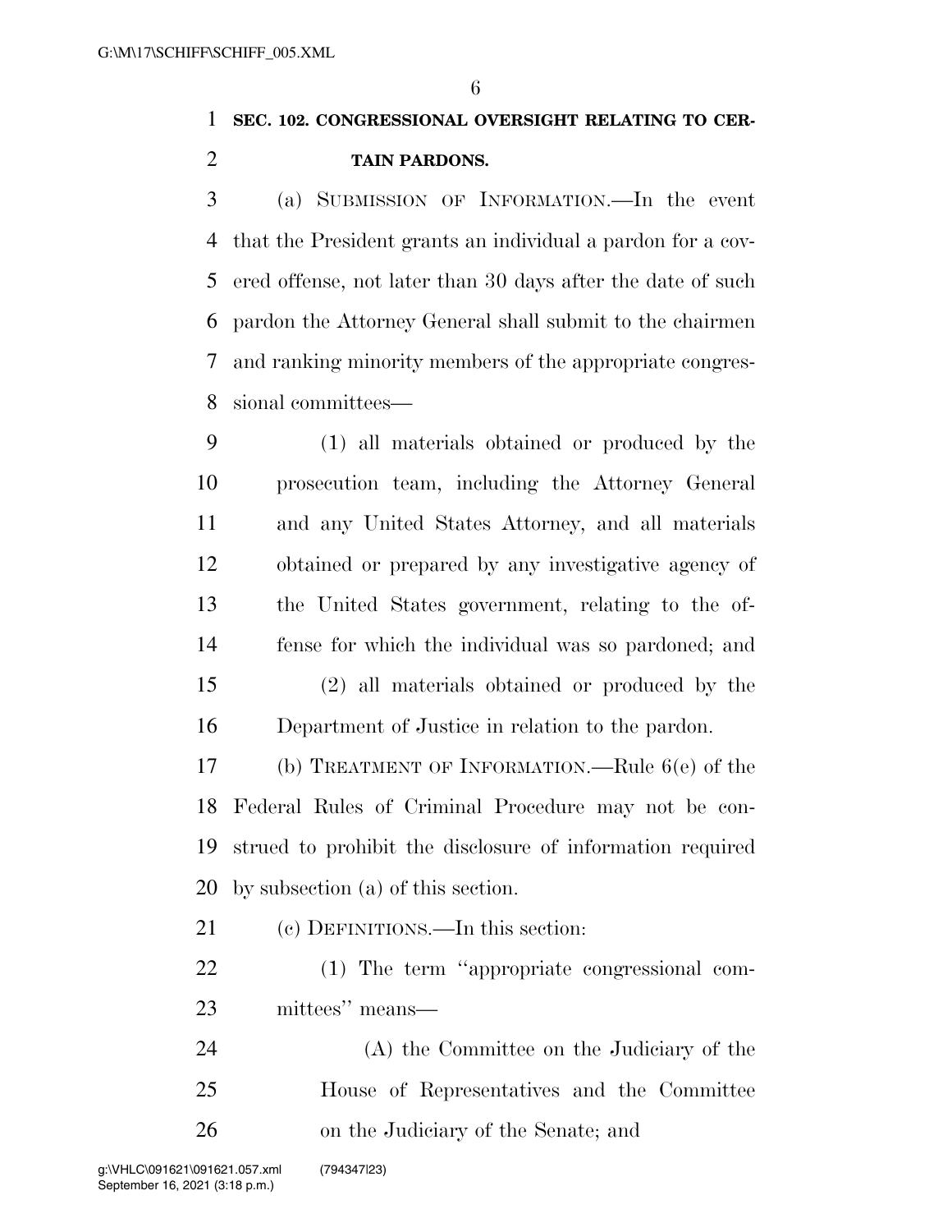**SEC. 102. CONGRESSIONAL OVERSIGHT RELATING TO CERTAIN PARDONS.**

(a) SUBMISSION OF INFORMATION.—In the event that the President grants an individual a pardon for a covered offense, not later than 30 days after the date of such pardon the Attorney General shall submit to the chairmen and ranking minority members of the appropriate congressional committees—

(1) all materials obtained or produced by the prosecution team, including the Attorney General and any United States Attorney, and all materials obtained or prepared by any investigative agency of the United States government, relating to the offense for which the individual was so pardoned; and

(2) all materials obtained or produced by the Department of Justice in relation to the pardon.

(b) TREATMENT OF INFORMATION.—Rule 6(e) of the Federal Rules of Criminal Procedure may not be construed to prohibit the disclosure of information required by subsection (a) of this section.

(c) DEFINITIONS.—In this section:

(1) The term "appropriate congressional committees" means—

(A) the Committee on the Judiciary of the House of Representatives and the Committee on the Judiciary of the Senate; and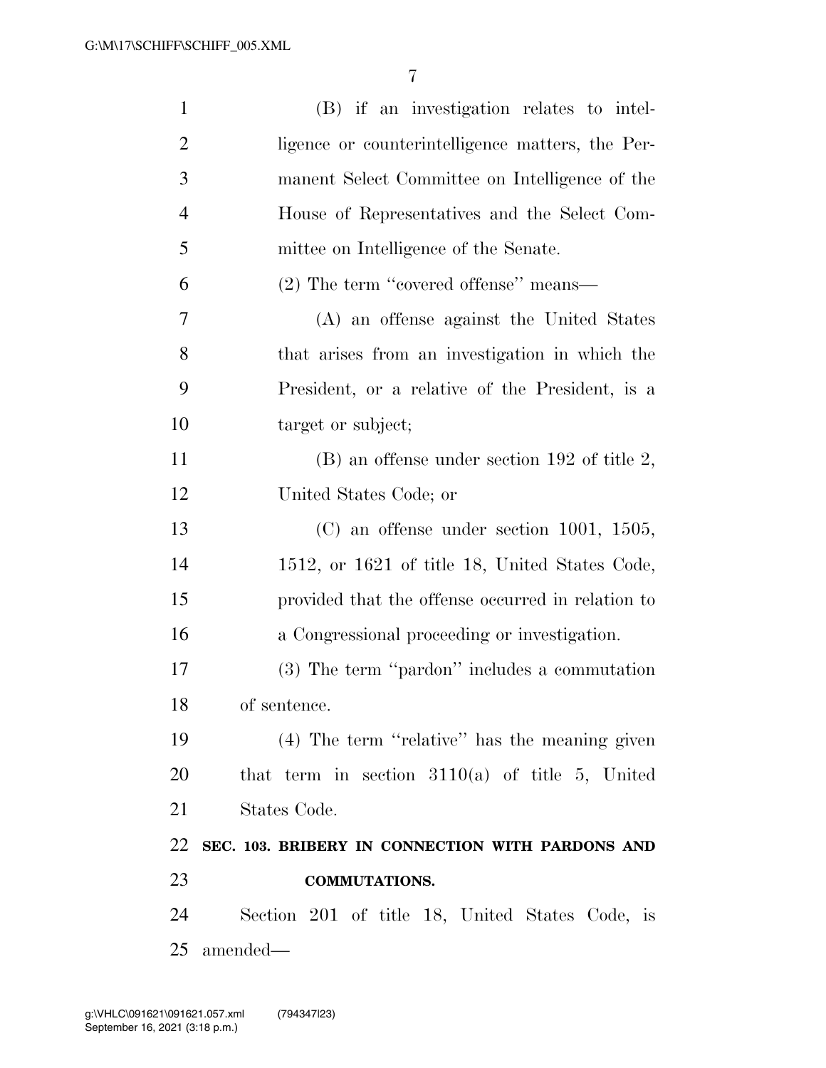(B) if an investigation relates to intelligence or counterintelligence matters, the Permanent Select Committee on Intelligence of the House of Representatives and the Select Committee on Intelligence of the Senate.

(2) The term "covered offense" means—

(A) an offense against the United States that arises from an investigation in which the President, or a relative of the President, is a target or subject;

(B) an offense under section 192 of title 2, United States Code; or

(C) an offense under section 1001, 1505, 1512, or 1621 of title 18, United States Code, provided that the offense occurred in relation to a Congressional proceeding or investigation.

(3) The term "pardon" includes a commutation of sentence.

(4) The term "relative" has the meaning given that term in section 3110(a) of title 5, United States Code.

### SEC. 103. BRIBERY IN CONNECTION WITH PARDONS AND COMMUTATIONS.

Section 201 of title 18, United States Code, is amended—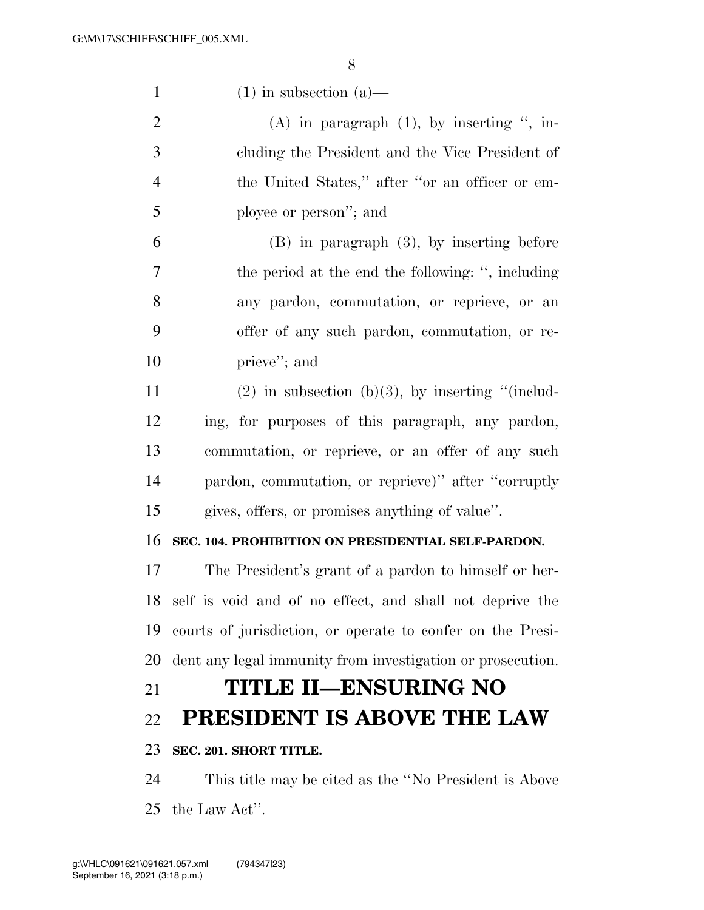(1) in subsection (a)—

(A) in paragraph (1), by inserting ", including the President and the Vice President of the United States," after "or an officer or employee or person"; and

(B) in paragraph (3), by inserting before the period at the end the following: ", including any pardon, commutation, or reprieve, or an offer of any such pardon, commutation, or reprieve"; and

(2) in subsection (b)(3), by inserting "(including, for purposes of this paragraph, any pardon, commutation, or reprieve, or an offer of any such pardon, commutation, or reprieve)" after "corruptly gives, offers, or promises anything of value".

**SEC. 104. PROHIBITION ON PRESIDENTIAL SELF-PARDON.**

The President's grant of a pardon to himself or herself is void and of no effect, and shall not deprive the courts of jurisdiction, or operate to confer on the President any legal immunity from investigation or prosecution.

# TITLE II—ENSURING NO PRESIDENT IS ABOVE THE LAW

**SEC. 201. SHORT TITLE.**

This title may be cited as the "No President is Above the Law Act".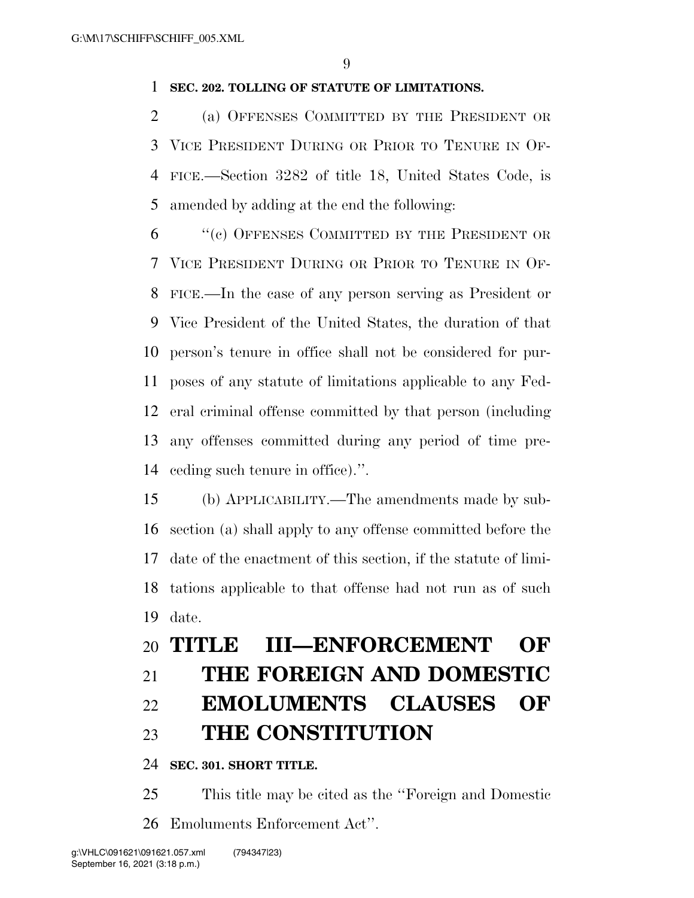**SEC. 202. TOLLING OF STATUTE OF LIMITATIONS.**

(a) OFFENSES COMMITTED BY THE PRESIDENT OR VICE PRESIDENT DURING OR PRIOR TO TENURE IN OFFICE.—Section 3282 of title 18, United States Code, is amended by adding at the end the following:

"(c) OFFENSES COMMITTED BY THE PRESIDENT OR VICE PRESIDENT DURING OR PRIOR TO TENURE IN OFFICE.—In the case of any person serving as President or Vice President of the United States, the duration of that person's tenure in office shall not be considered for purposes of any statute of limitations applicable to any Federal criminal offense committed by that person (including any offenses committed during any period of time preceding such tenure in office).".

(b) APPLICABILITY.—The amendments made by subsection (a) shall apply to any offense committed before the date of the enactment of this section, if the statute of limitations applicable to that offense had not run as of such date.

# TITLE III—ENFORCEMENT OF THE FOREIGN AND DOMESTIC EMOLUMENTS CLAUSES OF THE CONSTITUTION

**SEC. 301. SHORT TITLE.**

This title may be cited as the "Foreign and Domestic Emoluments Enforcement Act".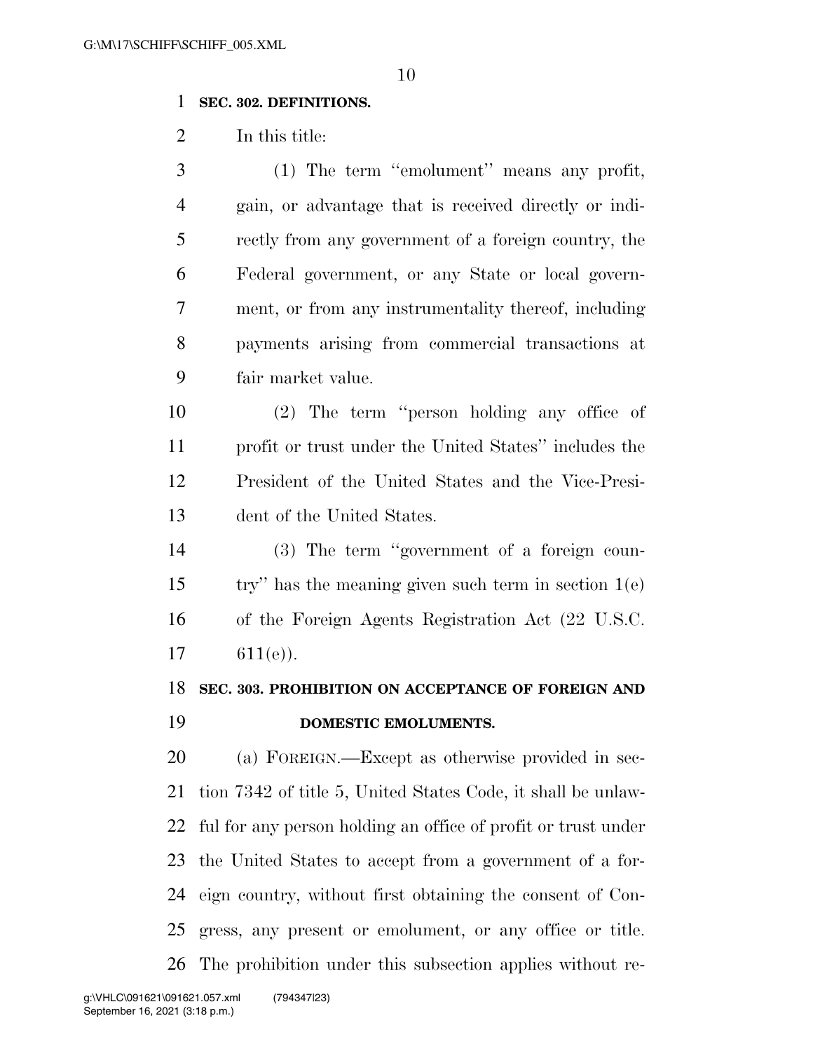**SEC. 302. DEFINITIONS.**

In this title:

(1) The term ''emolument'' means any profit, gain, or advantage that is received directly or indirectly from any government of a foreign country, the Federal government, or any State or local government, or from any instrumentality thereof, including payments arising from commercial transactions at fair market value.

(2) The term ''person holding any office of profit or trust under the United States'' includes the President of the United States and the Vice-President of the United States.

(3) The term ''government of a foreign country'' has the meaning given such term in section 1(e) of the Foreign Agents Registration Act (22 U.S.C. 611(e)).

**SEC. 303. PROHIBITION ON ACCEPTANCE OF FOREIGN AND DOMESTIC EMOLUMENTS.**

(a) FOREIGN.—Except as otherwise provided in section 7342 of title 5, United States Code, it shall be unlawful for any person holding an office of profit or trust under the United States to accept from a government of a foreign country, without first obtaining the consent of Congress, any present or emolument, or any office or title. The prohibition under this subsection applies without re-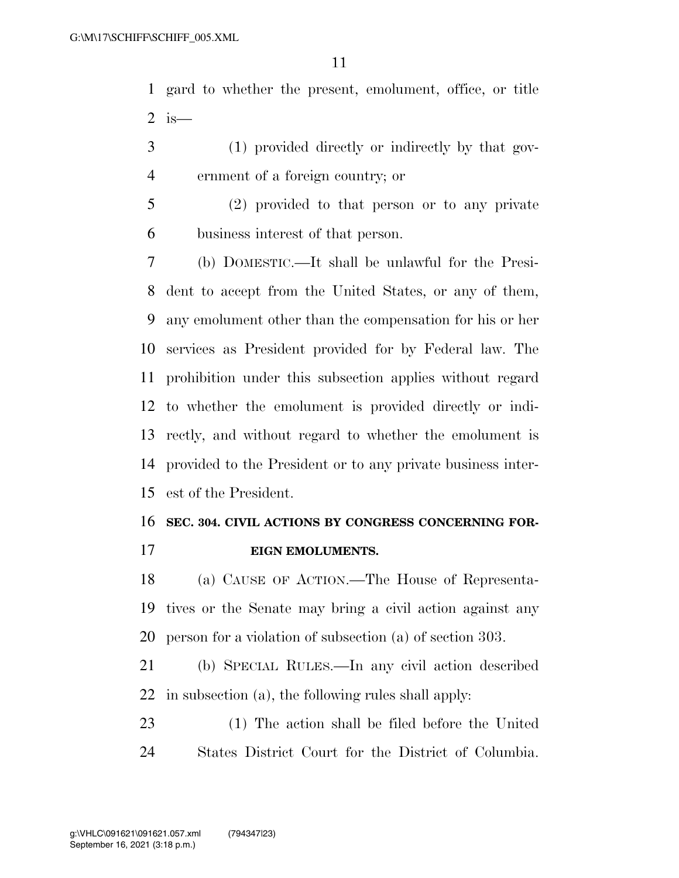gard to whether the present, emolument, office, or title is—

(1) provided directly or indirectly by that government of a foreign country; or

(2) provided to that person or to any private business interest of that person.

(b) DOMESTIC.—It shall be unlawful for the President to accept from the United States, or any of them, any emolument other than the compensation for his or her services as President provided for by Federal law. The prohibition under this subsection applies without regard to whether the emolument is provided directly or indirectly, and without regard to whether the emolument is provided to the President or to any private business interest of the President.

**SEC. 304. CIVIL ACTIONS BY CONGRESS CONCERNING FOREIGN EMOLUMENTS.**

(a) CAUSE OF ACTION.—The House of Representatives or the Senate may bring a civil action against any person for a violation of subsection (a) of section 303.

(b) SPECIAL RULES.—In any civil action described in subsection (a), the following rules shall apply:

(1) The action shall be filed before the United States District Court for the District of Columbia.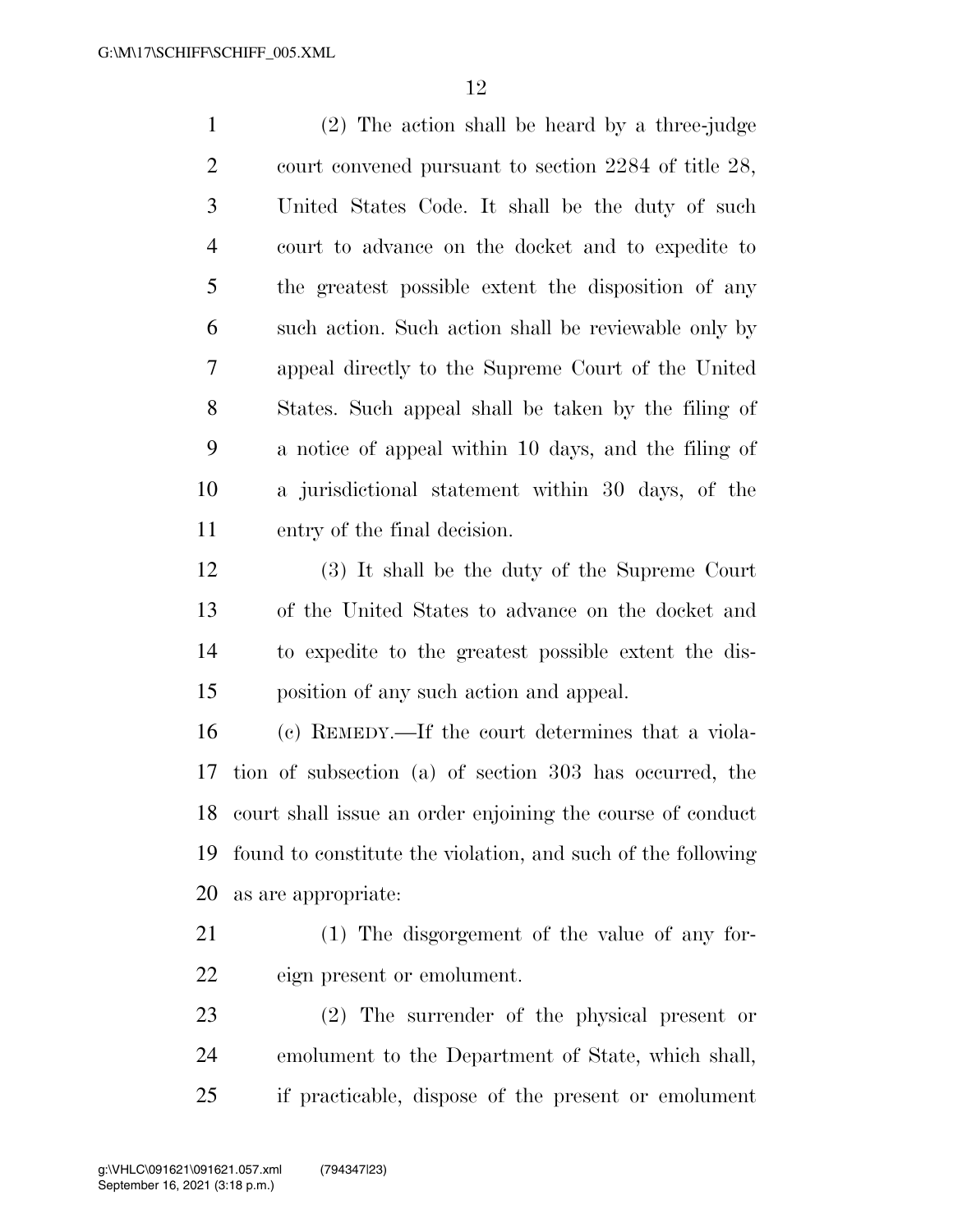(2) The action shall be heard by a three-judge court convened pursuant to section 2284 of title 28, United States Code. It shall be the duty of such court to advance on the docket and to expedite to the greatest possible extent the disposition of any such action. Such action shall be reviewable only by appeal directly to the Supreme Court of the United States. Such appeal shall be taken by the filing of a notice of appeal within 10 days, and the filing of a jurisdictional statement within 30 days, of the entry of the final decision.

(3) It shall be the duty of the Supreme Court of the United States to advance on the docket and to expedite to the greatest possible extent the disposition of any such action and appeal.

(c) REMEDY.—If the court determines that a violation of subsection (a) of section 303 has occurred, the court shall issue an order enjoining the course of conduct found to constitute the violation, and such of the following as are appropriate:

(1) The disgorgement of the value of any foreign present or emolument.

(2) The surrender of the physical present or emolument to the Department of State, which shall, if practicable, dispose of the present or emolument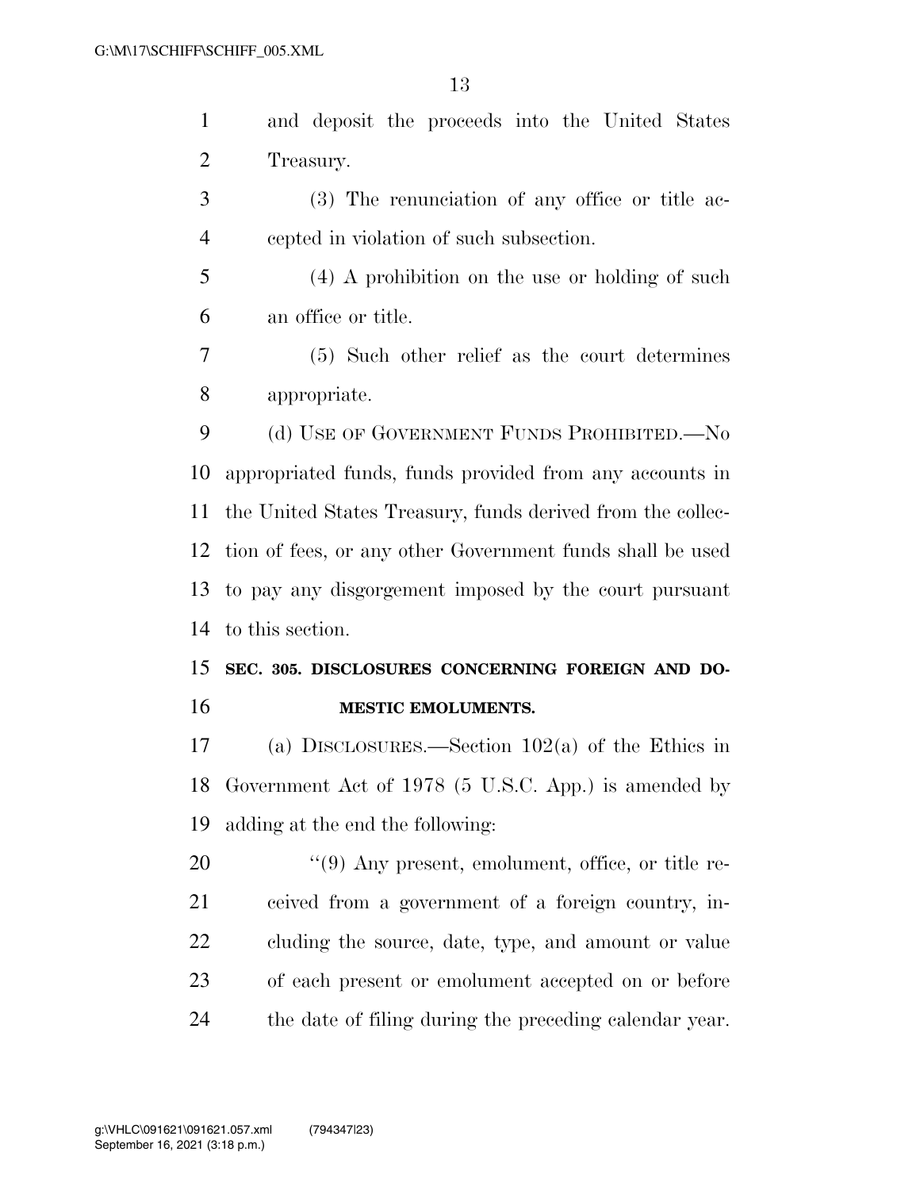and deposit the proceeds into the United States Treasury.

(3) The renunciation of any office or title accepted in violation of such subsection.

(4) A prohibition on the use or holding of such an office or title.

(5) Such other relief as the court determines appropriate.

(d) USE OF GOVERNMENT FUNDS PROHIBITED.—No appropriated funds, funds provided from any accounts in the United States Treasury, funds derived from the collection of fees, or any other Government funds shall be used to pay any disgorgement imposed by the court pursuant to this section.

**SEC. 305. DISCLOSURES CONCERNING FOREIGN AND DOMESTIC EMOLUMENTS.**

(a) DISCLOSURES.—Section 102(a) of the Ethics in Government Act of 1978 (5 U.S.C. App.) is amended by adding at the end the following:

"(9) Any present, emolument, office, or title received from a government of a foreign country, including the source, date, type, and amount or value of each present or emolument accepted on or before the date of filing during the preceding calendar year.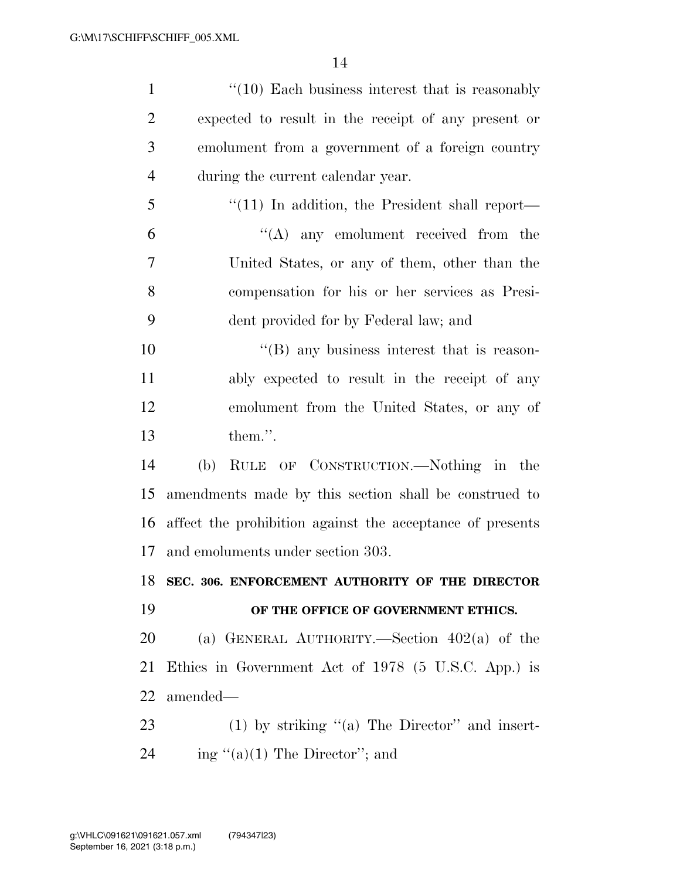"(10) Each business interest that is reasonably expected to result in the receipt of any present or emolument from a government of a foreign country during the current calendar year.

"(11) In addition, the President shall report—

"(A) any emolument received from the United States, or any of them, other than the compensation for his or her services as President provided for by Federal law; and

"(B) any business interest that is reasonably expected to result in the receipt of any emolument from the United States, or any of them.".

(b) RULE OF CONSTRUCTION.—Nothing in the amendments made by this section shall be construed to affect the prohibition against the acceptance of presents and emoluments under section 303.

**SEC. 306. ENFORCEMENT AUTHORITY OF THE DIRECTOR OF THE OFFICE OF GOVERNMENT ETHICS.**

(a) GENERAL AUTHORITY.—Section 402(a) of the Ethics in Government Act of 1978 (5 U.S.C. App.) is amended—

(1) by striking "(a) The Director" and inserting "(a)(1) The Director"; and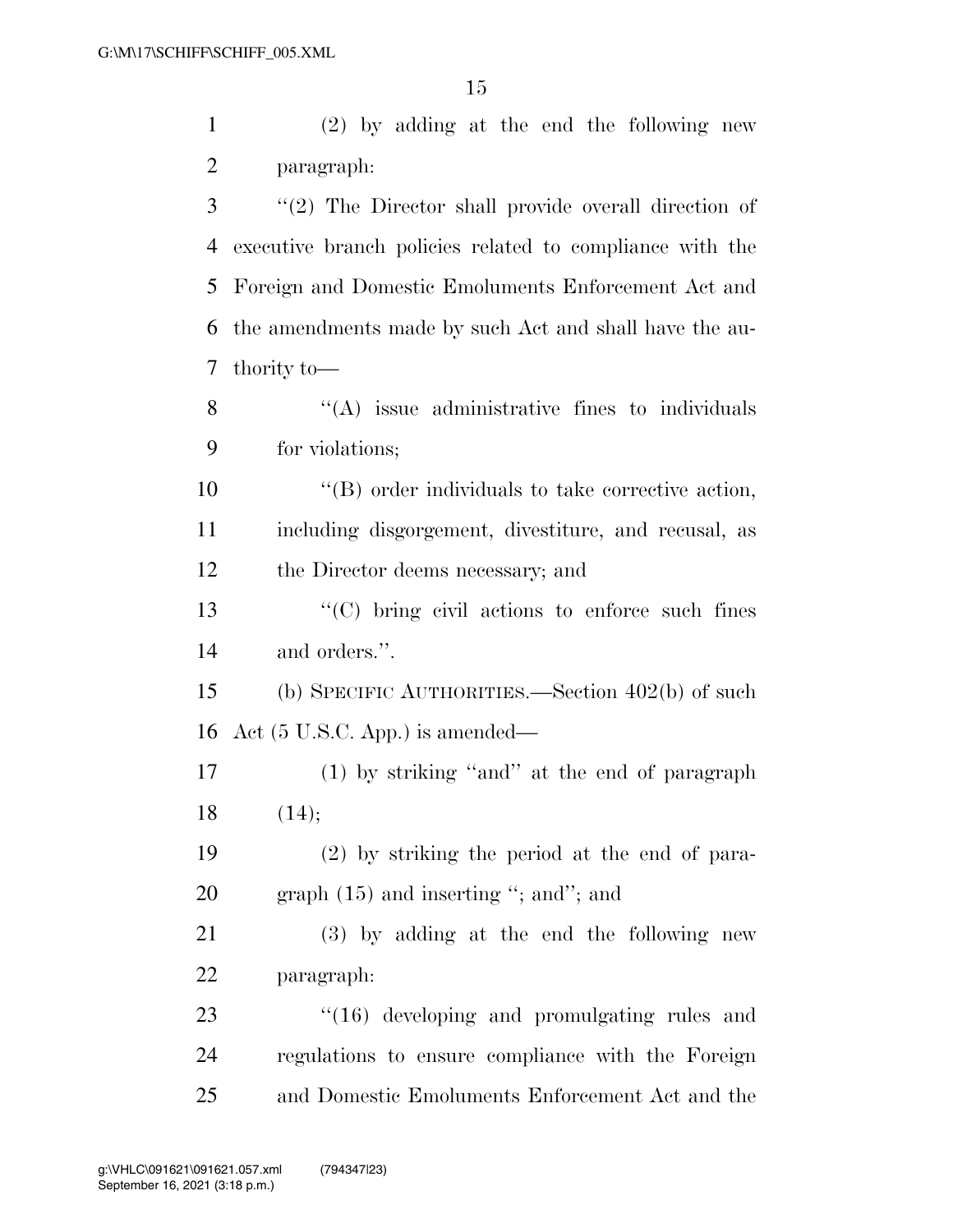(2) by adding at the end the following new paragraph:

''(2) The Director shall provide overall direction of executive branch policies related to compliance with the Foreign and Domestic Emoluments Enforcement Act and the amendments made by such Act and shall have the authority to—

''(A) issue administrative fines to individuals for violations;

''(B) order individuals to take corrective action, including disgorgement, divestiture, and recusal, as the Director deems necessary; and

''(C) bring civil actions to enforce such fines and orders.''.

(b) SPECIFIC AUTHORITIES.—Section 402(b) of such Act (5 U.S.C. App.) is amended—

(1) by striking ''and'' at the end of paragraph (14);

(2) by striking the period at the end of paragraph (15) and inserting ''; and''; and

(3) by adding at the end the following new paragraph:

''(16) developing and promulgating rules and regulations to ensure compliance with the Foreign and Domestic Emoluments Enforcement Act and the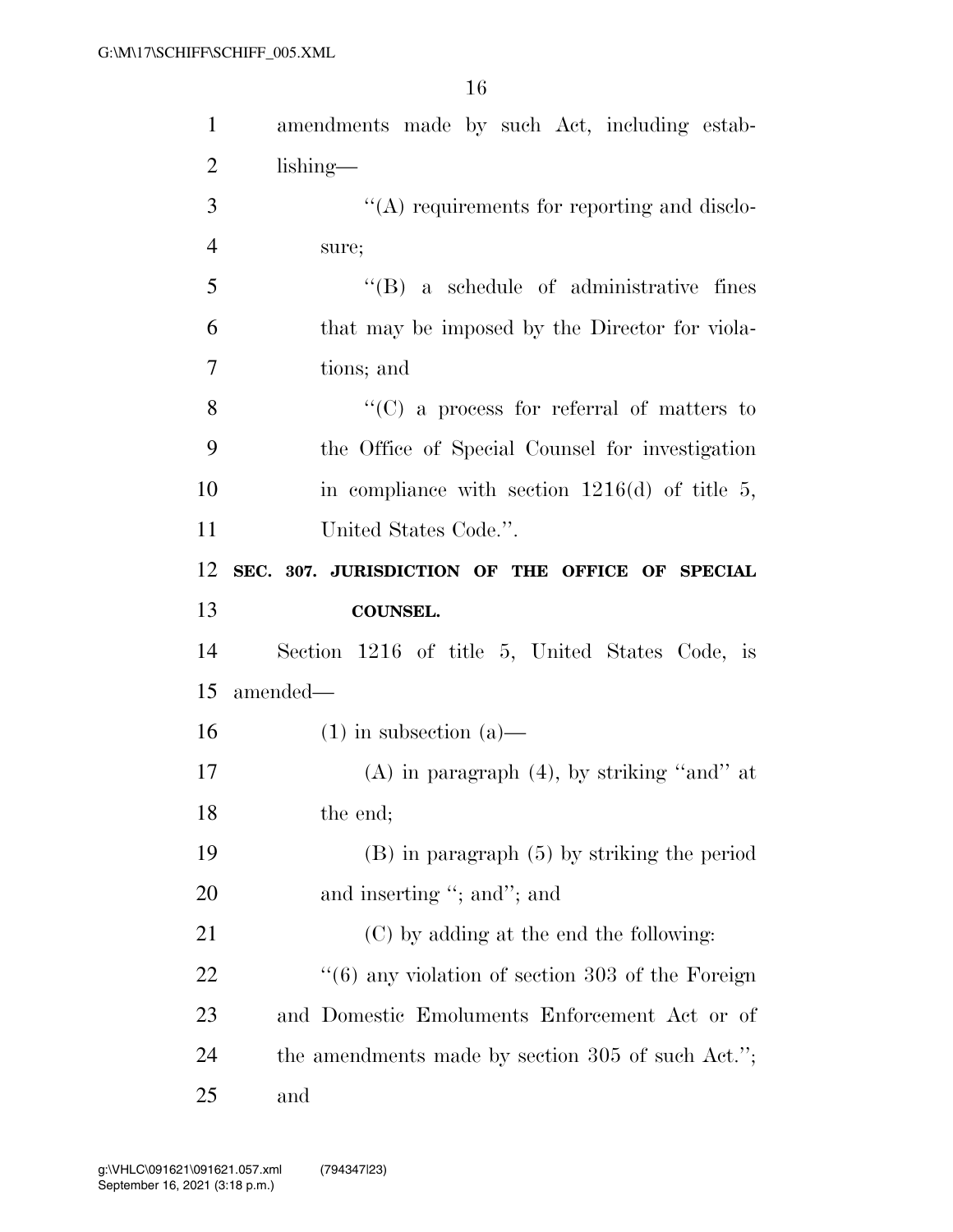amendments made by such Act, including establishing—

''(A) requirements for reporting and disclosure;

''(B) a schedule of administrative fines that may be imposed by the Director for violations; and

''(C) a process for referral of matters to the Office of Special Counsel for investigation in compliance with section 1216(d) of title 5, United States Code.''.

**SEC. 307. JURISDICTION OF THE OFFICE OF SPECIAL COUNSEL.**

Section 1216 of title 5, United States Code, is amended—

(1) in subsection (a)—

(A) in paragraph (4), by striking ''and'' at the end;

(B) in paragraph (5) by striking the period and inserting ''; and''; and

(C) by adding at the end the following:

''(6) any violation of section 303 of the Foreign and Domestic Emoluments Enforcement Act or of the amendments made by section 305 of such Act.''; and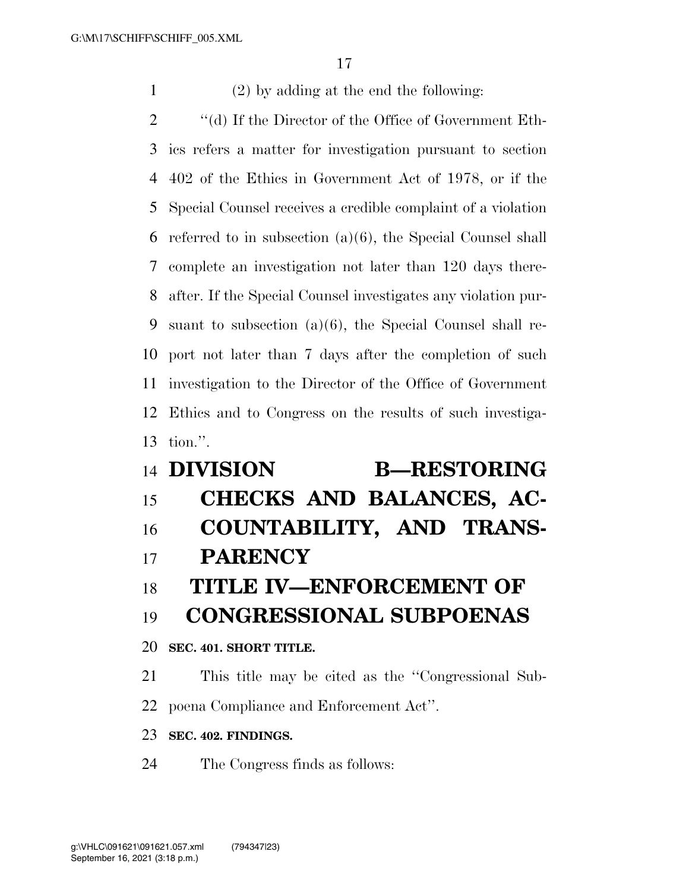(2) by adding at the end the following:

''(d) If the Director of the Office of Government Ethics refers a matter for investigation pursuant to section 402 of the Ethics in Government Act of 1978, or if the Special Counsel receives a credible complaint of a violation referred to in subsection (a)(6), the Special Counsel shall complete an investigation not later than 120 days thereafter. If the Special Counsel investigates any violation pursuant to subsection (a)(6), the Special Counsel shall report not later than 7 days after the completion of such investigation to the Director of the Office of Government Ethics and to Congress on the results of such investigation.''.

# DIVISION B—RESTORING CHECKS AND BALANCES, ACCOUNTABILITY, AND TRANSPARENCY

## TITLE IV—ENFORCEMENT OF CONGRESSIONAL SUBPOENAS

**SEC. 401. SHORT TITLE.**

This title may be cited as the ''Congressional Subpoena Compliance and Enforcement Act''.

**SEC. 402. FINDINGS.**

The Congress finds as follows: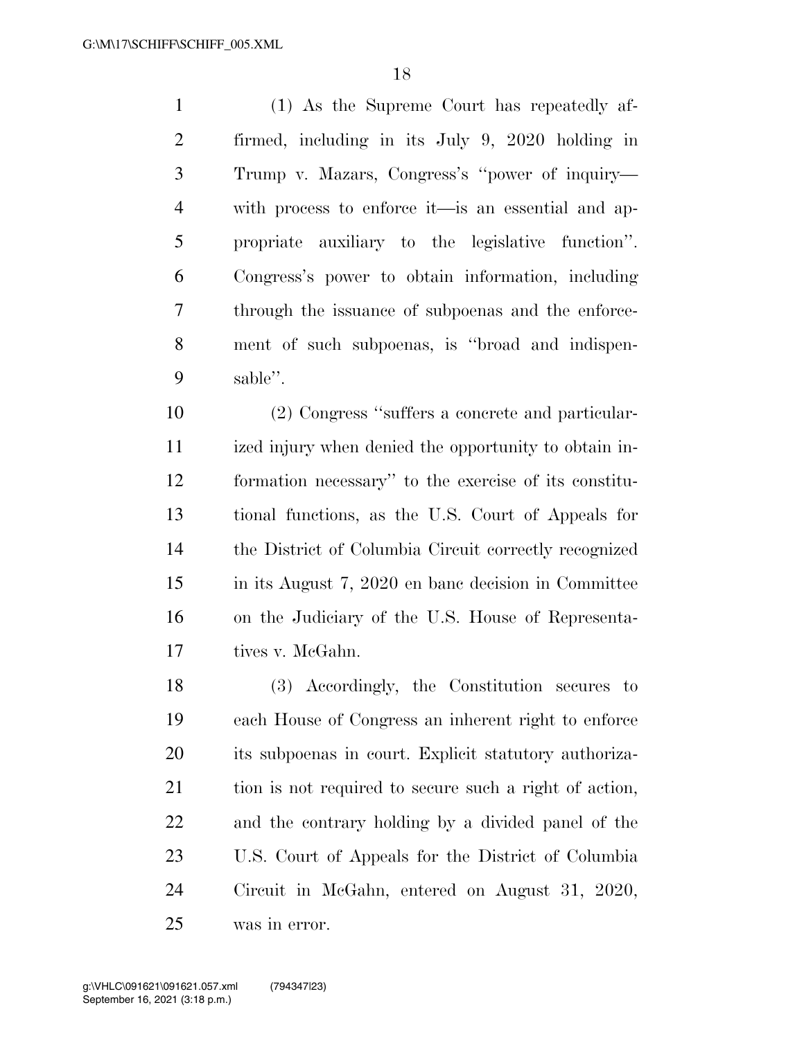(1) As the Supreme Court has repeatedly affirmed, including in its July 9, 2020 holding in Trump v. Mazars, Congress's ''power of inquiry—with process to enforce it—is an essential and appropriate auxiliary to the legislative function''. Congress's power to obtain information, including through the issuance of subpoenas and the enforcement of such subpoenas, is ''broad and indispensable''.

(2) Congress ''suffers a concrete and particularized injury when denied the opportunity to obtain information necessary'' to the exercise of its constitutional functions, as the U.S. Court of Appeals for the District of Columbia Circuit correctly recognized in its August 7, 2020 en banc decision in Committee on the Judiciary of the U.S. House of Representatives v. McGahn.

(3) Accordingly, the Constitution secures to each House of Congress an inherent right to enforce its subpoenas in court. Explicit statutory authorization is not required to secure such a right of action, and the contrary holding by a divided panel of the U.S. Court of Appeals for the District of Columbia Circuit in McGahn, entered on August 31, 2020, was in error.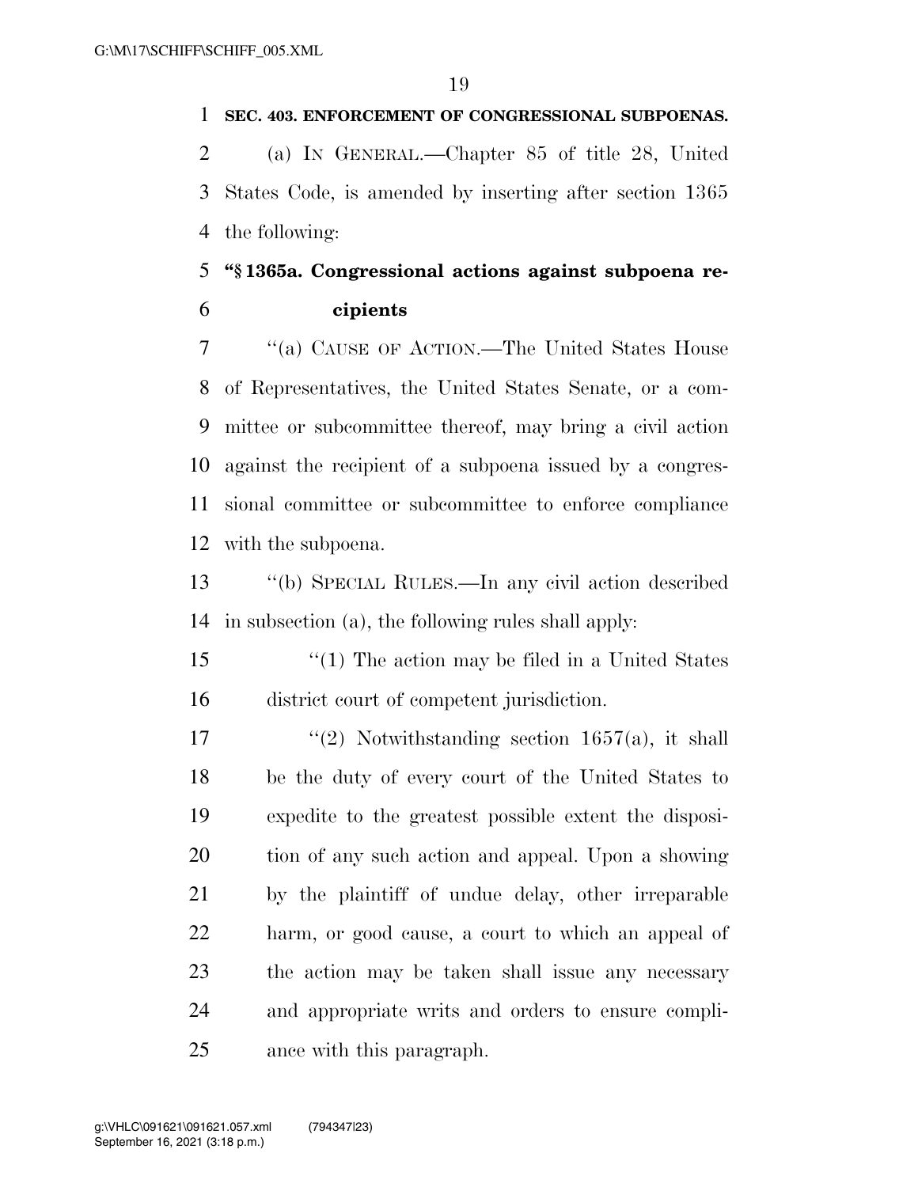**SEC. 403. ENFORCEMENT OF CONGRESSIONAL SUBPOENAS.**

(a) IN GENERAL.—Chapter 85 of title 28, United States Code, is amended by inserting after section 1365 the following:

**"§ 1365a. Congressional actions against subpoena recipients**

"(a) CAUSE OF ACTION.—The United States House of Representatives, the United States Senate, or a committee or subcommittee thereof, may bring a civil action against the recipient of a subpoena issued by a congressional committee or subcommittee to enforce compliance with the subpoena.

"(b) SPECIAL RULES.—In any civil action described in subsection (a), the following rules shall apply:

"(1) The action may be filed in a United States district court of competent jurisdiction.

"(2) Notwithstanding section 1657(a), it shall be the duty of every court of the United States to expedite to the greatest possible extent the disposition of any such action and appeal. Upon a showing by the plaintiff of undue delay, other irreparable harm, or good cause, a court to which an appeal of the action may be taken shall issue any necessary and appropriate writs and orders to ensure compliance with this paragraph.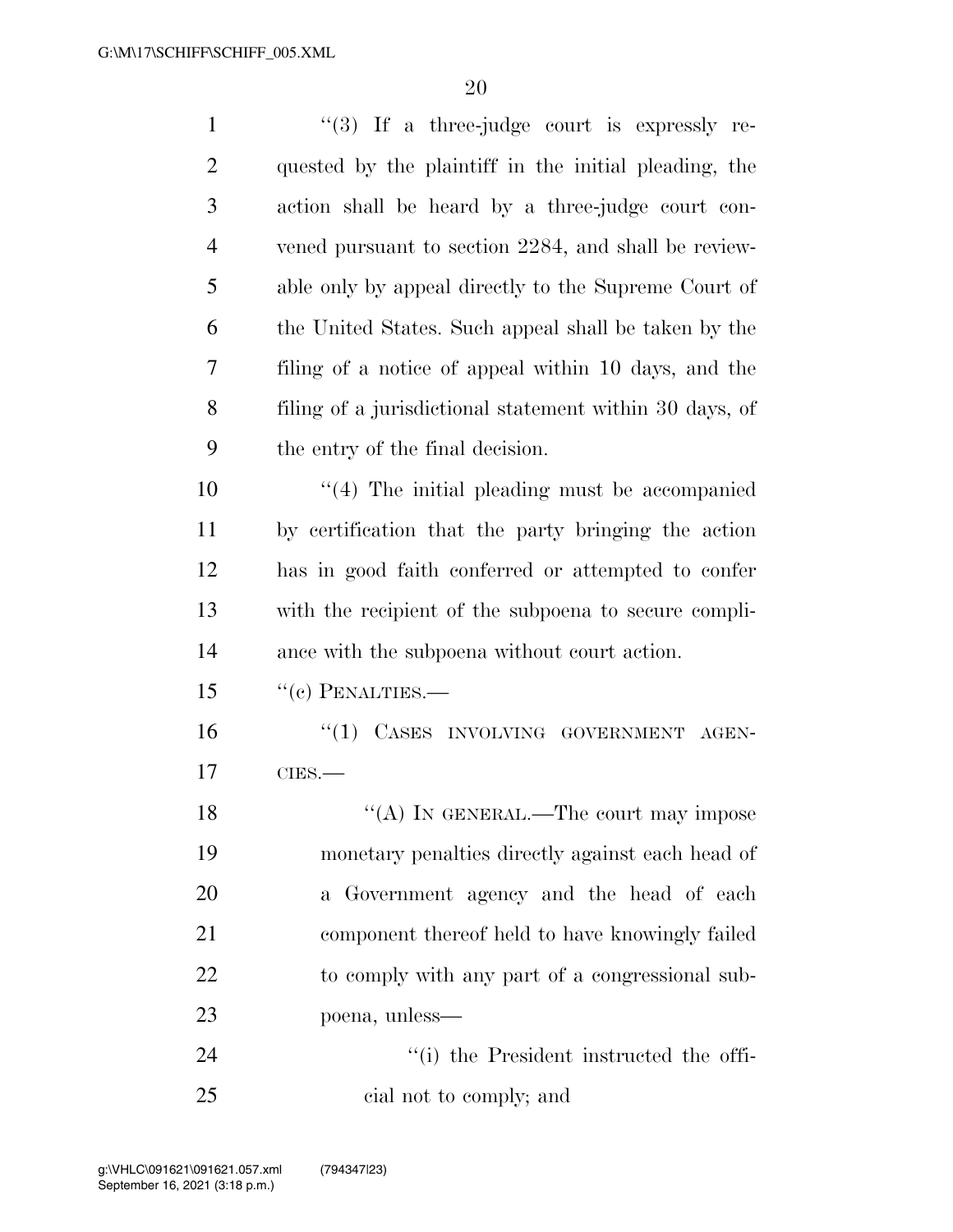"(3) If a three-judge court is expressly requested by the plaintiff in the initial pleading, the action shall be heard by a three-judge court convened pursuant to section 2284, and shall be reviewable only by appeal directly to the Supreme Court of the United States. Such appeal shall be taken by the filing of a notice of appeal within 10 days, and the filing of a jurisdictional statement within 30 days, of the entry of the final decision.

"(4) The initial pleading must be accompanied by certification that the party bringing the action has in good faith conferred or attempted to confer with the recipient of the subpoena to secure compliance with the subpoena without court action.

"(c) PENALTIES.—

"(1) CASES INVOLVING GOVERNMENT AGENCIES.—

"(A) IN GENERAL.—The court may impose monetary penalties directly against each head of a Government agency and the head of each component thereof held to have knowingly failed to comply with any part of a congressional subpoena, unless—

"(i) the President instructed the official not to comply; and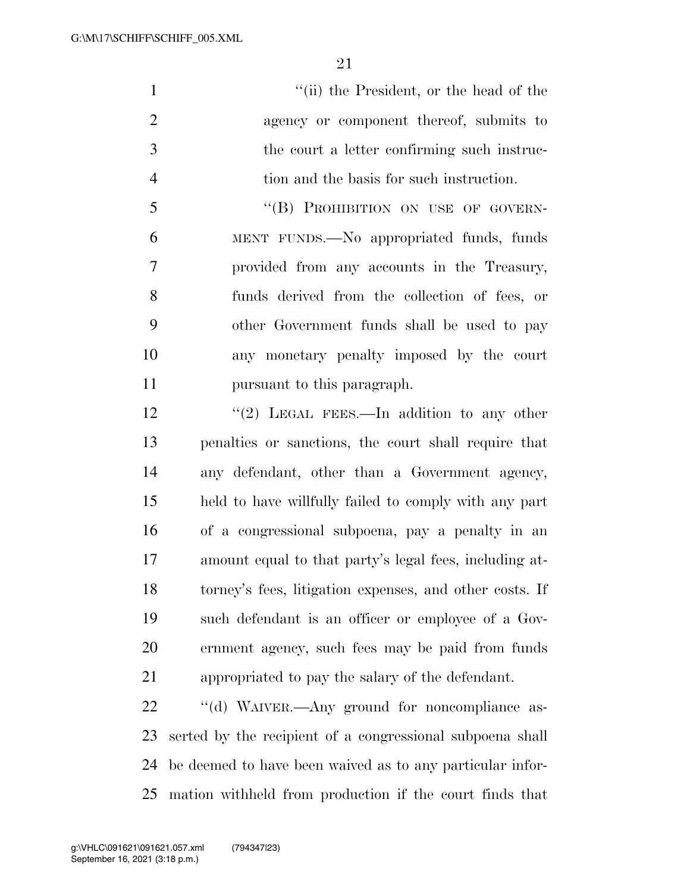"(ii) the President, or the head of the agency or component thereof, submits to the court a letter confirming such instruction and the basis for such instruction.

"(B) PROHIBITION ON USE OF GOVERNMENT FUNDS.—No appropriated funds, funds provided from any accounts in the Treasury, funds derived from the collection of fees, or other Government funds shall be used to pay any monetary penalty imposed by the court pursuant to this paragraph.

"(2) LEGAL FEES.—In addition to any other penalties or sanctions, the court shall require that any defendant, other than a Government agency, held to have willfully failed to comply with any part of a congressional subpoena, pay a penalty in an amount equal to that party's legal fees, including attorney's fees, litigation expenses, and other costs. If such defendant is an officer or employee of a Government agency, such fees may be paid from funds appropriated to pay the salary of the defendant.

"(d) WAIVER.—Any ground for noncompliance asserted by the recipient of a congressional subpoena shall be deemed to have been waived as to any particular information withheld from production if the court finds that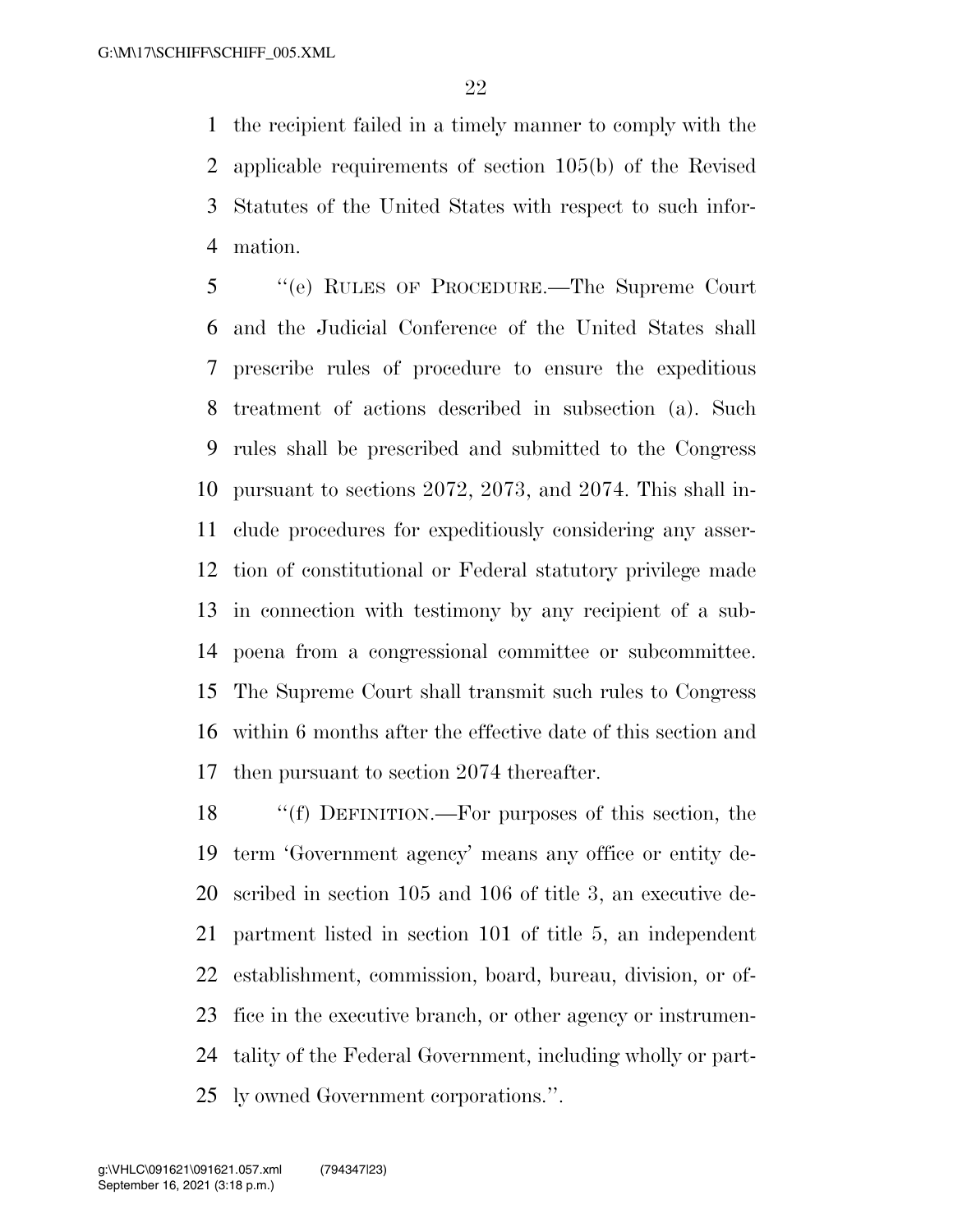the recipient failed in a timely manner to comply with the applicable requirements of section 105(b) of the Revised Statutes of the United States with respect to such information.

''(e) RULES OF PROCEDURE.—The Supreme Court and the Judicial Conference of the United States shall prescribe rules of procedure to ensure the expeditious treatment of actions described in subsection (a). Such rules shall be prescribed and submitted to the Congress pursuant to sections 2072, 2073, and 2074. This shall include procedures for expeditiously considering any assertion of constitutional or Federal statutory privilege made in connection with testimony by any recipient of a subpoena from a congressional committee or subcommittee. The Supreme Court shall transmit such rules to Congress within 6 months after the effective date of this section and then pursuant to section 2074 thereafter.

''(f) DEFINITION.—For purposes of this section, the term 'Government agency' means any office or entity described in section 105 and 106 of title 3, an executive department listed in section 101 of title 5, an independent establishment, commission, board, bureau, division, or office in the executive branch, or other agency or instrumentality of the Federal Government, including wholly or partly owned Government corporations.''.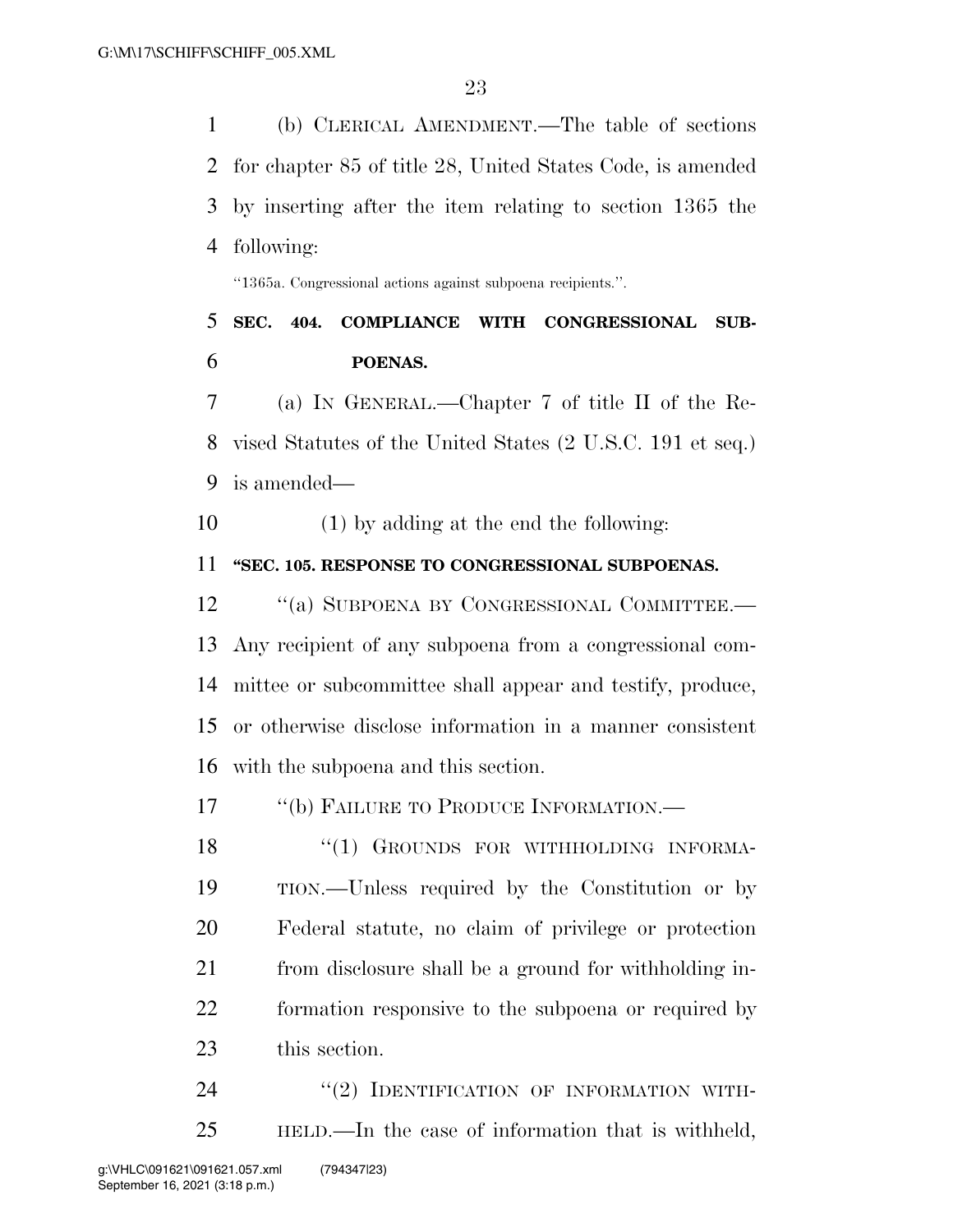(b) CLERICAL AMENDMENT.—The table of sections for chapter 85 of title 28, United States Code, is amended by inserting after the item relating to section 1365 the following:

"1365a. Congressional actions against subpoena recipients.".

**SEC. 404. COMPLIANCE WITH CONGRESSIONAL SUBPOENAS.**

(a) IN GENERAL.—Chapter 7 of title II of the Revised Statutes of the United States (2 U.S.C. 191 et seq.) is amended—

(1) by adding at the end the following:

**"SEC. 105. RESPONSE TO CONGRESSIONAL SUBPOENAS.**

"(a) SUBPOENA BY CONGRESSIONAL COMMITTEE.—Any recipient of any subpoena from a congressional committee or subcommittee shall appear and testify, produce, or otherwise disclose information in a manner consistent with the subpoena and this section.

"(b) FAILURE TO PRODUCE INFORMATION.—

"(1) GROUNDS FOR WITHHOLDING INFORMATION.—Unless required by the Constitution or by Federal statute, no claim of privilege or protection from disclosure shall be a ground for withholding information responsive to the subpoena or required by this section.

"(2) IDENTIFICATION OF INFORMATION WITHHELD.—In the case of information that is withheld,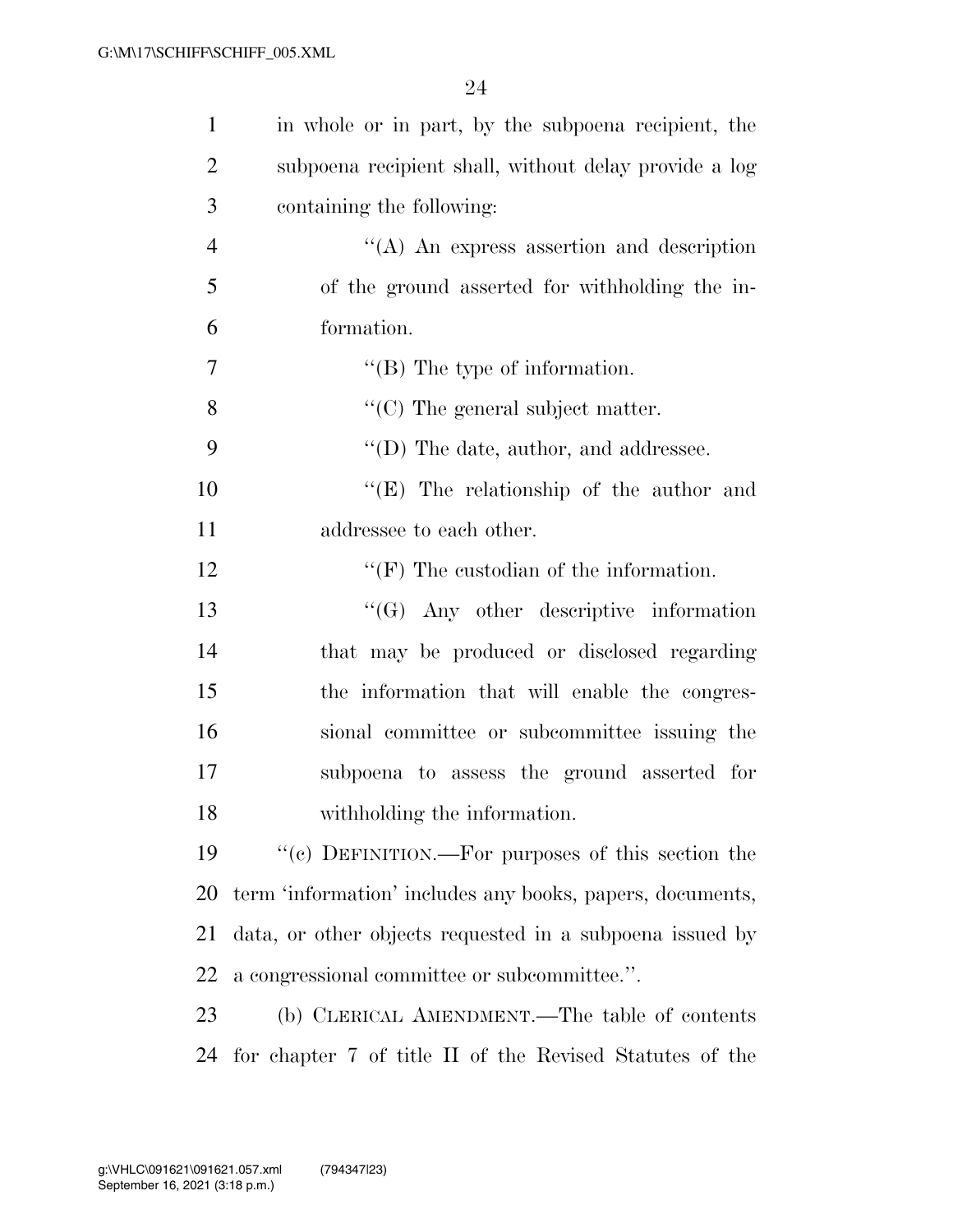in whole or in part, by the subpoena recipient, the subpoena recipient shall, without delay provide a log containing the following:

"(A) An express assertion and description of the ground asserted for withholding the information.

"(B) The type of information.

"(C) The general subject matter.

"(D) The date, author, and addressee.

"(E) The relationship of the author and addressee to each other.

"(F) The custodian of the information.

"(G) Any other descriptive information that may be produced or disclosed regarding the information that will enable the congressional committee or subcommittee issuing the subpoena to assess the ground asserted for withholding the information.

"(c) DEFINITION.—For purposes of this section the term 'information' includes any books, papers, documents, data, or other objects requested in a subpoena issued by a congressional committee or subcommittee.".

(b) CLERICAL AMENDMENT.—The table of contents for chapter 7 of title II of the Revised Statutes of the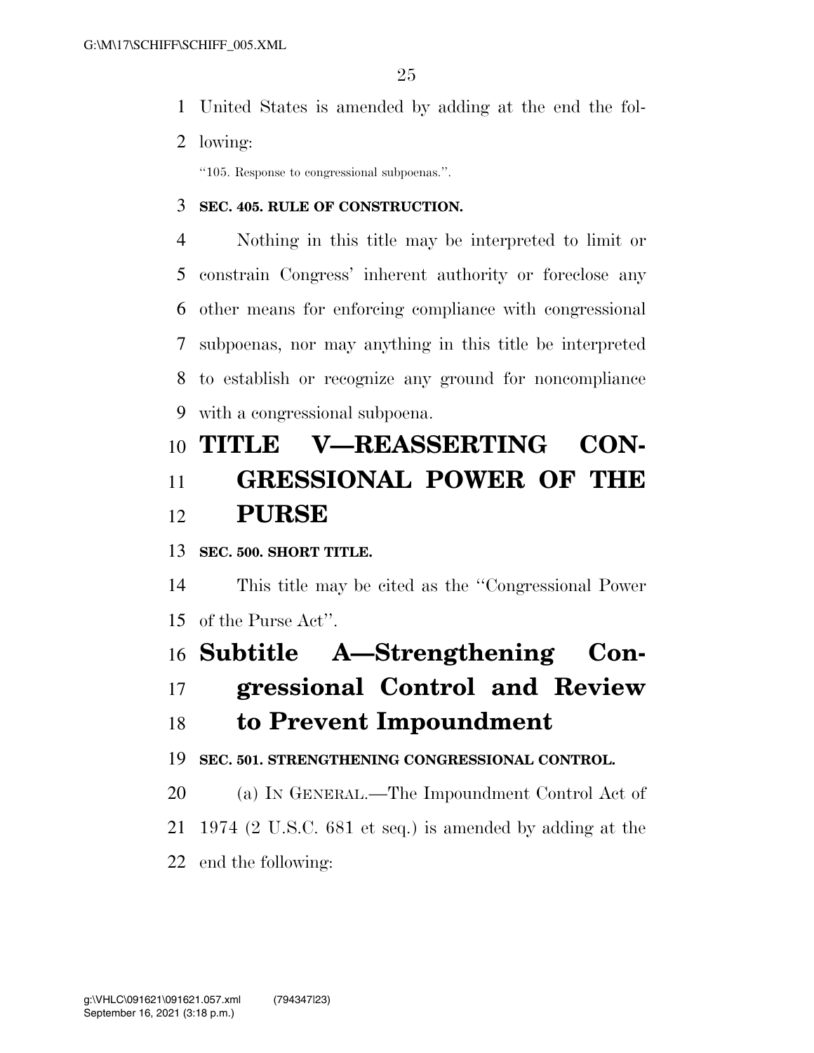United States is amended by adding at the end the following:

"105. Response to congressional subpoenas.".

**SEC. 405. RULE OF CONSTRUCTION.**

Nothing in this title may be interpreted to limit or constrain Congress' inherent authority or foreclose any other means for enforcing compliance with congressional subpoenas, nor may anything in this title be interpreted to establish or recognize any ground for noncompliance with a congressional subpoena.

# TITLE V—REASSERTING CONGRESSIONAL POWER OF THE PURSE

**SEC. 500. SHORT TITLE.**

This title may be cited as the "Congressional Power of the Purse Act".

## Subtitle A—Strengthening Congressional Control and Review to Prevent Impoundment

**SEC. 501. STRENGTHENING CONGRESSIONAL CONTROL.**

(a) IN GENERAL.—The Impoundment Control Act of 1974 (2 U.S.C. 681 et seq.) is amended by adding at the end the following: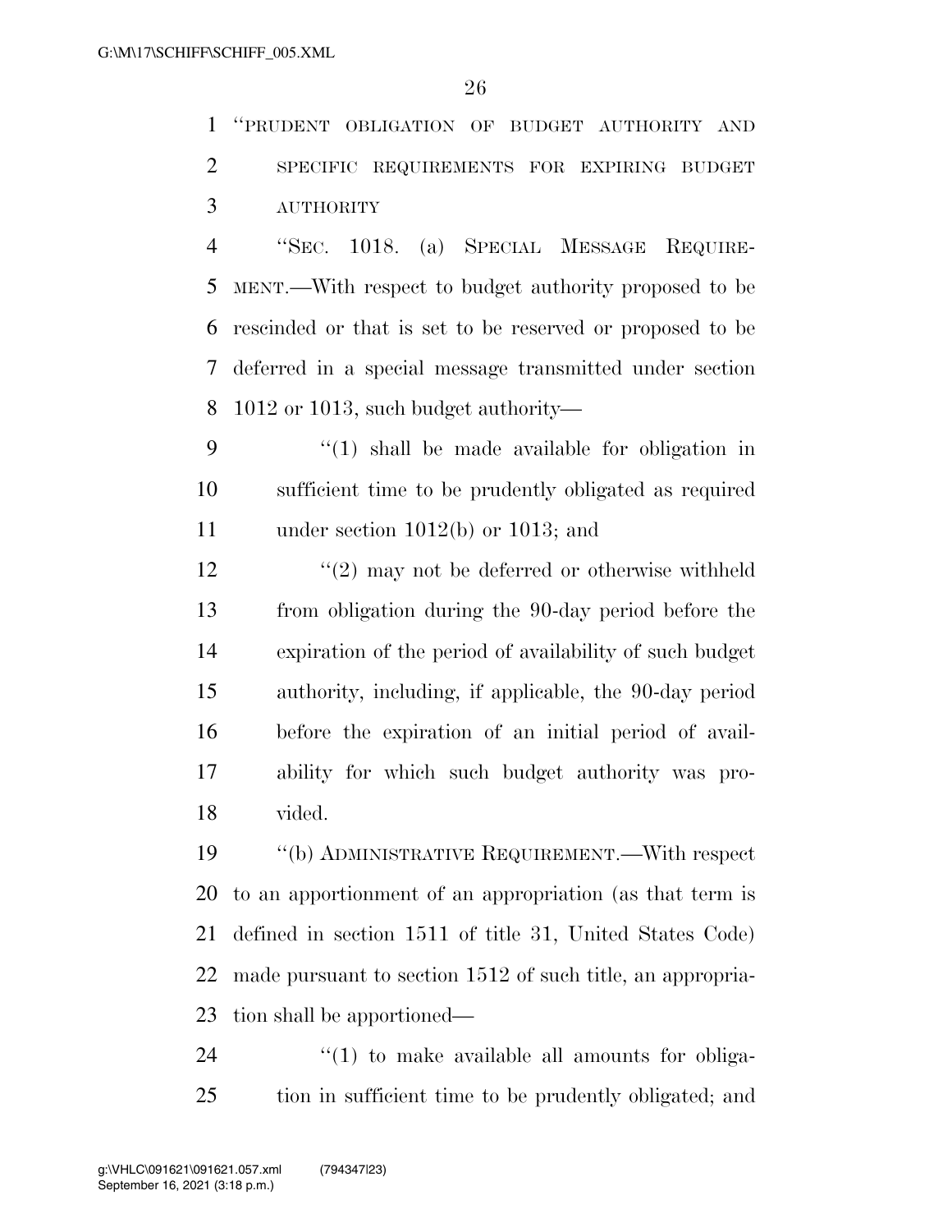"PRUDENT OBLIGATION OF BUDGET AUTHORITY AND SPECIFIC REQUIREMENTS FOR EXPIRING BUDGET AUTHORITY

"SEC. 1018. (a) SPECIAL MESSAGE REQUIREMENT.—With respect to budget authority proposed to be rescinded or that is set to be reserved or proposed to be deferred in a special message transmitted under section 1012 or 1013, such budget authority—

"(1) shall be made available for obligation in sufficient time to be prudently obligated as required under section 1012(b) or 1013; and

"(2) may not be deferred or otherwise withheld from obligation during the 90-day period before the expiration of the period of availability of such budget authority, including, if applicable, the 90-day period before the expiration of an initial period of availability for which such budget authority was provided.

"(b) ADMINISTRATIVE REQUIREMENT.—With respect to an apportionment of an appropriation (as that term is defined in section 1511 of title 31, United States Code) made pursuant to section 1512 of such title, an appropriation shall be apportioned—

"(1) to make available all amounts for obligation in sufficient time to be prudently obligated; and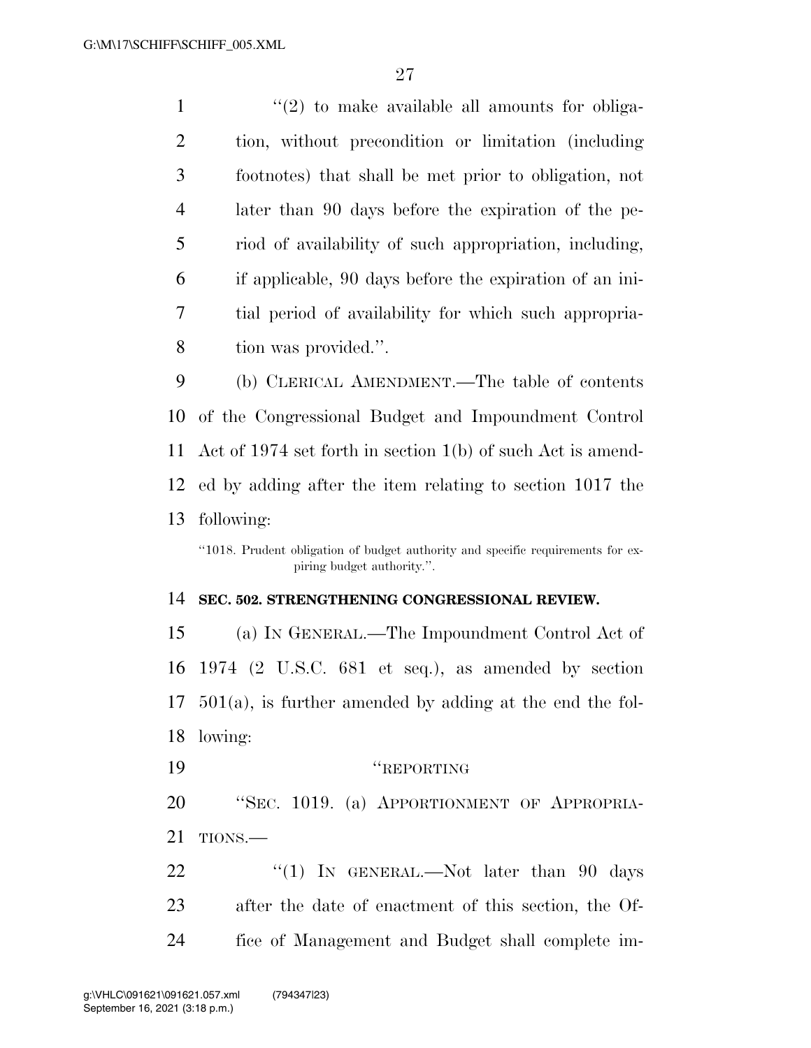"(2) to make available all amounts for obligation, without precondition or limitation (including footnotes) that shall be met prior to obligation, not later than 90 days before the expiration of the period of availability of such appropriation, including, if applicable, 90 days before the expiration of an initial period of availability for which such appropriation was provided.".

(b) CLERICAL AMENDMENT.—The table of contents of the Congressional Budget and Impoundment Control Act of 1974 set forth in section 1(b) of such Act is amended by adding after the item relating to section 1017 the following:

"1018. Prudent obligation of budget authority and specific requirements for expiring budget authority.".

**SEC. 502. STRENGTHENING CONGRESSIONAL REVIEW.**

(a) IN GENERAL.—The Impoundment Control Act of 1974 (2 U.S.C. 681 et seq.), as amended by section 501(a), is further amended by adding at the end the following:

"REPORTING

"SEC. 1019. (a) APPORTIONMENT OF APPROPRIATIONS.—

"(1) IN GENERAL.—Not later than 90 days after the date of enactment of this section, the Office of Management and Budget shall complete im-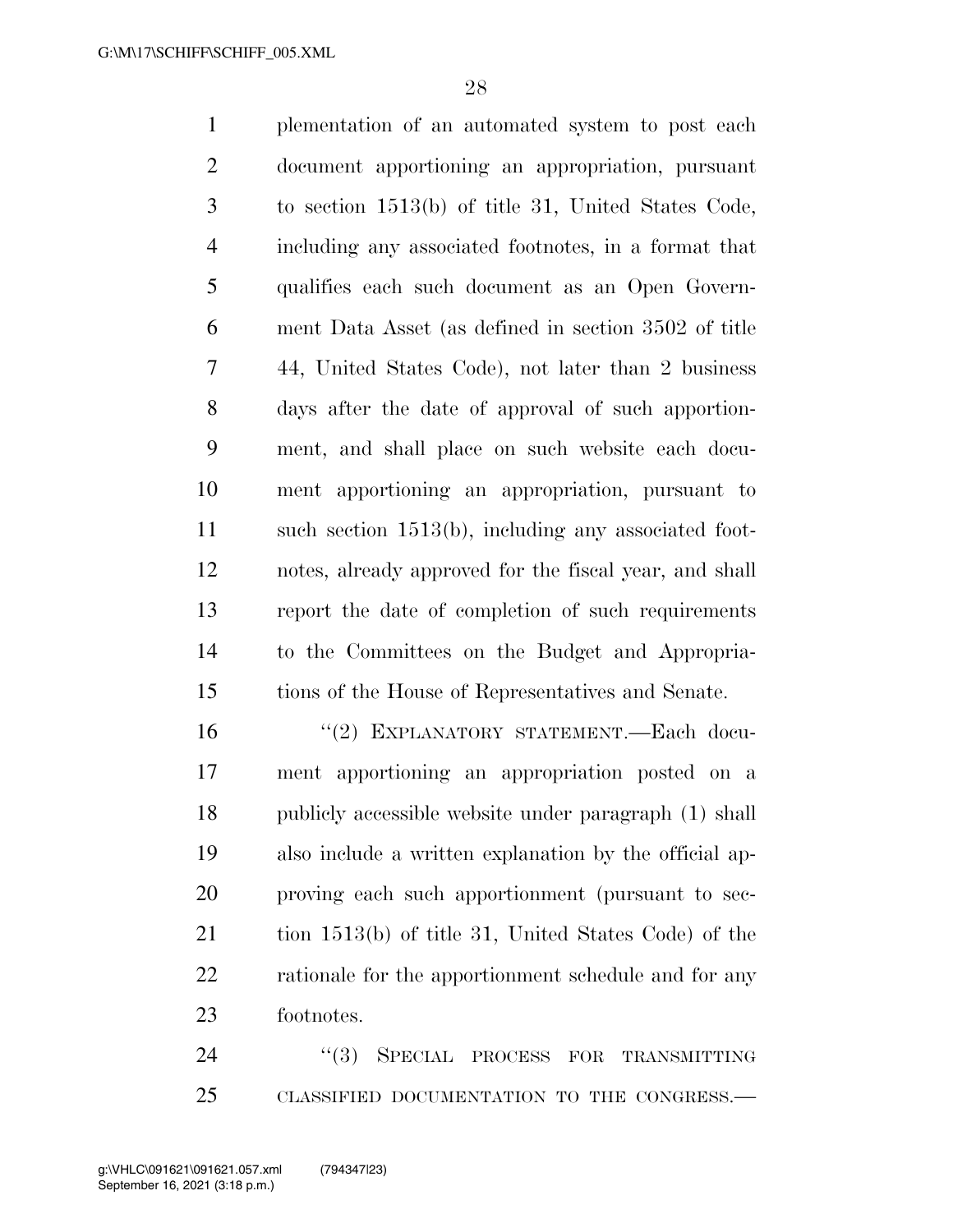plementation of an automated system to post each document apportioning an appropriation, pursuant to section 1513(b) of title 31, United States Code, including any associated footnotes, in a format that qualifies each such document as an Open Government Data Asset (as defined in section 3502 of title 44, United States Code), not later than 2 business days after the date of approval of such apportionment, and shall place on such website each document apportioning an appropriation, pursuant to such section 1513(b), including any associated footnotes, already approved for the fiscal year, and shall report the date of completion of such requirements to the Committees on the Budget and Appropriations of the House of Representatives and Senate.

"(2) EXPLANATORY STATEMENT.—Each document apportioning an appropriation posted on a publicly accessible website under paragraph (1) shall also include a written explanation by the official approving each such apportionment (pursuant to section 1513(b) of title 31, United States Code) of the rationale for the apportionment schedule and for any footnotes.

"(3) SPECIAL PROCESS FOR TRANSMITTING CLASSIFIED DOCUMENTATION TO THE CONGRESS.—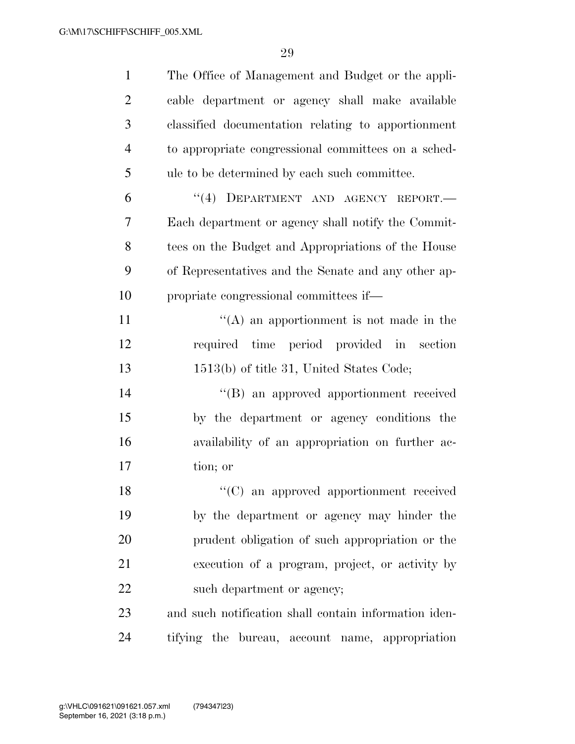The Office of Management and Budget or the applicable department or agency shall make available classified documentation relating to apportionment to appropriate congressional committees on a schedule to be determined by each such committee.

"(4) DEPARTMENT AND AGENCY REPORT.—Each department or agency shall notify the Committees on the Budget and Appropriations of the House of Representatives and the Senate and any other appropriate congressional committees if—

"(A) an apportionment is not made in the required time period provided in section 1513(b) of title 31, United States Code;

"(B) an approved apportionment received by the department or agency conditions the availability of an appropriation on further action; or

"(C) an approved apportionment received by the department or agency may hinder the prudent obligation of such appropriation or the execution of a program, project, or activity by such department or agency;

and such notification shall contain information identifying the bureau, account name, appropriation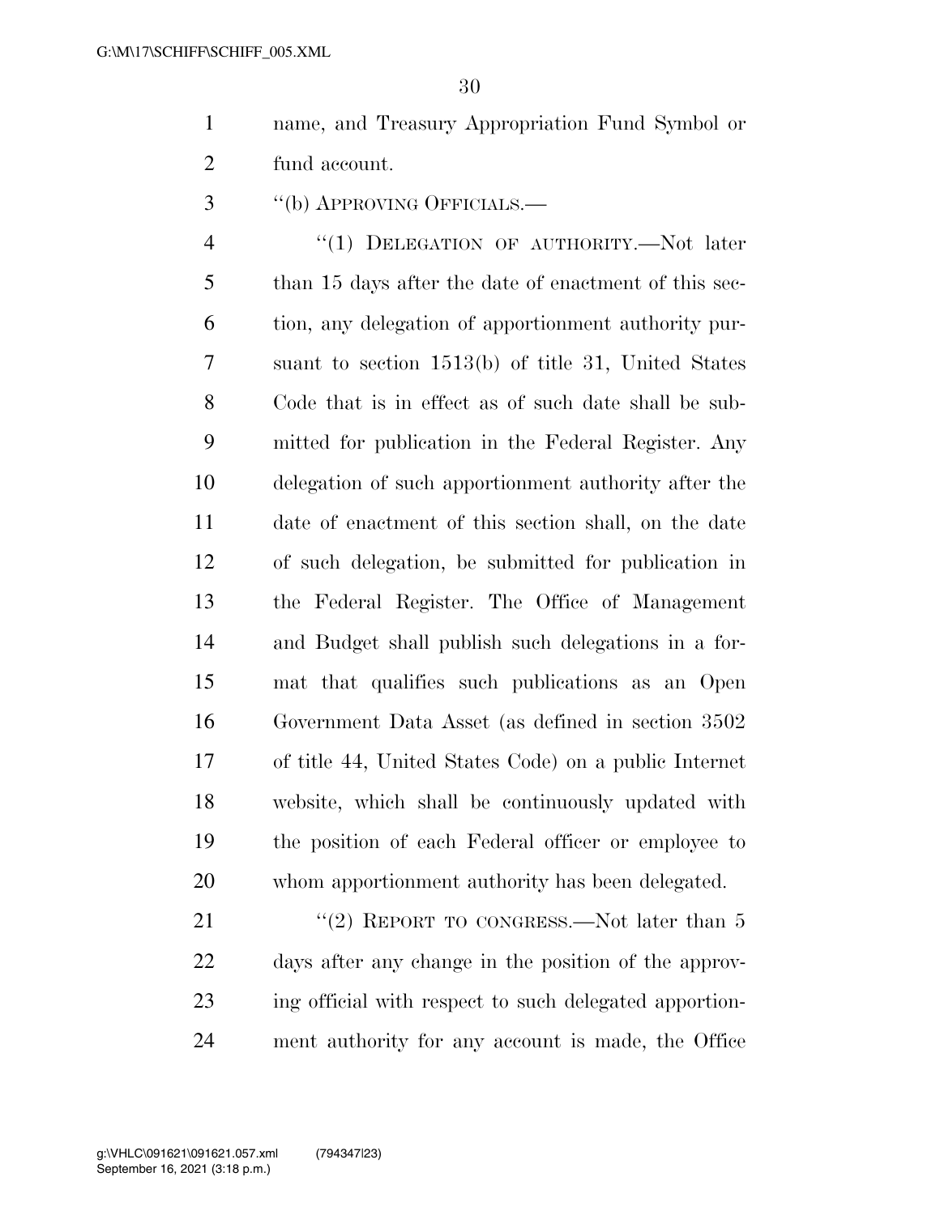name, and Treasury Appropriation Fund Symbol or fund account.

"(b) APPROVING OFFICIALS.—

"(1) DELEGATION OF AUTHORITY.—Not later than 15 days after the date of enactment of this section, any delegation of apportionment authority pursuant to section 1513(b) of title 31, United States Code that is in effect as of such date shall be submitted for publication in the Federal Register. Any delegation of such apportionment authority after the date of enactment of this section shall, on the date of such delegation, be submitted for publication in the Federal Register. The Office of Management and Budget shall publish such delegations in a format that qualifies such publications as an Open Government Data Asset (as defined in section 3502 of title 44, United States Code) on a public Internet website, which shall be continuously updated with the position of each Federal officer or employee to whom apportionment authority has been delegated.

"(2) REPORT TO CONGRESS.—Not later than 5 days after any change in the position of the approving official with respect to such delegated apportionment authority for any account is made, the Office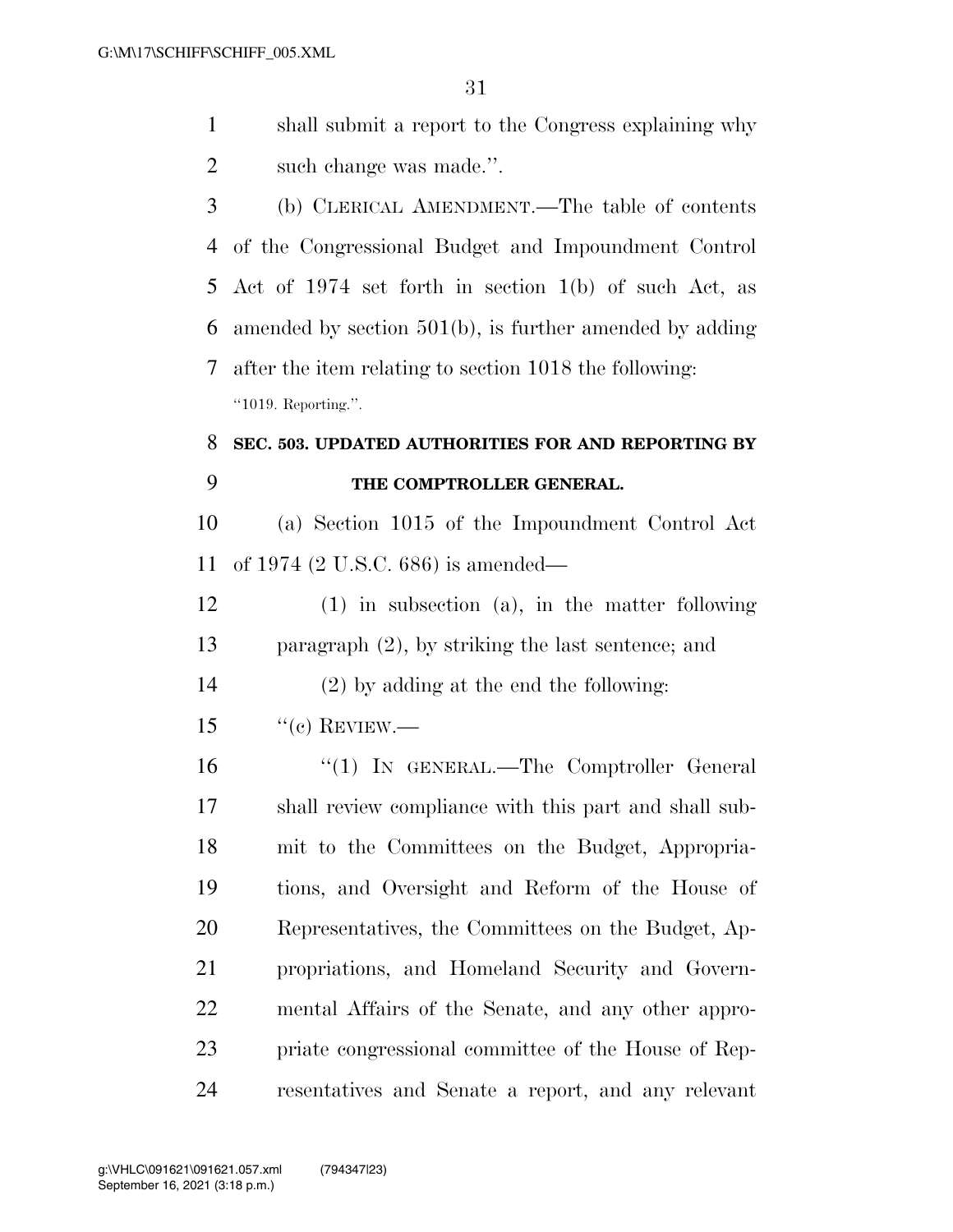shall submit a report to the Congress explaining why such change was made.''.

(b) CLERICAL AMENDMENT.—The table of contents of the Congressional Budget and Impoundment Control Act of 1974 set forth in section 1(b) of such Act, as amended by section 501(b), is further amended by adding after the item relating to section 1018 the following:

''1019. Reporting.''.

**SEC. 503. UPDATED AUTHORITIES FOR AND REPORTING BY THE COMPTROLLER GENERAL.**

(a) Section 1015 of the Impoundment Control Act of 1974 (2 U.S.C. 686) is amended—

(1) in subsection (a), in the matter following paragraph (2), by striking the last sentence; and

(2) by adding at the end the following:

''(c) REVIEW.—

''(1) IN GENERAL.—The Comptroller General shall review compliance with this part and shall submit to the Committees on the Budget, Appropriations, and Oversight and Reform of the House of Representatives, the Committees on the Budget, Appropriations, and Homeland Security and Governmental Affairs of the Senate, and any other appropriate congressional committee of the House of Representatives and Senate a report, and any relevant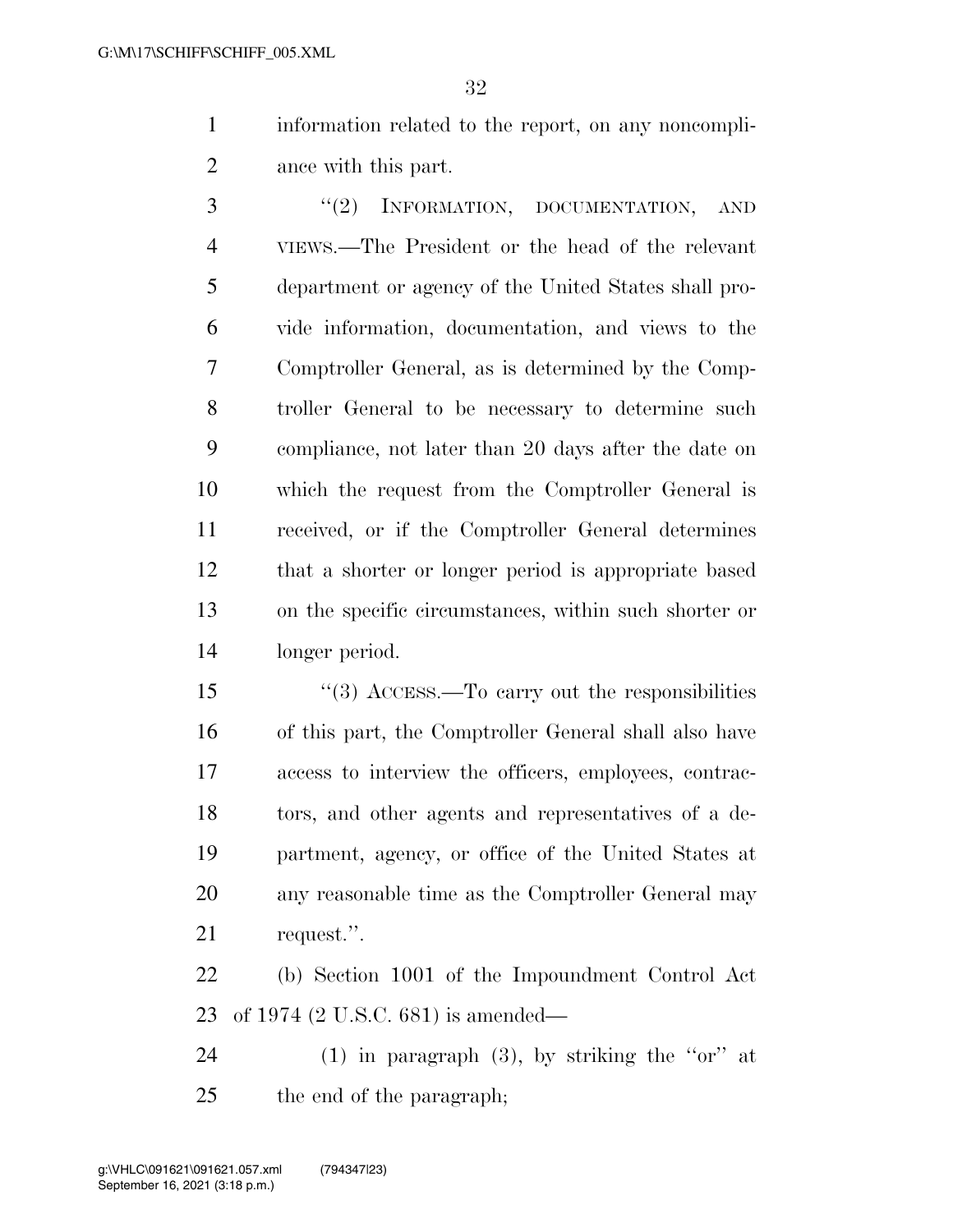information related to the report, on any noncompliance with this part.

"(2) INFORMATION, DOCUMENTATION, AND VIEWS.—The President or the head of the relevant department or agency of the United States shall provide information, documentation, and views to the Comptroller General, as is determined by the Comptroller General to be necessary to determine such compliance, not later than 20 days after the date on which the request from the Comptroller General is received, or if the Comptroller General determines that a shorter or longer period is appropriate based on the specific circumstances, within such shorter or longer period.

"(3) ACCESS.—To carry out the responsibilities of this part, the Comptroller General shall also have access to interview the officers, employees, contractors, and other agents and representatives of a department, agency, or office of the United States at any reasonable time as the Comptroller General may request.".

(b) Section 1001 of the Impoundment Control Act of 1974 (2 U.S.C. 681) is amended—

(1) in paragraph (3), by striking the "or" at the end of the paragraph;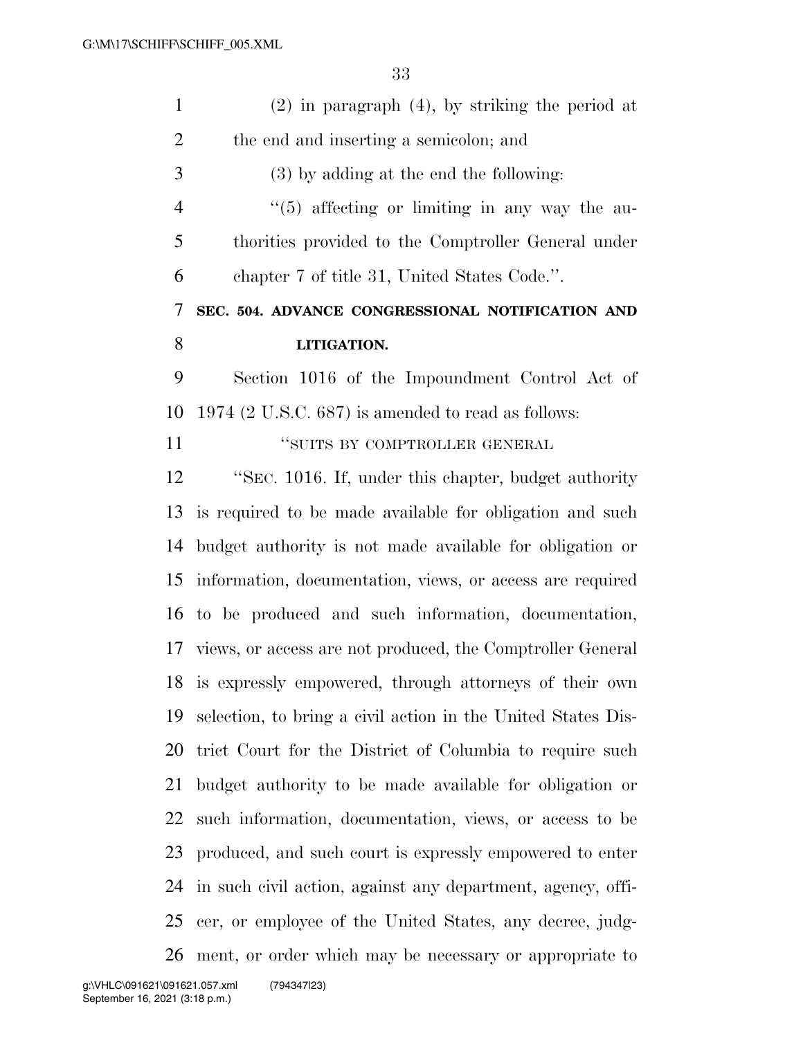(2) in paragraph (4), by striking the period at the end and inserting a semicolon; and

(3) by adding at the end the following:

"(5) affecting or limiting in any way the authorities provided to the Comptroller General under chapter 7 of title 31, United States Code.".

**SEC. 504. ADVANCE CONGRESSIONAL NOTIFICATION AND LITIGATION.**

Section 1016 of the Impoundment Control Act of 1974 (2 U.S.C. 687) is amended to read as follows:

"SUITS BY COMPTROLLER GENERAL

"SEC. 1016. If, under this chapter, budget authority is required to be made available for obligation and such budget authority is not made available for obligation or information, documentation, views, or access are required to be produced and such information, documentation, views, or access are not produced, the Comptroller General is expressly empowered, through attorneys of their own selection, to bring a civil action in the United States District Court for the District of Columbia to require such budget authority to be made available for obligation or such information, documentation, views, or access to be produced, and such court is expressly empowered to enter in such civil action, against any department, agency, officer, or employee of the United States, any decree, judgment, or order which may be necessary or appropriate to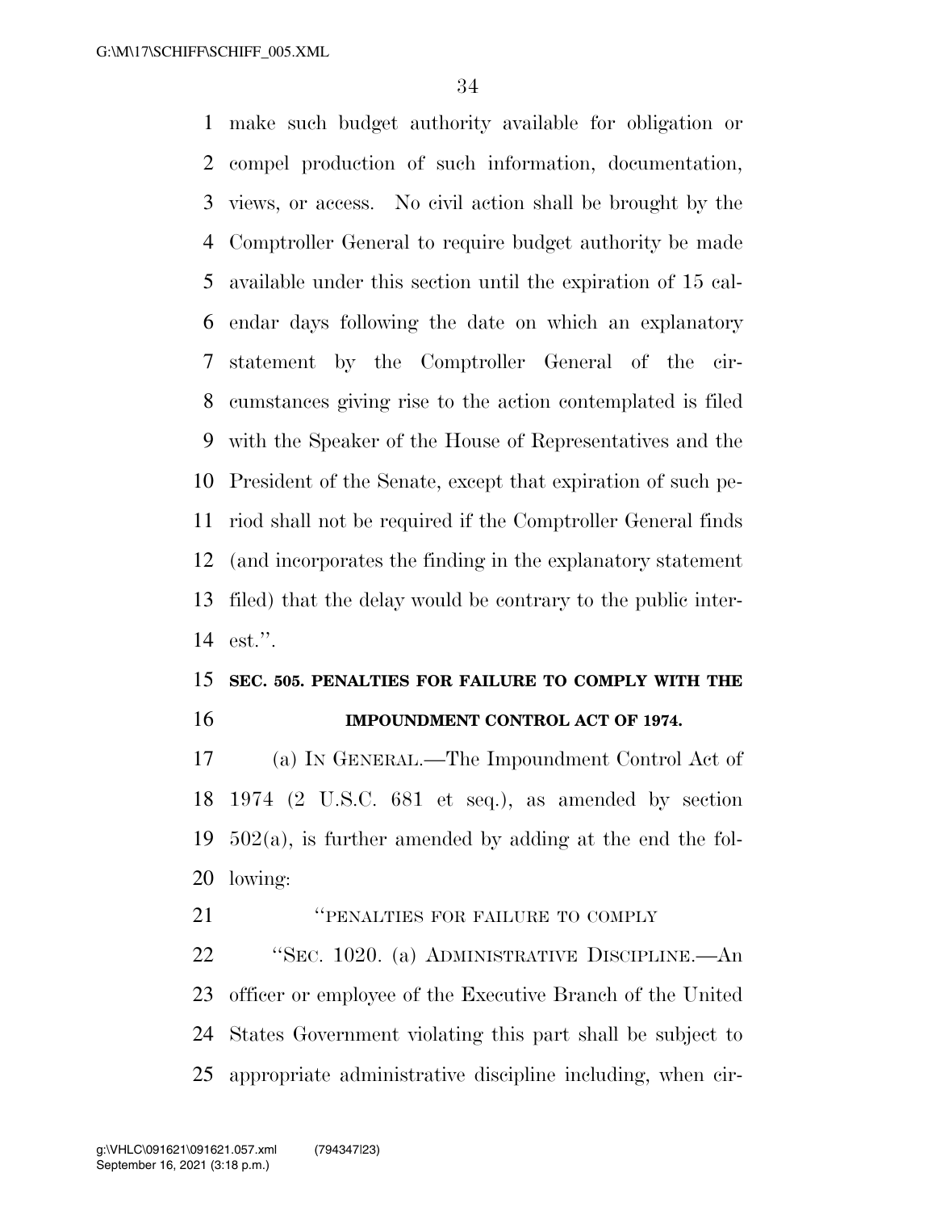make such budget authority available for obligation or compel production of such information, documentation, views, or access. No civil action shall be brought by the Comptroller General to require budget authority be made available under this section until the expiration of 15 calendar days following the date on which an explanatory statement by the Comptroller General of the circumstances giving rise to the action contemplated is filed with the Speaker of the House of Representatives and the President of the Senate, except that expiration of such period shall not be required if the Comptroller General finds (and incorporates the finding in the explanatory statement filed) that the delay would be contrary to the public interest.''.

**SEC. 505. PENALTIES FOR FAILURE TO COMPLY WITH THE IMPOUNDMENT CONTROL ACT OF 1974.**

(a) IN GENERAL.—The Impoundment Control Act of 1974 (2 U.S.C. 681 et seq.), as amended by section 502(a), is further amended by adding at the end the following:

''PENALTIES FOR FAILURE TO COMPLY

''SEC. 1020. (a) ADMINISTRATIVE DISCIPLINE.—An officer or employee of the Executive Branch of the United States Government violating this part shall be subject to appropriate administrative discipline including, when cir-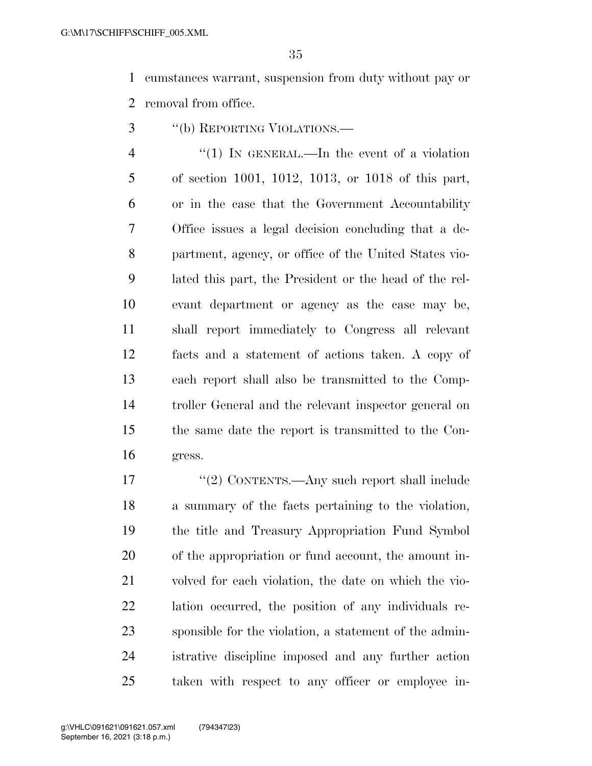cumstances warrant, suspension from duty without pay or removal from office.

"(b) REPORTING VIOLATIONS.—

"(1) IN GENERAL.—In the event of a violation of section 1001, 1012, 1013, or 1018 of this part, or in the case that the Government Accountability Office issues a legal decision concluding that a department, agency, or office of the United States violated this part, the President or the head of the relevant department or agency as the case may be, shall report immediately to Congress all relevant facts and a statement of actions taken. A copy of each report shall also be transmitted to the Comptroller General and the relevant inspector general on the same date the report is transmitted to the Congress.

"(2) CONTENTS.—Any such report shall include a summary of the facts pertaining to the violation, the title and Treasury Appropriation Fund Symbol of the appropriation or fund account, the amount involved for each violation, the date on which the violation occurred, the position of any individuals responsible for the violation, a statement of the administrative discipline imposed and any further action taken with respect to any officer or employee in-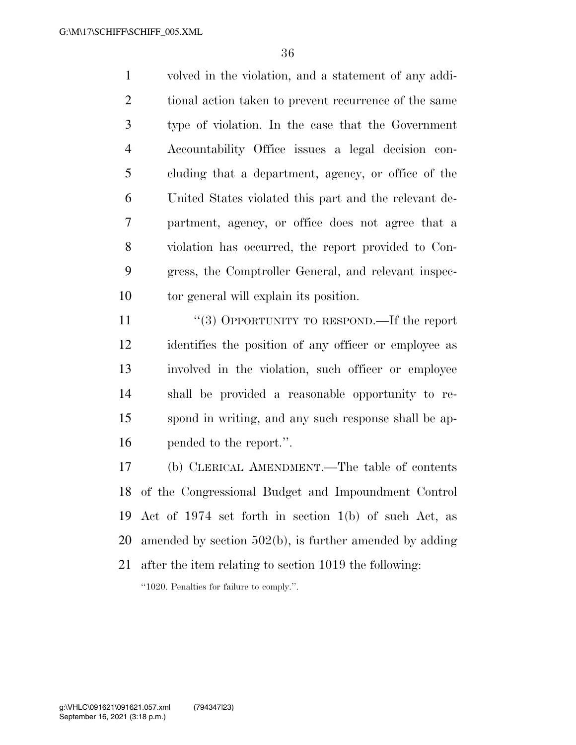volved in the violation, and a statement of any additional action taken to prevent recurrence of the same type of violation. In the case that the Government Accountability Office issues a legal decision concluding that a department, agency, or office of the United States violated this part and the relevant department, agency, or office does not agree that a violation has occurred, the report provided to Congress, the Comptroller General, and relevant inspector general will explain its position.

"(3) OPPORTUNITY TO RESPOND.—If the report identifies the position of any officer or employee as involved in the violation, such officer or employee shall be provided a reasonable opportunity to respond in writing, and any such response shall be appended to the report.".

(b) CLERICAL AMENDMENT.—The table of contents of the Congressional Budget and Impoundment Control Act of 1974 set forth in section 1(b) of such Act, as amended by section 502(b), is further amended by adding after the item relating to section 1019 the following:

"1020. Penalties for failure to comply.".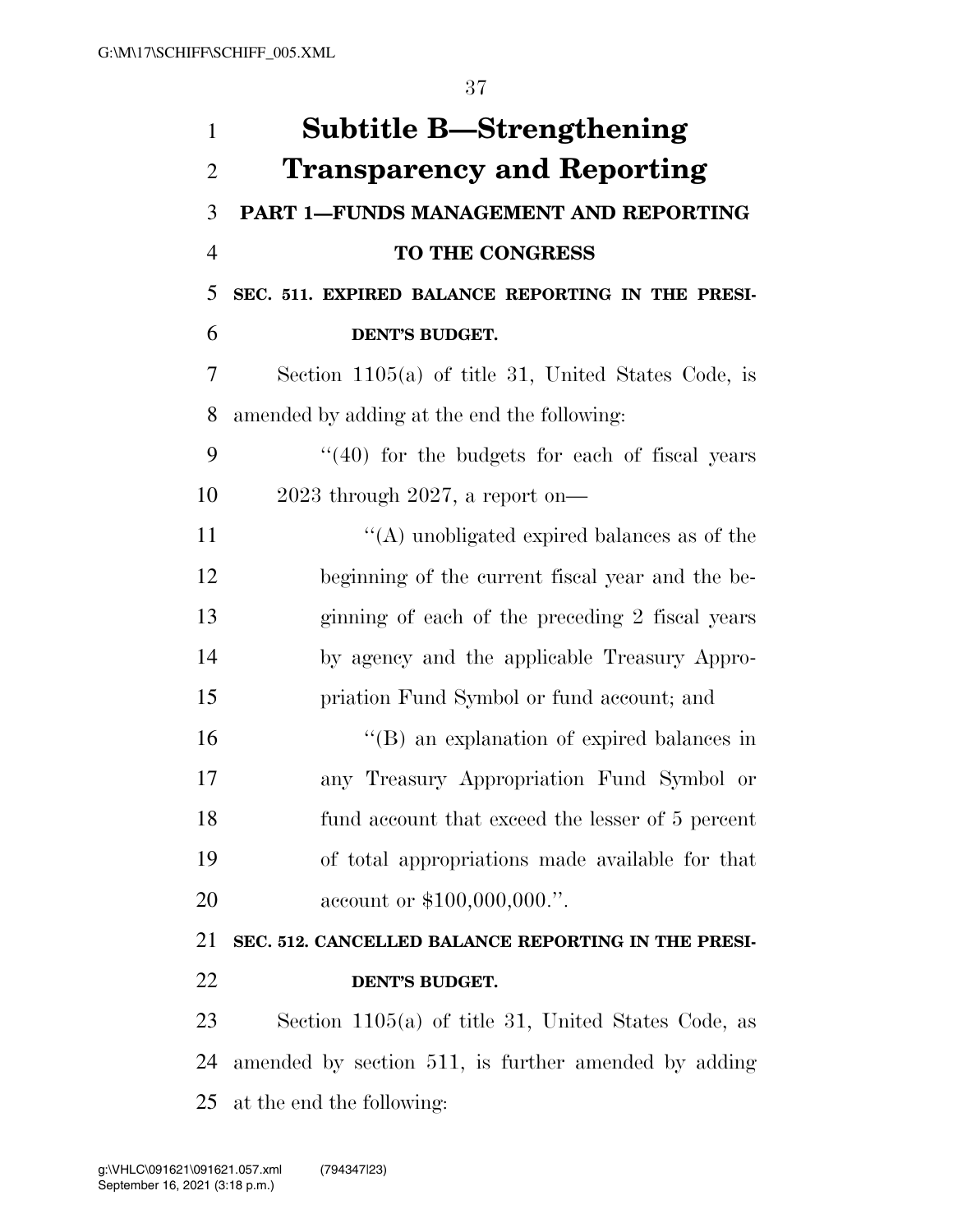# Subtitle B—Strengthening Transparency and Reporting

## PART 1—FUNDS MANAGEMENT AND REPORTING TO THE CONGRESS

### SEC. 511. EXPIRED BALANCE REPORTING IN THE PRESIDENT'S BUDGET.

Section 1105(a) of title 31, United States Code, is amended by adding at the end the following:

"(40) for the budgets for each of fiscal years 2023 through 2027, a report on—

"(A) unobligated expired balances as of the beginning of the current fiscal year and the beginning of each of the preceding 2 fiscal years by agency and the applicable Treasury Appropriation Fund Symbol or fund account; and

"(B) an explanation of expired balances in any Treasury Appropriation Fund Symbol or fund account that exceed the lesser of 5 percent of total appropriations made available for that account or $100,000,000.".

### SEC. 512. CANCELLED BALANCE REPORTING IN THE PRESIDENT'S BUDGET.

Section 1105(a) of title 31, United States Code, as amended by section 511, is further amended by adding at the end the following: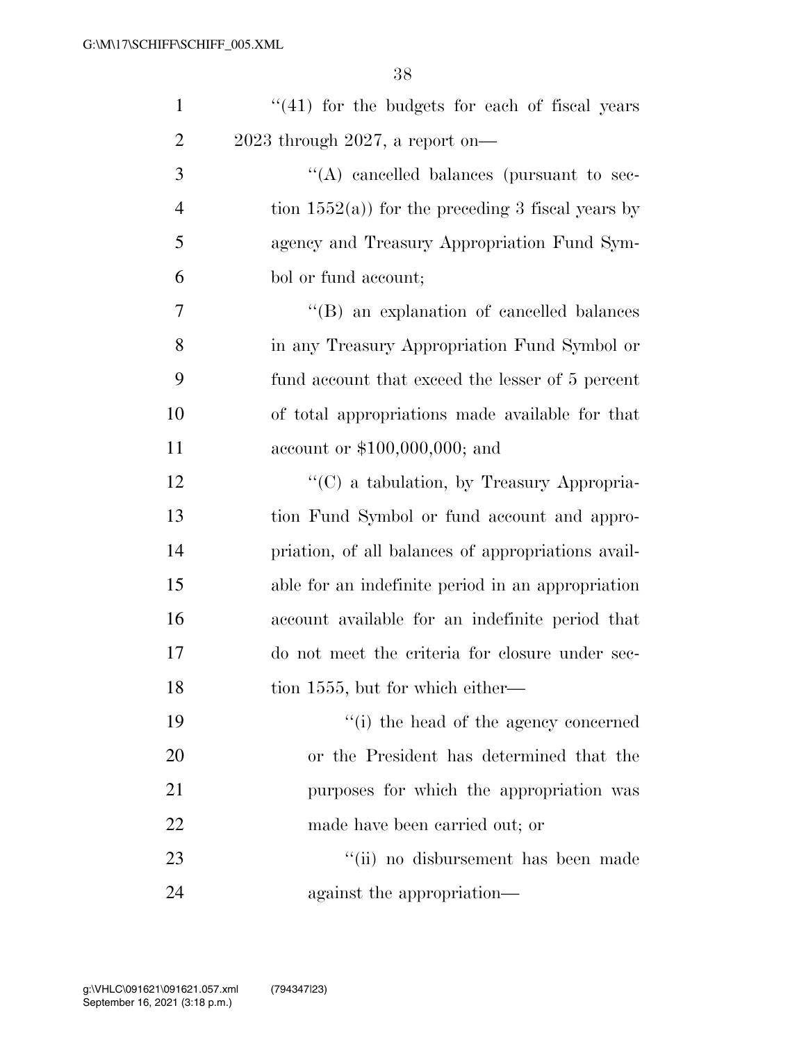''(41) for the budgets for each of fiscal years 2023 through 2027, a report on—

''(A) cancelled balances (pursuant to section 1552(a)) for the preceding 3 fiscal years by agency and Treasury Appropriation Fund Symbol or fund account;

''(B) an explanation of cancelled balances in any Treasury Appropriation Fund Symbol or fund account that exceed the lesser of 5 percent of total appropriations made available for that account or $100,000,000; and

''(C) a tabulation, by Treasury Appropriation Fund Symbol or fund account and appropriation, of all balances of appropriations available for an indefinite period in an appropriation account available for an indefinite period that do not meet the criteria for closure under section 1555, but for which either—

''(i) the head of the agency concerned or the President has determined that the purposes for which the appropriation was made have been carried out; or

''(ii) no disbursement has been made against the appropriation—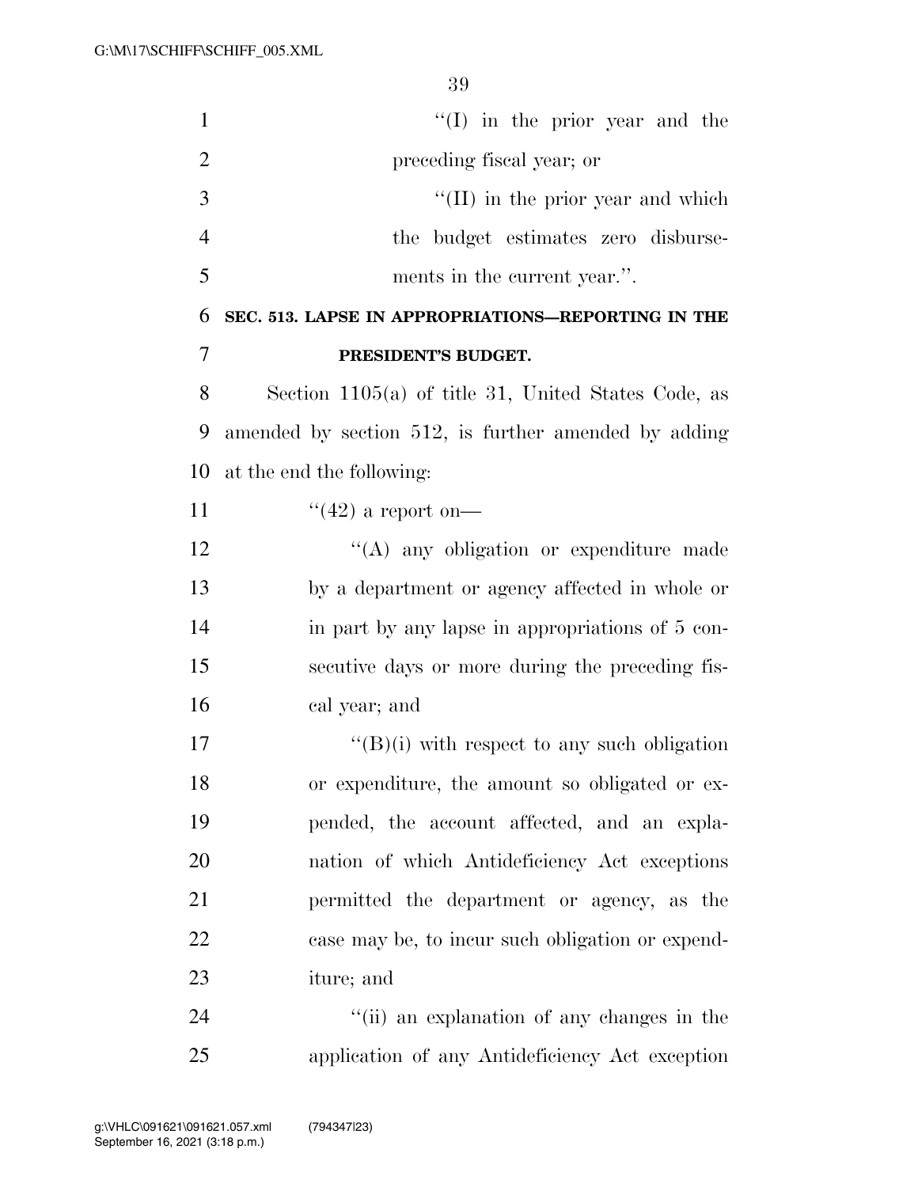"(I) in the prior year and the preceding fiscal year; or

"(II) in the prior year and which the budget estimates zero disbursements in the current year.".

**SEC. 513. LAPSE IN APPROPRIATIONS—REPORTING IN THE PRESIDENT'S BUDGET.**

Section 1105(a) of title 31, United States Code, as amended by section 512, is further amended by adding at the end the following:

"(42) a report on—

"(A) any obligation or expenditure made by a department or agency affected in whole or in part by any lapse in appropriations of 5 consecutive days or more during the preceding fiscal year; and

"(B)(i) with respect to any such obligation or expenditure, the amount so obligated or expended, the account affected, and an explanation of which Antideficiency Act exceptions permitted the department or agency, as the case may be, to incur such obligation or expenditure; and

"(ii) an explanation of any changes in the application of any Antideficiency Act exception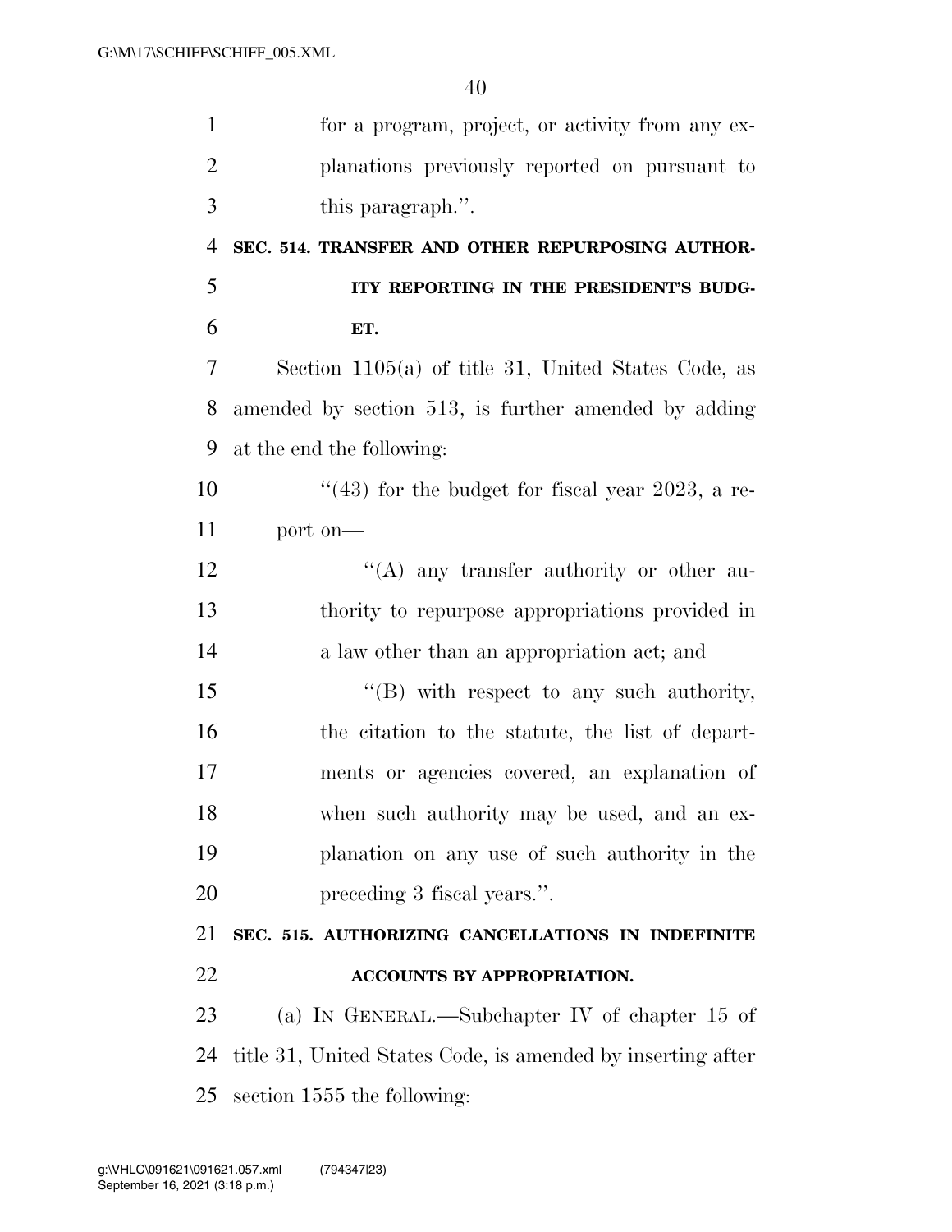for a program, project, or activity from any explanations previously reported on pursuant to this paragraph.''.

**SEC. 514. TRANSFER AND OTHER REPURPOSING AUTHORITY REPORTING IN THE PRESIDENT'S BUDGET.**

Section 1105(a) of title 31, United States Code, as amended by section 513, is further amended by adding at the end the following:

> ''(43) for the budget for fiscal year 2023, a report on—
>
> > ''(A) any transfer authority or other authority to repurpose appropriations provided in a law other than an appropriation act; and
> >
> > ''(B) with respect to any such authority, the citation to the statute, the list of departments or agencies covered, an explanation of when such authority may be used, and an explanation on any use of such authority in the preceding 3 fiscal years.''.

**SEC. 515. AUTHORIZING CANCELLATIONS IN INDEFINITE ACCOUNTS BY APPROPRIATION.**

(a) IN GENERAL.—Subchapter IV of chapter 15 of title 31, United States Code, is amended by inserting after section 1555 the following: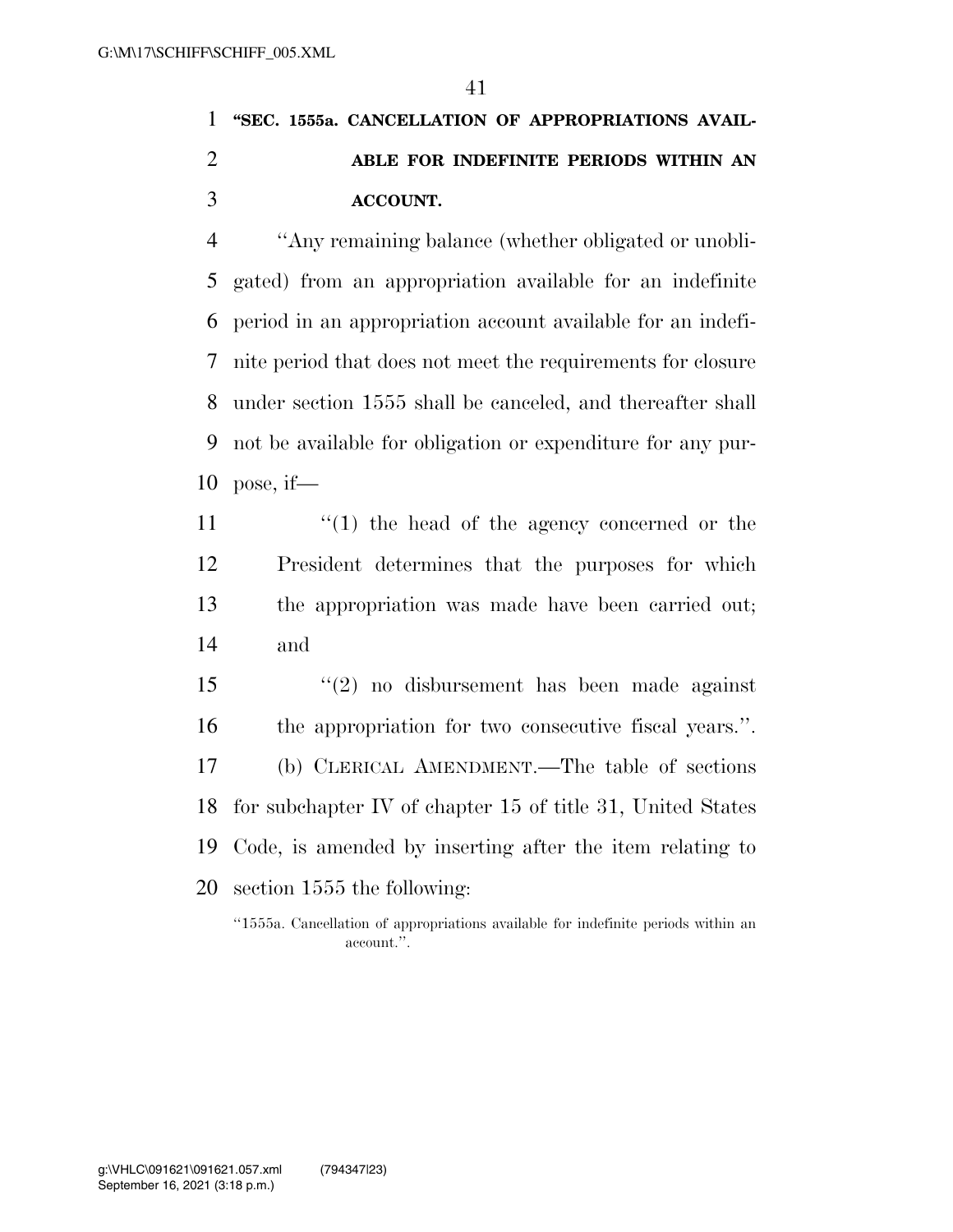**"SEC. 1555a. CANCELLATION OF APPROPRIATIONS AVAILABLE FOR INDEFINITE PERIODS WITHIN AN ACCOUNT.**

"Any remaining balance (whether obligated or unobligated) from an appropriation available for an indefinite period in an appropriation account available for an indefinite period that does not meet the requirements for closure under section 1555 shall be canceled, and thereafter shall not be available for obligation or expenditure for any purpose, if—

"(1) the head of the agency concerned or the President determines that the purposes for which the appropriation was made have been carried out; and

"(2) no disbursement has been made against the appropriation for two consecutive fiscal years.".

(b) CLERICAL AMENDMENT.—The table of sections for subchapter IV of chapter 15 of title 31, United States Code, is amended by inserting after the item relating to section 1555 the following:

"1555a. Cancellation of appropriations available for indefinite periods within an account.".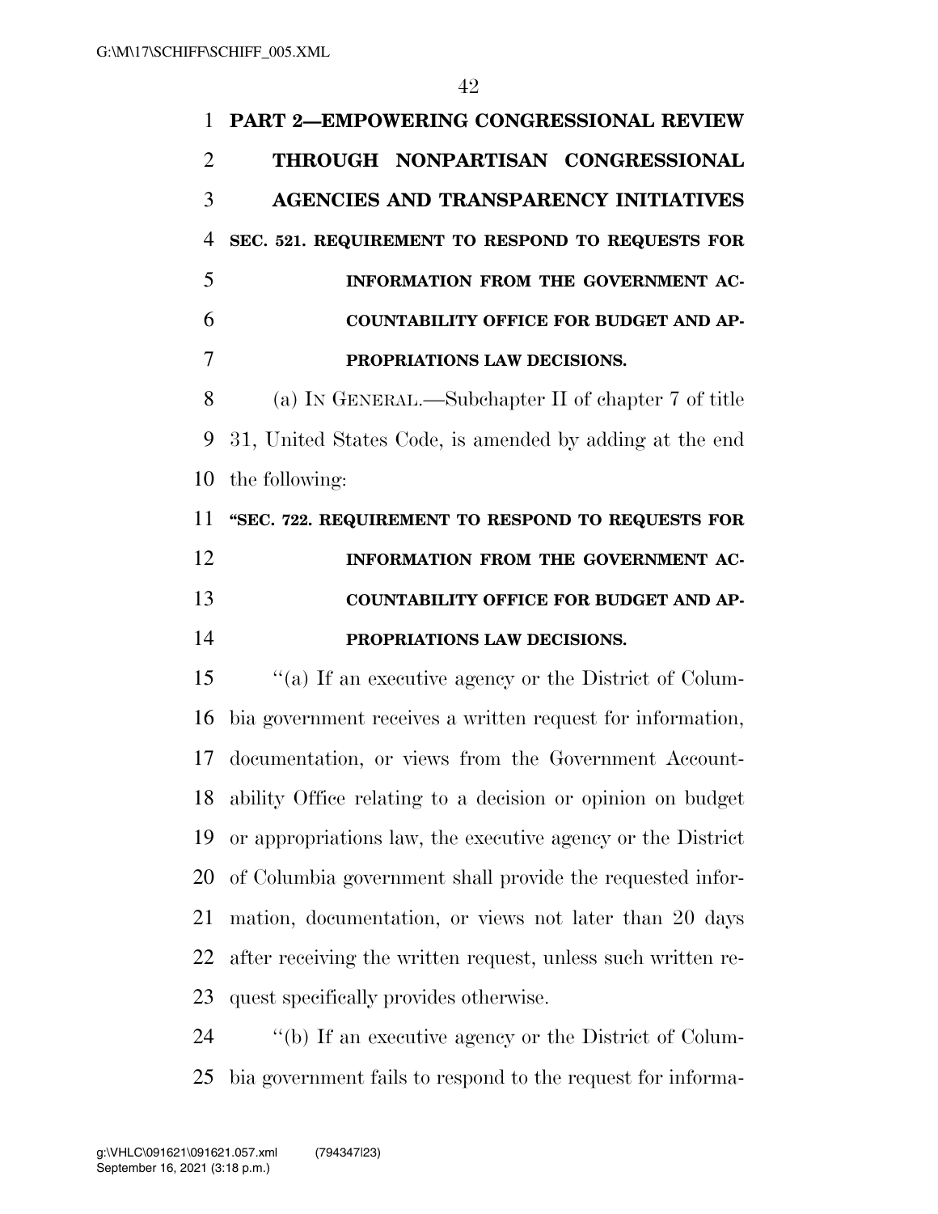## PART 2—EMPOWERING CONGRESSIONAL REVIEW THROUGH NONPARTISAN CONGRESSIONAL AGENCIES AND TRANSPARENCY INITIATIVES

### SEC. 521. REQUIREMENT TO RESPOND TO REQUESTS FOR INFORMATION FROM THE GOVERNMENT ACCOUNTABILITY OFFICE FOR BUDGET AND APPROPRIATIONS LAW DECISIONS.

(a) IN GENERAL.—Subchapter II of chapter 7 of title 31, United States Code, is amended by adding at the end the following:

**"SEC. 722. REQUIREMENT TO RESPOND TO REQUESTS FOR INFORMATION FROM THE GOVERNMENT ACCOUNTABILITY OFFICE FOR BUDGET AND APPROPRIATIONS LAW DECISIONS.**

"(a) If an executive agency or the District of Columbia government receives a written request for information, documentation, or views from the Government Accountability Office relating to a decision or opinion on budget or appropriations law, the executive agency or the District of Columbia government shall provide the requested information, documentation, or views not later than 20 days after receiving the written request, unless such written request specifically provides otherwise.

"(b) If an executive agency or the District of Columbia government fails to respond to the request for informa-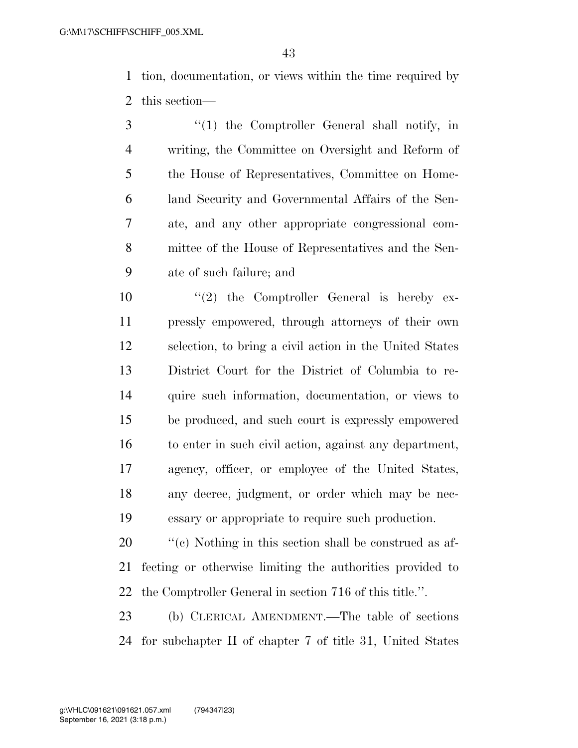tion, documentation, or views within the time required by this section—

"(1) the Comptroller General shall notify, in writing, the Committee on Oversight and Reform of the House of Representatives, Committee on Homeland Security and Governmental Affairs of the Senate, and any other appropriate congressional committee of the House of Representatives and the Senate of such failure; and

"(2) the Comptroller General is hereby expressly empowered, through attorneys of their own selection, to bring a civil action in the United States District Court for the District of Columbia to require such information, documentation, or views to be produced, and such court is expressly empowered to enter in such civil action, against any department, agency, officer, or employee of the United States, any decree, judgment, or order which may be necessary or appropriate to require such production.

"(c) Nothing in this section shall be construed as affecting or otherwise limiting the authorities provided to the Comptroller General in section 716 of this title.".

(b) CLERICAL AMENDMENT.—The table of sections for subchapter II of chapter 7 of title 31, United States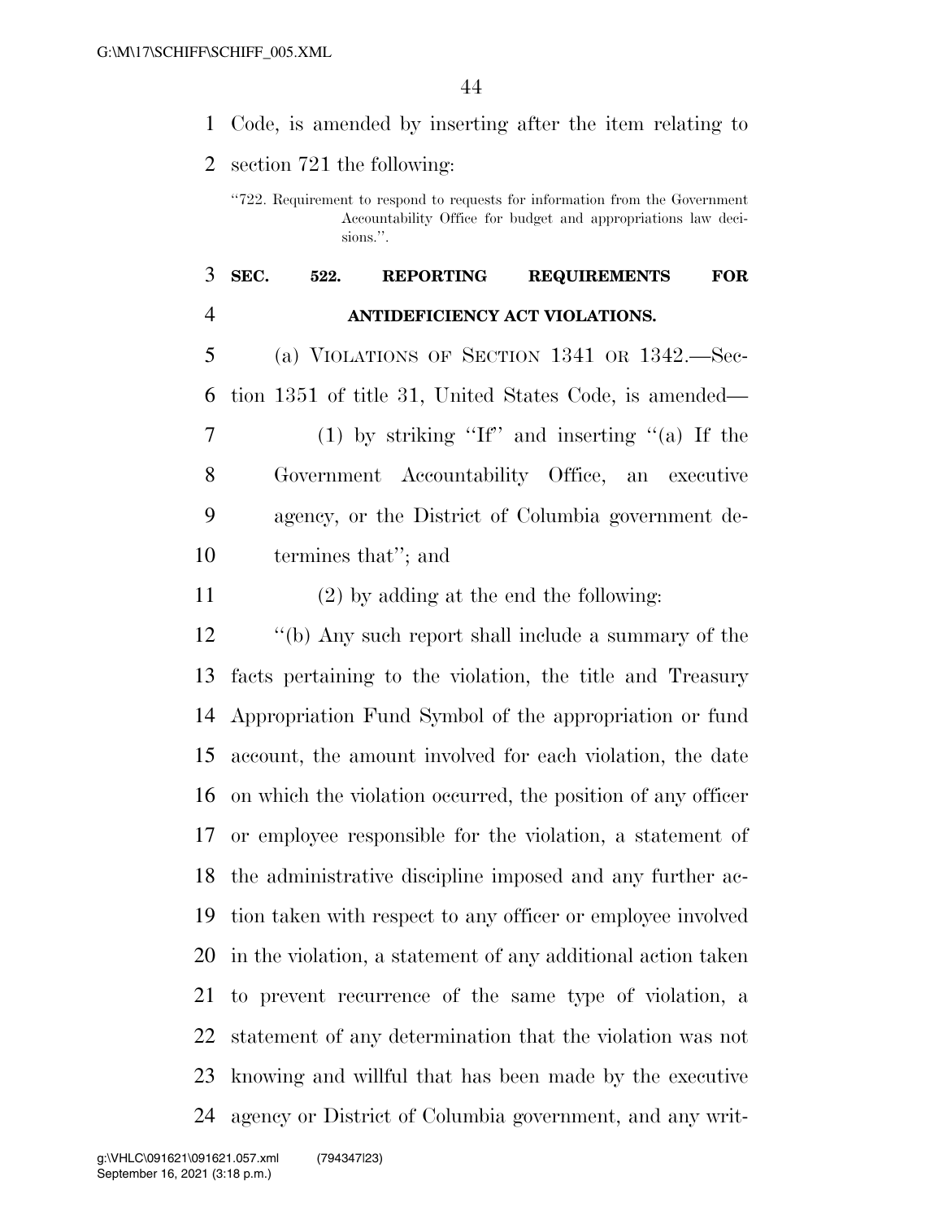Code, is amended by inserting after the item relating to section 721 the following:

> "722. Requirement to respond to requests for information from the Government Accountability Office for budget and appropriations law decisions.".

### SEC. 522. REPORTING REQUIREMENTS FOR ANTIDEFICIENCY ACT VIOLATIONS.

(a) VIOLATIONS OF SECTION 1341 OR 1342.—Section 1351 of title 31, United States Code, is amended—

(1) by striking "If" and inserting "(a) If the Government Accountability Office, an executive agency, or the District of Columbia government determines that"; and

(2) by adding at the end the following:

"(b) Any such report shall include a summary of the facts pertaining to the violation, the title and Treasury Appropriation Fund Symbol of the appropriation or fund account, the amount involved for each violation, the date on which the violation occurred, the position of any officer or employee responsible for the violation, a statement of the administrative discipline imposed and any further action taken with respect to any officer or employee involved in the violation, a statement of any additional action taken to prevent recurrence of the same type of violation, a statement of any determination that the violation was not knowing and willful that has been made by the executive agency or District of Columbia government, and any writ-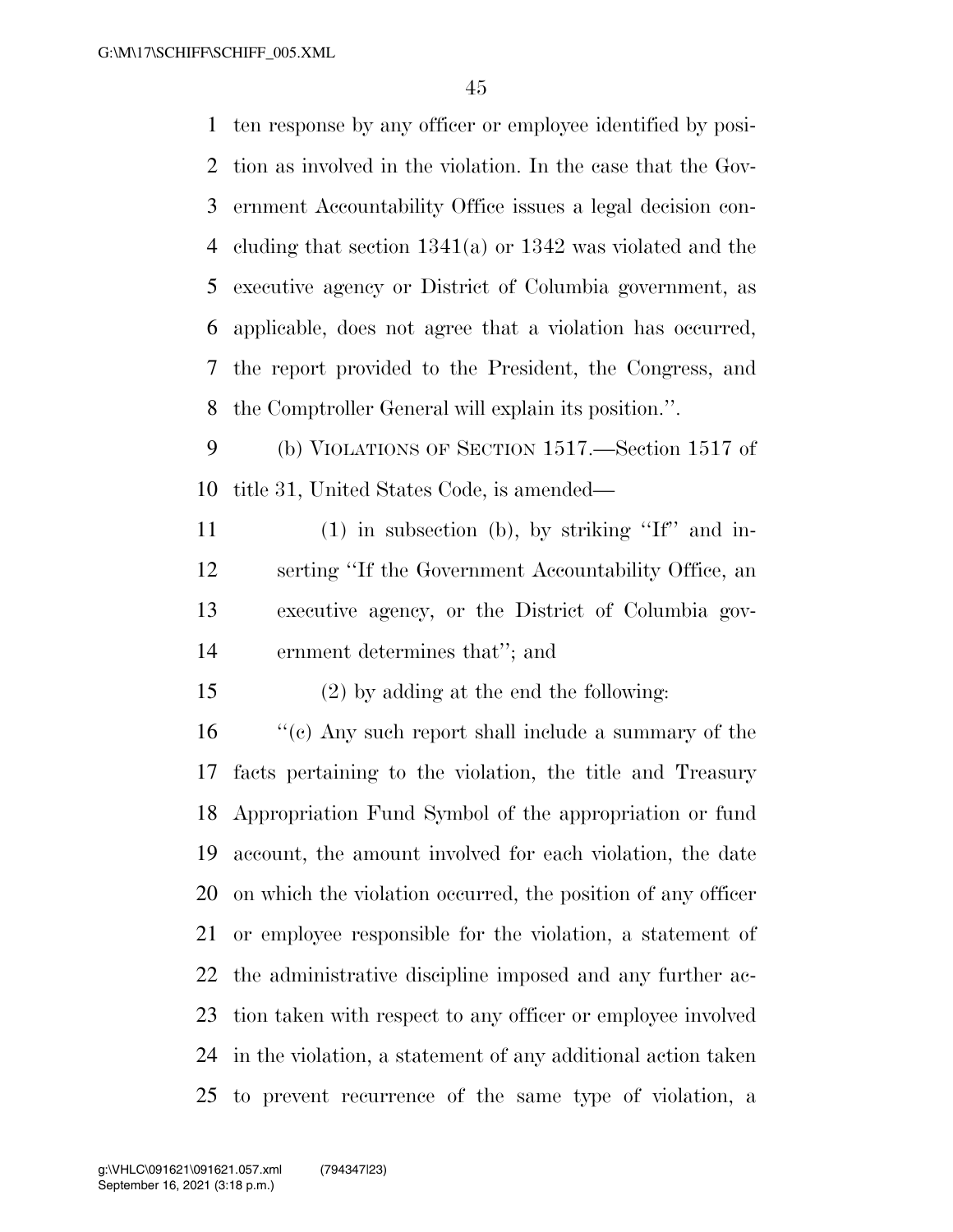ten response by any officer or employee identified by position as involved in the violation. In the case that the Government Accountability Office issues a legal decision concluding that section 1341(a) or 1342 was violated and the executive agency or District of Columbia government, as applicable, does not agree that a violation has occurred, the report provided to the President, the Congress, and the Comptroller General will explain its position.''.

(b) VIOLATIONS OF SECTION 1517.—Section 1517 of title 31, United States Code, is amended—

(1) in subsection (b), by striking ''If'' and inserting ''If the Government Accountability Office, an executive agency, or the District of Columbia government determines that''; and

(2) by adding at the end the following:

''(c) Any such report shall include a summary of the facts pertaining to the violation, the title and Treasury Appropriation Fund Symbol of the appropriation or fund account, the amount involved for each violation, the date on which the violation occurred, the position of any officer or employee responsible for the violation, a statement of the administrative discipline imposed and any further action taken with respect to any officer or employee involved in the violation, a statement of any additional action taken to prevent recurrence of the same type of violation, a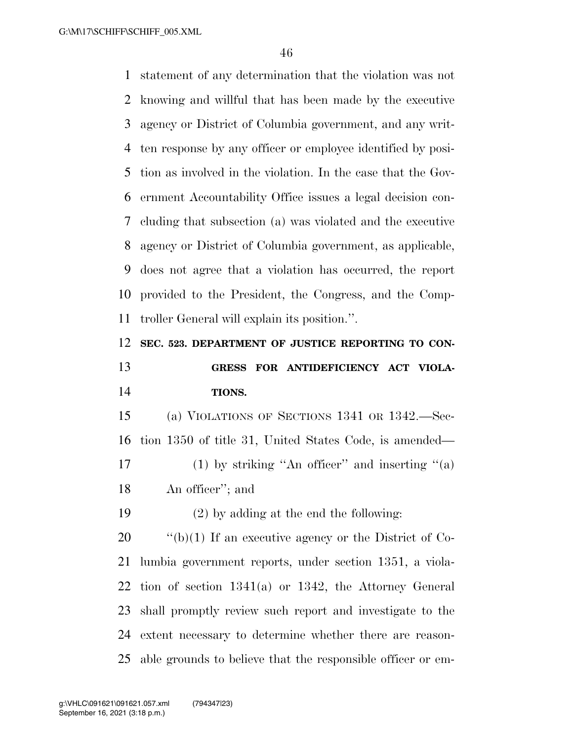statement of any determination that the violation was not knowing and willful that has been made by the executive agency or District of Columbia government, and any written response by any officer or employee identified by position as involved in the violation. In the case that the Government Accountability Office issues a legal decision concluding that subsection (a) was violated and the executive agency or District of Columbia government, as applicable, does not agree that a violation has occurred, the report provided to the President, the Congress, and the Comptroller General will explain its position.''.

**SEC. 523. DEPARTMENT OF JUSTICE REPORTING TO CONGRESS FOR ANTIDEFICIENCY ACT VIOLATIONS.**

(a) VIOLATIONS OF SECTIONS 1341 OR 1342.—Section 1350 of title 31, United States Code, is amended—

(1) by striking ''An officer'' and inserting ''(a) An officer''; and

(2) by adding at the end the following:

''(b)(1) If an executive agency or the District of Columbia government reports, under section 1351, a violation of section 1341(a) or 1342, the Attorney General shall promptly review such report and investigate to the extent necessary to determine whether there are reasonable grounds to believe that the responsible officer or em-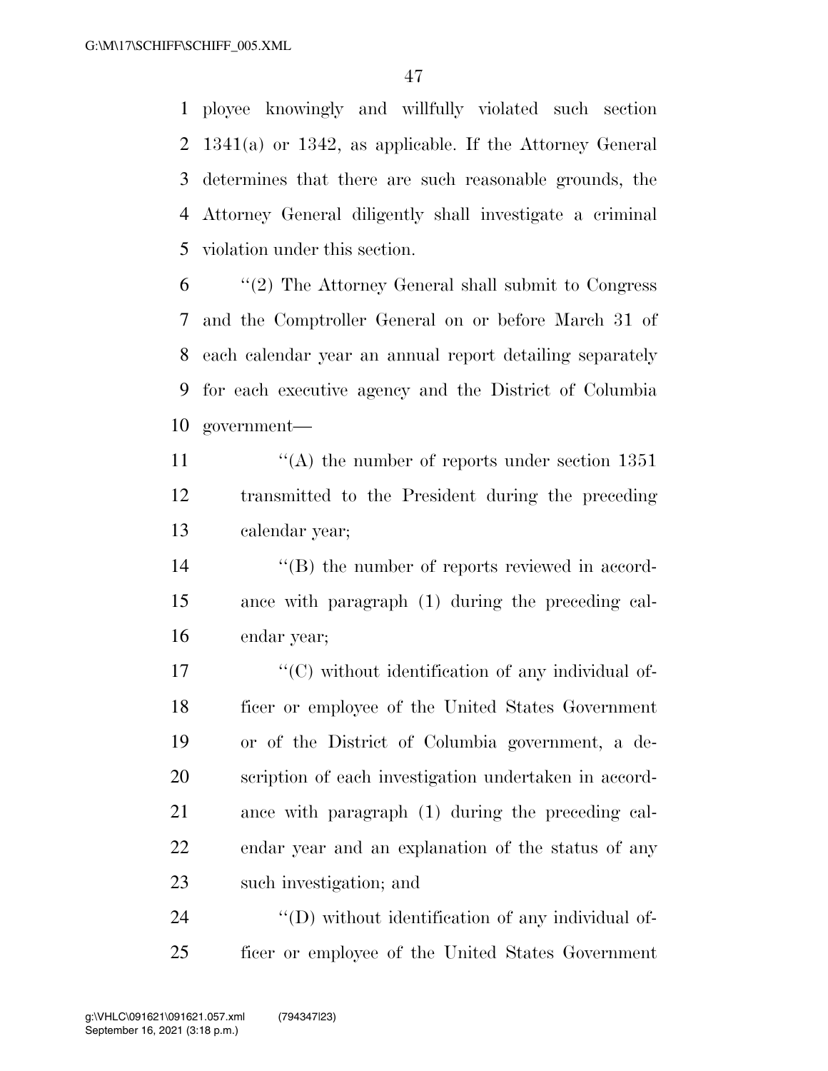ployee knowingly and willfully violated such section 1341(a) or 1342, as applicable. If the Attorney General determines that there are such reasonable grounds, the Attorney General diligently shall investigate a criminal violation under this section.

''(2) The Attorney General shall submit to Congress and the Comptroller General on or before March 31 of each calendar year an annual report detailing separately for each executive agency and the District of Columbia government—

''(A) the number of reports under section 1351 transmitted to the President during the preceding calendar year;

''(B) the number of reports reviewed in accordance with paragraph (1) during the preceding calendar year;

''(C) without identification of any individual officer or employee of the United States Government or of the District of Columbia government, a description of each investigation undertaken in accordance with paragraph (1) during the preceding calendar year and an explanation of the status of any such investigation; and

''(D) without identification of any individual officer or employee of the United States Government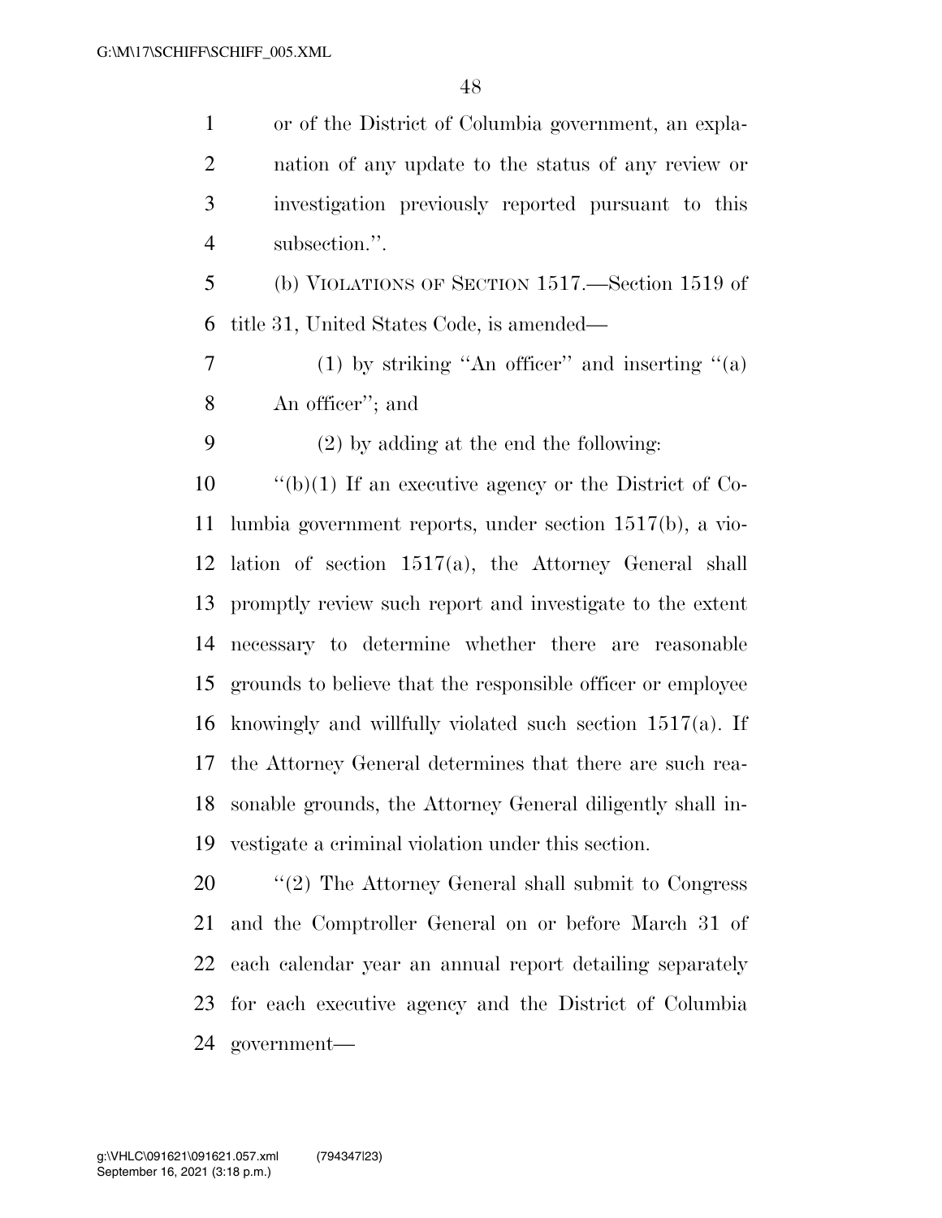or of the District of Columbia government, an explanation of any update to the status of any review or investigation previously reported pursuant to this subsection.''.

(b) VIOLATIONS OF SECTION 1517.—Section 1519 of title 31, United States Code, is amended—

(1) by striking ''An officer'' and inserting ''(a) An officer''; and

(2) by adding at the end the following:

''(b)(1) If an executive agency or the District of Columbia government reports, under section 1517(b), a violation of section 1517(a), the Attorney General shall promptly review such report and investigate to the extent necessary to determine whether there are reasonable grounds to believe that the responsible officer or employee knowingly and willfully violated such section 1517(a). If the Attorney General determines that there are such reasonable grounds, the Attorney General diligently shall investigate a criminal violation under this section.

''(2) The Attorney General shall submit to Congress and the Comptroller General on or before March 31 of each calendar year an annual report detailing separately for each executive agency and the District of Columbia government—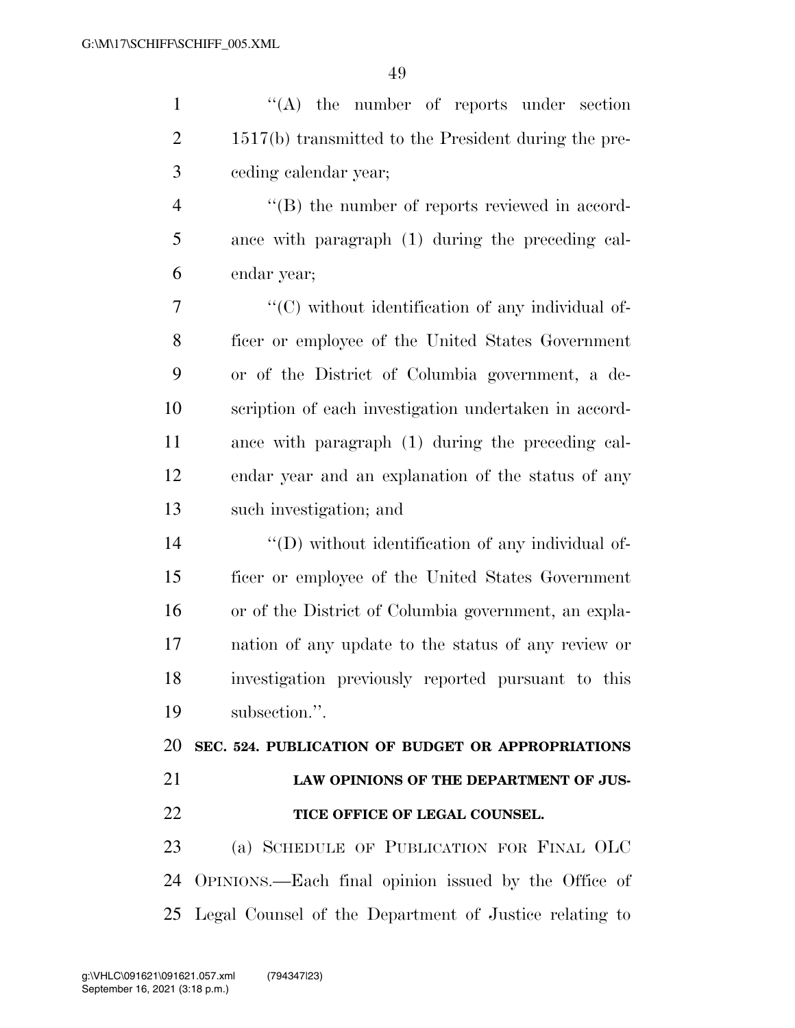''(A) the number of reports under section 1517(b) transmitted to the President during the preceding calendar year;

''(B) the number of reports reviewed in accordance with paragraph (1) during the preceding calendar year;

''(C) without identification of any individual officer or employee of the United States Government or of the District of Columbia government, a description of each investigation undertaken in accordance with paragraph (1) during the preceding calendar year and an explanation of the status of any such investigation; and

''(D) without identification of any individual officer or employee of the United States Government or of the District of Columbia government, an explanation of any update to the status of any review or investigation previously reported pursuant to this subsection.''.

**SEC. 524. PUBLICATION OF BUDGET OR APPROPRIATIONS LAW OPINIONS OF THE DEPARTMENT OF JUSTICE OFFICE OF LEGAL COUNSEL.**

(a) SCHEDULE OF PUBLICATION FOR FINAL OLC OPINIONS.—Each final opinion issued by the Office of Legal Counsel of the Department of Justice relating to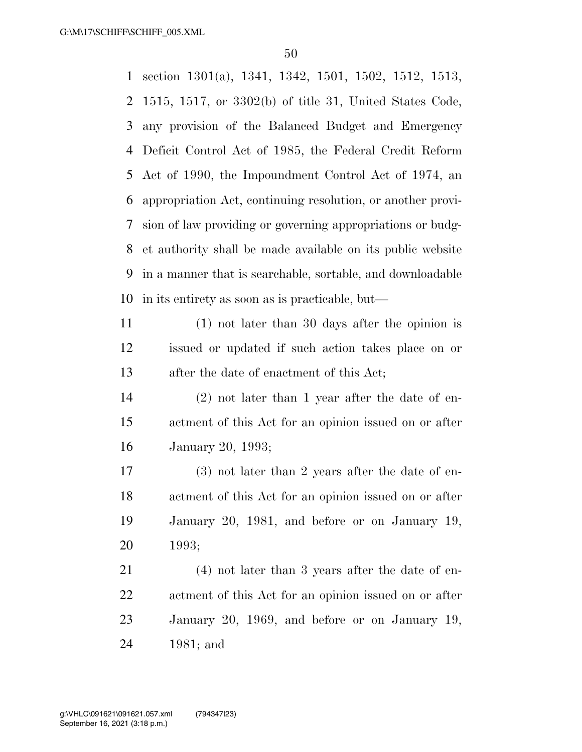section 1301(a), 1341, 1342, 1501, 1502, 1512, 1513, 1515, 1517, or 3302(b) of title 31, United States Code, any provision of the Balanced Budget and Emergency Deficit Control Act of 1985, the Federal Credit Reform Act of 1990, the Impoundment Control Act of 1974, an appropriation Act, continuing resolution, or another provision of law providing or governing appropriations or budget authority shall be made available on its public website in a manner that is searchable, sortable, and downloadable in its entirety as soon as is practicable, but—

(1) not later than 30 days after the opinion is issued or updated if such action takes place on or after the date of enactment of this Act;

(2) not later than 1 year after the date of enactment of this Act for an opinion issued on or after January 20, 1993;

(3) not later than 2 years after the date of enactment of this Act for an opinion issued on or after January 20, 1981, and before or on January 19, 1993;

(4) not later than 3 years after the date of enactment of this Act for an opinion issued on or after January 20, 1969, and before or on January 19, 1981; and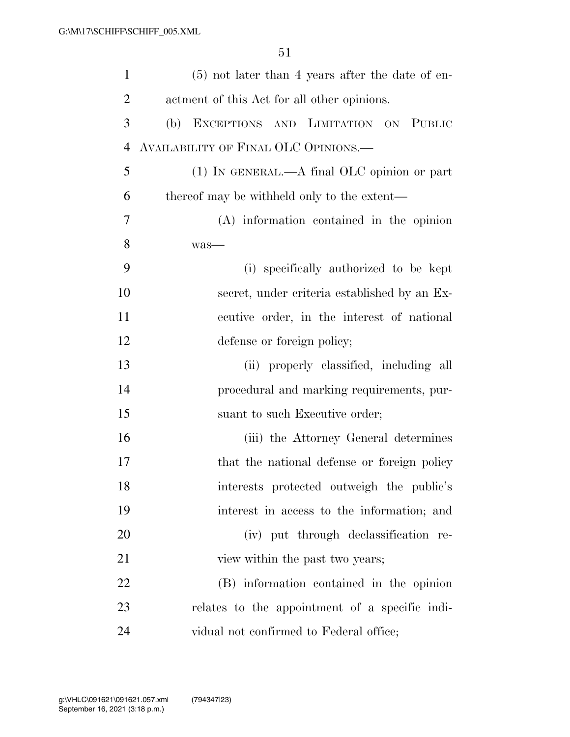(5) not later than 4 years after the date of enactment of this Act for all other opinions.

(b) EXCEPTIONS AND LIMITATION ON PUBLIC AVAILABILITY OF FINAL OLC OPINIONS.—

(1) IN GENERAL.—A final OLC opinion or part thereof may be withheld only to the extent—

(A) information contained in the opinion was—

(i) specifically authorized to be kept secret, under criteria established by an Executive order, in the interest of national defense or foreign policy;

(ii) properly classified, including all procedural and marking requirements, pursuant to such Executive order;

(iii) the Attorney General determines that the national defense or foreign policy interests protected outweigh the public's interest in access to the information; and

(iv) put through declassification review within the past two years;

(B) information contained in the opinion relates to the appointment of a specific individual not confirmed to Federal office;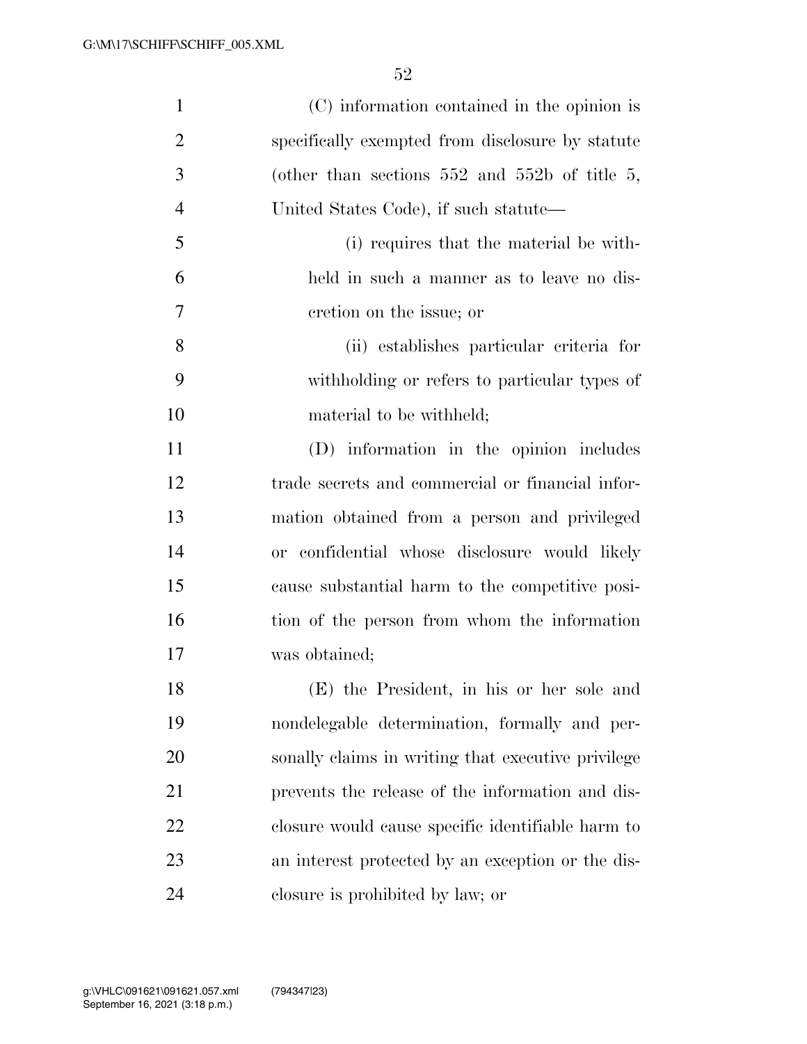(C) information contained in the opinion is specifically exempted from disclosure by statute (other than sections 552 and 552b of title 5, United States Code), if such statute—

(i) requires that the material be withheld in such a manner as to leave no discretion on the issue; or

(ii) establishes particular criteria for withholding or refers to particular types of material to be withheld;

(D) information in the opinion includes trade secrets and commercial or financial information obtained from a person and privileged or confidential whose disclosure would likely cause substantial harm to the competitive position of the person from whom the information was obtained;

(E) the President, in his or her sole and nondelegable determination, formally and personally claims in writing that executive privilege prevents the release of the information and disclosure would cause specific identifiable harm to an interest protected by an exception or the disclosure is prohibited by law; or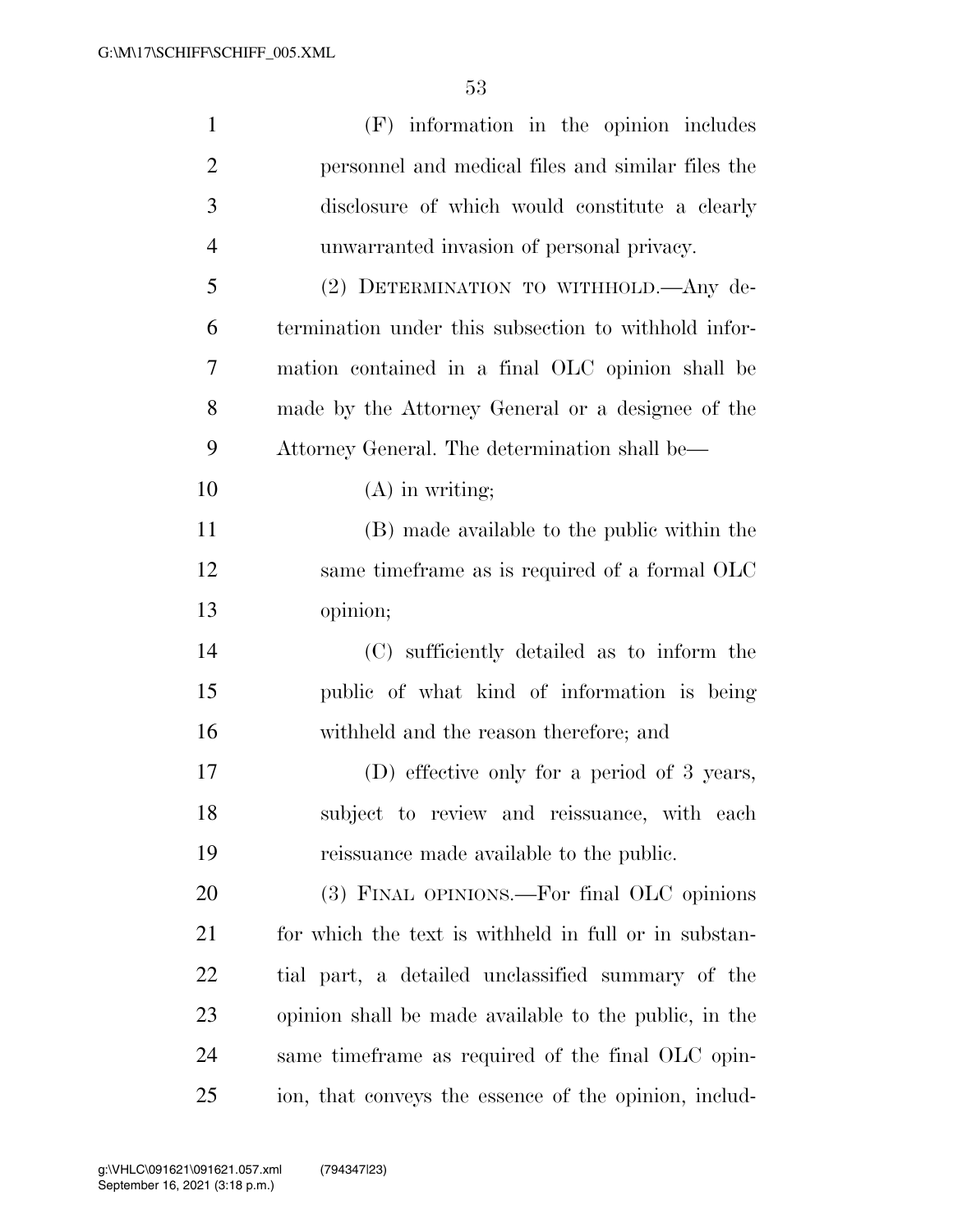(F) information in the opinion includes personnel and medical files and similar files the disclosure of which would constitute a clearly unwarranted invasion of personal privacy.

(2) DETERMINATION TO WITHHOLD.—Any determination under this subsection to withhold information contained in a final OLC opinion shall be made by the Attorney General or a designee of the Attorney General. The determination shall be—

(A) in writing;

(B) made available to the public within the same timeframe as is required of a formal OLC opinion;

(C) sufficiently detailed as to inform the public of what kind of information is being withheld and the reason therefore; and

(D) effective only for a period of 3 years, subject to review and reissuance, with each reissuance made available to the public.

(3) FINAL OPINIONS.—For final OLC opinions for which the text is withheld in full or in substantial part, a detailed unclassified summary of the opinion shall be made available to the public, in the same timeframe as required of the final OLC opinion, that conveys the essence of the opinion, includ-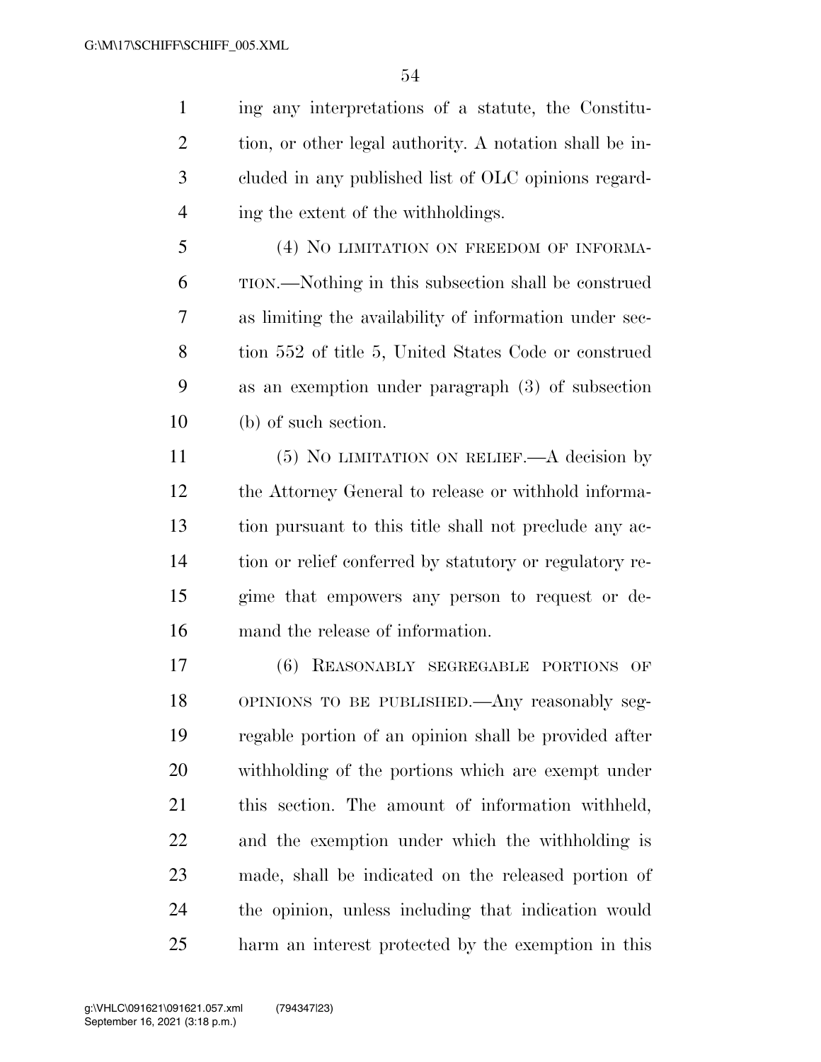ing any interpretations of a statute, the Constitution, or other legal authority. A notation shall be included in any published list of OLC opinions regarding the extent of the withholdings.

(4) NO LIMITATION ON FREEDOM OF INFORMATION.—Nothing in this subsection shall be construed as limiting the availability of information under section 552 of title 5, United States Code or construed as an exemption under paragraph (3) of subsection (b) of such section.

(5) NO LIMITATION ON RELIEF.—A decision by the Attorney General to release or withhold information pursuant to this title shall not preclude any action or relief conferred by statutory or regulatory regime that empowers any person to request or demand the release of information.

(6) REASONABLY SEGREGABLE PORTIONS OF OPINIONS TO BE PUBLISHED.—Any reasonably segregable portion of an opinion shall be provided after withholding of the portions which are exempt under this section. The amount of information withheld, and the exemption under which the withholding is made, shall be indicated on the released portion of the opinion, unless including that indication would harm an interest protected by the exemption in this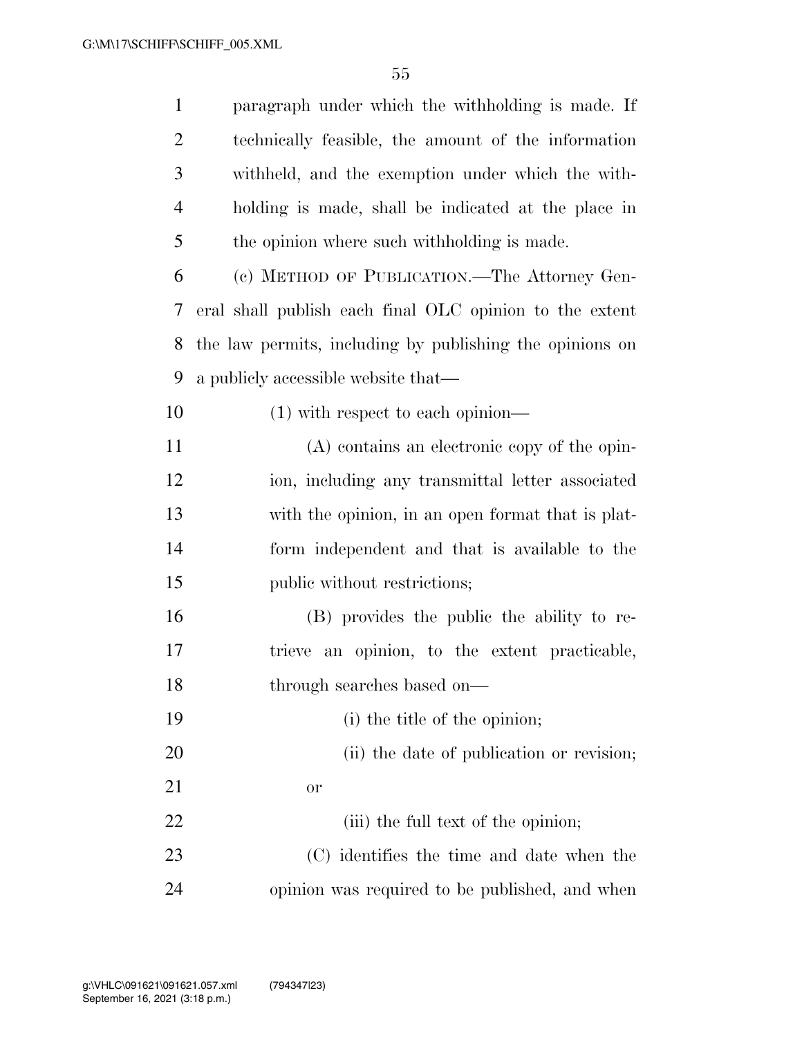paragraph under which the withholding is made. If technically feasible, the amount of the information withheld, and the exemption under which the withholding is made, shall be indicated at the place in the opinion where such withholding is made.

(c) METHOD OF PUBLICATION.—The Attorney General shall publish each final OLC opinion to the extent the law permits, including by publishing the opinions on a publicly accessible website that—

(1) with respect to each opinion—

(A) contains an electronic copy of the opinion, including any transmittal letter associated with the opinion, in an open format that is platform independent and that is available to the public without restrictions;

(B) provides the public the ability to retrieve an opinion, to the extent practicable, through searches based on—

(i) the title of the opinion;

(ii) the date of publication or revision; or

(iii) the full text of the opinion;

(C) identifies the time and date when the opinion was required to be published, and when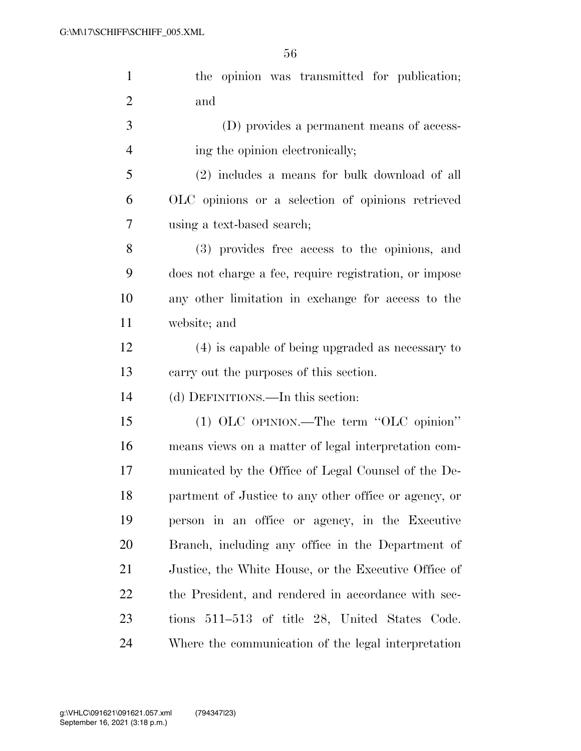the opinion was transmitted for publication; and

(D) provides a permanent means of accessing the opinion electronically;

(2) includes a means for bulk download of all OLC opinions or a selection of opinions retrieved using a text-based search;

(3) provides free access to the opinions, and does not charge a fee, require registration, or impose any other limitation in exchange for access to the website; and

(4) is capable of being upgraded as necessary to carry out the purposes of this section.

(d) DEFINITIONS.—In this section:

(1) OLC OPINION.—The term ''OLC opinion'' means views on a matter of legal interpretation communicated by the Office of Legal Counsel of the Department of Justice to any other office or agency, or person in an office or agency, in the Executive Branch, including any office in the Department of Justice, the White House, or the Executive Office of the President, and rendered in accordance with sections 511–513 of title 28, United States Code. Where the communication of the legal interpretation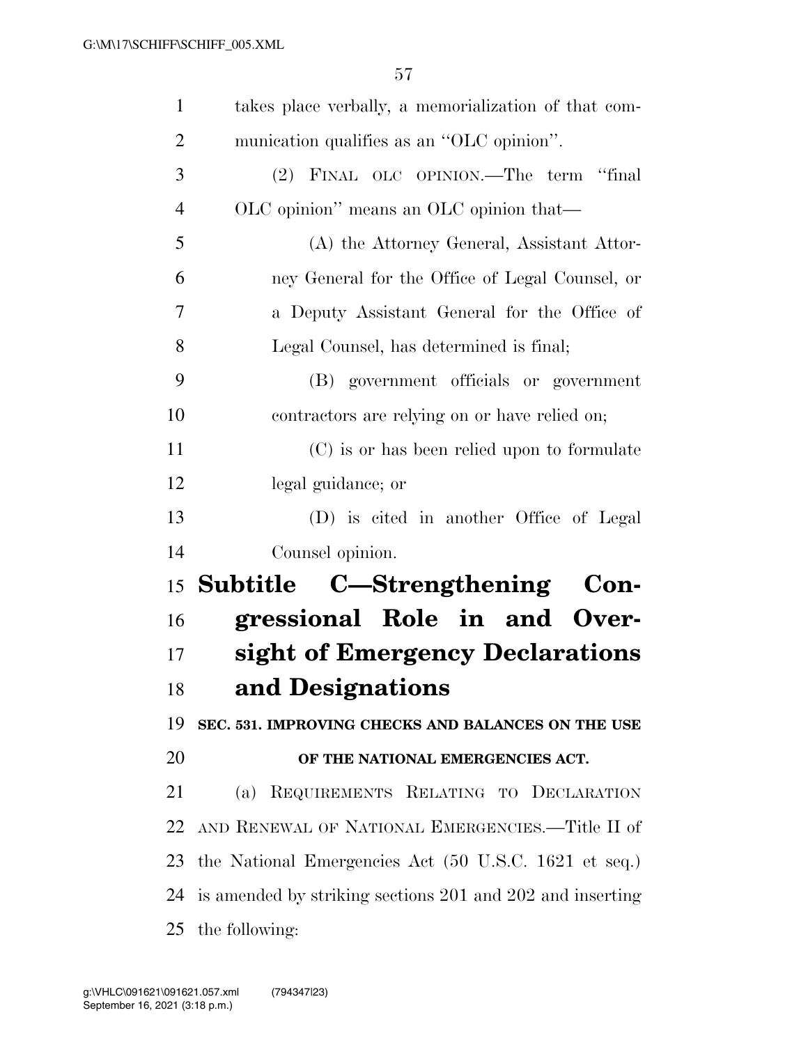takes place verbally, a memorialization of that communication qualifies as an "OLC opinion".

(2) FINAL OLC OPINION.—The term "final OLC opinion" means an OLC opinion that—

(A) the Attorney General, Assistant Attorney General for the Office of Legal Counsel, or a Deputy Assistant General for the Office of Legal Counsel, has determined is final;

(B) government officials or government contractors are relying on or have relied on;

(C) is or has been relied upon to formulate legal guidance; or

(D) is cited in another Office of Legal Counsel opinion.

## Subtitle C—Strengthening Congressional Role in and Oversight of Emergency Declarations and Designations

### SEC. 531. IMPROVING CHECKS AND BALANCES ON THE USE OF THE NATIONAL EMERGENCIES ACT.

(a) REQUIREMENTS RELATING TO DECLARATION AND RENEWAL OF NATIONAL EMERGENCIES.—Title II of the National Emergencies Act (50 U.S.C. 1621 et seq.) is amended by striking sections 201 and 202 and inserting the following: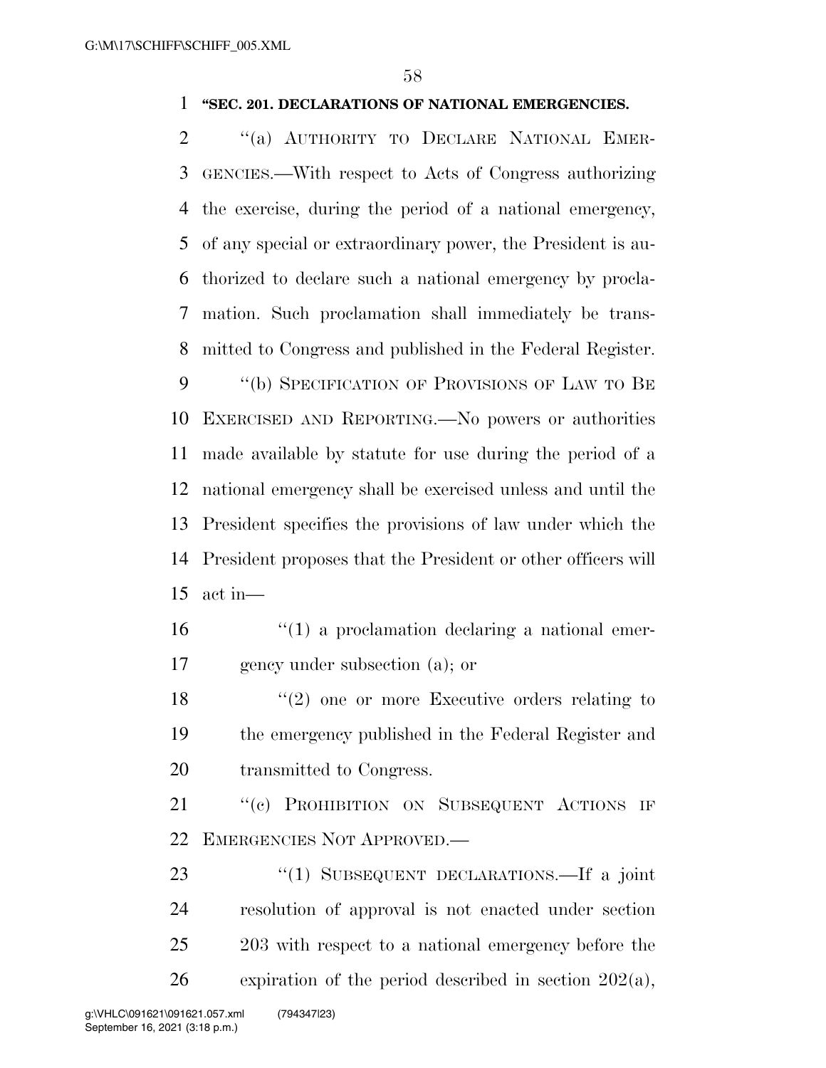**"SEC. 201. DECLARATIONS OF NATIONAL EMERGENCIES.**

"(a) AUTHORITY TO DECLARE NATIONAL EMERGENCIES.—With respect to Acts of Congress authorizing the exercise, during the period of a national emergency, of any special or extraordinary power, the President is authorized to declare such a national emergency by proclamation. Such proclamation shall immediately be transmitted to Congress and published in the Federal Register.

"(b) SPECIFICATION OF PROVISIONS OF LAW TO BE EXERCISED AND REPORTING.—No powers or authorities made available by statute for use during the period of a national emergency shall be exercised unless and until the President specifies the provisions of law under which the President proposes that the President or other officers will act in—

"(1) a proclamation declaring a national emergency under subsection (a); or

"(2) one or more Executive orders relating to the emergency published in the Federal Register and transmitted to Congress.

"(c) PROHIBITION ON SUBSEQUENT ACTIONS IF EMERGENCIES NOT APPROVED.—

"(1) SUBSEQUENT DECLARATIONS.—If a joint resolution of approval is not enacted under section 203 with respect to a national emergency before the expiration of the period described in section 202(a),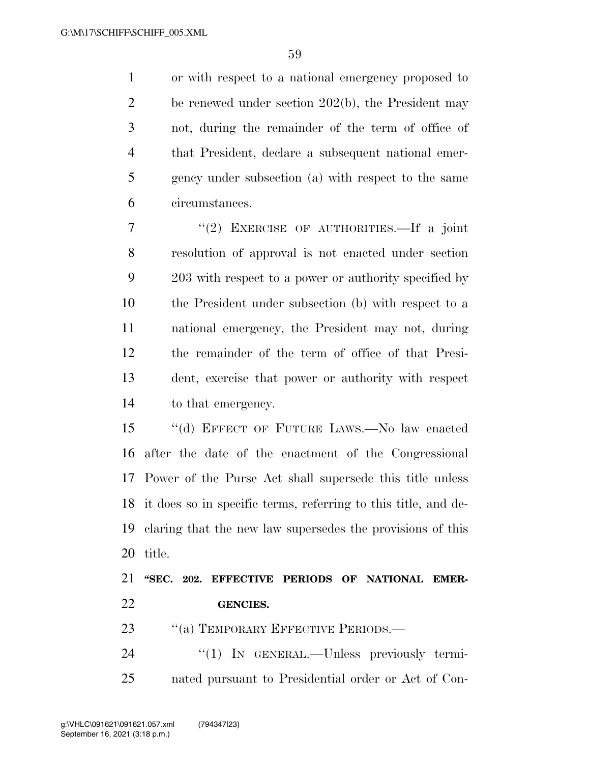or with respect to a national emergency proposed to be renewed under section 202(b), the President may not, during the remainder of the term of office of that President, declare a subsequent national emergency under subsection (a) with respect to the same circumstances.

"(2) EXERCISE OF AUTHORITIES.—If a joint resolution of approval is not enacted under section 203 with respect to a power or authority specified by the President under subsection (b) with respect to a national emergency, the President may not, during the remainder of the term of office of that President, exercise that power or authority with respect to that emergency.

"(d) EFFECT OF FUTURE LAWS.—No law enacted after the date of the enactment of the Congressional Power of the Purse Act shall supersede this title unless it does so in specific terms, referring to this title, and declaring that the new law supersedes the provisions of this title.

**"SEC. 202. EFFECTIVE PERIODS OF NATIONAL EMERGENCIES.**

"(a) TEMPORARY EFFECTIVE PERIODS.—

"(1) IN GENERAL.—Unless previously terminated pursuant to Presidential order or Act of Con-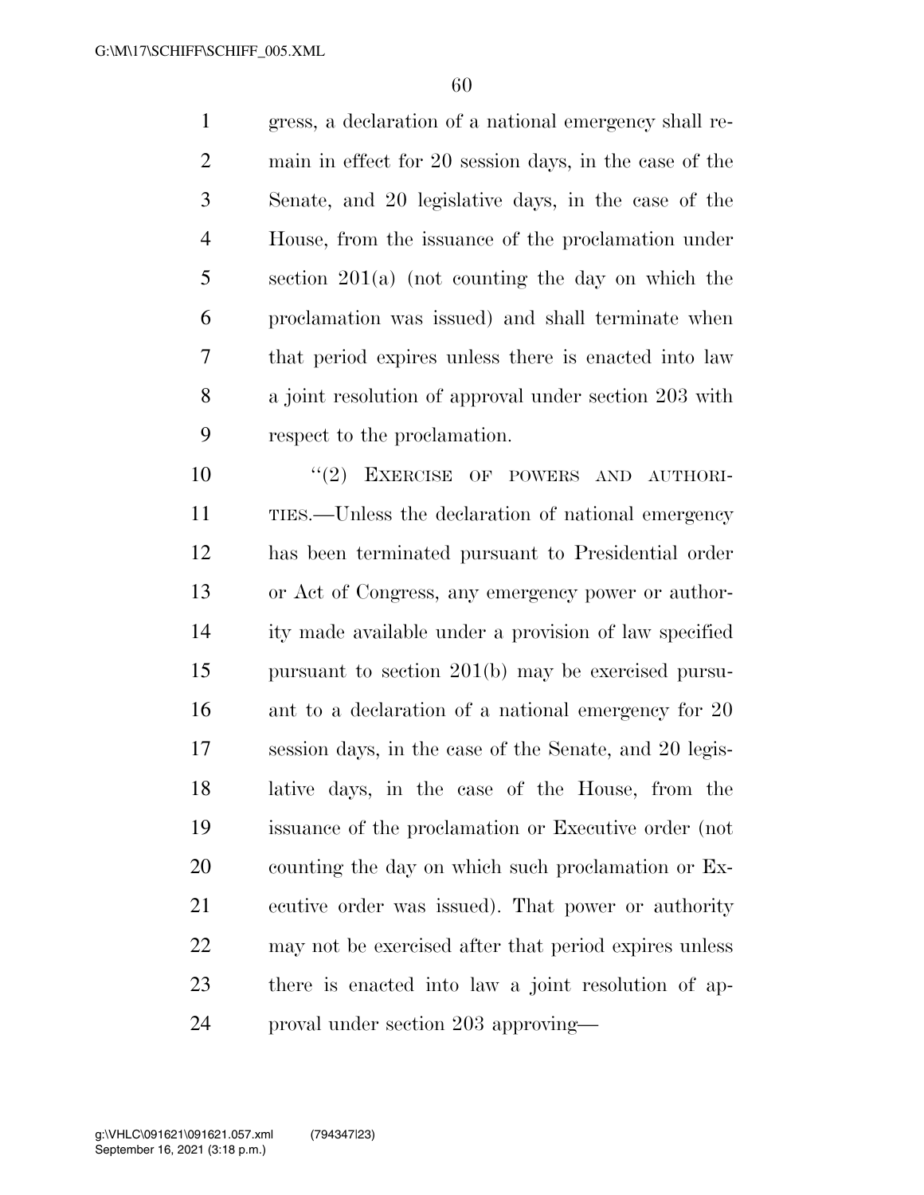gress, a declaration of a national emergency shall remain in effect for 20 session days, in the case of the Senate, and 20 legislative days, in the case of the House, from the issuance of the proclamation under section 201(a) (not counting the day on which the proclamation was issued) and shall terminate when that period expires unless there is enacted into law a joint resolution of approval under section 203 with respect to the proclamation.

"(2) EXERCISE OF POWERS AND AUTHORITIES.—Unless the declaration of national emergency has been terminated pursuant to Presidential order or Act of Congress, any emergency power or authority made available under a provision of law specified pursuant to section 201(b) may be exercised pursuant to a declaration of a national emergency for 20 session days, in the case of the Senate, and 20 legislative days, in the case of the House, from the issuance of the proclamation or Executive order (not counting the day on which such proclamation or Executive order was issued). That power or authority may not be exercised after that period expires unless there is enacted into law a joint resolution of approval under section 203 approving—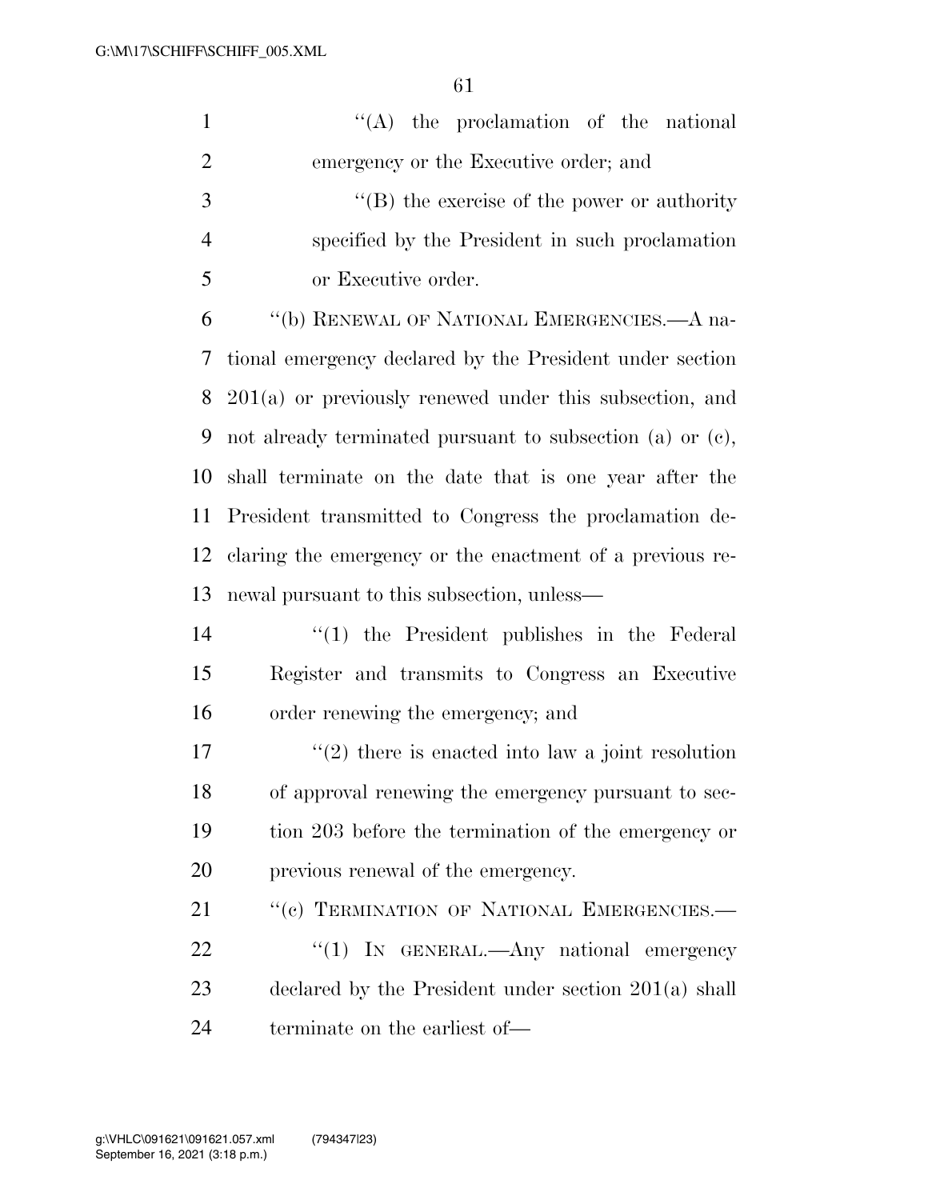''(A) the proclamation of the national emergency or the Executive order; and

''(B) the exercise of the power or authority specified by the President in such proclamation or Executive order.

''(b) RENEWAL OF NATIONAL EMERGENCIES.—A national emergency declared by the President under section 201(a) or previously renewed under this subsection, and not already terminated pursuant to subsection (a) or (c), shall terminate on the date that is one year after the President transmitted to Congress the proclamation declaring the emergency or the enactment of a previous renewal pursuant to this subsection, unless—

''(1) the President publishes in the Federal Register and transmits to Congress an Executive order renewing the emergency; and

''(2) there is enacted into law a joint resolution of approval renewing the emergency pursuant to section 203 before the termination of the emergency or previous renewal of the emergency.

''(c) TERMINATION OF NATIONAL EMERGENCIES.—

''(1) IN GENERAL.—Any national emergency declared by the President under section 201(a) shall terminate on the earliest of—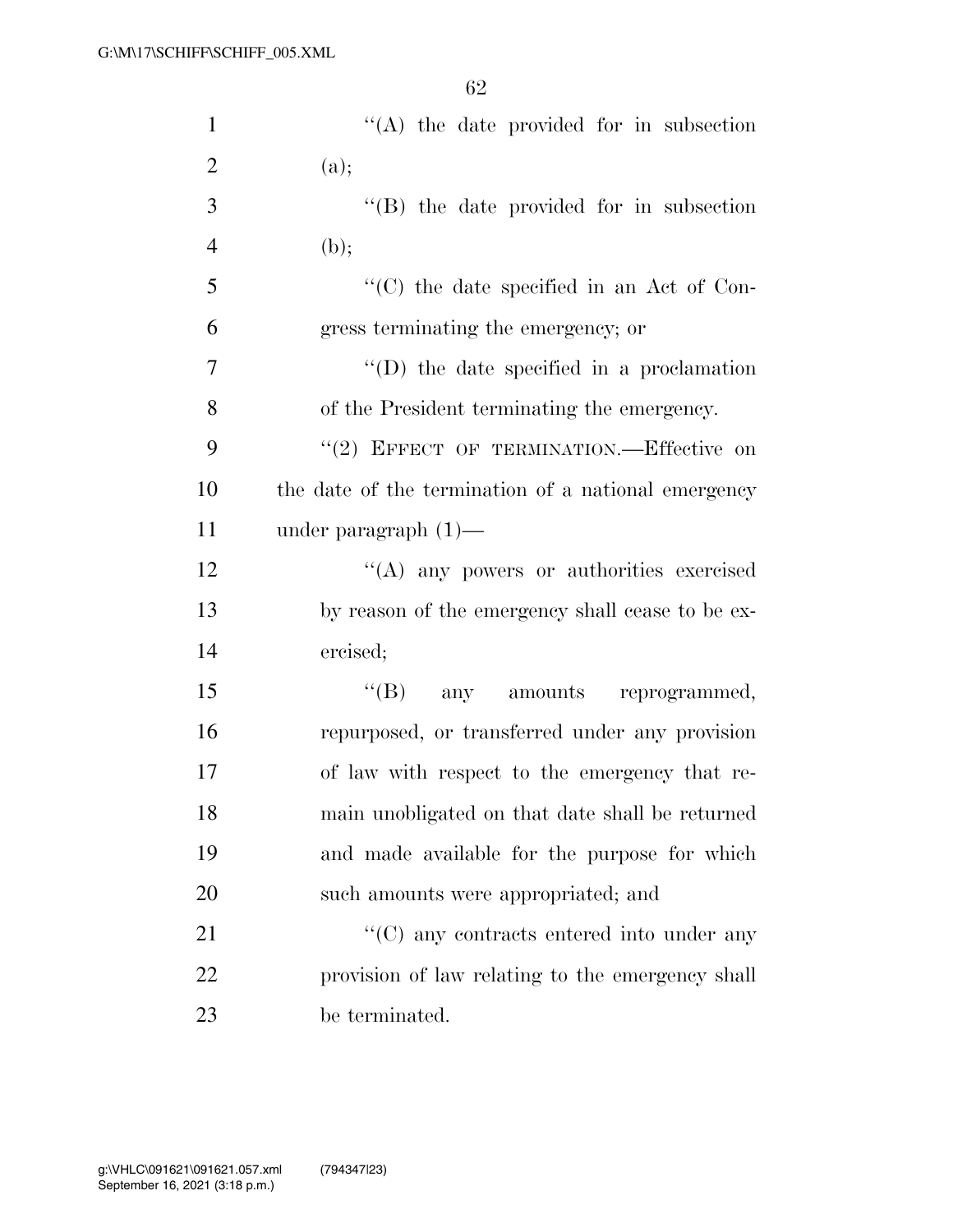''(A) the date provided for in subsection (a);

''(B) the date provided for in subsection (b);

''(C) the date specified in an Act of Congress terminating the emergency; or

''(D) the date specified in a proclamation of the President terminating the emergency.

''(2) EFFECT OF TERMINATION.—Effective on the date of the termination of a national emergency under paragraph (1)—

''(A) any powers or authorities exercised by reason of the emergency shall cease to be exercised;

''(B) any amounts reprogrammed, repurposed, or transferred under any provision of law with respect to the emergency that remain unobligated on that date shall be returned and made available for the purpose for which such amounts were appropriated; and

''(C) any contracts entered into under any provision of law relating to the emergency shall be terminated.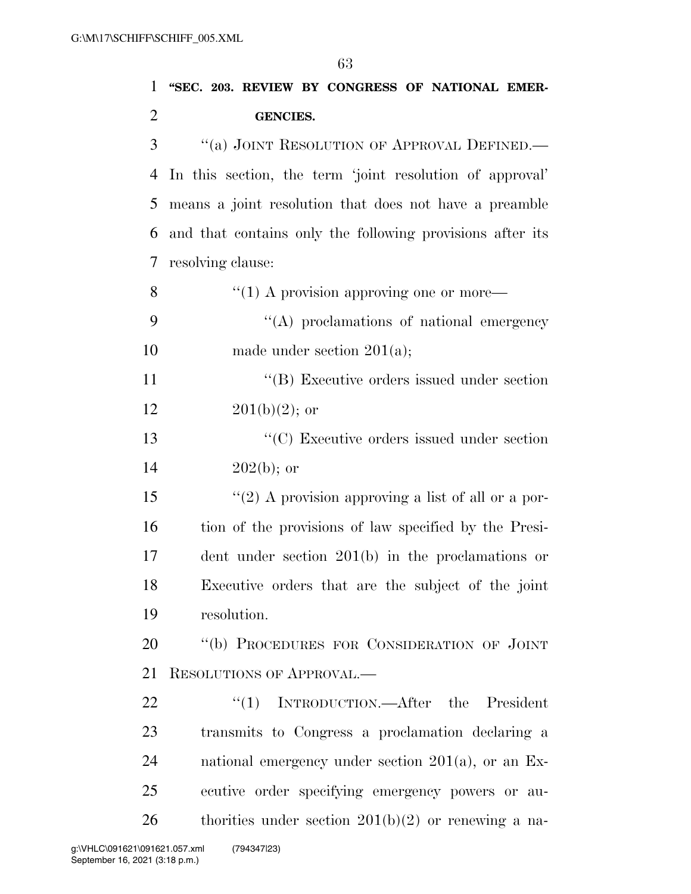**"SEC. 203. REVIEW BY CONGRESS OF NATIONAL EMERGENCIES.**

"(a) JOINT RESOLUTION OF APPROVAL DEFINED.—In this section, the term 'joint resolution of approval' means a joint resolution that does not have a preamble and that contains only the following provisions after its resolving clause:

"(1) A provision approving one or more—

"(A) proclamations of national emergency made under section 201(a);

"(B) Executive orders issued under section 201(b)(2); or

"(C) Executive orders issued under section 202(b); or

"(2) A provision approving a list of all or a portion of the provisions of law specified by the President under section 201(b) in the proclamations or Executive orders that are the subject of the joint resolution.

"(b) PROCEDURES FOR CONSIDERATION OF JOINT RESOLUTIONS OF APPROVAL.—

"(1) INTRODUCTION.—After the President transmits to Congress a proclamation declaring a national emergency under section 201(a), or an Executive order specifying emergency powers or authorities under section 201(b)(2) or renewing a na-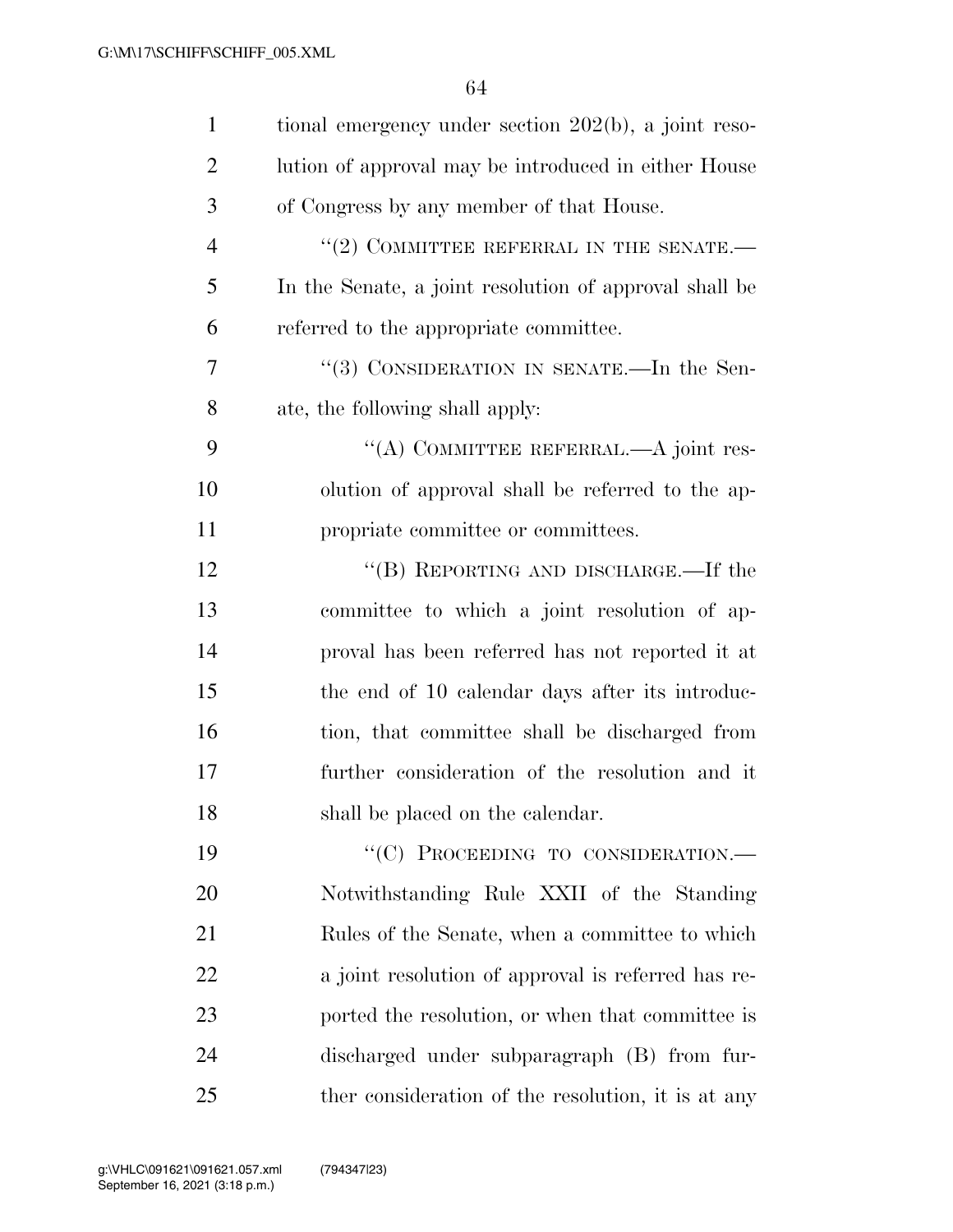tional emergency under section 202(b), a joint resolution of approval may be introduced in either House of Congress by any member of that House.

"(2) COMMITTEE REFERRAL IN THE SENATE.—In the Senate, a joint resolution of approval shall be referred to the appropriate committee.

"(3) CONSIDERATION IN SENATE.—In the Senate, the following shall apply:

"(A) COMMITTEE REFERRAL.—A joint resolution of approval shall be referred to the appropriate committee or committees.

"(B) REPORTING AND DISCHARGE.—If the committee to which a joint resolution of approval has been referred has not reported it at the end of 10 calendar days after its introduction, that committee shall be discharged from further consideration of the resolution and it shall be placed on the calendar.

"(C) PROCEEDING TO CONSIDERATION.—Notwithstanding Rule XXII of the Standing Rules of the Senate, when a committee to which a joint resolution of approval is referred has reported the resolution, or when that committee is discharged under subparagraph (B) from further consideration of the resolution, it is at any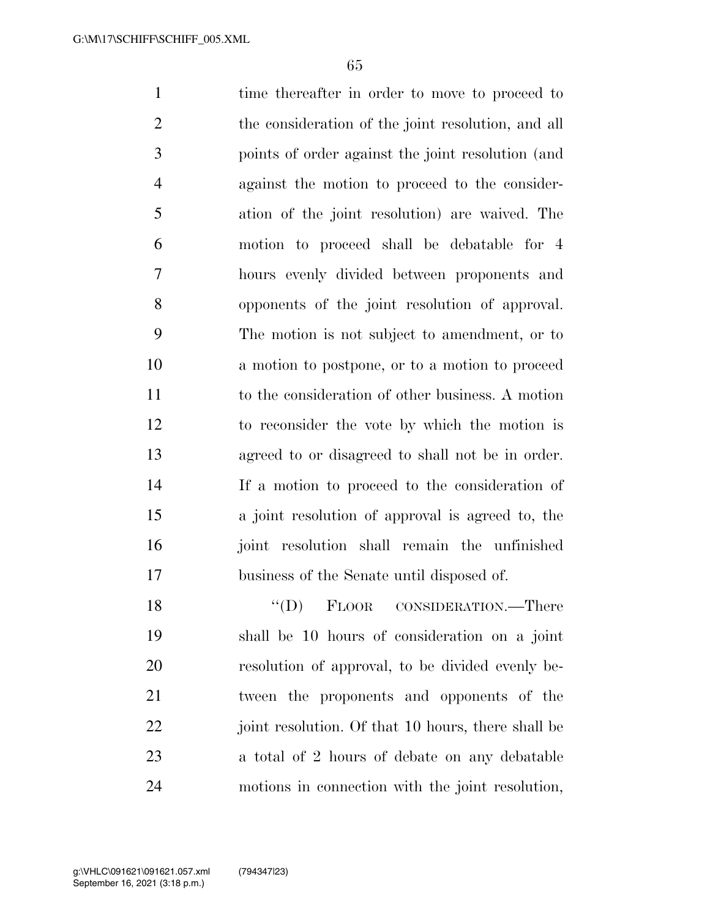time thereafter in order to move to proceed to the consideration of the joint resolution, and all points of order against the joint resolution (and against the motion to proceed to the consideration of the joint resolution) are waived. The motion to proceed shall be debatable for 4 hours evenly divided between proponents and opponents of the joint resolution of approval. The motion is not subject to amendment, or to a motion to postpone, or to a motion to proceed to the consideration of other business. A motion to reconsider the vote by which the motion is agreed to or disagreed to shall not be in order. If a motion to proceed to the consideration of a joint resolution of approval is agreed to, the joint resolution shall remain the unfinished business of the Senate until disposed of.

"(D) FLOOR CONSIDERATION.—There shall be 10 hours of consideration on a joint resolution of approval, to be divided evenly between the proponents and opponents of the joint resolution. Of that 10 hours, there shall be a total of 2 hours of debate on any debatable motions in connection with the joint resolution,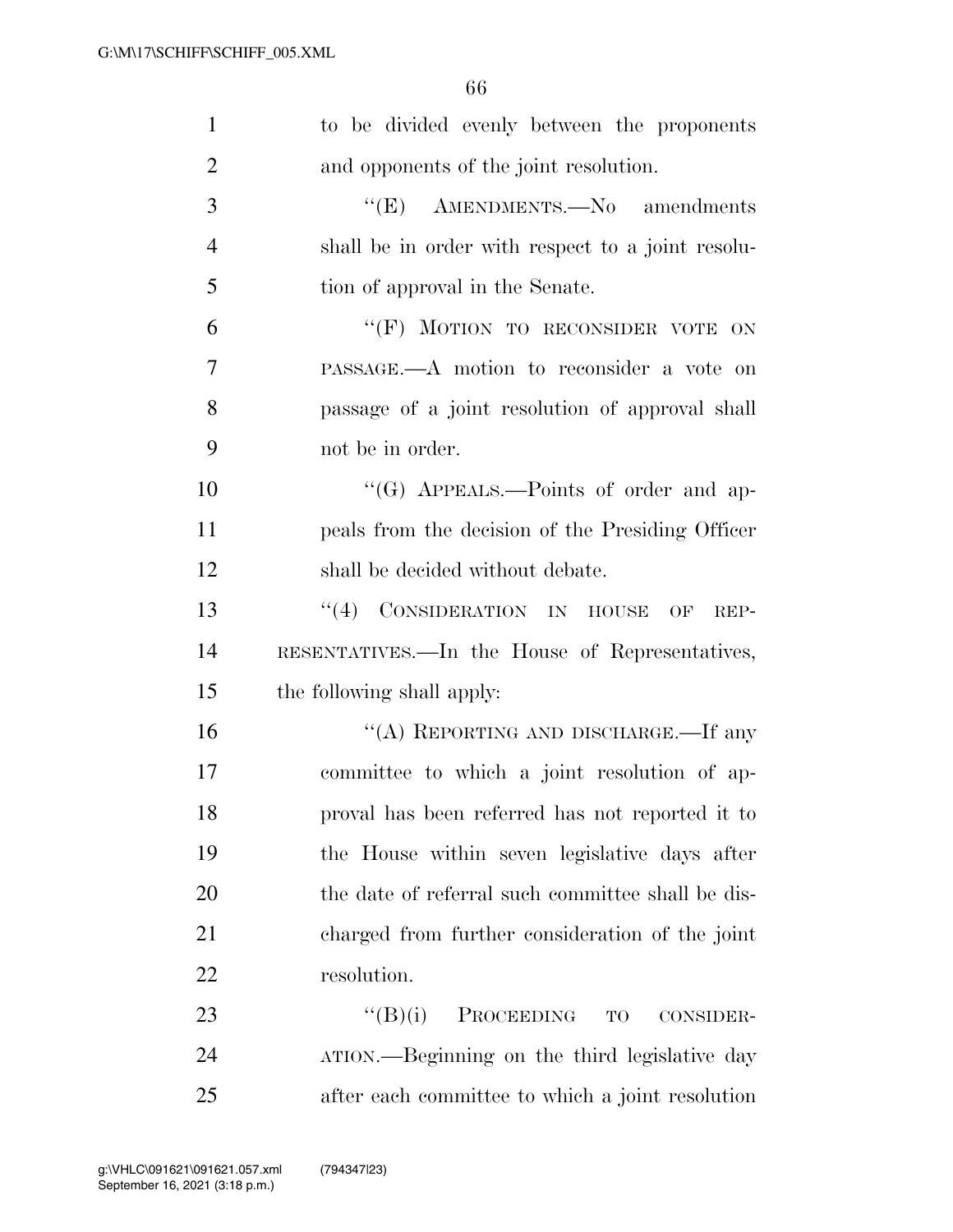to be divided evenly between the proponents and opponents of the joint resolution.

"(E) AMENDMENTS.—No amendments shall be in order with respect to a joint resolution of approval in the Senate.

"(F) MOTION TO RECONSIDER VOTE ON PASSAGE.—A motion to reconsider a vote on passage of a joint resolution of approval shall not be in order.

"(G) APPEALS.—Points of order and appeals from the decision of the Presiding Officer shall be decided without debate.

"(4) CONSIDERATION IN HOUSE OF REPRESENTATIVES.—In the House of Representatives, the following shall apply:

"(A) REPORTING AND DISCHARGE.—If any committee to which a joint resolution of approval has been referred has not reported it to the House within seven legislative days after the date of referral such committee shall be discharged from further consideration of the joint resolution.

"(B)(i) PROCEEDING TO CONSIDERATION.—Beginning on the third legislative day after each committee to which a joint resolution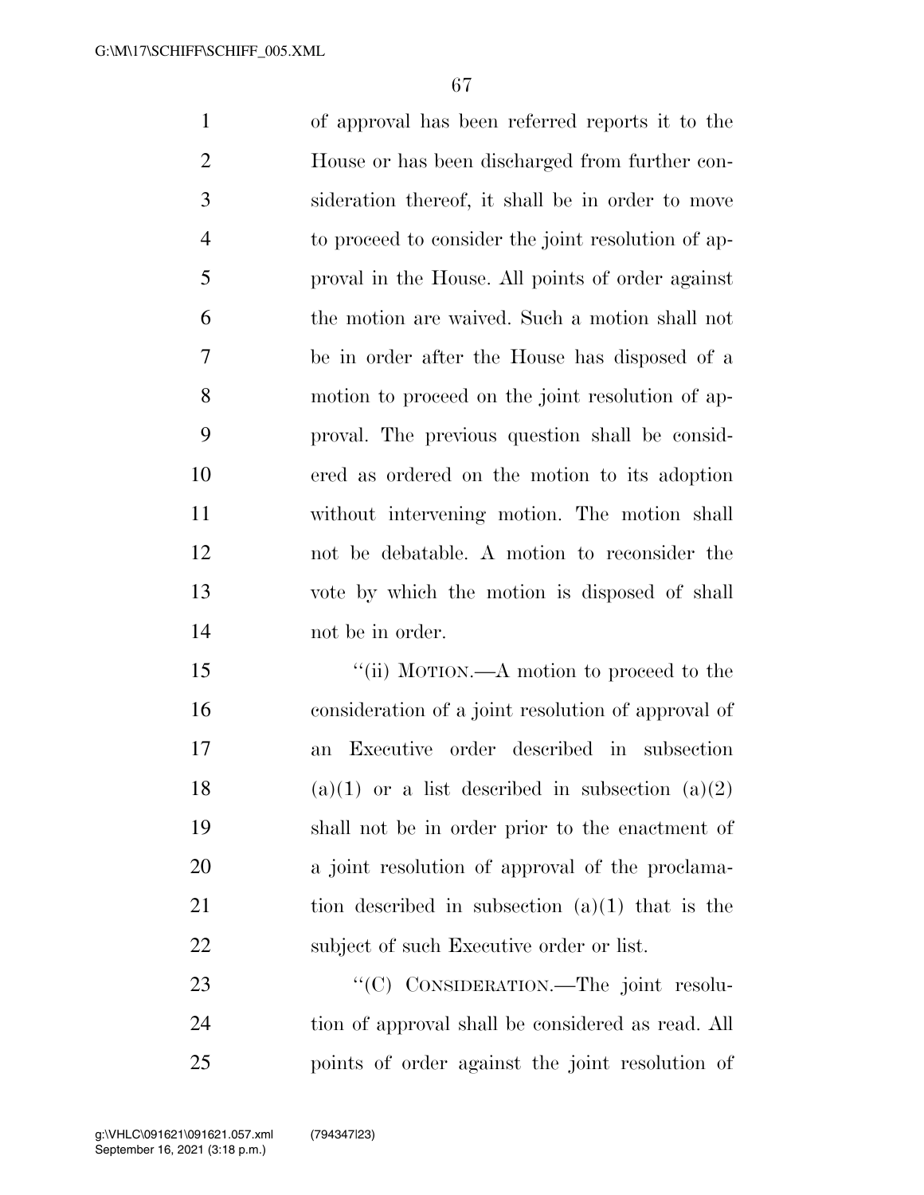of approval has been referred reports it to the House or has been discharged from further consideration thereof, it shall be in order to move to proceed to consider the joint resolution of approval in the House. All points of order against the motion are waived. Such a motion shall not be in order after the House has disposed of a motion to proceed on the joint resolution of approval. The previous question shall be considered as ordered on the motion to its adoption without intervening motion. The motion shall not be debatable. A motion to reconsider the vote by which the motion is disposed of shall not be in order.

"(ii) MOTION.—A motion to proceed to the consideration of a joint resolution of approval of an Executive order described in subsection (a)(1) or a list described in subsection (a)(2) shall not be in order prior to the enactment of a joint resolution of approval of the proclamation described in subsection (a)(1) that is the subject of such Executive order or list.

"(C) CONSIDERATION.—The joint resolution of approval shall be considered as read. All points of order against the joint resolution of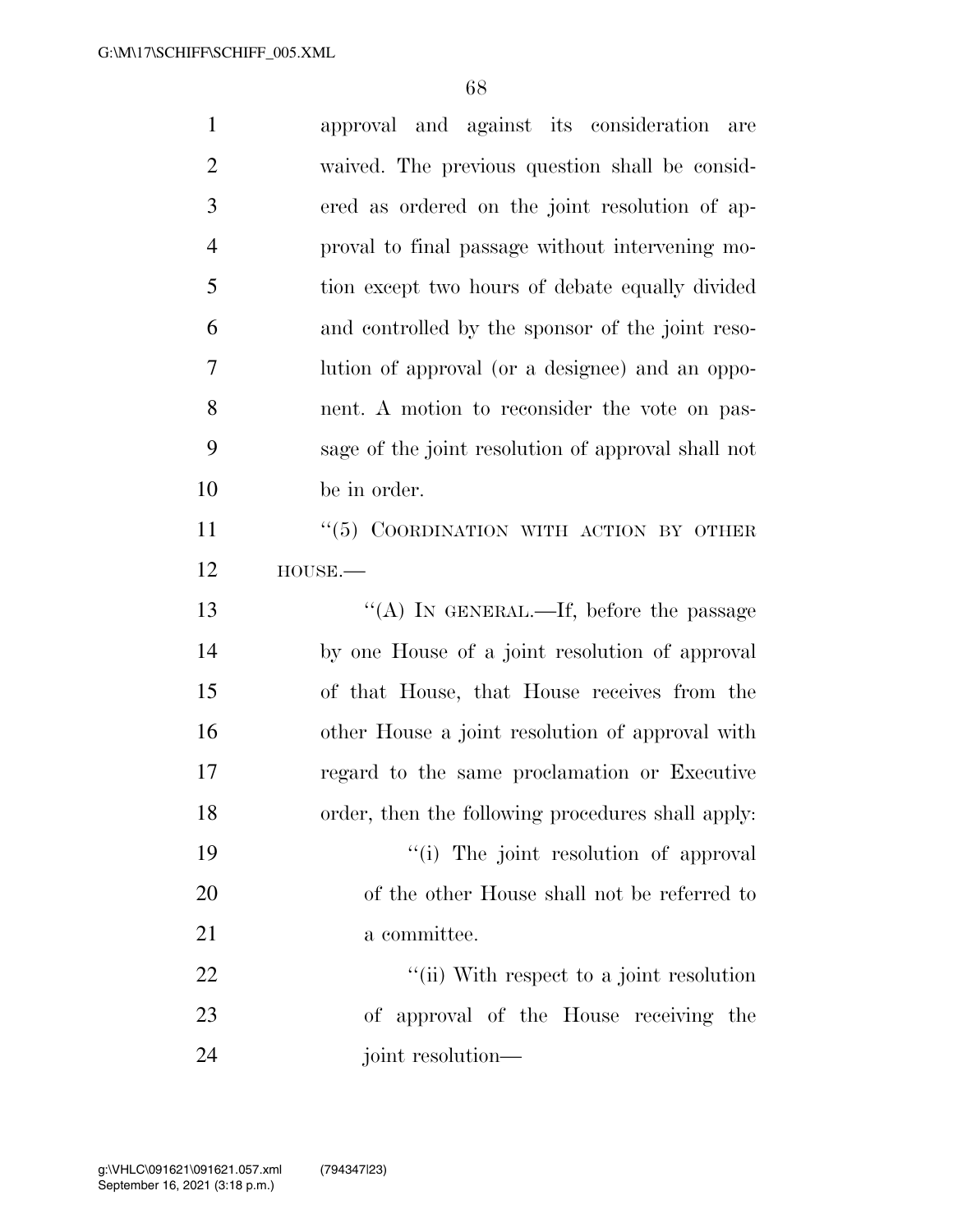approval and against its consideration are waived. The previous question shall be considered as ordered on the joint resolution of approval to final passage without intervening motion except two hours of debate equally divided and controlled by the sponsor of the joint resolution of approval (or a designee) and an opponent. A motion to reconsider the vote on passage of the joint resolution of approval shall not be in order.

"(5) COORDINATION WITH ACTION BY OTHER HOUSE.—

"(A) IN GENERAL.—If, before the passage by one House of a joint resolution of approval of that House, that House receives from the other House a joint resolution of approval with regard to the same proclamation or Executive order, then the following procedures shall apply:

"(i) The joint resolution of approval of the other House shall not be referred to a committee.

"(ii) With respect to a joint resolution of approval of the House receiving the joint resolution—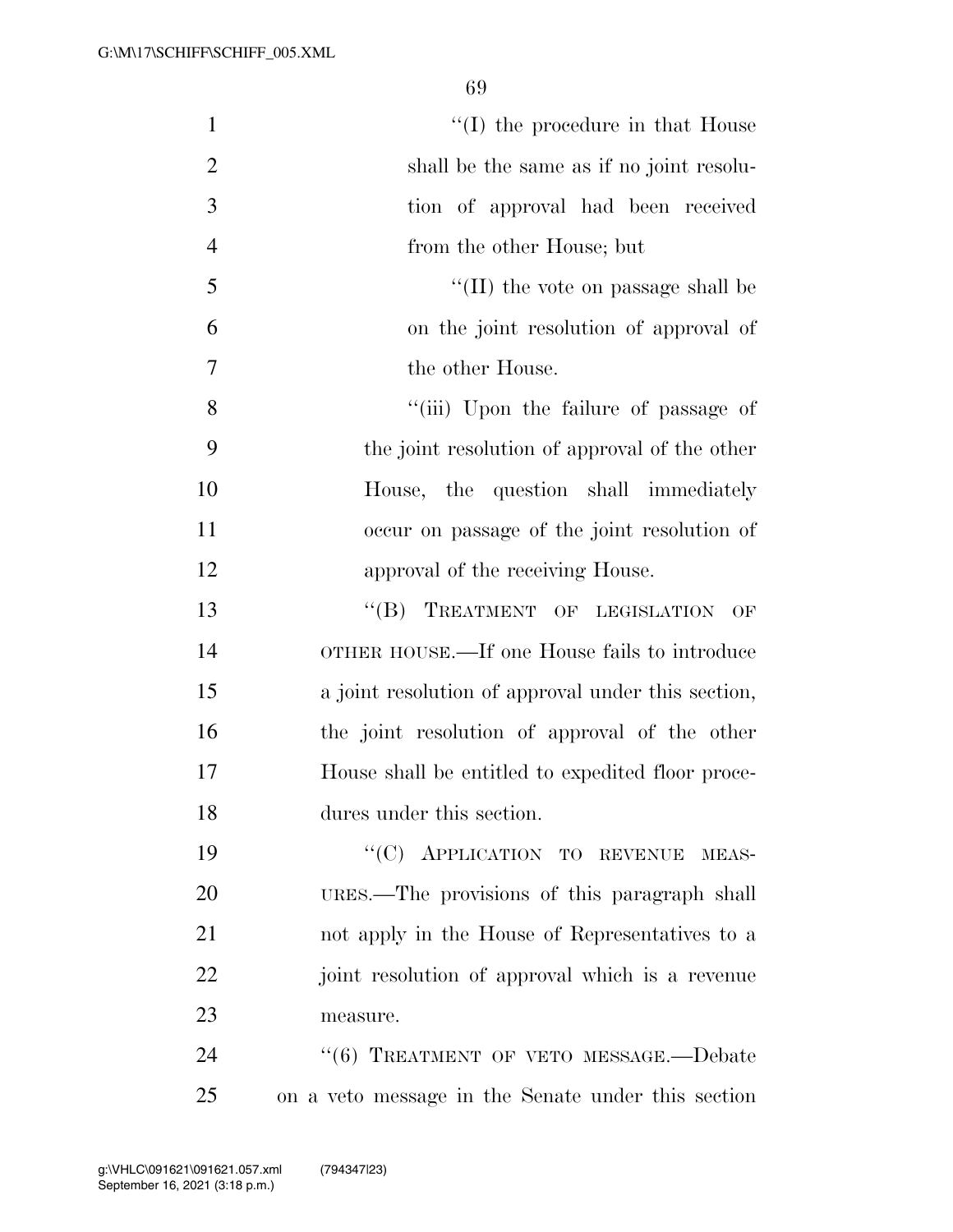''(I) the procedure in that House shall be the same as if no joint resolution of approval had been received from the other House; but

''(II) the vote on passage shall be on the joint resolution of approval of the other House.

''(iii) Upon the failure of passage of the joint resolution of approval of the other House, the question shall immediately occur on passage of the joint resolution of approval of the receiving House.

''(B) TREATMENT OF LEGISLATION OF OTHER HOUSE.—If one House fails to introduce a joint resolution of approval under this section, the joint resolution of approval of the other House shall be entitled to expedited floor procedures under this section.

''(C) APPLICATION TO REVENUE MEASURES.—The provisions of this paragraph shall not apply in the House of Representatives to a joint resolution of approval which is a revenue measure.

''(6) TREATMENT OF VETO MESSAGE.—Debate on a veto message in the Senate under this section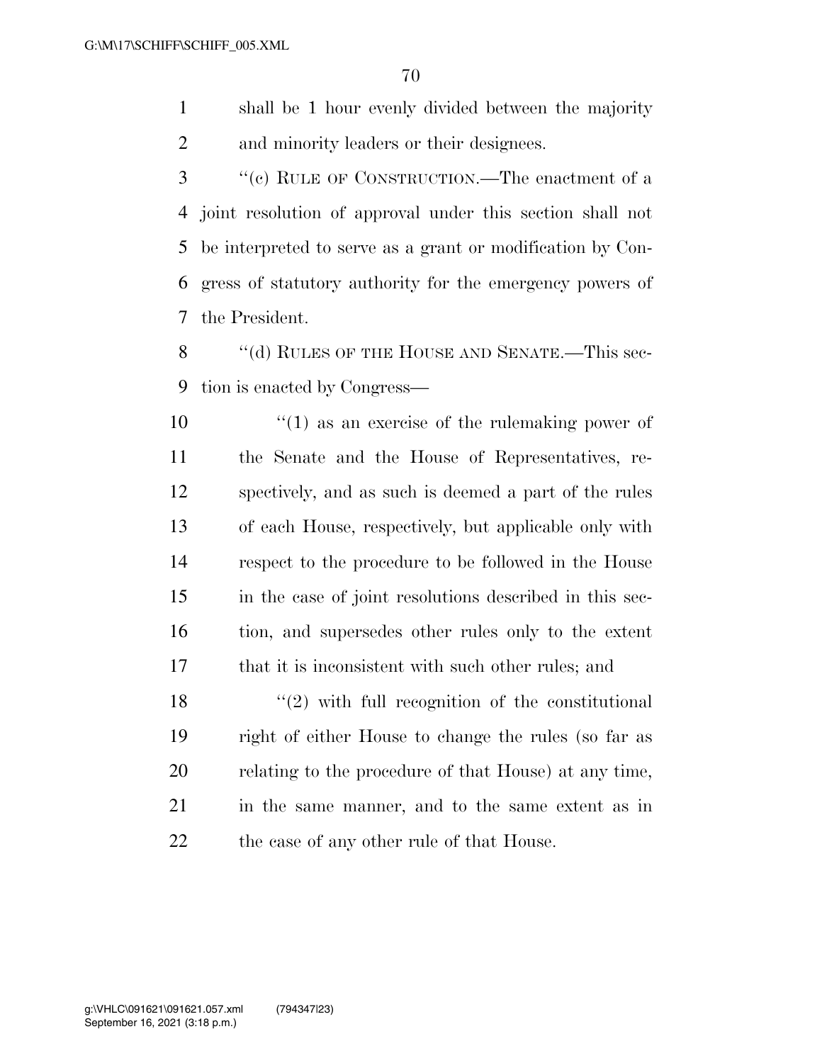shall be 1 hour evenly divided between the majority and minority leaders or their designees.

"(c) RULE OF CONSTRUCTION.—The enactment of a joint resolution of approval under this section shall not be interpreted to serve as a grant or modification by Congress of statutory authority for the emergency powers of the President.

"(d) RULES OF THE HOUSE AND SENATE.—This section is enacted by Congress—

"(1) as an exercise of the rulemaking power of the Senate and the House of Representatives, respectively, and as such is deemed a part of the rules of each House, respectively, but applicable only with respect to the procedure to be followed in the House in the case of joint resolutions described in this section, and supersedes other rules only to the extent that it is inconsistent with such other rules; and

"(2) with full recognition of the constitutional right of either House to change the rules (so far as relating to the procedure of that House) at any time, in the same manner, and to the same extent as in the case of any other rule of that House.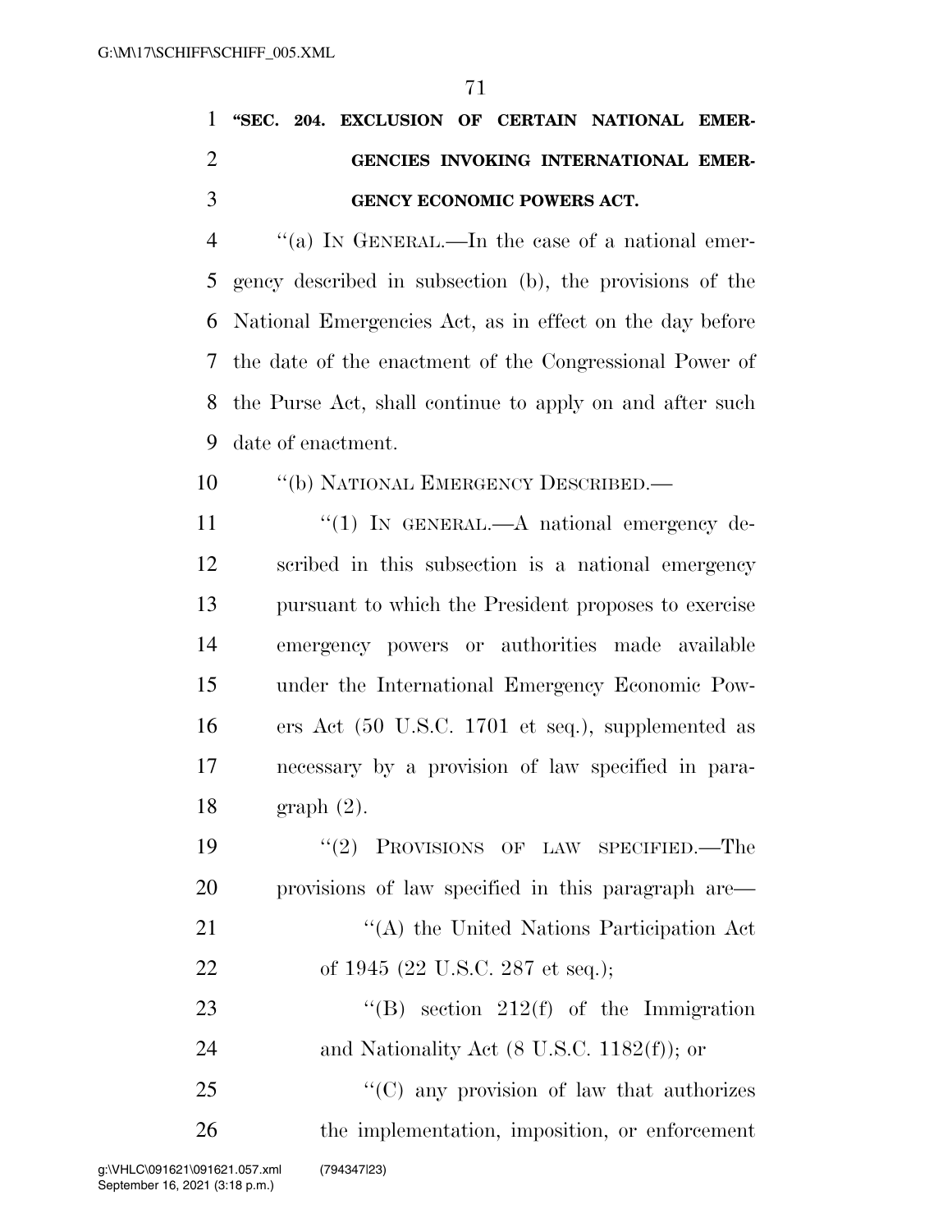**"SEC. 204. EXCLUSION OF CERTAIN NATIONAL EMERGENCIES INVOKING INTERNATIONAL EMERGENCY ECONOMIC POWERS ACT.**

"(a) IN GENERAL.—In the case of a national emergency described in subsection (b), the provisions of the National Emergencies Act, as in effect on the day before the date of the enactment of the Congressional Power of the Purse Act, shall continue to apply on and after such date of enactment.

"(b) NATIONAL EMERGENCY DESCRIBED.—

"(1) IN GENERAL.—A national emergency described in this subsection is a national emergency pursuant to which the President proposes to exercise emergency powers or authorities made available under the International Emergency Economic Powers Act (50 U.S.C. 1701 et seq.), supplemented as necessary by a provision of law specified in paragraph (2).

"(2) PROVISIONS OF LAW SPECIFIED.—The provisions of law specified in this paragraph are—

"(A) the United Nations Participation Act of 1945 (22 U.S.C. 287 et seq.);

"(B) section 212(f) of the Immigration and Nationality Act (8 U.S.C. 1182(f)); or

"(C) any provision of law that authorizes the implementation, imposition, or enforcement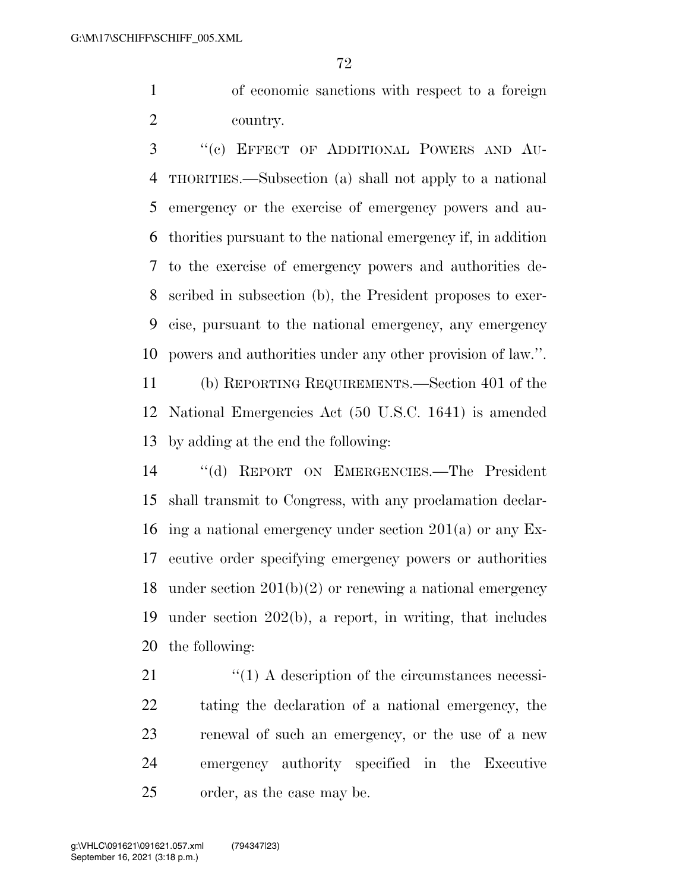of economic sanctions with respect to a foreign country.

"(c) EFFECT OF ADDITIONAL POWERS AND AUTHORITIES.—Subsection (a) shall not apply to a national emergency or the exercise of emergency powers and authorities pursuant to the national emergency if, in addition to the exercise of emergency powers and authorities described in subsection (b), the President proposes to exercise, pursuant to the national emergency, any emergency powers and authorities under any other provision of law.".

(b) REPORTING REQUIREMENTS.—Section 401 of the National Emergencies Act (50 U.S.C. 1641) is amended by adding at the end the following:

"(d) REPORT ON EMERGENCIES.—The President shall transmit to Congress, with any proclamation declaring a national emergency under section 201(a) or any Executive order specifying emergency powers or authorities under section 201(b)(2) or renewing a national emergency under section 202(b), a report, in writing, that includes the following:

"(1) A description of the circumstances necessitating the declaration of a national emergency, the renewal of such an emergency, or the use of a new emergency authority specified in the Executive order, as the case may be.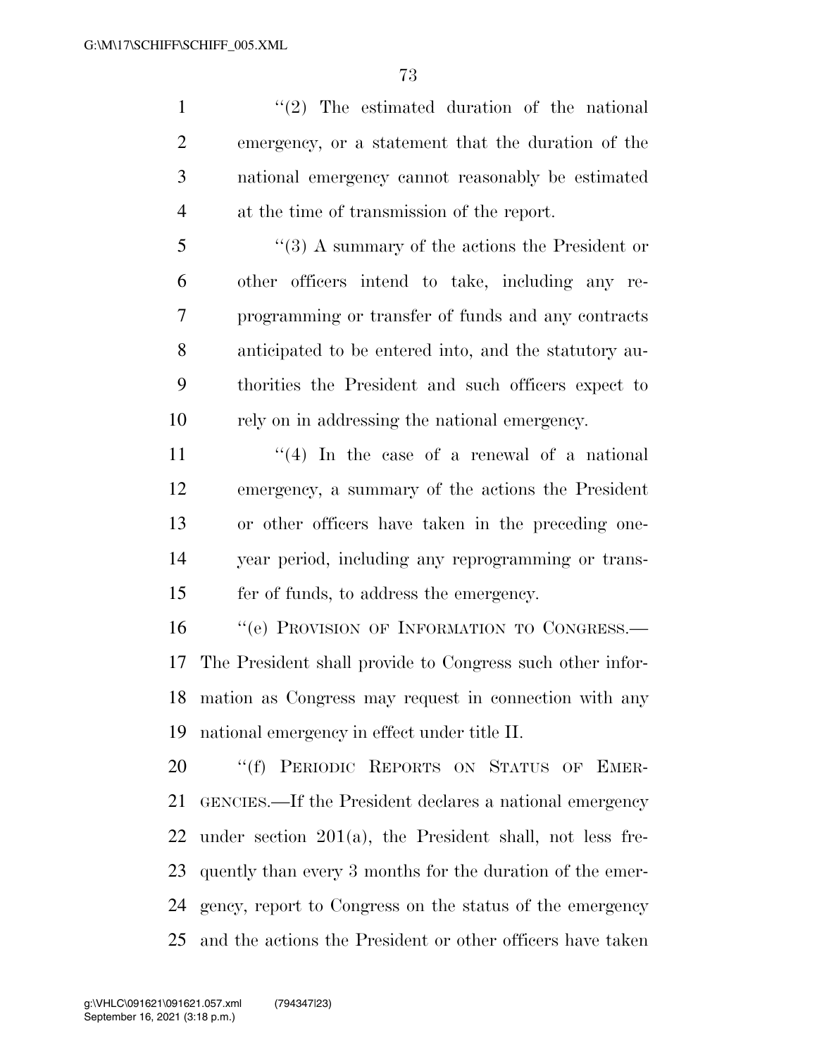"(2) The estimated duration of the national emergency, or a statement that the duration of the national emergency cannot reasonably be estimated at the time of transmission of the report.

"(3) A summary of the actions the President or other officers intend to take, including any reprogramming or transfer of funds and any contracts anticipated to be entered into, and the statutory authorities the President and such officers expect to rely on in addressing the national emergency.

"(4) In the case of a renewal of a national emergency, a summary of the actions the President or other officers have taken in the preceding one-year period, including any reprogramming or transfer of funds, to address the emergency.

"(e) PROVISION OF INFORMATION TO CONGRESS.—The President shall provide to Congress such other information as Congress may request in connection with any national emergency in effect under title II.

"(f) PERIODIC REPORTS ON STATUS OF EMERGENCIES.—If the President declares a national emergency under section 201(a), the President shall, not less frequently than every 3 months for the duration of the emergency, report to Congress on the status of the emergency and the actions the President or other officers have taken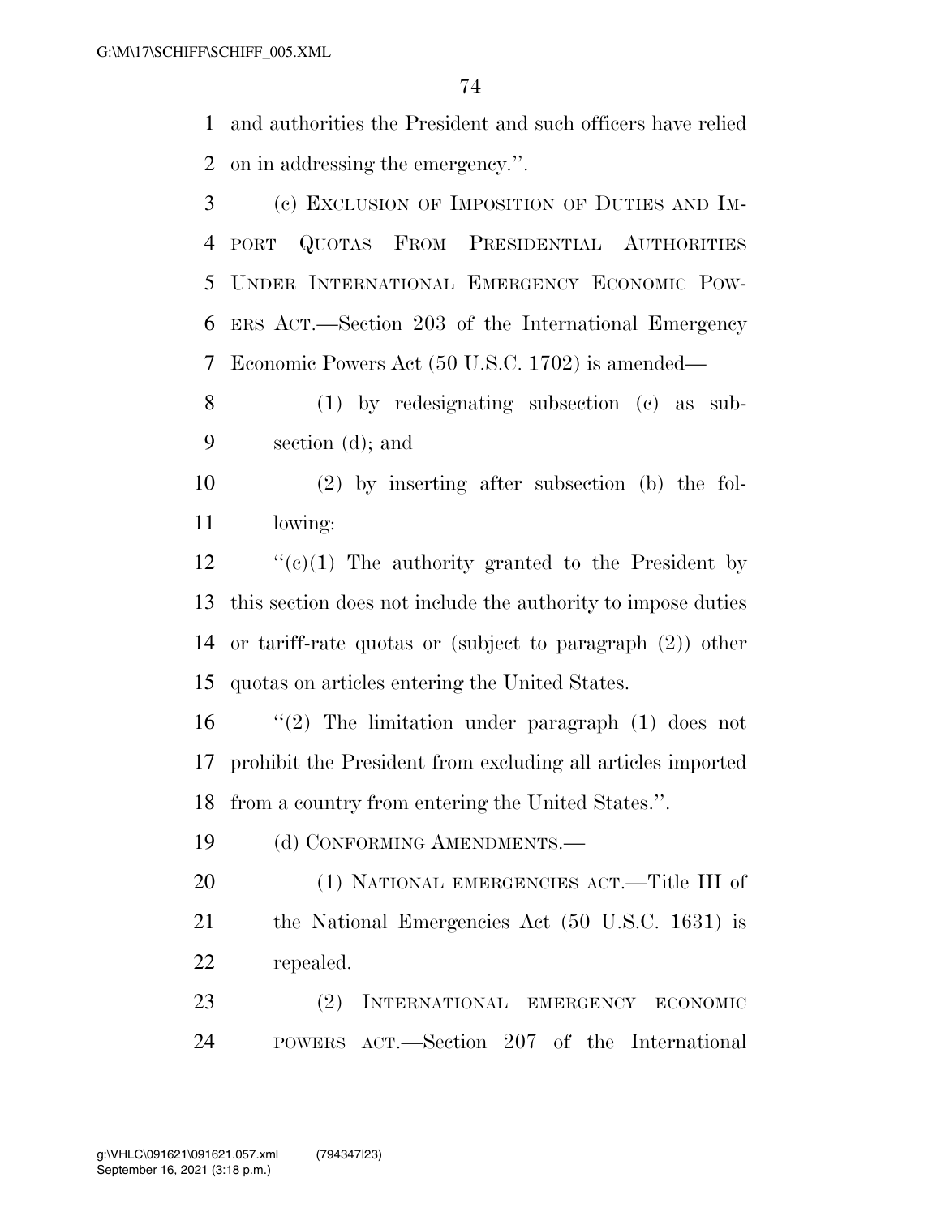and authorities the President and such officers have relied on in addressing the emergency.''.

(c) EXCLUSION OF IMPOSITION OF DUTIES AND IMPORT QUOTAS FROM PRESIDENTIAL AUTHORITIES UNDER INTERNATIONAL EMERGENCY ECONOMIC POWERS ACT.—Section 203 of the International Emergency Economic Powers Act (50 U.S.C. 1702) is amended—

(1) by redesignating subsection (c) as subsection (d); and

(2) by inserting after subsection (b) the following:

''(c)(1) The authority granted to the President by this section does not include the authority to impose duties or tariff-rate quotas or (subject to paragraph (2)) other quotas on articles entering the United States.

''(2) The limitation under paragraph (1) does not prohibit the President from excluding all articles imported from a country from entering the United States.''.

(d) CONFORMING AMENDMENTS.—

(1) NATIONAL EMERGENCIES ACT.—Title III of the National Emergencies Act (50 U.S.C. 1631) is repealed.

(2) INTERNATIONAL EMERGENCY ECONOMIC POWERS ACT.—Section 207 of the International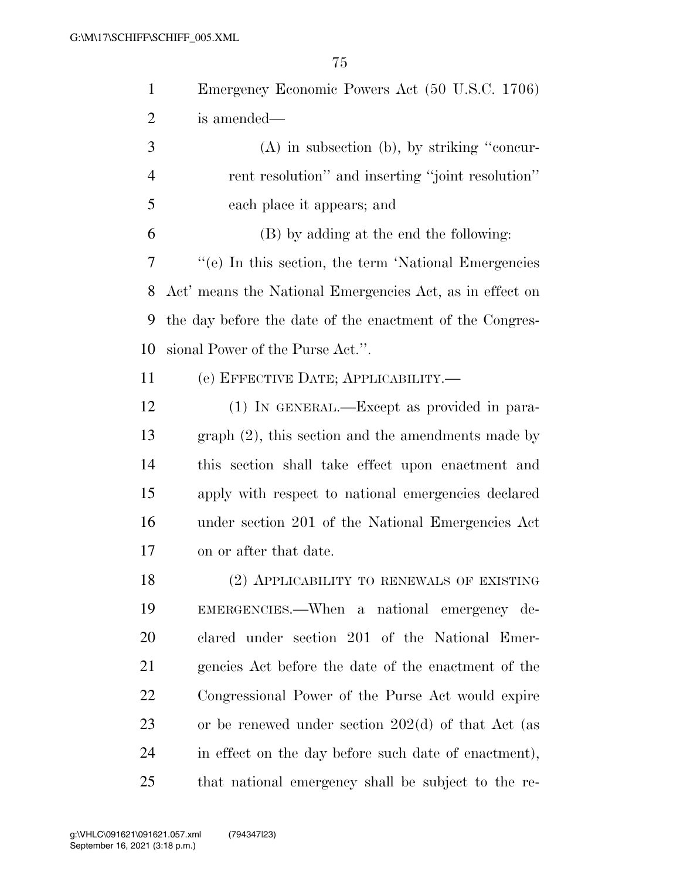Emergency Economic Powers Act (50 U.S.C. 1706) is amended—

(A) in subsection (b), by striking "concurrent resolution" and inserting "joint resolution" each place it appears; and

(B) by adding at the end the following:

"(e) In this section, the term 'National Emergencies Act' means the National Emergencies Act, as in effect on the day before the date of the enactment of the Congressional Power of the Purse Act.".

(e) EFFECTIVE DATE; APPLICABILITY.—

(1) IN GENERAL.—Except as provided in paragraph (2), this section and the amendments made by this section shall take effect upon enactment and apply with respect to national emergencies declared under section 201 of the National Emergencies Act on or after that date.

(2) APPLICABILITY TO RENEWALS OF EXISTING EMERGENCIES.—When a national emergency declared under section 201 of the National Emergencies Act before the date of the enactment of the Congressional Power of the Purse Act would expire or be renewed under section 202(d) of that Act (as in effect on the day before such date of enactment), that national emergency shall be subject to the re-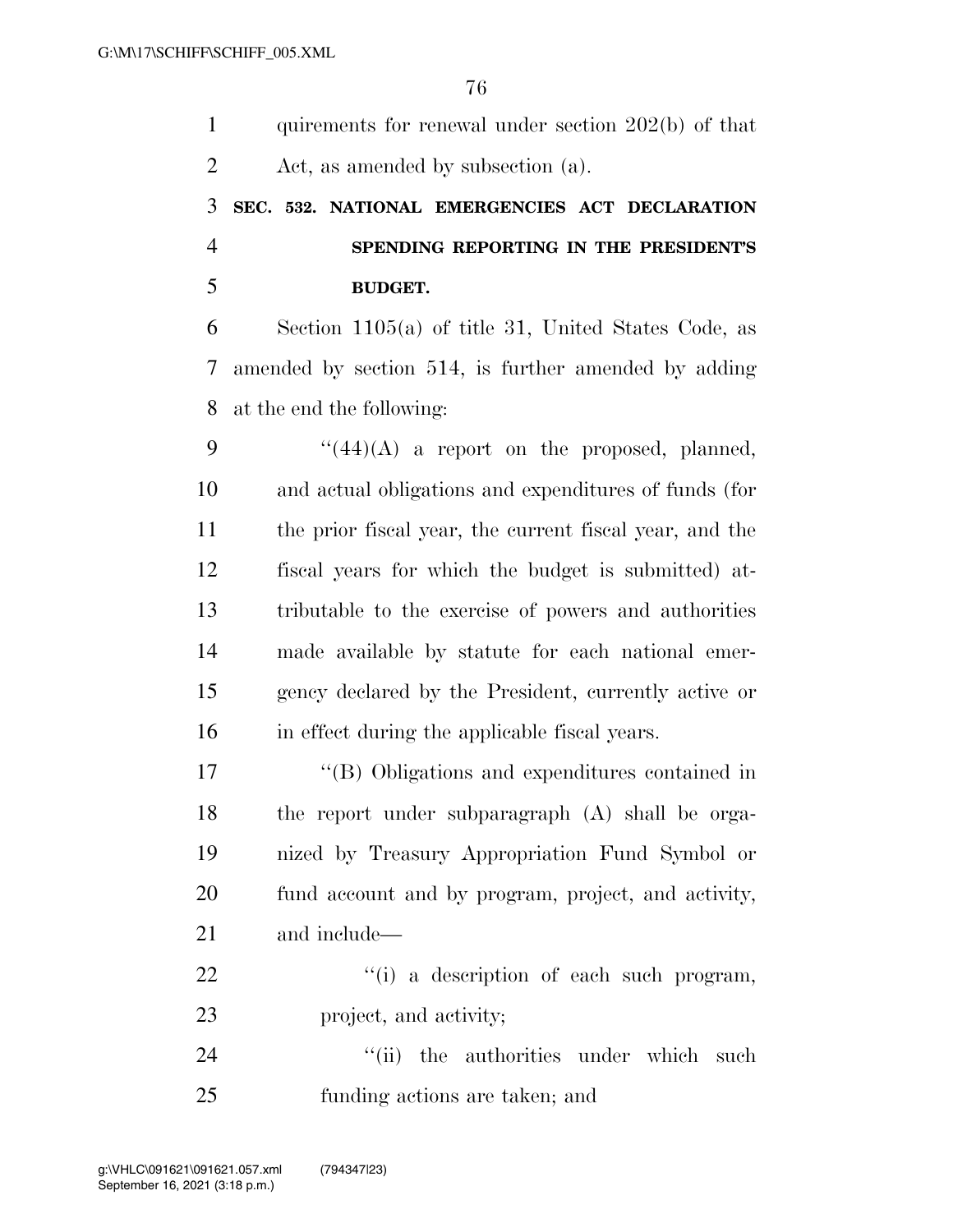quirements for renewal under section 202(b) of that Act, as amended by subsection (a).

### SEC. 532. NATIONAL EMERGENCIES ACT DECLARATION SPENDING REPORTING IN THE PRESIDENT'S BUDGET.

Section 1105(a) of title 31, United States Code, as amended by section 514, is further amended by adding at the end the following:

"(44)(A) a report on the proposed, planned, and actual obligations and expenditures of funds (for the prior fiscal year, the current fiscal year, and the fiscal years for which the budget is submitted) attributable to the exercise of powers and authorities made available by statute for each national emergency declared by the President, currently active or in effect during the applicable fiscal years.

"(B) Obligations and expenditures contained in the report under subparagraph (A) shall be organized by Treasury Appropriation Fund Symbol or fund account and by program, project, and activity, and include—

"(i) a description of each such program, project, and activity;

"(ii) the authorities under which such funding actions are taken; and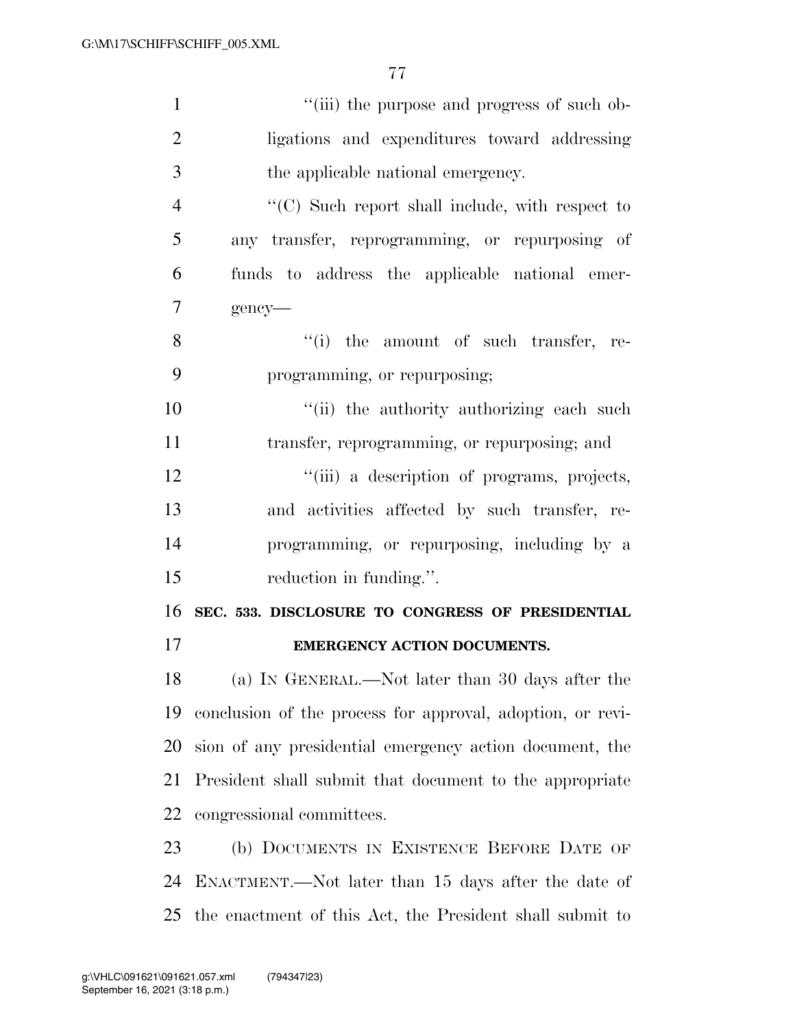"(iii) the purpose and progress of such obligations and expenditures toward addressing the applicable national emergency.

"(C) Such report shall include, with respect to any transfer, reprogramming, or repurposing of funds to address the applicable national emergency—

"(i) the amount of such transfer, reprogramming, or repurposing;

"(ii) the authority authorizing each such transfer, reprogramming, or repurposing; and

"(iii) a description of programs, projects, and activities affected by such transfer, reprogramming, or repurposing, including by a reduction in funding.".

**SEC. 533. DISCLOSURE TO CONGRESS OF PRESIDENTIAL EMERGENCY ACTION DOCUMENTS.**

(a) IN GENERAL.—Not later than 30 days after the conclusion of the process for approval, adoption, or revision of any presidential emergency action document, the President shall submit that document to the appropriate congressional committees.

(b) DOCUMENTS IN EXISTENCE BEFORE DATE OF ENACTMENT.—Not later than 15 days after the date of the enactment of this Act, the President shall submit to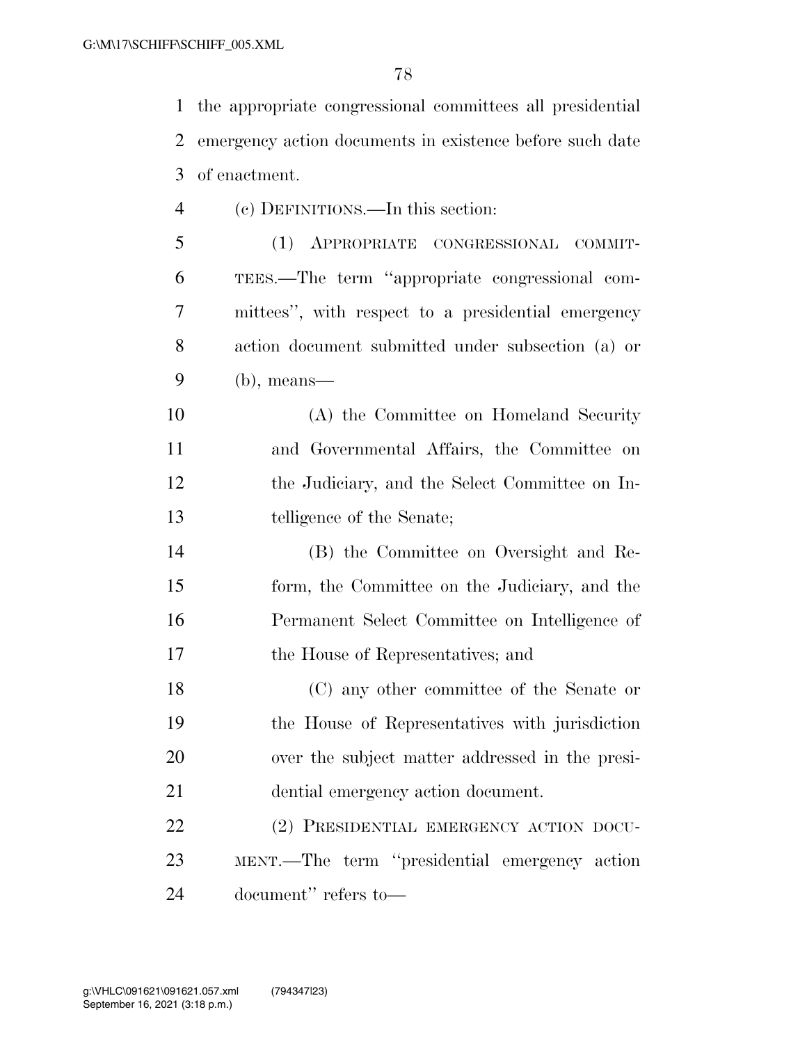the appropriate congressional committees all presidential emergency action documents in existence before such date of enactment.

(c) DEFINITIONS.—In this section:

(1) APPROPRIATE CONGRESSIONAL COMMITTEES.—The term ''appropriate congressional committees'', with respect to a presidential emergency action document submitted under subsection (a) or (b), means—

(A) the Committee on Homeland Security and Governmental Affairs, the Committee on the Judiciary, and the Select Committee on Intelligence of the Senate;

(B) the Committee on Oversight and Reform, the Committee on the Judiciary, and the Permanent Select Committee on Intelligence of the House of Representatives; and

(C) any other committee of the Senate or the House of Representatives with jurisdiction over the subject matter addressed in the presidential emergency action document.

(2) PRESIDENTIAL EMERGENCY ACTION DOCUMENT.—The term ''presidential emergency action document'' refers to—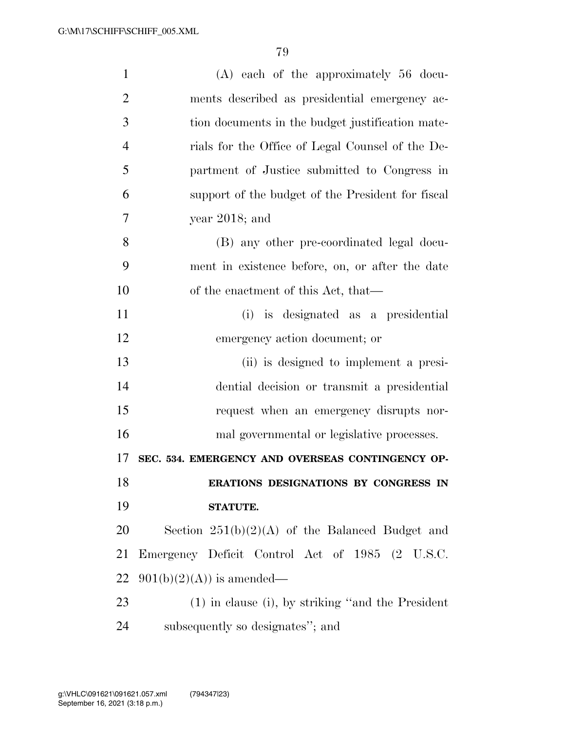(A) each of the approximately 56 documents described as presidential emergency action documents in the budget justification materials for the Office of Legal Counsel of the Department of Justice submitted to Congress in support of the budget of the President for fiscal year 2018; and

(B) any other pre-coordinated legal document in existence before, on, or after the date of the enactment of this Act, that—

(i) is designated as a presidential emergency action document; or

(ii) is designed to implement a presidential decision or transmit a presidential request when an emergency disrupts normal governmental or legislative processes.

**SEC. 534. EMERGENCY AND OVERSEAS CONTINGENCY OPERATIONS DESIGNATIONS BY CONGRESS IN STATUTE.**

Section 251(b)(2)(A) of the Balanced Budget and Emergency Deficit Control Act of 1985 (2 U.S.C. 901(b)(2)(A)) is amended—

(1) in clause (i), by striking "and the President subsequently so designates"; and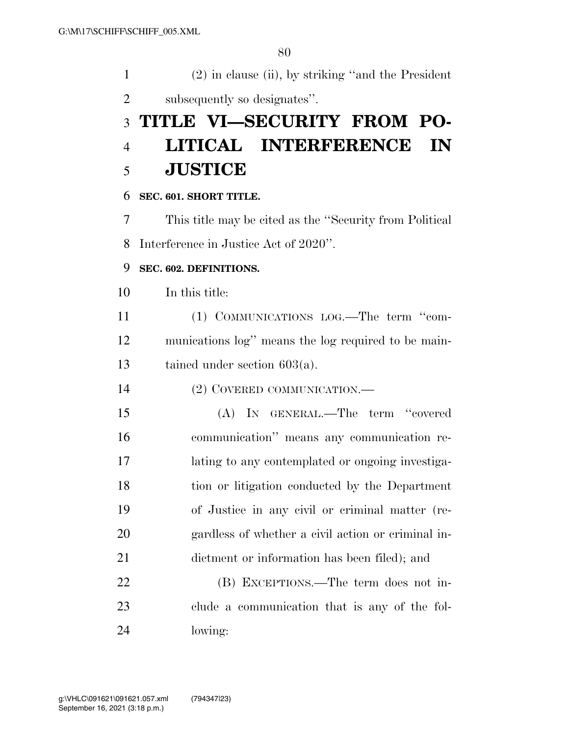(2) in clause (ii), by striking "and the President subsequently so designates".

# TITLE VI—SECURITY FROM POLITICAL INTERFERENCE IN JUSTICE

### SEC. 601. SHORT TITLE.

This title may be cited as the "Security from Political Interference in Justice Act of 2020".

### SEC. 602. DEFINITIONS.

In this title:

(1) COMMUNICATIONS LOG.—The term "communications log" means the log required to be maintained under section 603(a).

(2) COVERED COMMUNICATION.—

(A) IN GENERAL.—The term "covered communication" means any communication relating to any contemplated or ongoing investigation or litigation conducted by the Department of Justice in any civil or criminal matter (regardless of whether a civil action or criminal indictment or information has been filed); and

(B) EXCEPTIONS.—The term does not include a communication that is any of the following: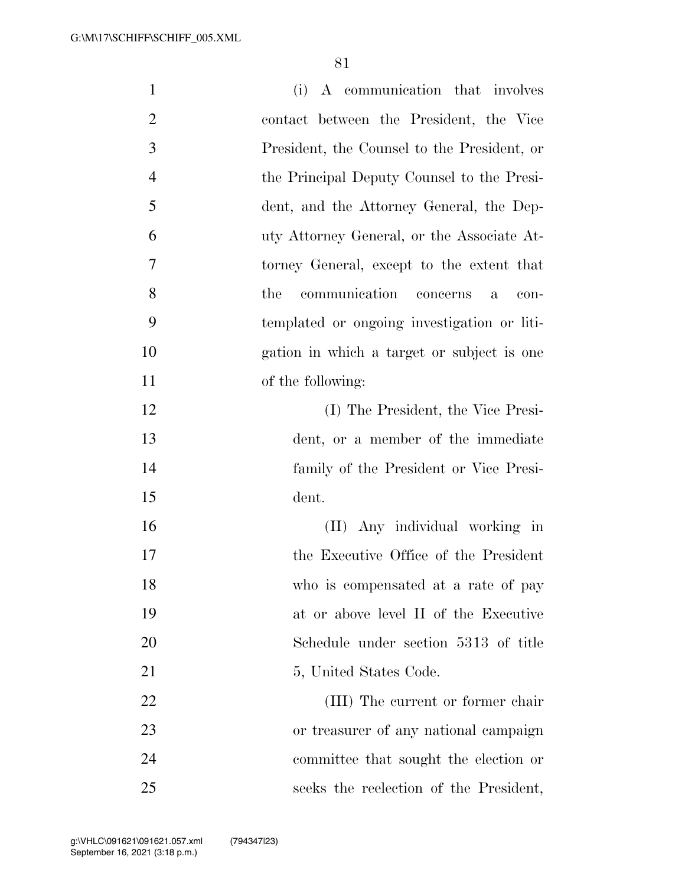(i) A communication that involves contact between the President, the Vice President, the Counsel to the President, or the Principal Deputy Counsel to the President, and the Attorney General, the Deputy Attorney General, or the Associate Attorney General, except to the extent that the communication concerns a contemplated or ongoing investigation or litigation in which a target or subject is one of the following:

(I) The President, the Vice President, or a member of the immediate family of the President or Vice President.

(II) Any individual working in the Executive Office of the President who is compensated at a rate of pay at or above level II of the Executive Schedule under section 5313 of title 5, United States Code.

(III) The current or former chair or treasurer of any national campaign committee that sought the election or seeks the reelection of the President,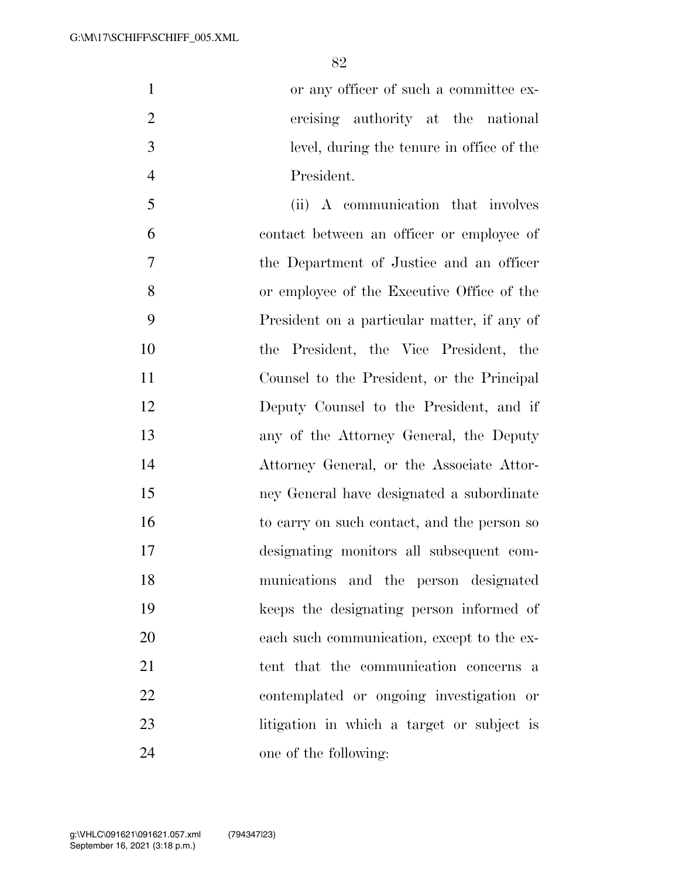or any officer of such a committee exercising authority at the national level, during the tenure in office of the President.

(ii) A communication that involves contact between an officer or employee of the Department of Justice and an officer or employee of the Executive Office of the President on a particular matter, if any of the President, the Vice President, the Counsel to the President, or the Principal Deputy Counsel to the President, and if any of the Attorney General, the Deputy Attorney General, or the Associate Attorney General have designated a subordinate to carry on such contact, and the person so designating monitors all subsequent communications and the person designated keeps the designating person informed of each such communication, except to the extent that the communication concerns a contemplated or ongoing investigation or litigation in which a target or subject is one of the following: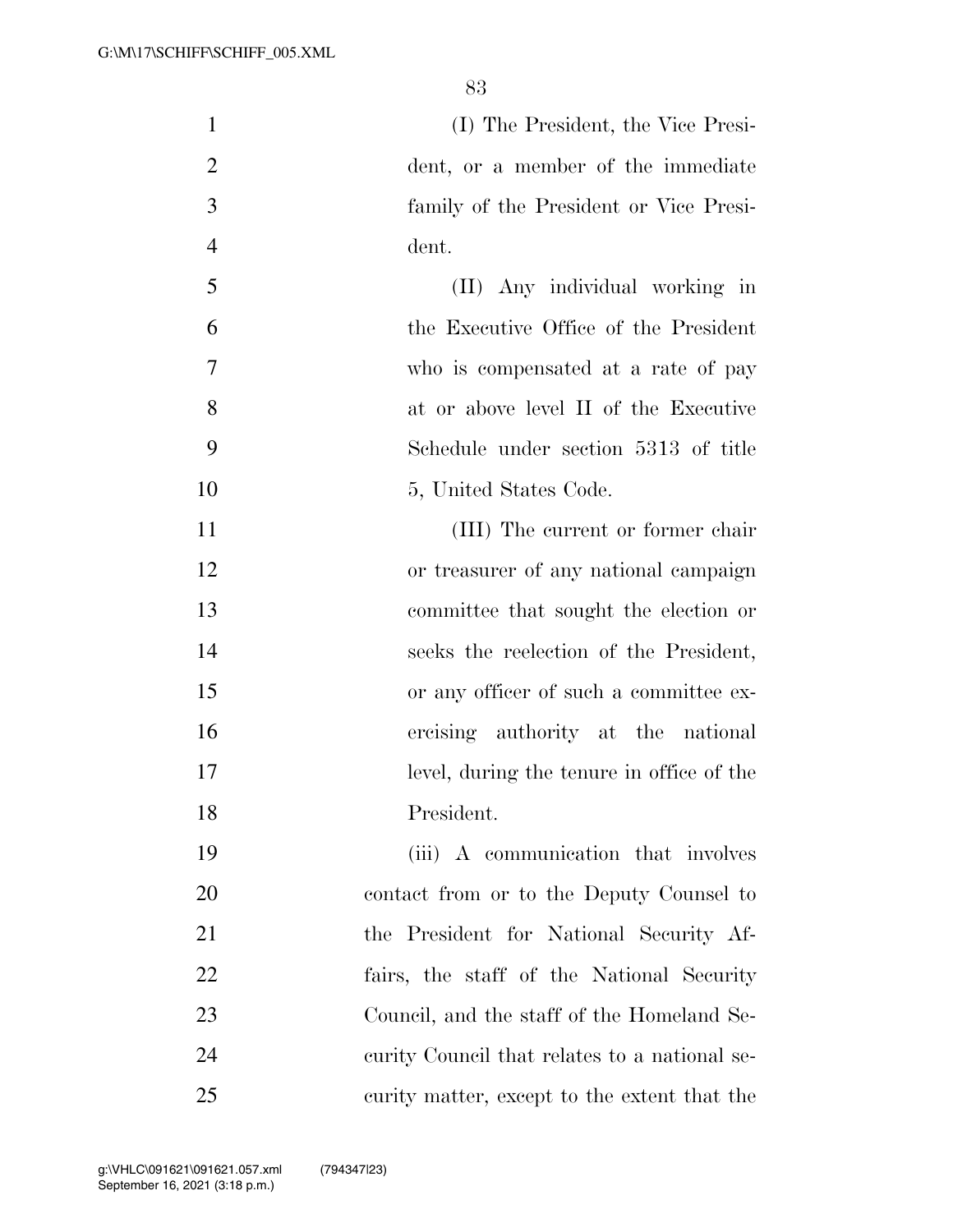(I) The President, the Vice President, or a member of the immediate family of the President or Vice President.

(II) Any individual working in the Executive Office of the President who is compensated at a rate of pay at or above level II of the Executive Schedule under section 5313 of title 5, United States Code.

(III) The current or former chair or treasurer of any national campaign committee that sought the election or seeks the reelection of the President, or any officer of such a committee exercising authority at the national level, during the tenure in office of the President.

(iii) A communication that involves contact from or to the Deputy Counsel to the President for National Security Affairs, the staff of the National Security Council, and the staff of the Homeland Security Council that relates to a national security matter, except to the extent that the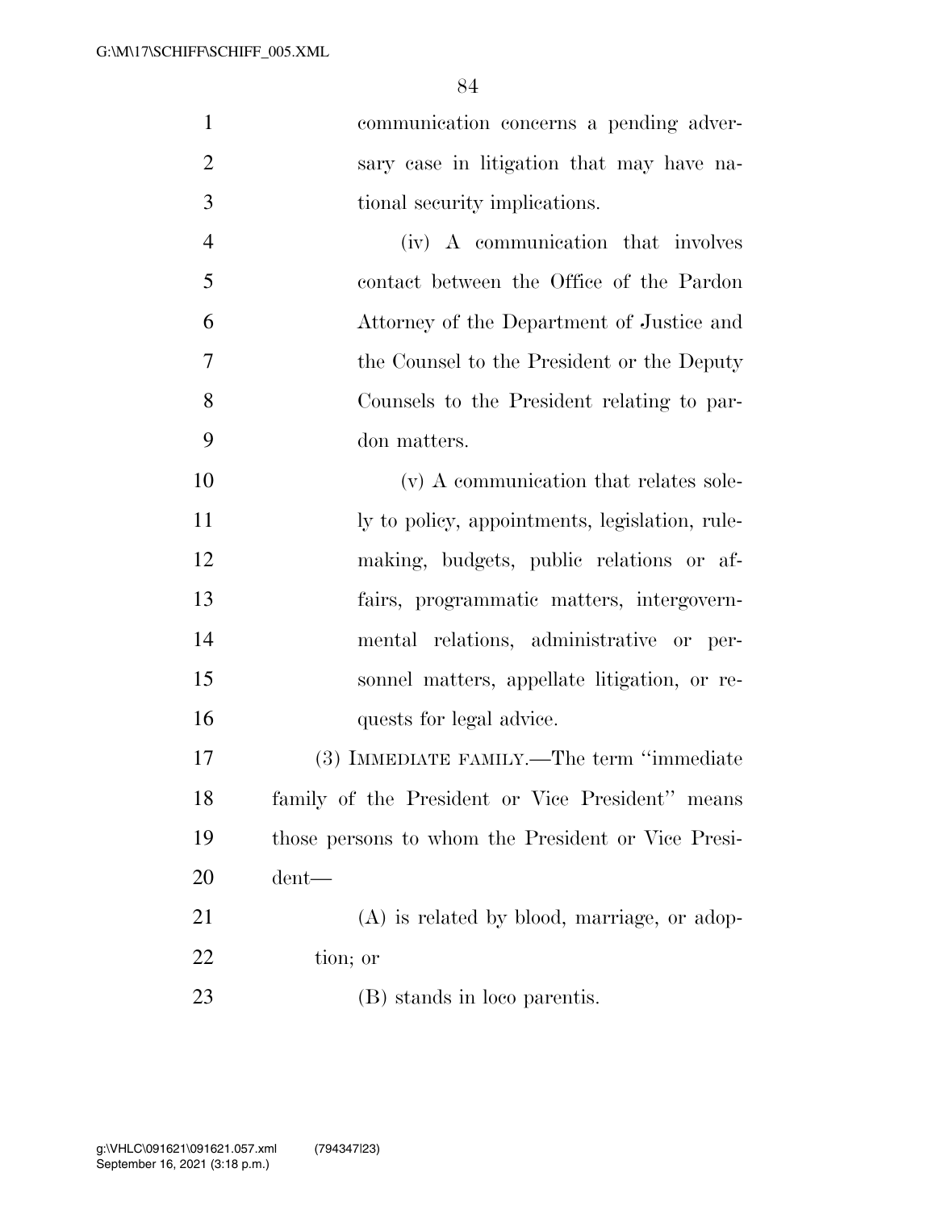communication concerns a pending adversary case in litigation that may have national security implications.

(iv) A communication that involves contact between the Office of the Pardon Attorney of the Department of Justice and the Counsel to the President or the Deputy Counsels to the President relating to pardon matters.

(v) A communication that relates solely to policy, appointments, legislation, rulemaking, budgets, public relations or affairs, programmatic matters, intergovernmental relations, administrative or personnel matters, appellate litigation, or requests for legal advice.

(3) IMMEDIATE FAMILY.—The term "immediate family of the President or Vice President" means those persons to whom the President or Vice President—

(A) is related by blood, marriage, or adoption; or

(B) stands in loco parentis.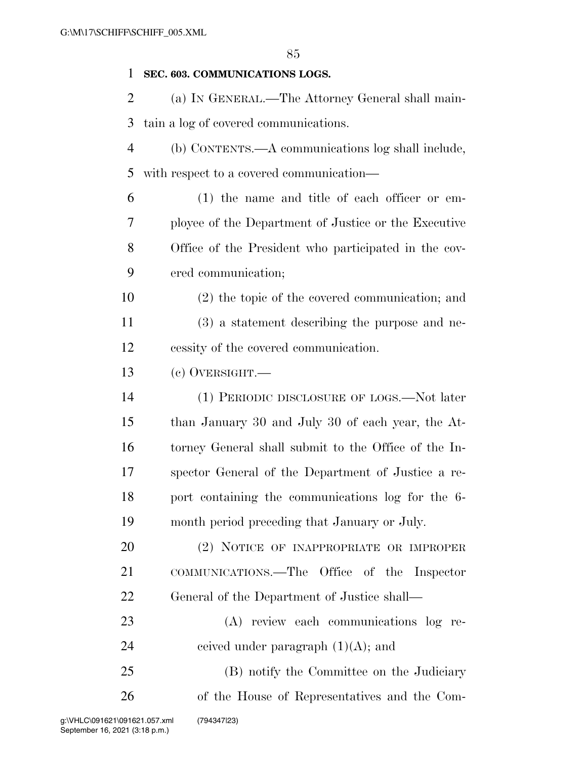**SEC. 603. COMMUNICATIONS LOGS.**

(a) IN GENERAL.—The Attorney General shall maintain a log of covered communications.

(b) CONTENTS.—A communications log shall include, with respect to a covered communication—

(1) the name and title of each officer or employee of the Department of Justice or the Executive Office of the President who participated in the covered communication;

(2) the topic of the covered communication; and

(3) a statement describing the purpose and necessity of the covered communication.

(c) OVERSIGHT.—

(1) PERIODIC DISCLOSURE OF LOGS.—Not later than January 30 and July 30 of each year, the Attorney General shall submit to the Office of the Inspector General of the Department of Justice a report containing the communications log for the 6-month period preceding that January or July.

(2) NOTICE OF INAPPROPRIATE OR IMPROPER COMMUNICATIONS.—The Office of the Inspector General of the Department of Justice shall—

(A) review each communications log received under paragraph (1)(A); and

(B) notify the Committee on the Judiciary of the House of Representatives and the Com-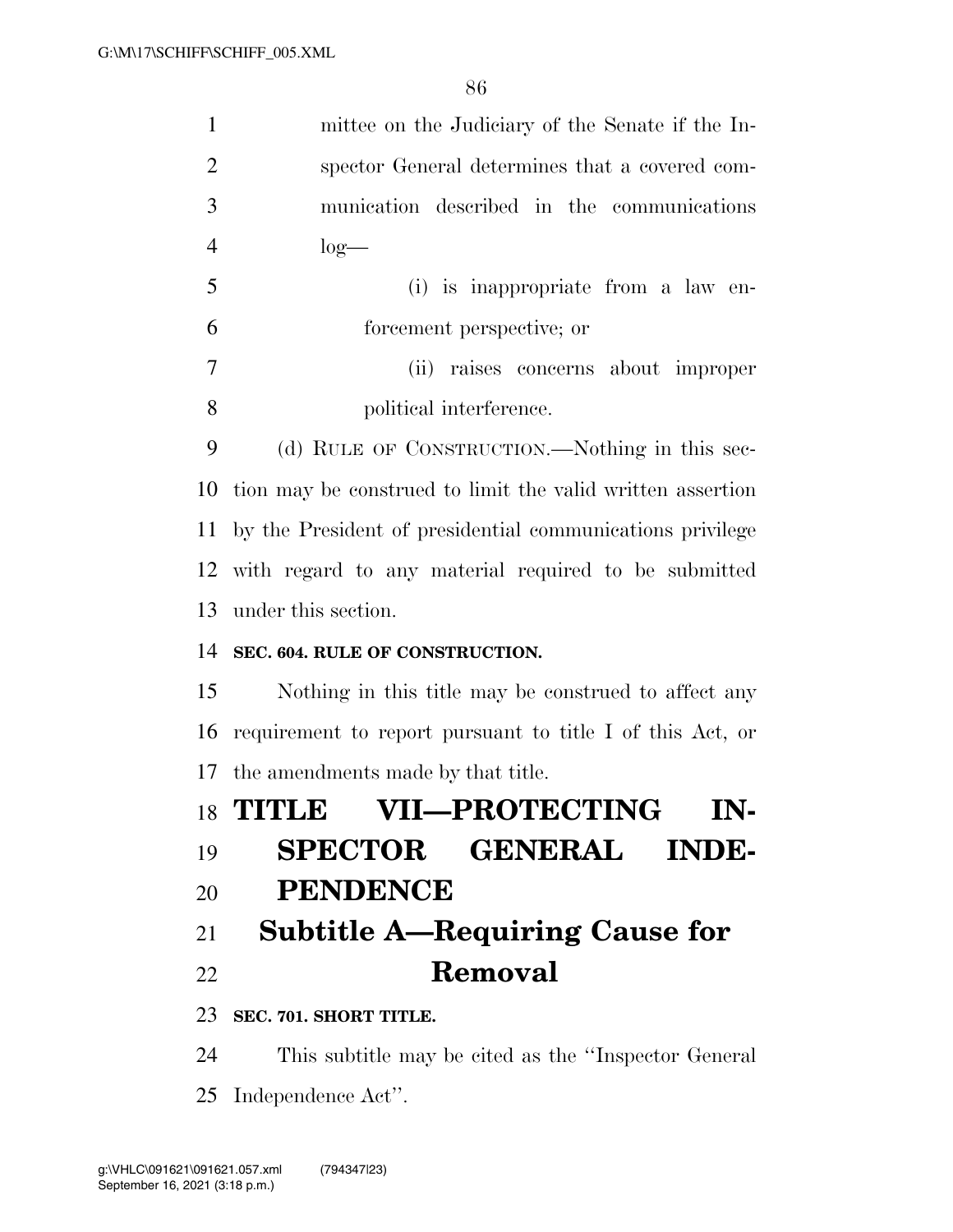mittee on the Judiciary of the Senate if the Inspector General determines that a covered communication described in the communications log—

(i) is inappropriate from a law enforcement perspective; or

(ii) raises concerns about improper political interference.

(d) RULE OF CONSTRUCTION.—Nothing in this section may be construed to limit the valid written assertion by the President of presidential communications privilege with regard to any material required to be submitted under this section.

**SEC. 604. RULE OF CONSTRUCTION.**

Nothing in this title may be construed to affect any requirement to report pursuant to title I of this Act, or the amendments made by that title.

# TITLE VII—PROTECTING INSPECTOR GENERAL INDEPENDENCE

## Subtitle A—Requiring Cause for Removal

**SEC. 701. SHORT TITLE.**

This subtitle may be cited as the ''Inspector General Independence Act''.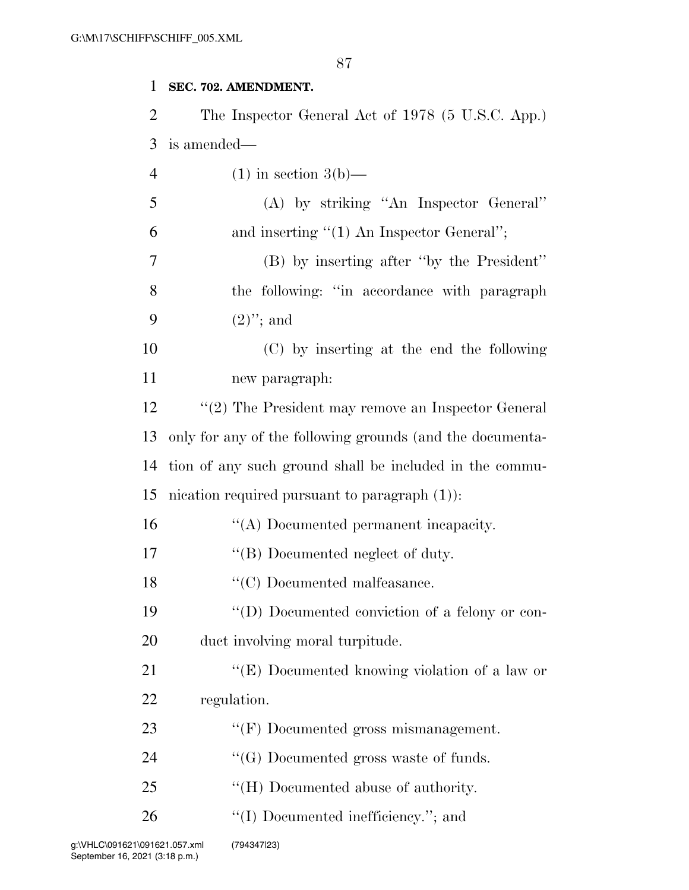**SEC. 702. AMENDMENT.**

The Inspector General Act of 1978 (5 U.S.C. App.) is amended—

(1) in section 3(b)—

(A) by striking "An Inspector General" and inserting "(1) An Inspector General";

(B) by inserting after "by the President" the following: "in accordance with paragraph (2)"; and

(C) by inserting at the end the following new paragraph:

"(2) The President may remove an Inspector General only for any of the following grounds (and the documentation of any such ground shall be included in the communication required pursuant to paragraph (1)):

"(A) Documented permanent incapacity.

"(B) Documented neglect of duty.

"(C) Documented malfeasance.

"(D) Documented conviction of a felony or conduct involving moral turpitude.

"(E) Documented knowing violation of a law or regulation.

"(F) Documented gross mismanagement.

"(G) Documented gross waste of funds.

"(H) Documented abuse of authority.

"(I) Documented inefficiency."; and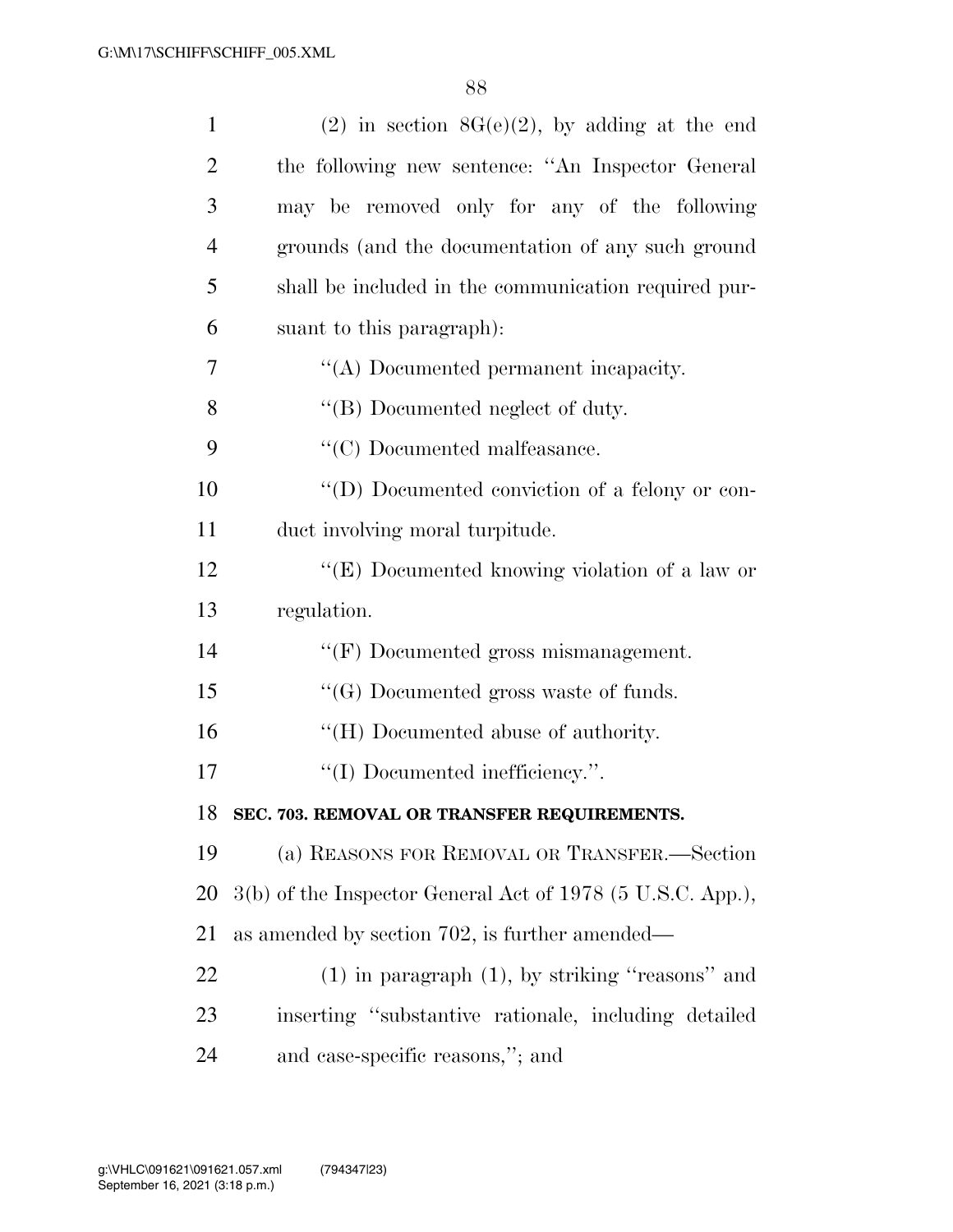(2) in section 8G(e)(2), by adding at the end the following new sentence: ''An Inspector General may be removed only for any of the following grounds (and the documentation of any such ground shall be included in the communication required pursuant to this paragraph):

''(A) Documented permanent incapacity.

''(B) Documented neglect of duty.

''(C) Documented malfeasance.

''(D) Documented conviction of a felony or conduct involving moral turpitude.

''(E) Documented knowing violation of a law or regulation.

''(F) Documented gross mismanagement.

''(G) Documented gross waste of funds.

''(H) Documented abuse of authority.

''(I) Documented inefficiency.''.

**SEC. 703. REMOVAL OR TRANSFER REQUIREMENTS.**

(a) REASONS FOR REMOVAL OR TRANSFER.—Section 3(b) of the Inspector General Act of 1978 (5 U.S.C. App.), as amended by section 702, is further amended—

(1) in paragraph (1), by striking ''reasons'' and inserting ''substantive rationale, including detailed and case-specific reasons,''; and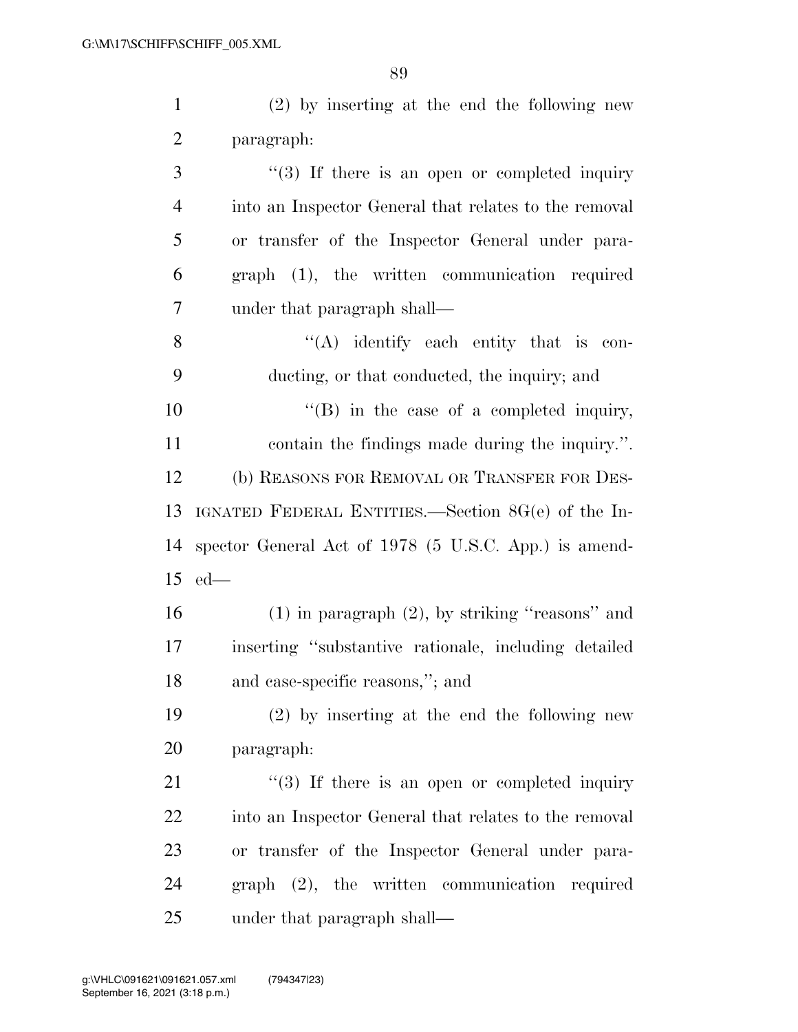(2) by inserting at the end the following new paragraph:

''(3) If there is an open or completed inquiry into an Inspector General that relates to the removal or transfer of the Inspector General under paragraph (1), the written communication required under that paragraph shall—

''(A) identify each entity that is conducting, or that conducted, the inquiry; and

''(B) in the case of a completed inquiry, contain the findings made during the inquiry.''.

(b) REASONS FOR REMOVAL OR TRANSFER FOR DESIGNATED FEDERAL ENTITIES.—Section 8G(e) of the Inspector General Act of 1978 (5 U.S.C. App.) is amended—

(1) in paragraph (2), by striking ''reasons'' and inserting ''substantive rationale, including detailed and case-specific reasons,''; and

(2) by inserting at the end the following new paragraph:

''(3) If there is an open or completed inquiry into an Inspector General that relates to the removal or transfer of the Inspector General under paragraph (2), the written communication required under that paragraph shall—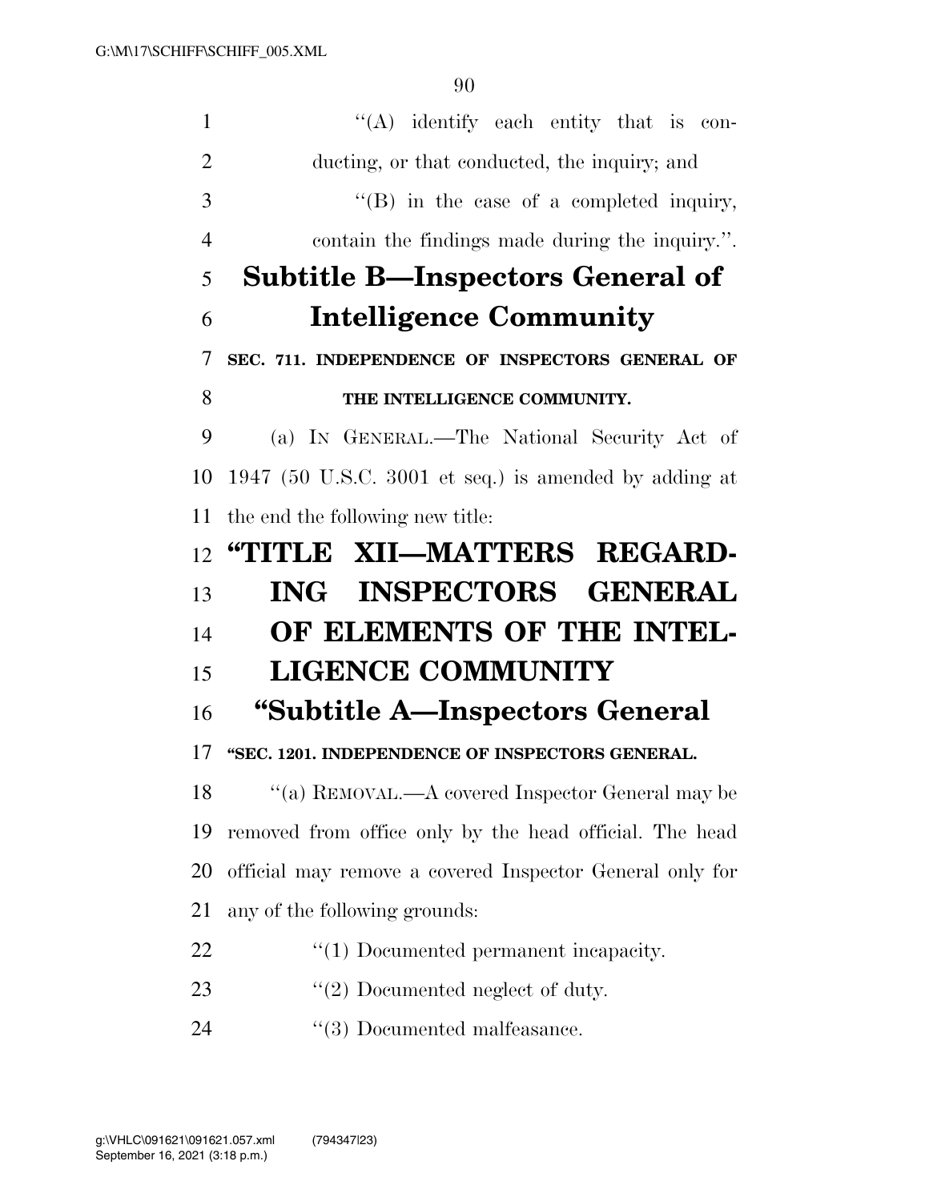''(A) identify each entity that is conducting, or that conducted, the inquiry; and

''(B) in the case of a completed inquiry, contain the findings made during the inquiry.''.

## Subtitle B—Inspectors General of Intelligence Community

### SEC. 711. INDEPENDENCE OF INSPECTORS GENERAL OF THE INTELLIGENCE COMMUNITY.

(a) IN GENERAL.—The National Security Act of 1947 (50 U.S.C. 3001 et seq.) is amended by adding at the end the following new title:

## ''TITLE XII—MATTERS REGARDING INSPECTORS GENERAL OF ELEMENTS OF THE INTELLIGENCE COMMUNITY

## ''Subtitle A—Inspectors General

### ''SEC. 1201. INDEPENDENCE OF INSPECTORS GENERAL.

''(a) REMOVAL.—A covered Inspector General may be removed from office only by the head official. The head official may remove a covered Inspector General only for any of the following grounds:

''(1) Documented permanent incapacity.

''(2) Documented neglect of duty.

''(3) Documented malfeasance.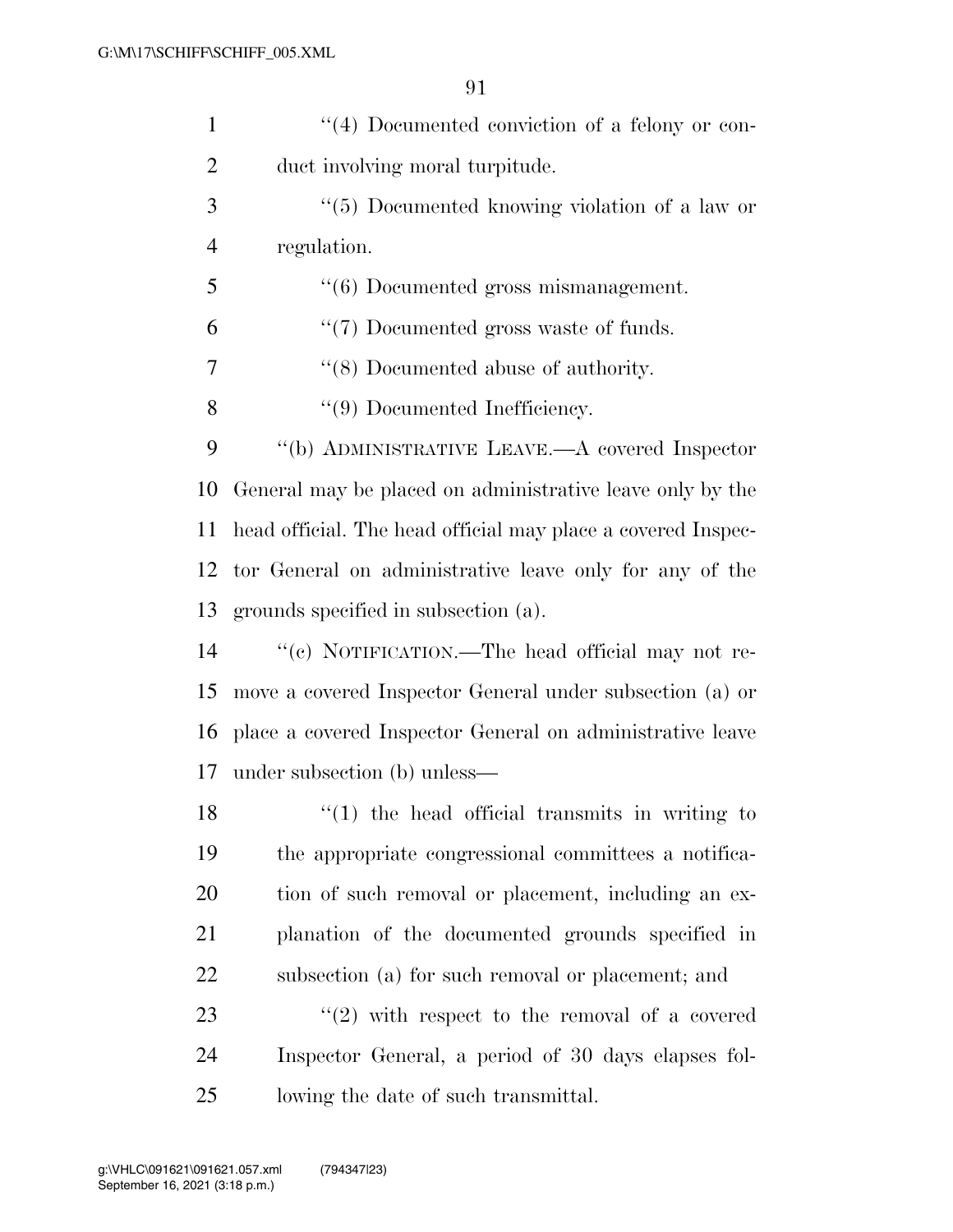''(4) Documented conviction of a felony or conduct involving moral turpitude.

''(5) Documented knowing violation of a law or regulation.

''(6) Documented gross mismanagement.

''(7) Documented gross waste of funds.

''(8) Documented abuse of authority.

''(9) Documented Inefficiency.

''(b) ADMINISTRATIVE LEAVE.—A covered Inspector General may be placed on administrative leave only by the head official. The head official may place a covered Inspector General on administrative leave only for any of the grounds specified in subsection (a).

''(c) NOTIFICATION.—The head official may not remove a covered Inspector General under subsection (a) or place a covered Inspector General on administrative leave under subsection (b) unless—

''(1) the head official transmits in writing to the appropriate congressional committees a notification of such removal or placement, including an explanation of the documented grounds specified in subsection (a) for such removal or placement; and

''(2) with respect to the removal of a covered Inspector General, a period of 30 days elapses following the date of such transmittal.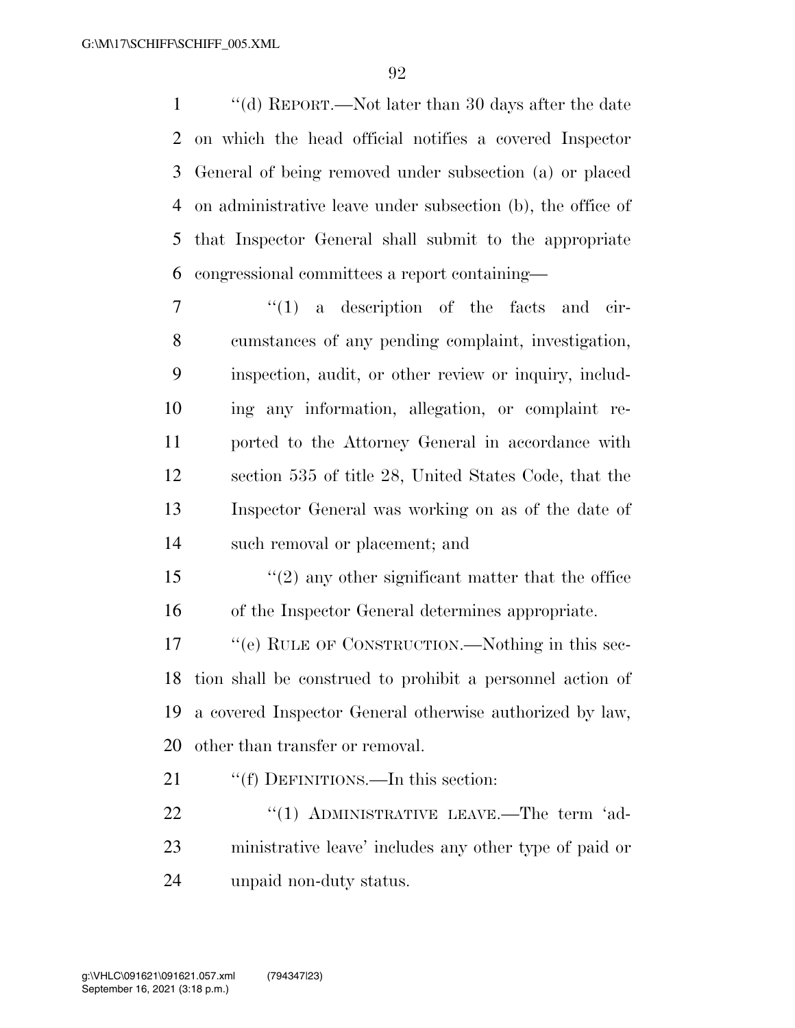''(d) REPORT.—Not later than 30 days after the date on which the head official notifies a covered Inspector General of being removed under subsection (a) or placed on administrative leave under subsection (b), the office of that Inspector General shall submit to the appropriate congressional committees a report containing—

''(1) a description of the facts and circumstances of any pending complaint, investigation, inspection, audit, or other review or inquiry, including any information, allegation, or complaint reported to the Attorney General in accordance with section 535 of title 28, United States Code, that the Inspector General was working on as of the date of such removal or placement; and

''(2) any other significant matter that the office of the Inspector General determines appropriate.

''(e) RULE OF CONSTRUCTION.—Nothing in this section shall be construed to prohibit a personnel action of a covered Inspector General otherwise authorized by law, other than transfer or removal.

''(f) DEFINITIONS.—In this section:

''(1) ADMINISTRATIVE LEAVE.—The term 'administrative leave' includes any other type of paid or unpaid non-duty status.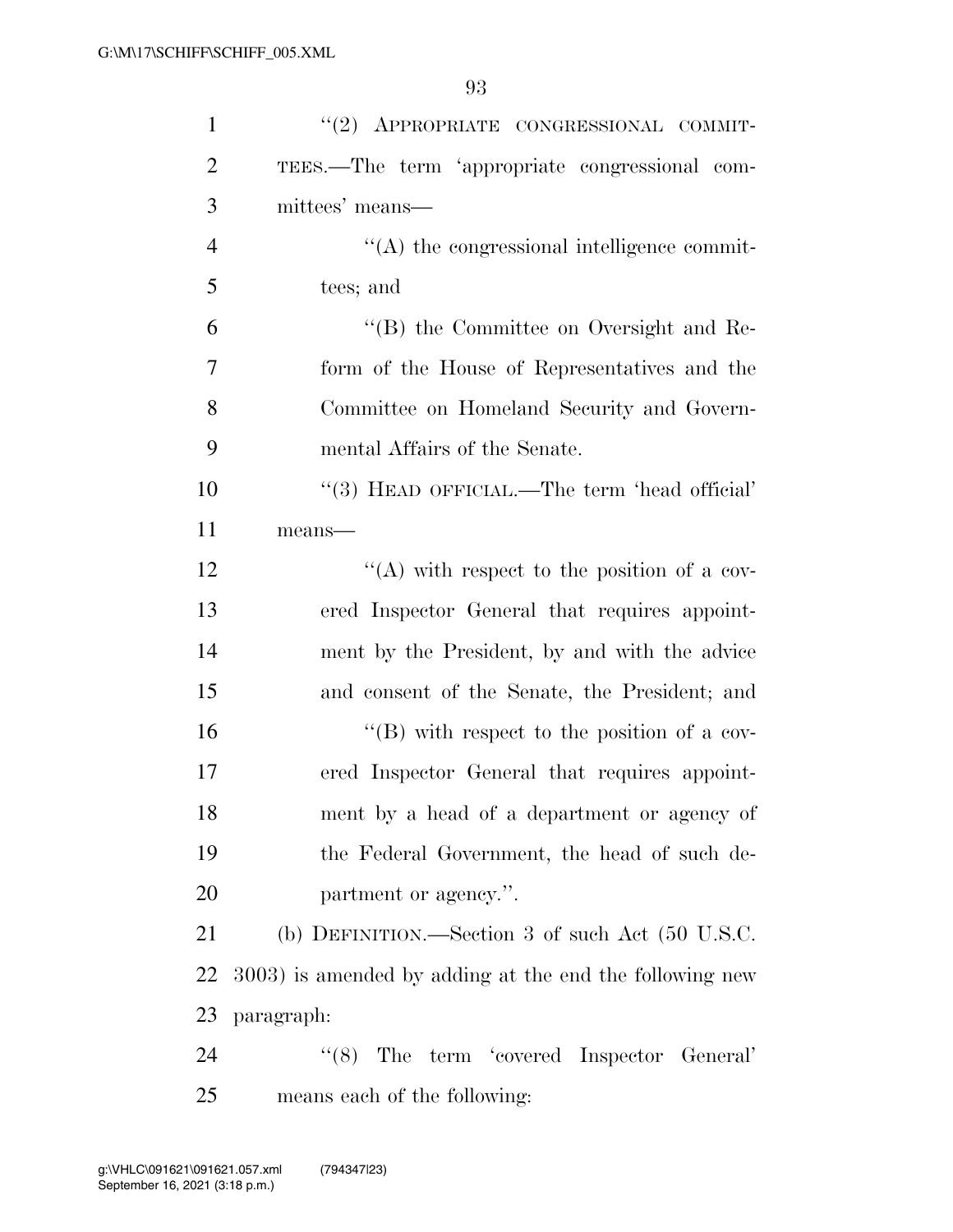''(2) APPROPRIATE CONGRESSIONAL COMMITTEES.—The term 'appropriate congressional committees' means—

''(A) the congressional intelligence committees; and

''(B) the Committee on Oversight and Reform of the House of Representatives and the Committee on Homeland Security and Governmental Affairs of the Senate.

''(3) HEAD OFFICIAL.—The term 'head official' means—

''(A) with respect to the position of a covered Inspector General that requires appointment by the President, by and with the advice and consent of the Senate, the President; and

''(B) with respect to the position of a covered Inspector General that requires appointment by a head of a department or agency of the Federal Government, the head of such department or agency.''.

(b) DEFINITION.—Section 3 of such Act (50 U.S.C. 3003) is amended by adding at the end the following new paragraph:

''(8) The term 'covered Inspector General' means each of the following: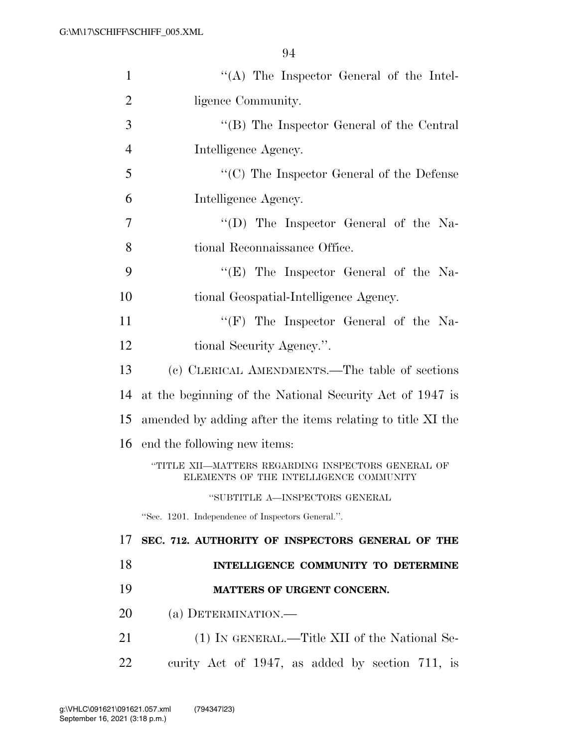"(A) The Inspector General of the Intelligence Community.

"(B) The Inspector General of the Central Intelligence Agency.

"(C) The Inspector General of the Defense Intelligence Agency.

"(D) The Inspector General of the National Reconnaissance Office.

"(E) The Inspector General of the National Geospatial-Intelligence Agency.

"(F) The Inspector General of the National Security Agency.".

(c) CLERICAL AMENDMENTS.—The table of sections at the beginning of the National Security Act of 1947 is amended by adding after the items relating to title XI the end the following new items:

"TITLE XII—MATTERS REGARDING INSPECTORS GENERAL OF ELEMENTS OF THE INTELLIGENCE COMMUNITY

"SUBTITLE A—INSPECTORS GENERAL

"Sec. 1201. Independence of Inspectors General.".

**SEC. 712. AUTHORITY OF INSPECTORS GENERAL OF THE INTELLIGENCE COMMUNITY TO DETERMINE MATTERS OF URGENT CONCERN.**

(a) DETERMINATION.—

(1) IN GENERAL.—Title XII of the National Security Act of 1947, as added by section 711, is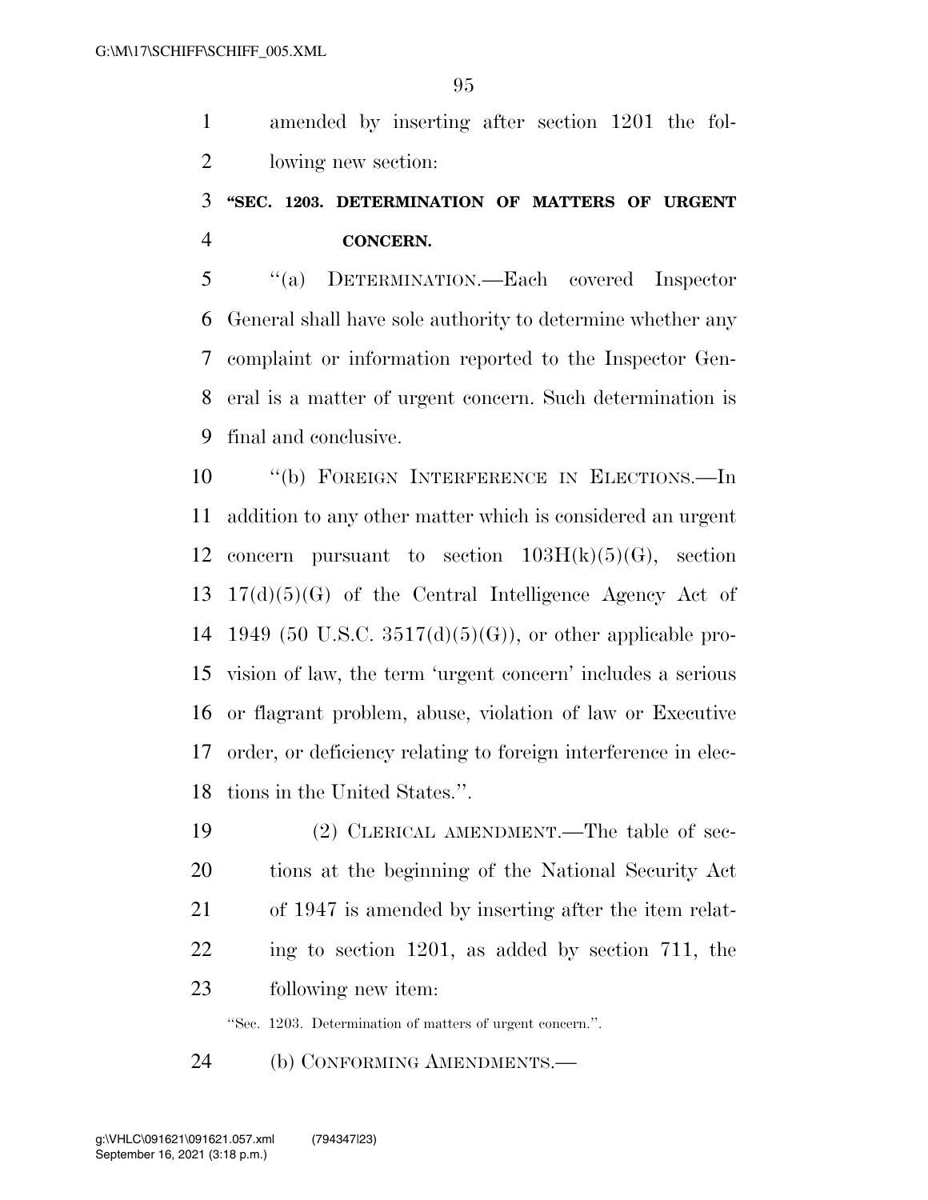amended by inserting after section 1201 the following new section:

**"SEC. 1203. DETERMINATION OF MATTERS OF URGENT CONCERN.**

"(a) DETERMINATION.—Each covered Inspector General shall have sole authority to determine whether any complaint or information reported to the Inspector General is a matter of urgent concern. Such determination is final and conclusive.

"(b) FOREIGN INTERFERENCE IN ELECTIONS.—In addition to any other matter which is considered an urgent concern pursuant to section 103H(k)(5)(G), section 17(d)(5)(G) of the Central Intelligence Agency Act of 1949 (50 U.S.C. 3517(d)(5)(G)), or other applicable provision of law, the term 'urgent concern' includes a serious or flagrant problem, abuse, violation of law or Executive order, or deficiency relating to foreign interference in elections in the United States.".

(2) CLERICAL AMENDMENT.—The table of sections at the beginning of the National Security Act of 1947 is amended by inserting after the item relating to section 1201, as added by section 711, the following new item:

"Sec. 1203. Determination of matters of urgent concern.".

(b) CONFORMING AMENDMENTS.—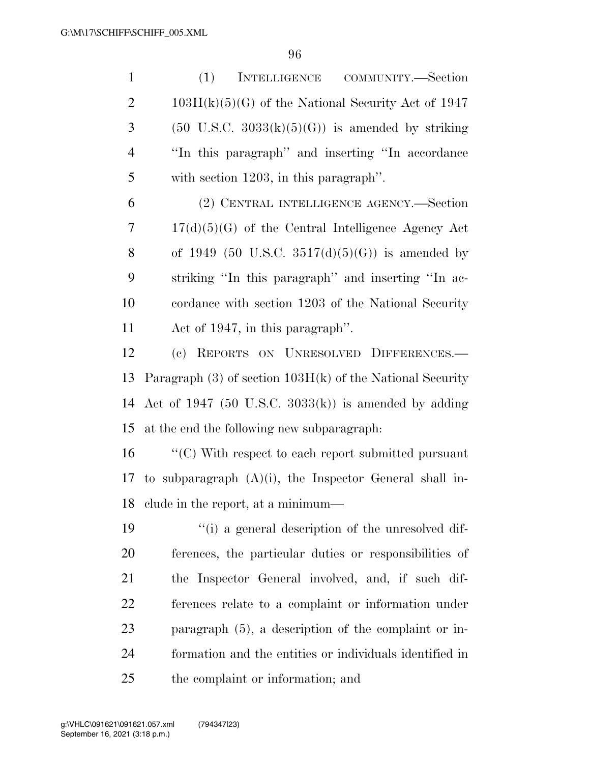(1) INTELLIGENCE COMMUNITY.—Section 103H(k)(5)(G) of the National Security Act of 1947 (50 U.S.C. 3033(k)(5)(G)) is amended by striking ''In this paragraph'' and inserting ''In accordance with section 1203, in this paragraph''.

(2) CENTRAL INTELLIGENCE AGENCY.—Section 17(d)(5)(G) of the Central Intelligence Agency Act of 1949 (50 U.S.C. 3517(d)(5)(G)) is amended by striking ''In this paragraph'' and inserting ''In accordance with section 1203 of the National Security Act of 1947, in this paragraph''.

(c) REPORTS ON UNRESOLVED DIFFERENCES.—Paragraph (3) of section 103H(k) of the National Security Act of 1947 (50 U.S.C. 3033(k)) is amended by adding at the end the following new subparagraph:

''(C) With respect to each report submitted pursuant to subparagraph (A)(i), the Inspector General shall include in the report, at a minimum—

''(i) a general description of the unresolved differences, the particular duties or responsibilities of the Inspector General involved, and, if such differences relate to a complaint or information under paragraph (5), a description of the complaint or information and the entities or individuals identified in the complaint or information; and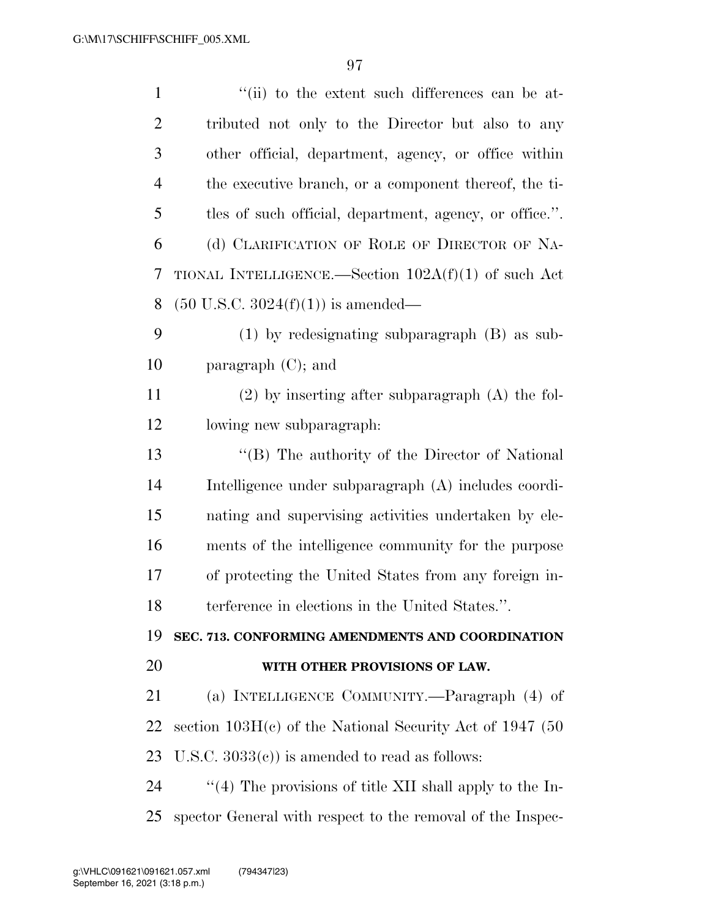"(ii) to the extent such differences can be attributed not only to the Director but also to any other official, department, agency, or office within the executive branch, or a component thereof, the titles of such official, department, agency, or office.".

(d) CLARIFICATION OF ROLE OF DIRECTOR OF NATIONAL INTELLIGENCE.—Section 102A(f)(1) of such Act (50 U.S.C. 3024(f)(1)) is amended—

(1) by redesignating subparagraph (B) as subparagraph (C); and

(2) by inserting after subparagraph (A) the following new subparagraph:

"(B) The authority of the Director of National Intelligence under subparagraph (A) includes coordinating and supervising activities undertaken by elements of the intelligence community for the purpose of protecting the United States from any foreign interference in elections in the United States.".

**SEC. 713. CONFORMING AMENDMENTS AND COORDINATION WITH OTHER PROVISIONS OF LAW.**

(a) INTELLIGENCE COMMUNITY.—Paragraph (4) of section 103H(c) of the National Security Act of 1947 (50 U.S.C. 3033(c)) is amended to read as follows:

"(4) The provisions of title XII shall apply to the Inspector General with respect to the removal of the Inspec-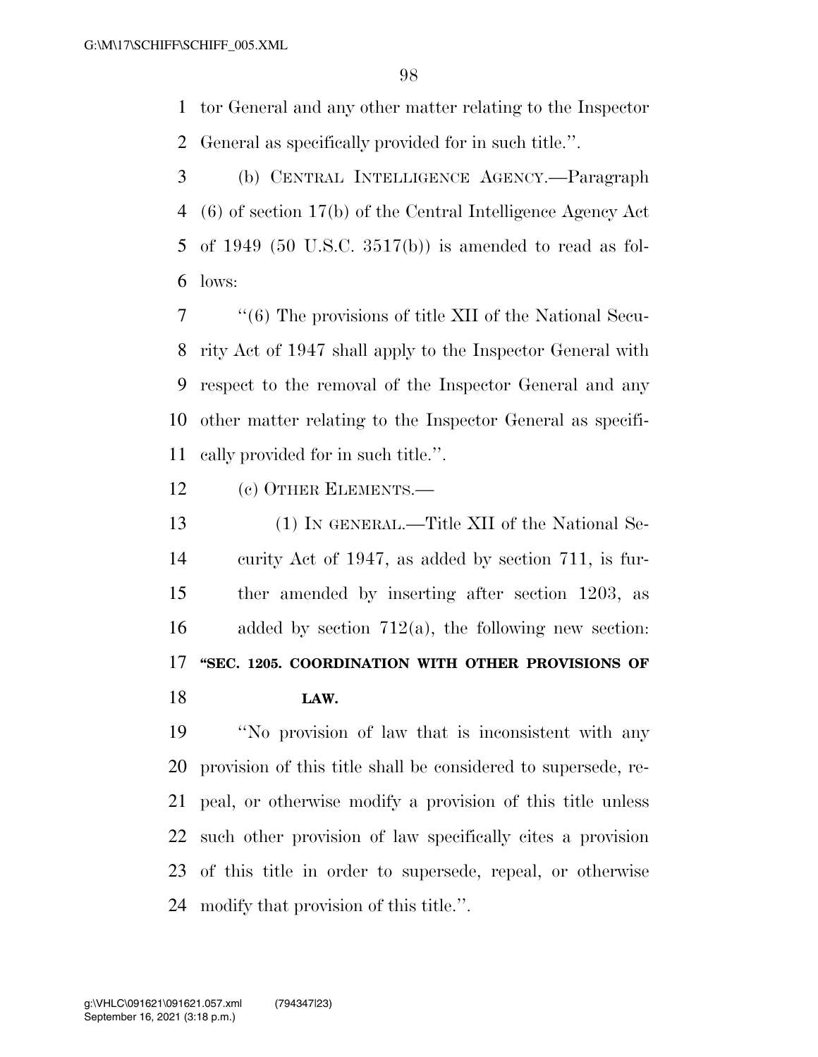tor General and any other matter relating to the Inspector General as specifically provided for in such title.''.

(b) CENTRAL INTELLIGENCE AGENCY.—Paragraph (6) of section 17(b) of the Central Intelligence Agency Act of 1949 (50 U.S.C. 3517(b)) is amended to read as follows:

''(6) The provisions of title XII of the National Security Act of 1947 shall apply to the Inspector General with respect to the removal of the Inspector General and any other matter relating to the Inspector General as specifically provided for in such title.''.

(c) OTHER ELEMENTS.—

(1) IN GENERAL.—Title XII of the National Security Act of 1947, as added by section 711, is further amended by inserting after section 1203, as added by section 712(a), the following new section:

**''SEC. 1205. COORDINATION WITH OTHER PROVISIONS OF LAW.**

''No provision of law that is inconsistent with any provision of this title shall be considered to supersede, repeal, or otherwise modify a provision of this title unless such other provision of law specifically cites a provision of this title in order to supersede, repeal, or otherwise modify that provision of this title.''.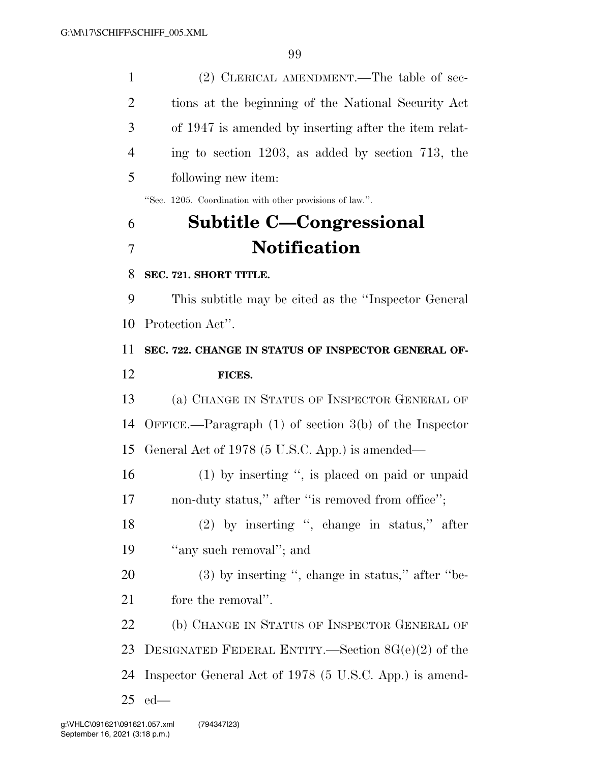(2) CLERICAL AMENDMENT.—The table of sections at the beginning of the National Security Act of 1947 is amended by inserting after the item relating to section 1203, as added by section 713, the following new item:

"Sec. 1205. Coordination with other provisions of law.".

## Subtitle C—Congressional Notification

**SEC. 721. SHORT TITLE.**

This subtitle may be cited as the "Inspector General Protection Act".

**SEC. 722. CHANGE IN STATUS OF INSPECTOR GENERAL OFFICES.**

(a) CHANGE IN STATUS OF INSPECTOR GENERAL OF OFFICE.—Paragraph (1) of section 3(b) of the Inspector General Act of 1978 (5 U.S.C. App.) is amended—

(1) by inserting ", is placed on paid or unpaid non-duty status," after "is removed from office";

(2) by inserting ", change in status," after "any such removal"; and

(3) by inserting ", change in status," after "before the removal".

(b) CHANGE IN STATUS OF INSPECTOR GENERAL OF DESIGNATED FEDERAL ENTITY.—Section 8G(e)(2) of the Inspector General Act of 1978 (5 U.S.C. App.) is amended—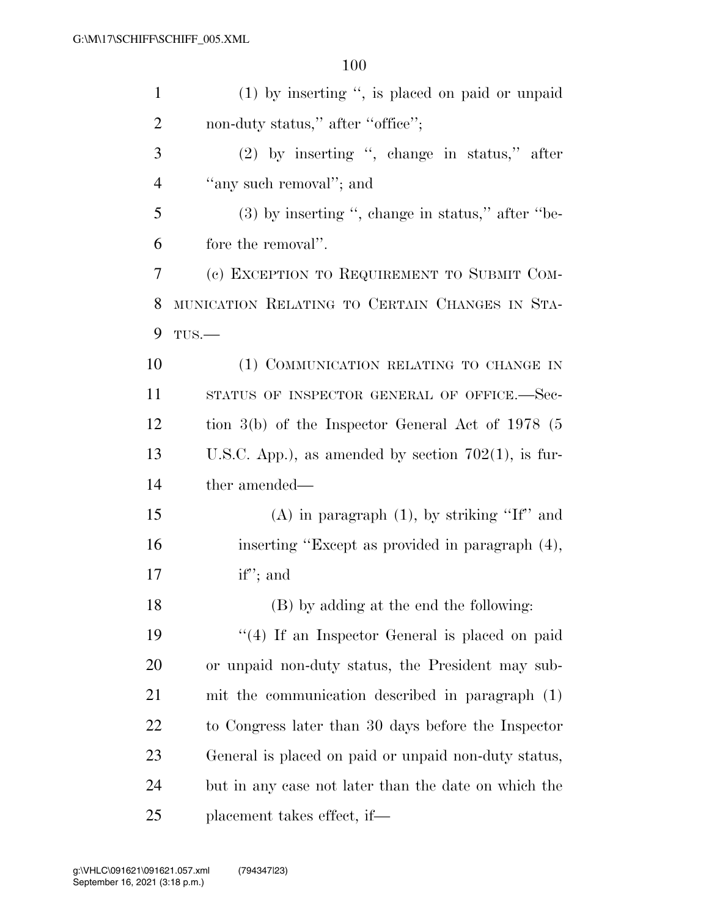(1) by inserting ", is placed on paid or unpaid non-duty status," after "office";

(2) by inserting ", change in status," after "any such removal"; and

(3) by inserting ", change in status," after "before the removal".

(c) EXCEPTION TO REQUIREMENT TO SUBMIT COMMUNICATION RELATING TO CERTAIN CHANGES IN STATUS.—

(1) COMMUNICATION RELATING TO CHANGE IN STATUS OF INSPECTOR GENERAL OF OFFICE.—Section 3(b) of the Inspector General Act of 1978 (5 U.S.C. App.), as amended by section 702(1), is further amended—

(A) in paragraph (1), by striking "If" and inserting "Except as provided in paragraph (4), if"; and

(B) by adding at the end the following:

"(4) If an Inspector General is placed on paid or unpaid non-duty status, the President may submit the communication described in paragraph (1) to Congress later than 30 days before the Inspector General is placed on paid or unpaid non-duty status, but in any case not later than the date on which the placement takes effect, if—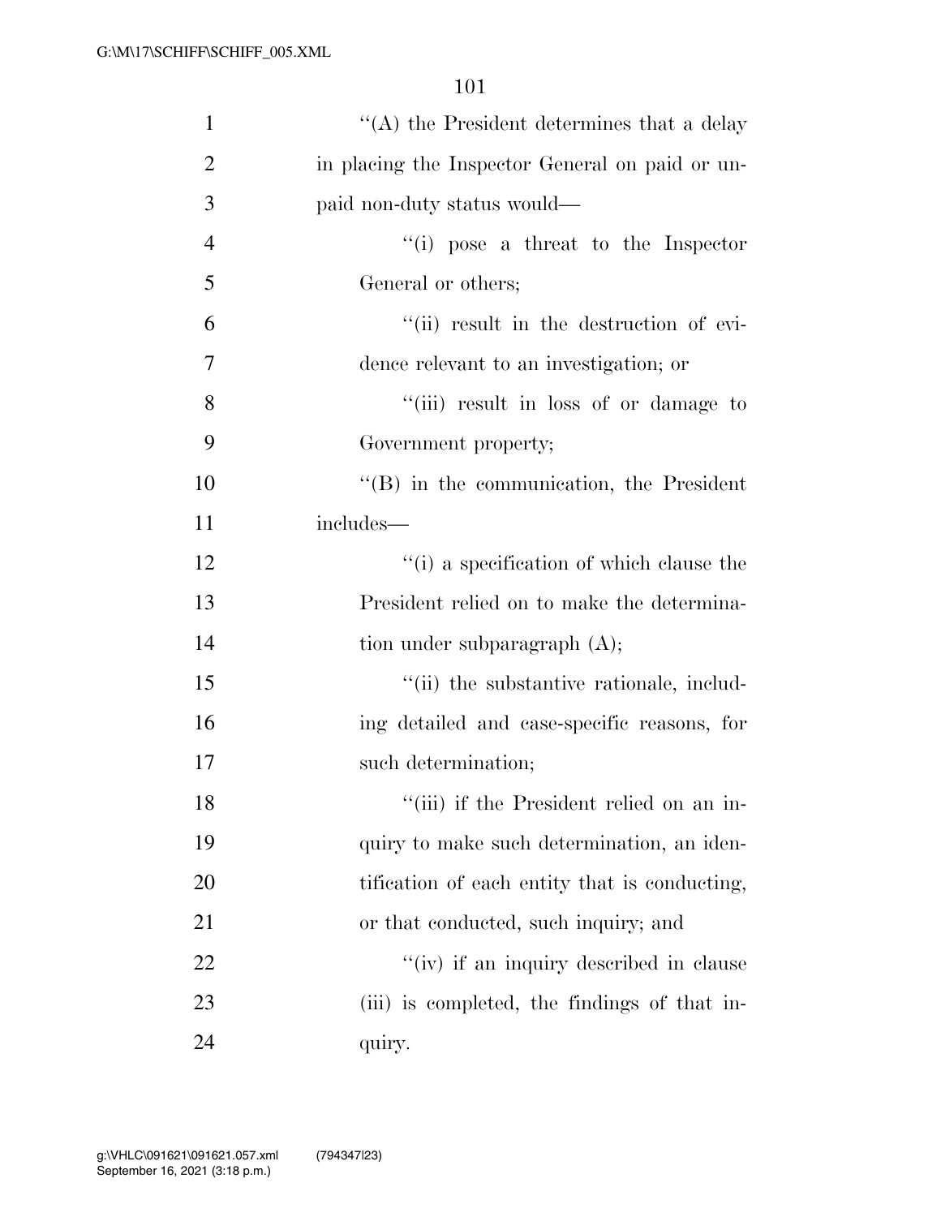''(A) the President determines that a delay in placing the Inspector General on paid or unpaid non-duty status would—

''(i) pose a threat to the Inspector General or others;

''(ii) result in the destruction of evidence relevant to an investigation; or

''(iii) result in loss of or damage to Government property;

''(B) in the communication, the President includes—

''(i) a specification of which clause the President relied on to make the determination under subparagraph (A);

''(ii) the substantive rationale, including detailed and case-specific reasons, for such determination;

''(iii) if the President relied on an inquiry to make such determination, an identification of each entity that is conducting, or that conducted, such inquiry; and

''(iv) if an inquiry described in clause (iii) is completed, the findings of that inquiry.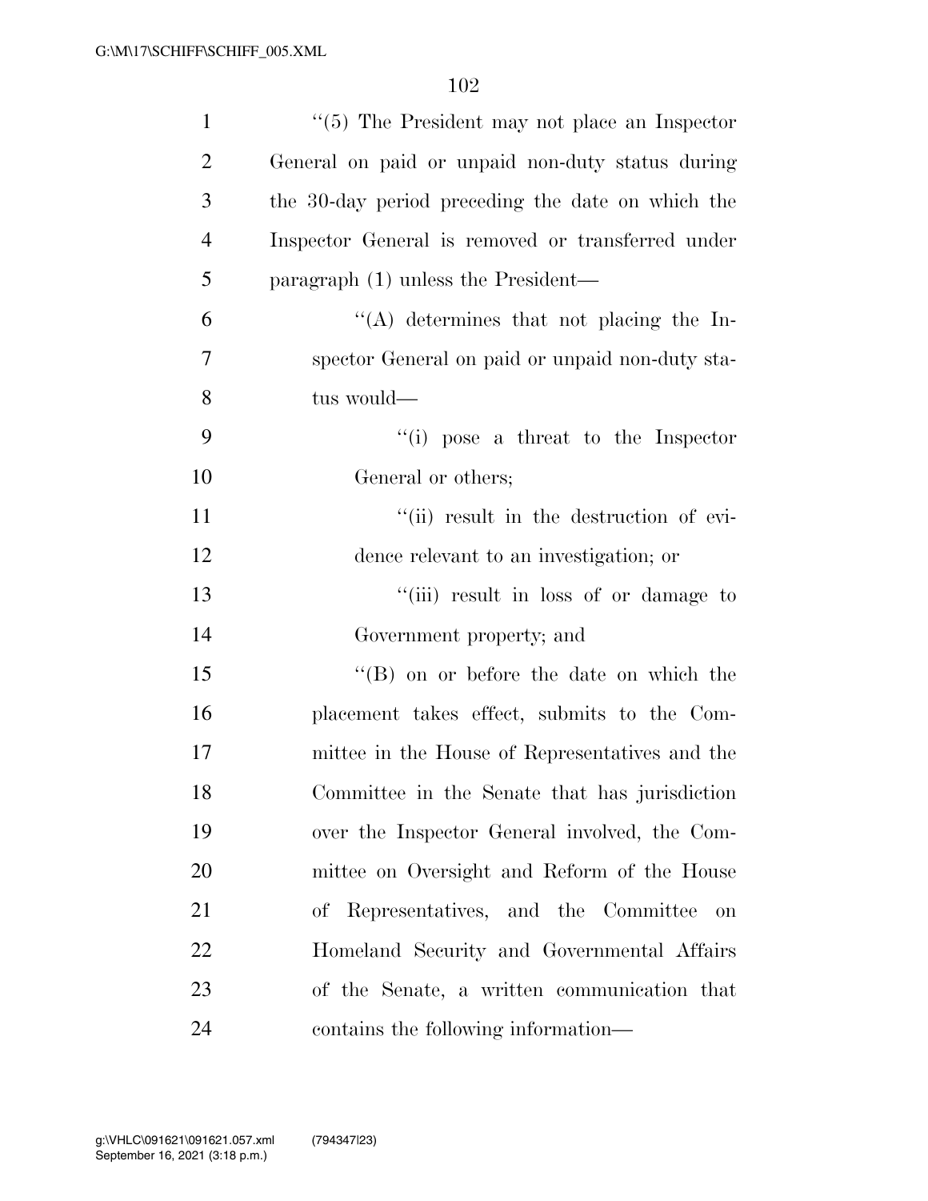''(5) The President may not place an Inspector General on paid or unpaid non-duty status during the 30-day period preceding the date on which the Inspector General is removed or transferred under paragraph (1) unless the President—

''(A) determines that not placing the Inspector General on paid or unpaid non-duty status would—

''(i) pose a threat to the Inspector General or others;

''(ii) result in the destruction of evidence relevant to an investigation; or

''(iii) result in loss of or damage to Government property; and

''(B) on or before the date on which the placement takes effect, submits to the Committee in the House of Representatives and the Committee in the Senate that has jurisdiction over the Inspector General involved, the Committee on Oversight and Reform of the House of Representatives, and the Committee on Homeland Security and Governmental Affairs of the Senate, a written communication that contains the following information—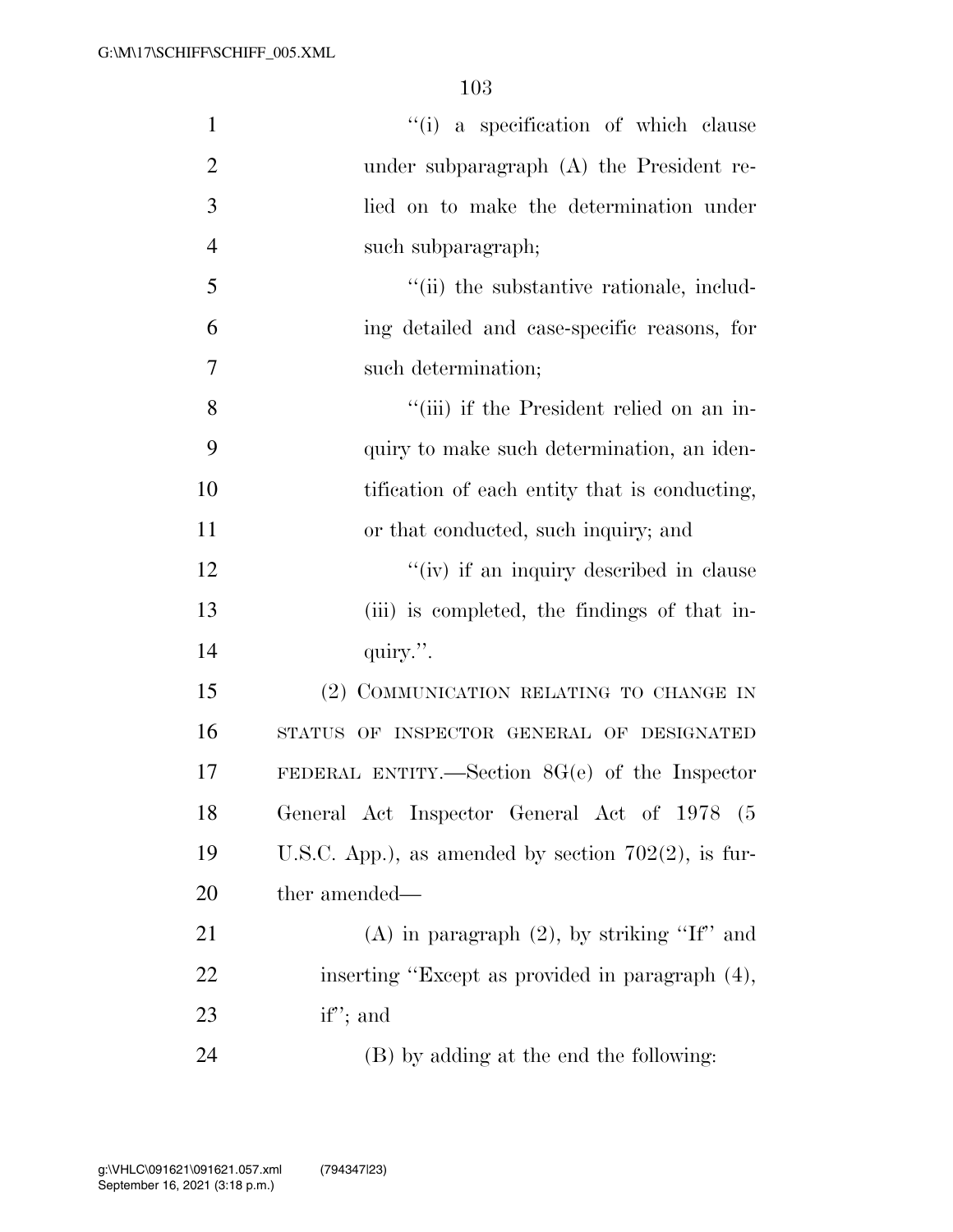"(i) a specification of which clause under subparagraph (A) the President relied on to make the determination under such subparagraph;

"(ii) the substantive rationale, including detailed and case-specific reasons, for such determination;

"(iii) if the President relied on an inquiry to make such determination, an identification of each entity that is conducting, or that conducted, such inquiry; and

"(iv) if an inquiry described in clause (iii) is completed, the findings of that inquiry.".

(2) COMMUNICATION RELATING TO CHANGE IN STATUS OF INSPECTOR GENERAL OF DESIGNATED FEDERAL ENTITY.—Section 8G(e) of the Inspector General Act Inspector General Act of 1978 (5 U.S.C. App.), as amended by section 702(2), is further amended—

(A) in paragraph (2), by striking "If" and inserting "Except as provided in paragraph (4), if"; and

(B) by adding at the end the following: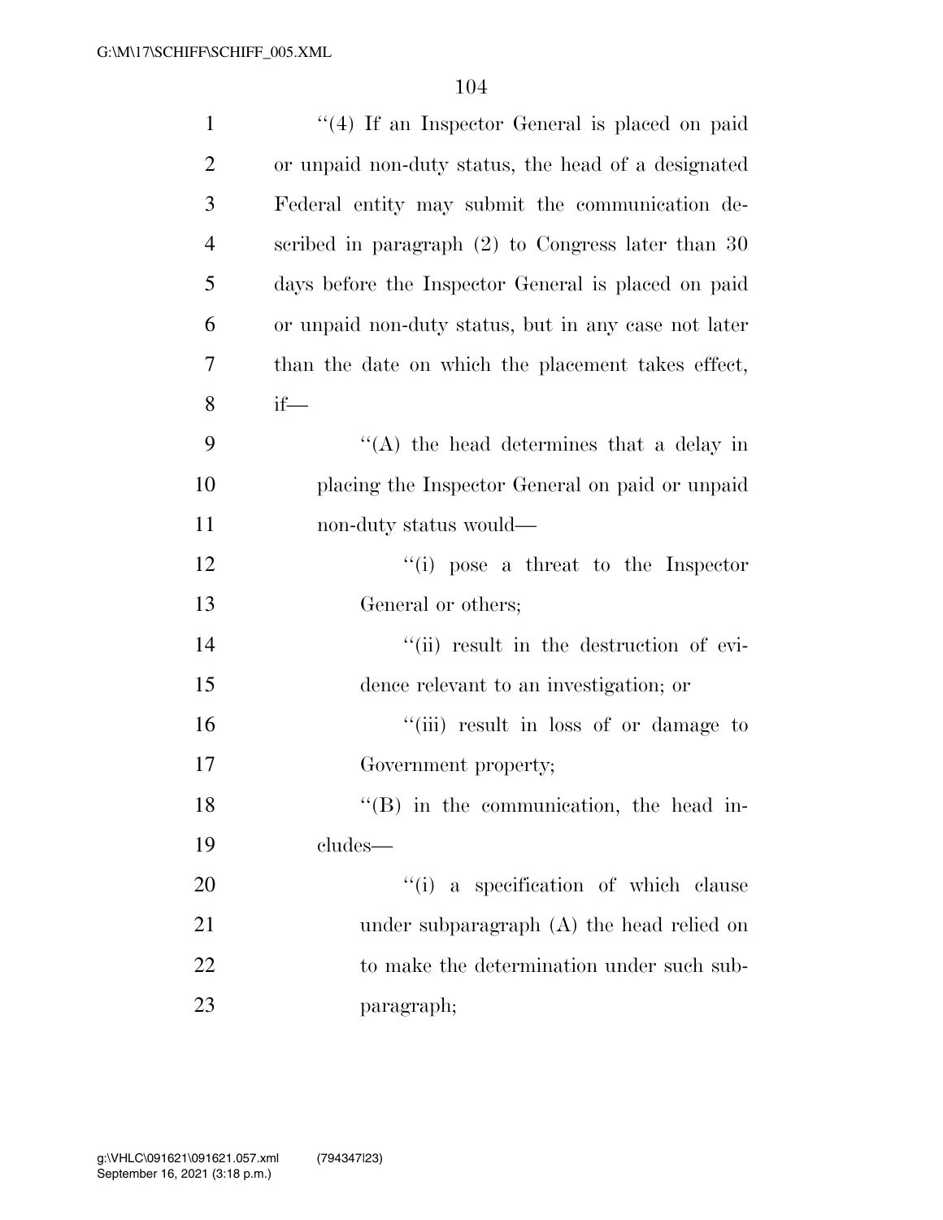''(4) If an Inspector General is placed on paid or unpaid non-duty status, the head of a designated Federal entity may submit the communication described in paragraph (2) to Congress later than 30 days before the Inspector General is placed on paid or unpaid non-duty status, but in any case not later than the date on which the placement takes effect, if—

''(A) the head determines that a delay in placing the Inspector General on paid or unpaid non-duty status would—

''(i) pose a threat to the Inspector General or others;

''(ii) result in the destruction of evidence relevant to an investigation; or

''(iii) result in loss of or damage to Government property;

''(B) in the communication, the head includes—

''(i) a specification of which clause under subparagraph (A) the head relied on to make the determination under such subparagraph;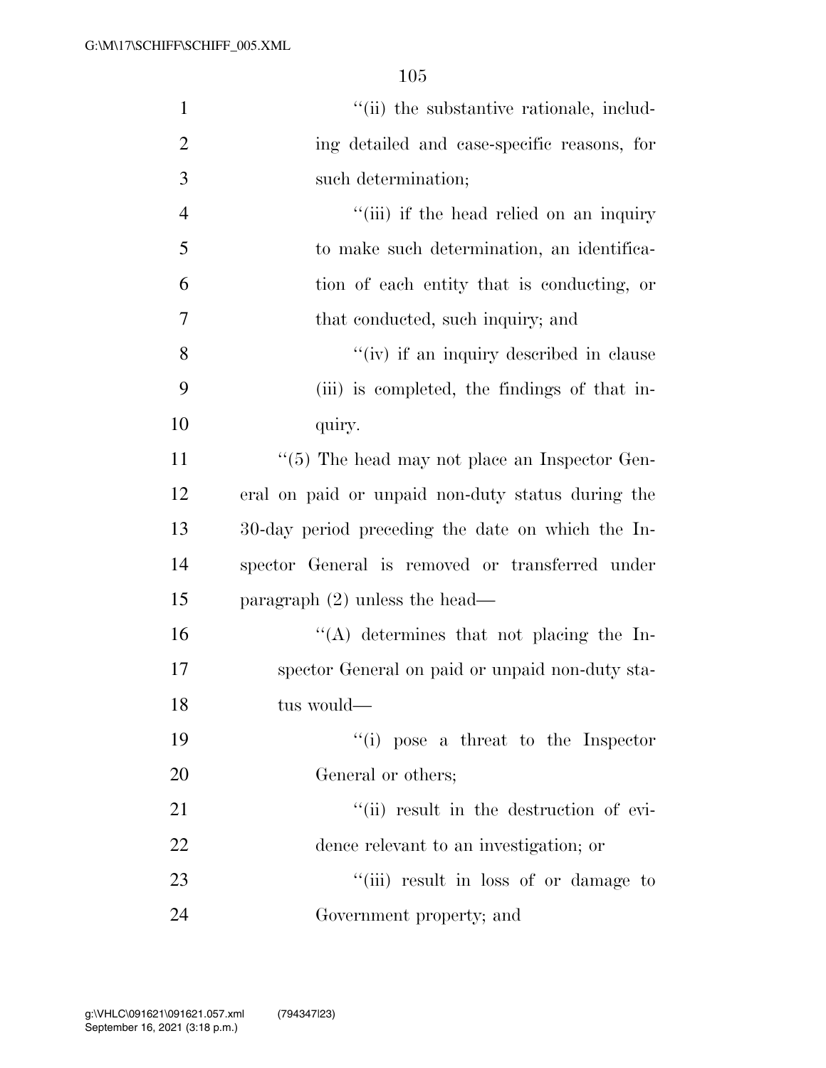''(ii) the substantive rationale, including detailed and case-specific reasons, for such determination;

''(iii) if the head relied on an inquiry to make such determination, an identification of each entity that is conducting, or that conducted, such inquiry; and

''(iv) if an inquiry described in clause (iii) is completed, the findings of that inquiry.

''(5) The head may not place an Inspector General on paid or unpaid non-duty status during the 30-day period preceding the date on which the Inspector General is removed or transferred under paragraph (2) unless the head—

''(A) determines that not placing the Inspector General on paid or unpaid non-duty status would—

''(i) pose a threat to the Inspector General or others;

''(ii) result in the destruction of evidence relevant to an investigation; or

''(iii) result in loss of or damage to Government property; and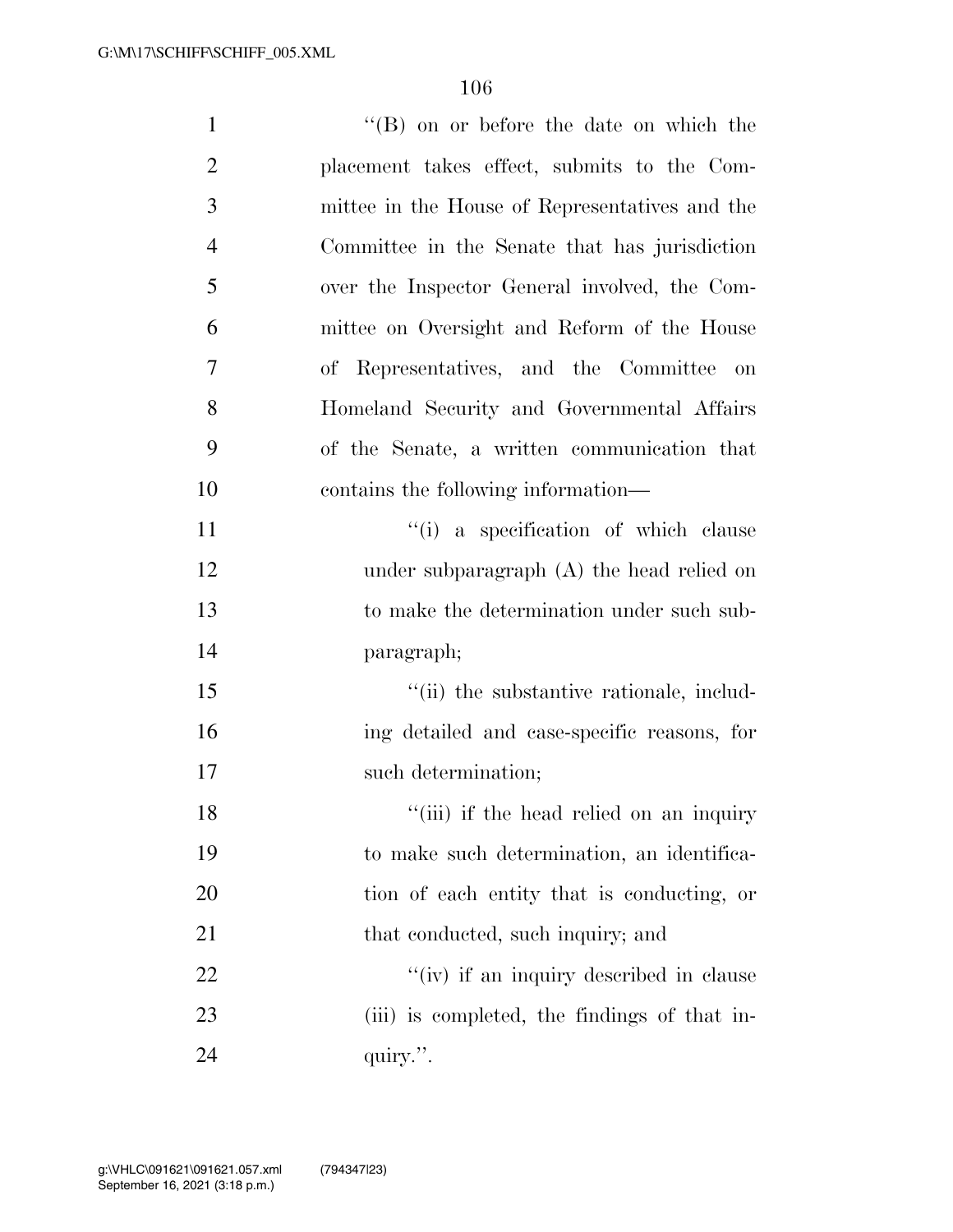''(B) on or before the date on which the placement takes effect, submits to the Committee in the House of Representatives and the Committee in the Senate that has jurisdiction over the Inspector General involved, the Committee on Oversight and Reform of the House of Representatives, and the Committee on Homeland Security and Governmental Affairs of the Senate, a written communication that contains the following information—

''(i) a specification of which clause under subparagraph (A) the head relied on to make the determination under such subparagraph;

''(ii) the substantive rationale, including detailed and case-specific reasons, for such determination;

''(iii) if the head relied on an inquiry to make such determination, an identification of each entity that is conducting, or that conducted, such inquiry; and

''(iv) if an inquiry described in clause (iii) is completed, the findings of that inquiry.''.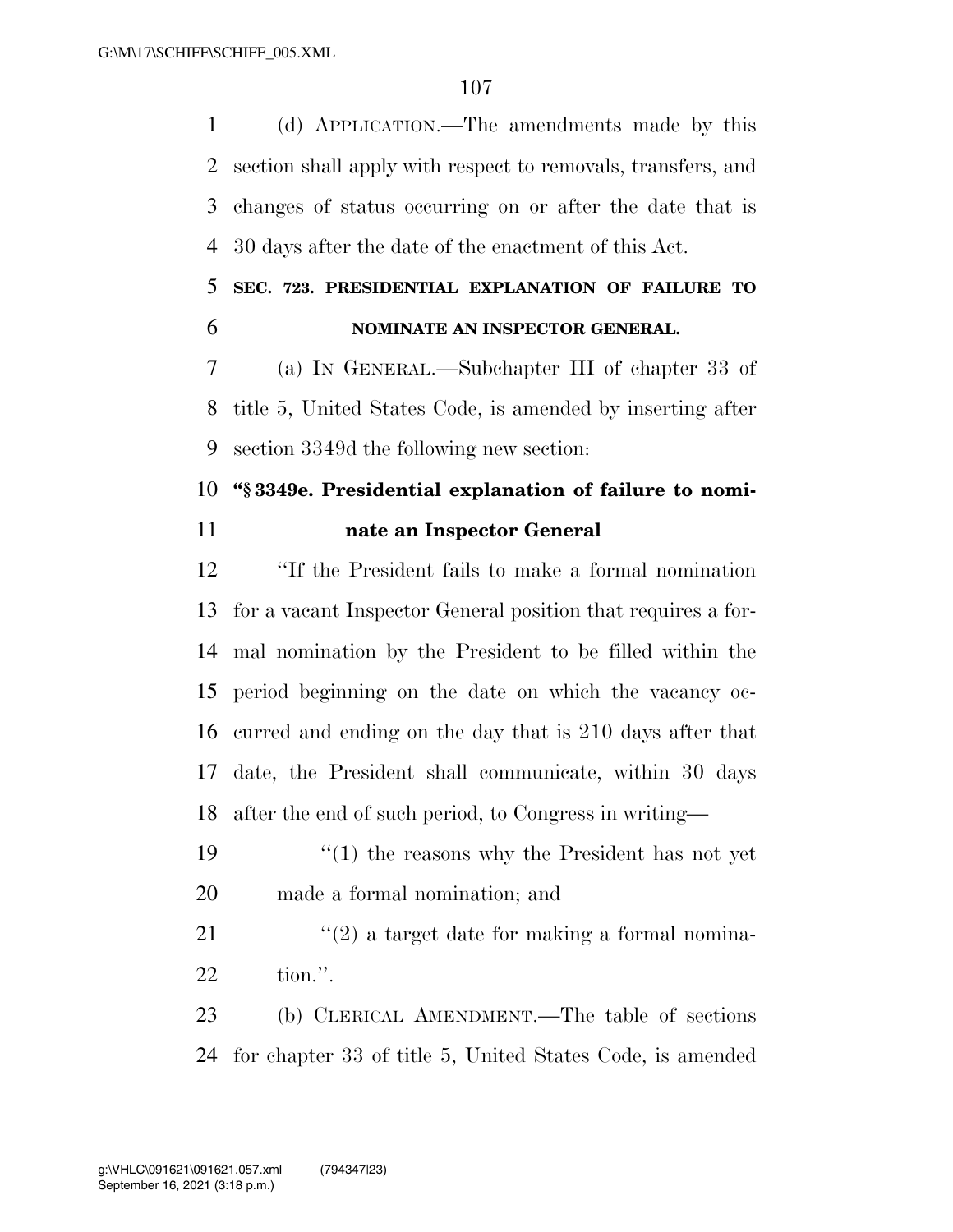(d) APPLICATION.—The amendments made by this section shall apply with respect to removals, transfers, and changes of status occurring on or after the date that is 30 days after the date of the enactment of this Act.

**SEC. 723. PRESIDENTIAL EXPLANATION OF FAILURE TO NOMINATE AN INSPECTOR GENERAL.**

(a) IN GENERAL.—Subchapter III of chapter 33 of title 5, United States Code, is amended by inserting after section 3349d the following new section:

**"§ 3349e. Presidential explanation of failure to nominate an Inspector General**

"If the President fails to make a formal nomination for a vacant Inspector General position that requires a formal nomination by the President to be filled within the period beginning on the date on which the vacancy occurred and ending on the day that is 210 days after that date, the President shall communicate, within 30 days after the end of such period, to Congress in writing—

"(1) the reasons why the President has not yet made a formal nomination; and

"(2) a target date for making a formal nomination.".

(b) CLERICAL AMENDMENT.—The table of sections for chapter 33 of title 5, United States Code, is amended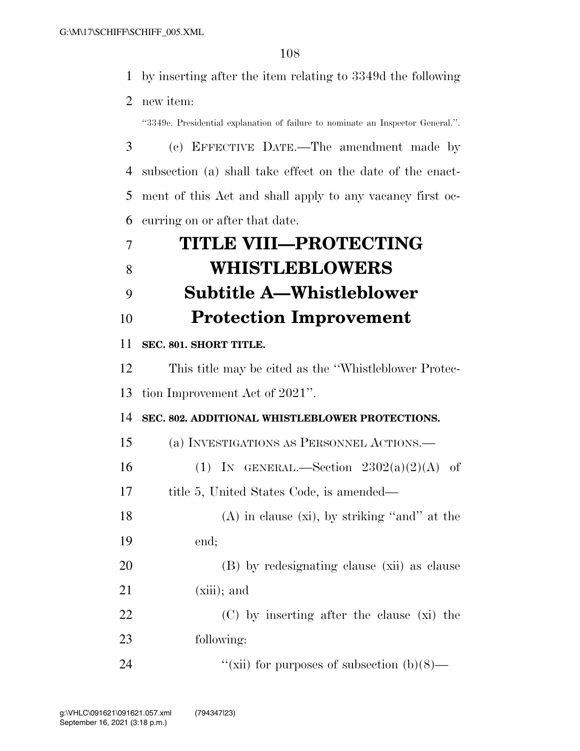by inserting after the item relating to 3349d the following new item:

"3349e. Presidential explanation of failure to nominate an Inspector General.".

(c) EFFECTIVE DATE.—The amendment made by subsection (a) shall take effect on the date of the enactment of this Act and shall apply to any vacancy first occurring on or after that date.

# TITLE VIII—PROTECTING WHISTLEBLOWERS

## Subtitle A—Whistleblower Protection Improvement

### SEC. 801. SHORT TITLE.

This title may be cited as the "Whistleblower Protection Improvement Act of 2021".

### SEC. 802. ADDITIONAL WHISTLEBLOWER PROTECTIONS.

(a) INVESTIGATIONS AS PERSONNEL ACTIONS.—

(1) IN GENERAL.—Section 2302(a)(2)(A) of title 5, United States Code, is amended—

(A) in clause (xi), by striking "and" at the end;

(B) by redesignating clause (xii) as clause (xiii); and

(C) by inserting after the clause (xi) the following:

"(xii) for purposes of subsection (b)(8)—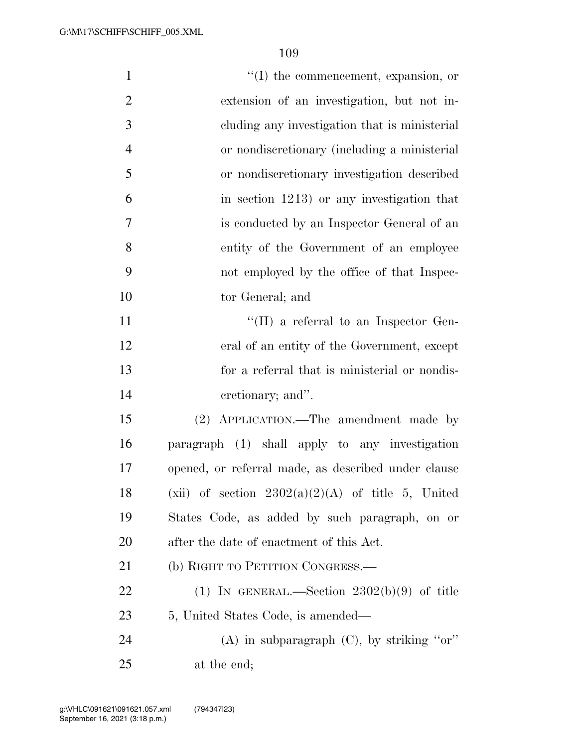"(I) the commencement, expansion, or extension of an investigation, but not including any investigation that is ministerial or nondiscretionary (including a ministerial or nondiscretionary investigation described in section 1213) or any investigation that is conducted by an Inspector General of an entity of the Government of an employee not employed by the office of that Inspector General; and

"(II) a referral to an Inspector General of an entity of the Government, except for a referral that is ministerial or nondiscretionary; and".

(2) APPLICATION.—The amendment made by paragraph (1) shall apply to any investigation opened, or referral made, as described under clause (xii) of section 2302(a)(2)(A) of title 5, United States Code, as added by such paragraph, on or after the date of enactment of this Act.

(b) RIGHT TO PETITION CONGRESS.—

(1) IN GENERAL.—Section 2302(b)(9) of title 5, United States Code, is amended—

(A) in subparagraph (C), by striking "or" at the end;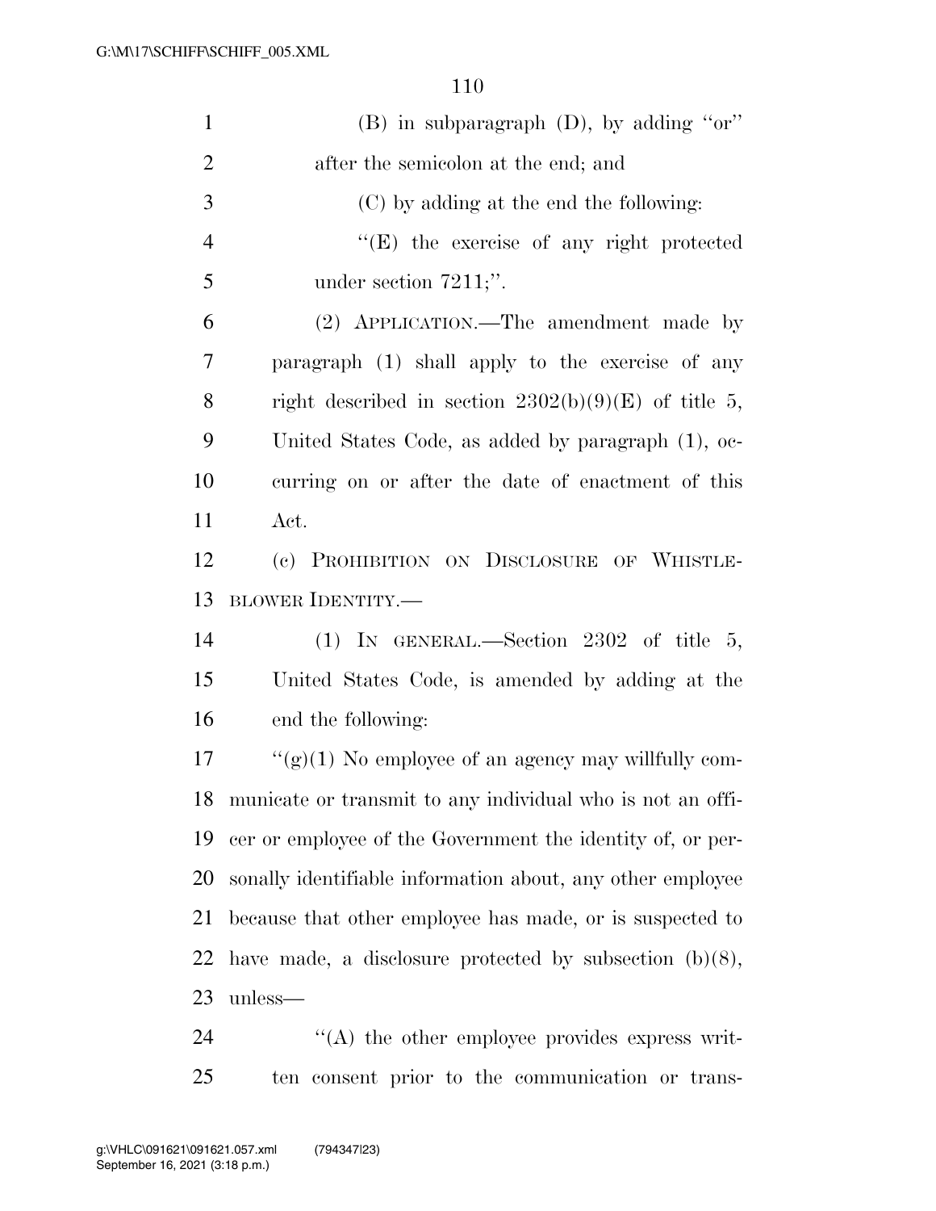(B) in subparagraph (D), by adding "or" after the semicolon at the end; and

(C) by adding at the end the following:

"(E) the exercise of any right protected under section 7211;".

(2) APPLICATION.—The amendment made by paragraph (1) shall apply to the exercise of any right described in section 2302(b)(9)(E) of title 5, United States Code, as added by paragraph (1), occurring on or after the date of enactment of this Act.

(c) PROHIBITION ON DISCLOSURE OF WHISTLEBLOWER IDENTITY.—

(1) IN GENERAL.—Section 2302 of title 5, United States Code, is amended by adding at the end the following:

"(g)(1) No employee of an agency may willfully communicate or transmit to any individual who is not an officer or employee of the Government the identity of, or personally identifiable information about, any other employee because that other employee has made, or is suspected to have made, a disclosure protected by subsection (b)(8), unless—

"(A) the other employee provides express written consent prior to the communication or trans-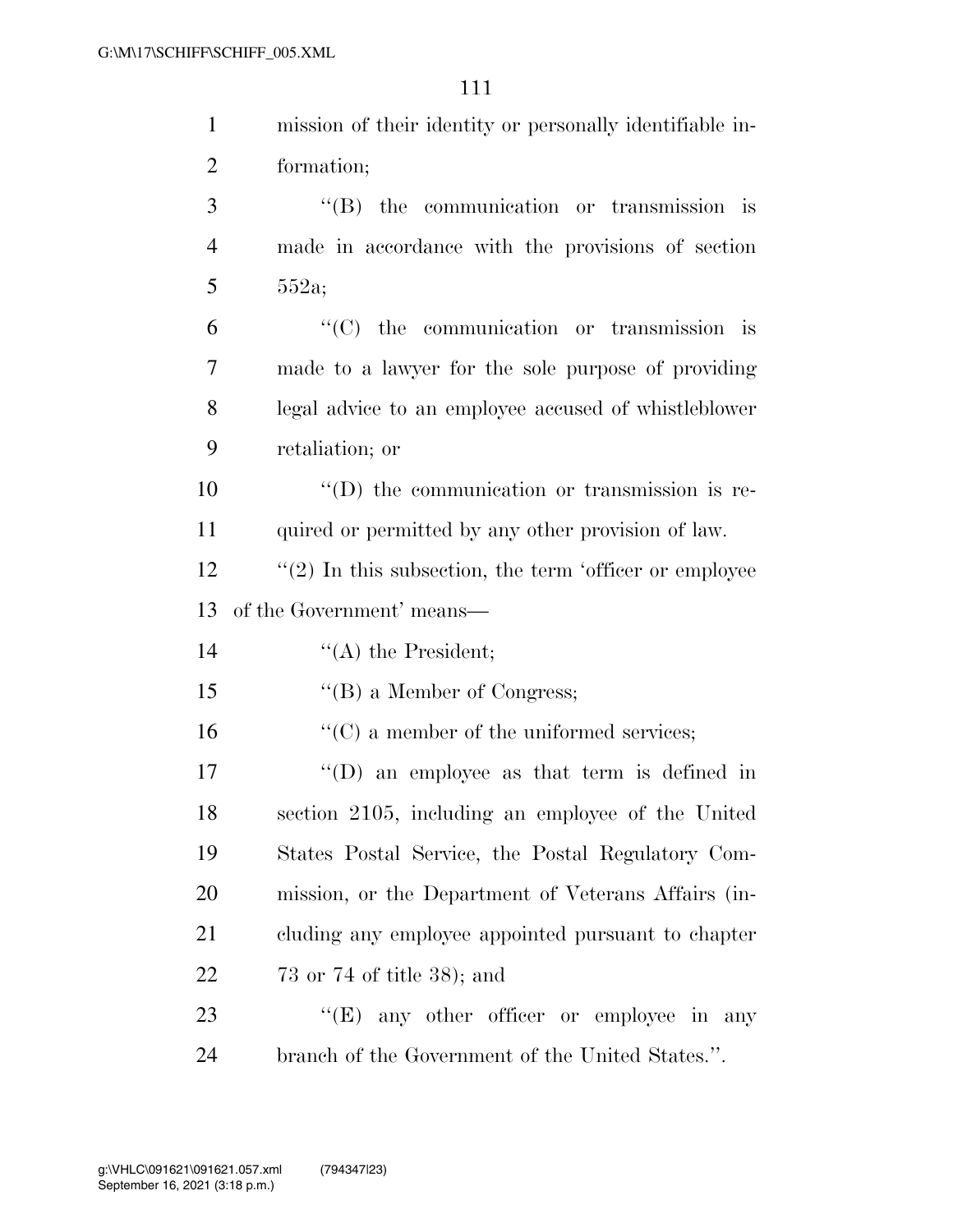mission of their identity or personally identifiable information;

''(B) the communication or transmission is made in accordance with the provisions of section 552a;

''(C) the communication or transmission is made to a lawyer for the sole purpose of providing legal advice to an employee accused of whistleblower retaliation; or

''(D) the communication or transmission is required or permitted by any other provision of law.

''(2) In this subsection, the term 'officer or employee of the Government' means—

''(A) the President;

''(B) a Member of Congress;

''(C) a member of the uniformed services;

''(D) an employee as that term is defined in section 2105, including an employee of the United States Postal Service, the Postal Regulatory Commission, or the Department of Veterans Affairs (including any employee appointed pursuant to chapter 73 or 74 of title 38); and

''(E) any other officer or employee in any branch of the Government of the United States.''.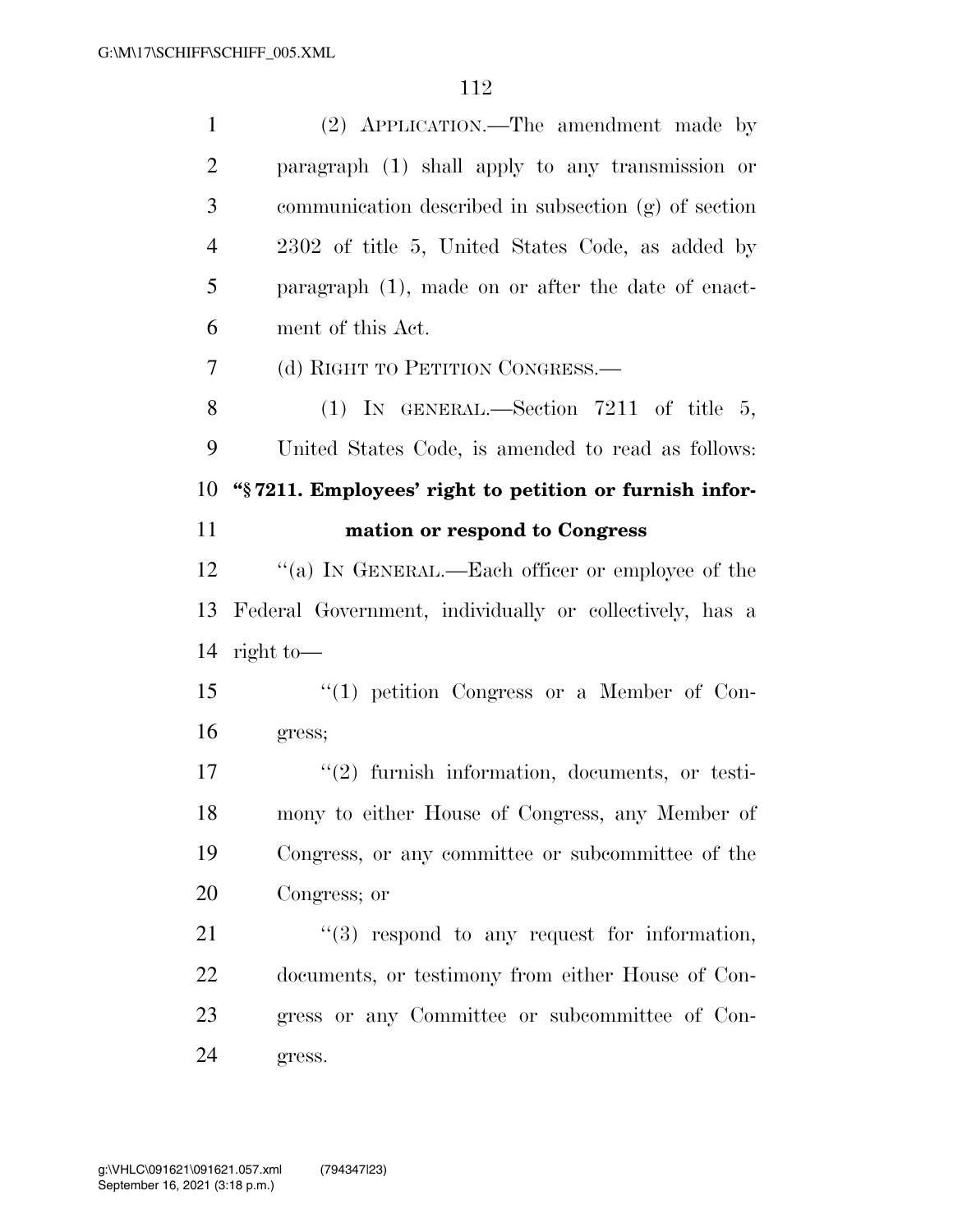(2) APPLICATION.—The amendment made by paragraph (1) shall apply to any transmission or communication described in subsection (g) of section 2302 of title 5, United States Code, as added by paragraph (1), made on or after the date of enactment of this Act.

(d) RIGHT TO PETITION CONGRESS.—

(1) IN GENERAL.—Section 7211 of title 5, United States Code, is amended to read as follows:

**"§ 7211. Employees' right to petition or furnish information or respond to Congress**

"(a) IN GENERAL.—Each officer or employee of the Federal Government, individually or collectively, has a right to—

"(1) petition Congress or a Member of Congress;

"(2) furnish information, documents, or testimony to either House of Congress, any Member of Congress, or any committee or subcommittee of the Congress; or

"(3) respond to any request for information, documents, or testimony from either House of Congress or any Committee or subcommittee of Congress.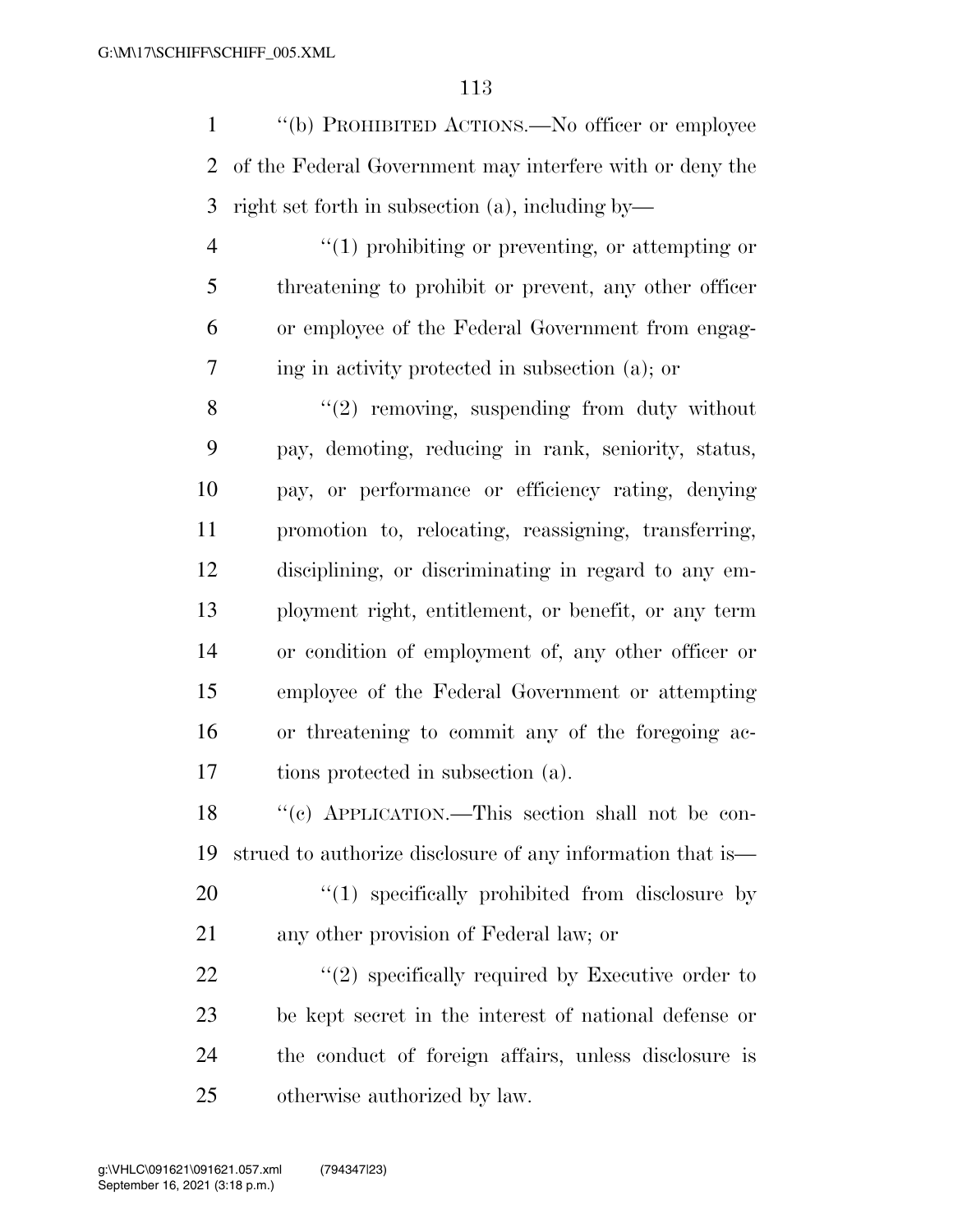"(b) PROHIBITED ACTIONS.—No officer or employee of the Federal Government may interfere with or deny the right set forth in subsection (a), including by—

"(1) prohibiting or preventing, or attempting or threatening to prohibit or prevent, any other officer or employee of the Federal Government from engaging in activity protected in subsection (a); or

"(2) removing, suspending from duty without pay, demoting, reducing in rank, seniority, status, pay, or performance or efficiency rating, denying promotion to, relocating, reassigning, transferring, disciplining, or discriminating in regard to any employment right, entitlement, or benefit, or any term or condition of employment of, any other officer or employee of the Federal Government or attempting or threatening to commit any of the foregoing actions protected in subsection (a).

"(c) APPLICATION.—This section shall not be construed to authorize disclosure of any information that is—

"(1) specifically prohibited from disclosure by any other provision of Federal law; or

"(2) specifically required by Executive order to be kept secret in the interest of national defense or the conduct of foreign affairs, unless disclosure is otherwise authorized by law.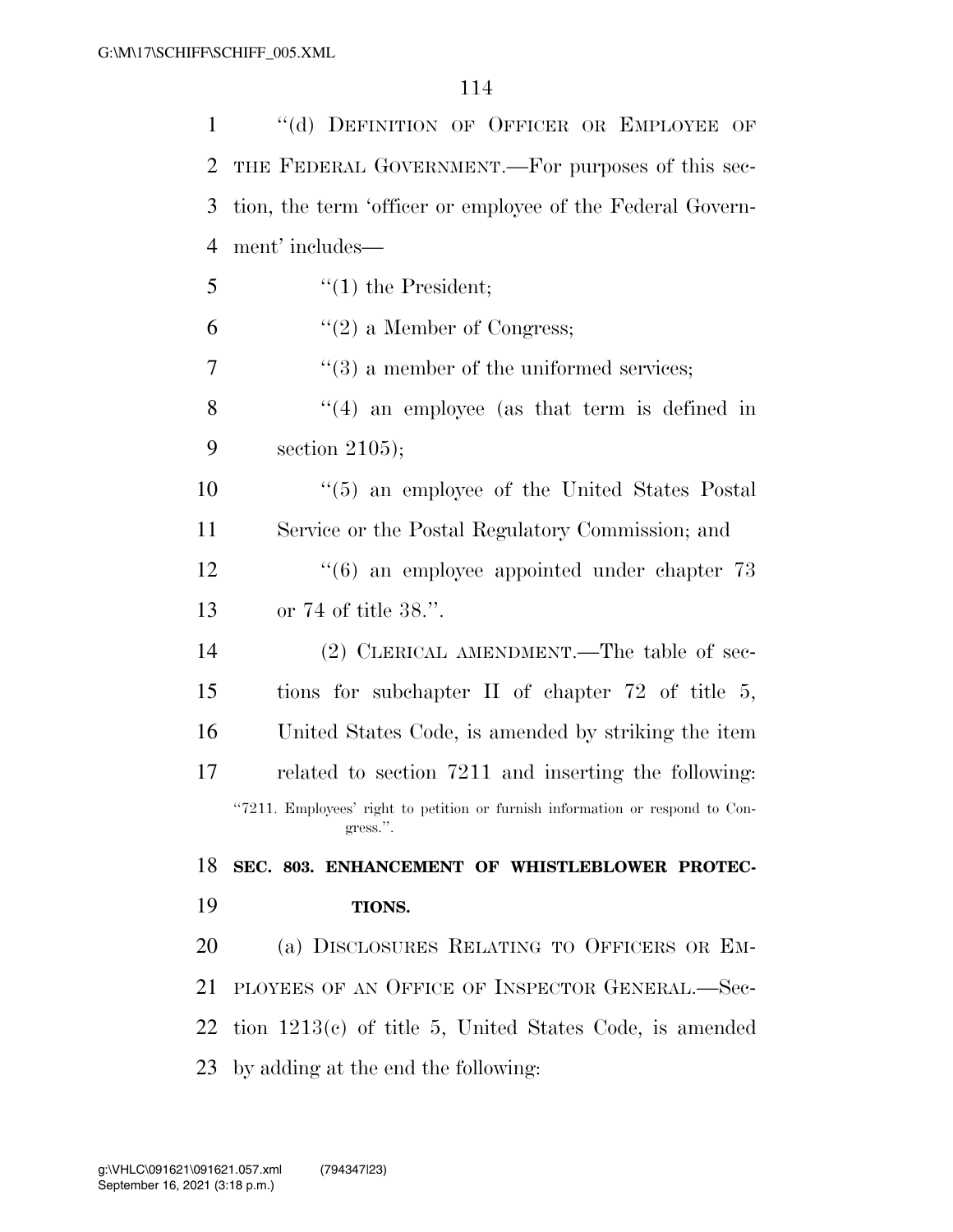"(d) DEFINITION OF OFFICER OR EMPLOYEE OF THE FEDERAL GOVERNMENT.—For purposes of this section, the term 'officer or employee of the Federal Government' includes—

"(1) the President;

"(2) a Member of Congress;

"(3) a member of the uniformed services;

"(4) an employee (as that term is defined in section 2105);

"(5) an employee of the United States Postal Service or the Postal Regulatory Commission; and

"(6) an employee appointed under chapter 73 or 74 of title 38.".

(2) CLERICAL AMENDMENT.—The table of sections for subchapter II of chapter 72 of title 5, United States Code, is amended by striking the item related to section 7211 and inserting the following:

"7211. Employees' right to petition or furnish information or respond to Congress.".

**SEC. 803. ENHANCEMENT OF WHISTLEBLOWER PROTECTIONS.**

(a) DISCLOSURES RELATING TO OFFICERS OR EMPLOYEES OF AN OFFICE OF INSPECTOR GENERAL.—Section 1213(c) of title 5, United States Code, is amended by adding at the end the following: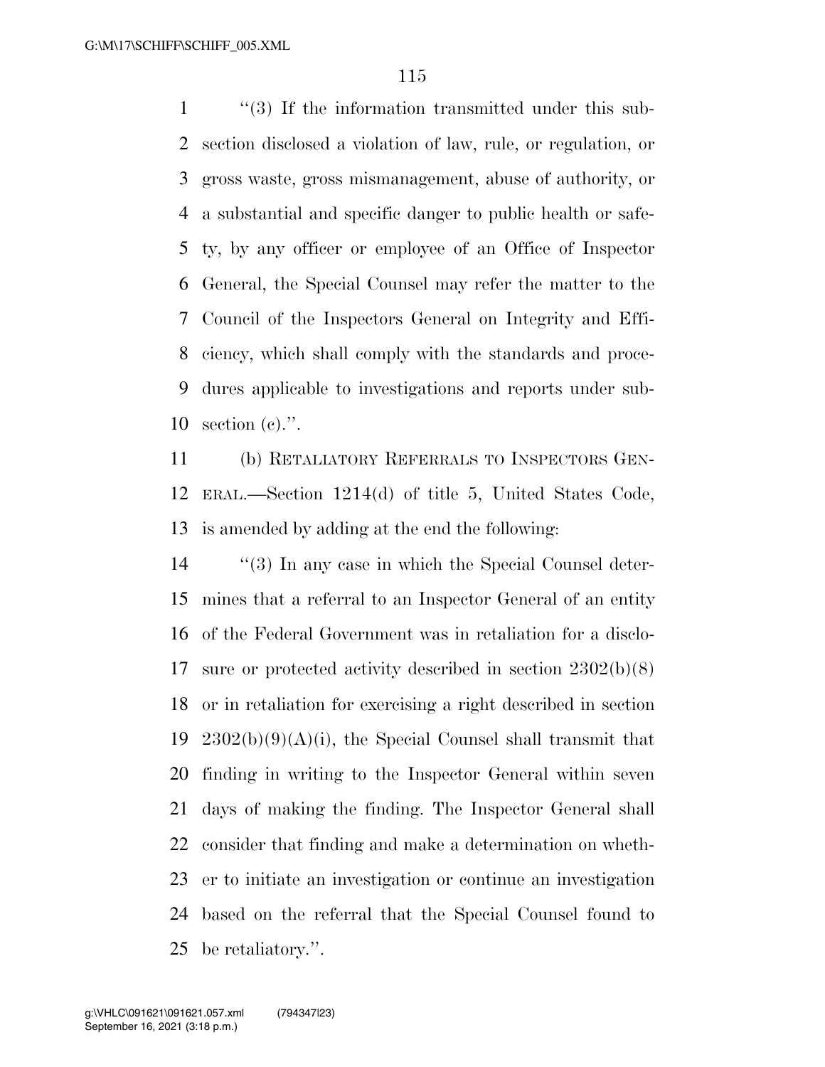"(3) If the information transmitted under this subsection disclosed a violation of law, rule, or regulation, or gross waste, gross mismanagement, abuse of authority, or a substantial and specific danger to public health or safety, by any officer or employee of an Office of Inspector General, the Special Counsel may refer the matter to the Council of the Inspectors General on Integrity and Efficiency, which shall comply with the standards and procedures applicable to investigations and reports under subsection (c).".

(b) RETALIATORY REFERRALS TO INSPECTORS GENERAL.—Section 1214(d) of title 5, United States Code, is amended by adding at the end the following:

"(3) In any case in which the Special Counsel determines that a referral to an Inspector General of an entity of the Federal Government was in retaliation for a disclosure or protected activity described in section 2302(b)(8) or in retaliation for exercising a right described in section 2302(b)(9)(A)(i), the Special Counsel shall transmit that finding in writing to the Inspector General within seven days of making the finding. The Inspector General shall consider that finding and make a determination on whether to initiate an investigation or continue an investigation based on the referral that the Special Counsel found to be retaliatory.".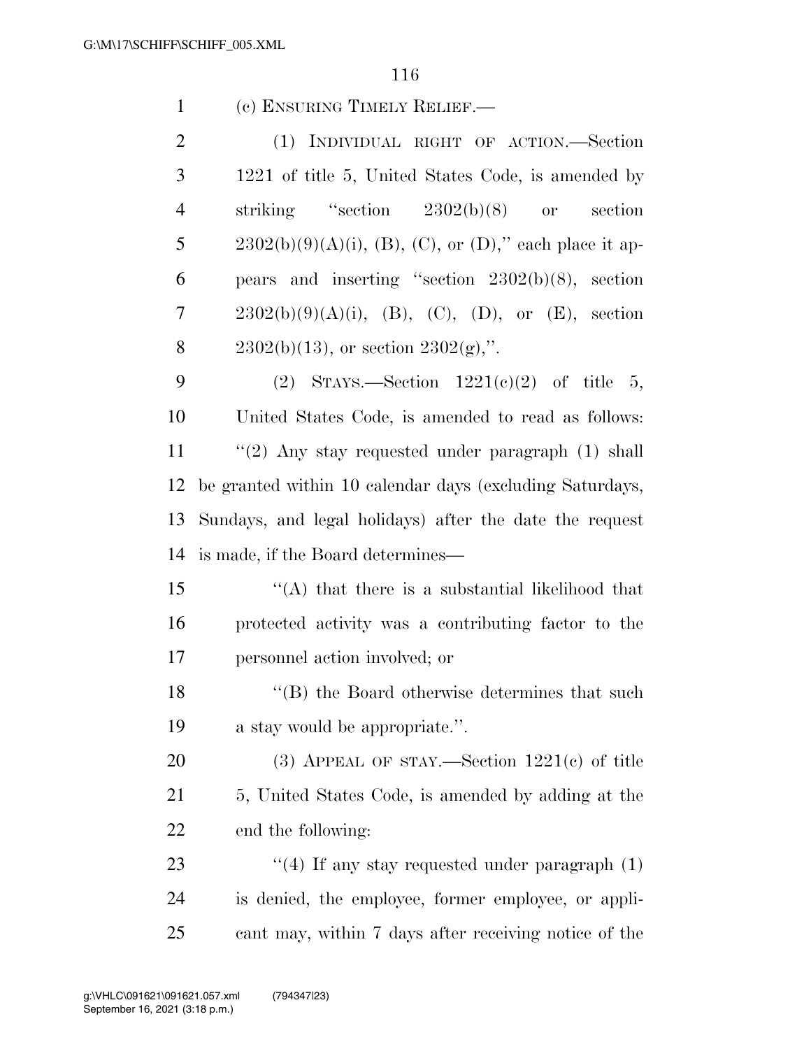(c) ENSURING TIMELY RELIEF.—

(1) INDIVIDUAL RIGHT OF ACTION.—Section 1221 of title 5, United States Code, is amended by striking "section 2302(b)(8) or section 2302(b)(9)(A)(i), (B), (C), or (D)," each place it appears and inserting "section 2302(b)(8), section 2302(b)(9)(A)(i), (B), (C), (D), or (E), section 2302(b)(13), or section 2302(g),".

(2) STAYS.—Section 1221(c)(2) of title 5, United States Code, is amended to read as follows:

"(2) Any stay requested under paragraph (1) shall be granted within 10 calendar days (excluding Saturdays, Sundays, and legal holidays) after the date the request is made, if the Board determines—

"(A) that there is a substantial likelihood that protected activity was a contributing factor to the personnel action involved; or

"(B) the Board otherwise determines that such a stay would be appropriate.".

(3) APPEAL OF STAY.—Section 1221(c) of title 5, United States Code, is amended by adding at the end the following:

"(4) If any stay requested under paragraph (1) is denied, the employee, former employee, or applicant may, within 7 days after receiving notice of the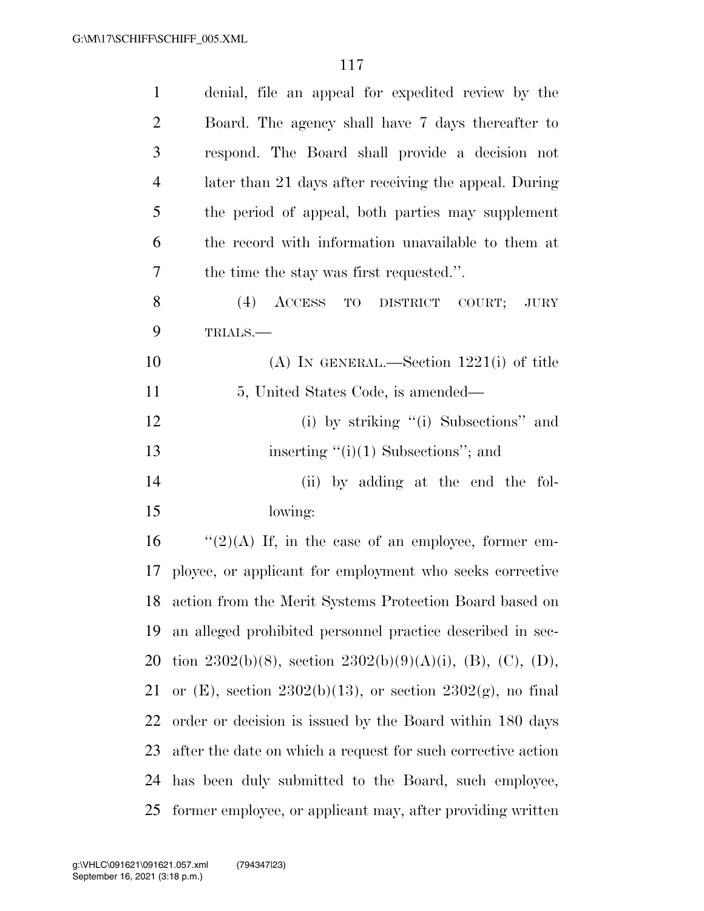denial, file an appeal for expedited review by the Board. The agency shall have 7 days thereafter to respond. The Board shall provide a decision not later than 21 days after receiving the appeal. During the period of appeal, both parties may supplement the record with information unavailable to them at the time the stay was first requested.''.

(4) ACCESS TO DISTRICT COURT; JURY TRIALS.—

(A) IN GENERAL.—Section 1221(i) of title 5, United States Code, is amended—

(i) by striking ''(i) Subsections'' and inserting ''(i)(1) Subsections''; and

(ii) by adding at the end the following:

''(2)(A) If, in the case of an employee, former employee, or applicant for employment who seeks corrective action from the Merit Systems Protection Board based on an alleged prohibited personnel practice described in section 2302(b)(8), section 2302(b)(9)(A)(i), (B), (C), (D), or (E), section 2302(b)(13), or section 2302(g), no final order or decision is issued by the Board within 180 days after the date on which a request for such corrective action has been duly submitted to the Board, such employee, former employee, or applicant may, after providing written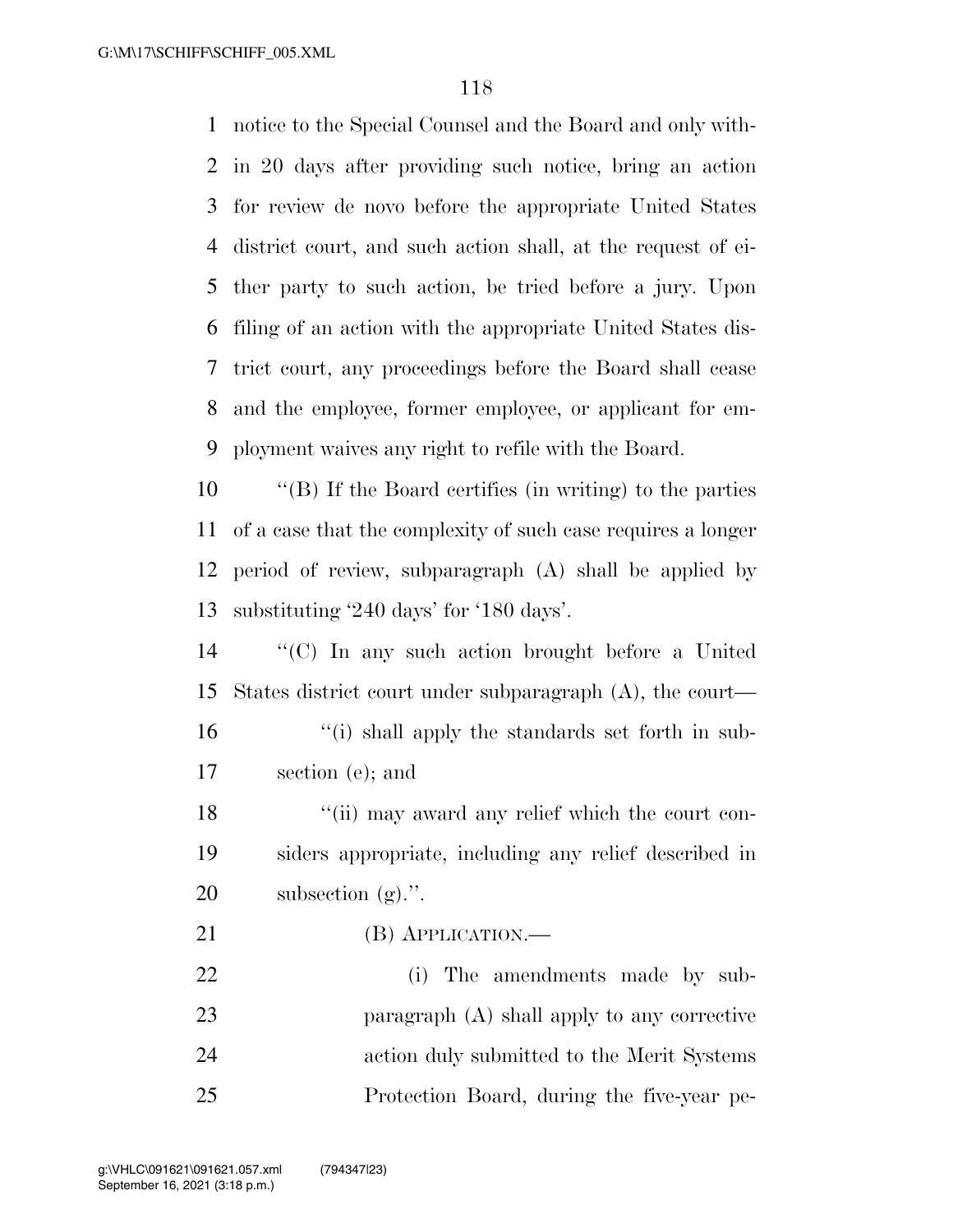notice to the Special Counsel and the Board and only within 20 days after providing such notice, bring an action for review de novo before the appropriate United States district court, and such action shall, at the request of either party to such action, be tried before a jury. Upon filing of an action with the appropriate United States district court, any proceedings before the Board shall cease and the employee, former employee, or applicant for employment waives any right to refile with the Board.

''(B) If the Board certifies (in writing) to the parties of a case that the complexity of such case requires a longer period of review, subparagraph (A) shall be applied by substituting '240 days' for '180 days'.

''(C) In any such action brought before a United States district court under subparagraph (A), the court—

''(i) shall apply the standards set forth in subsection (e); and

''(ii) may award any relief which the court considers appropriate, including any relief described in subsection (g).''.

(B) APPLICATION.—

(i) The amendments made by subparagraph (A) shall apply to any corrective action duly submitted to the Merit Systems Protection Board, during the five-year pe-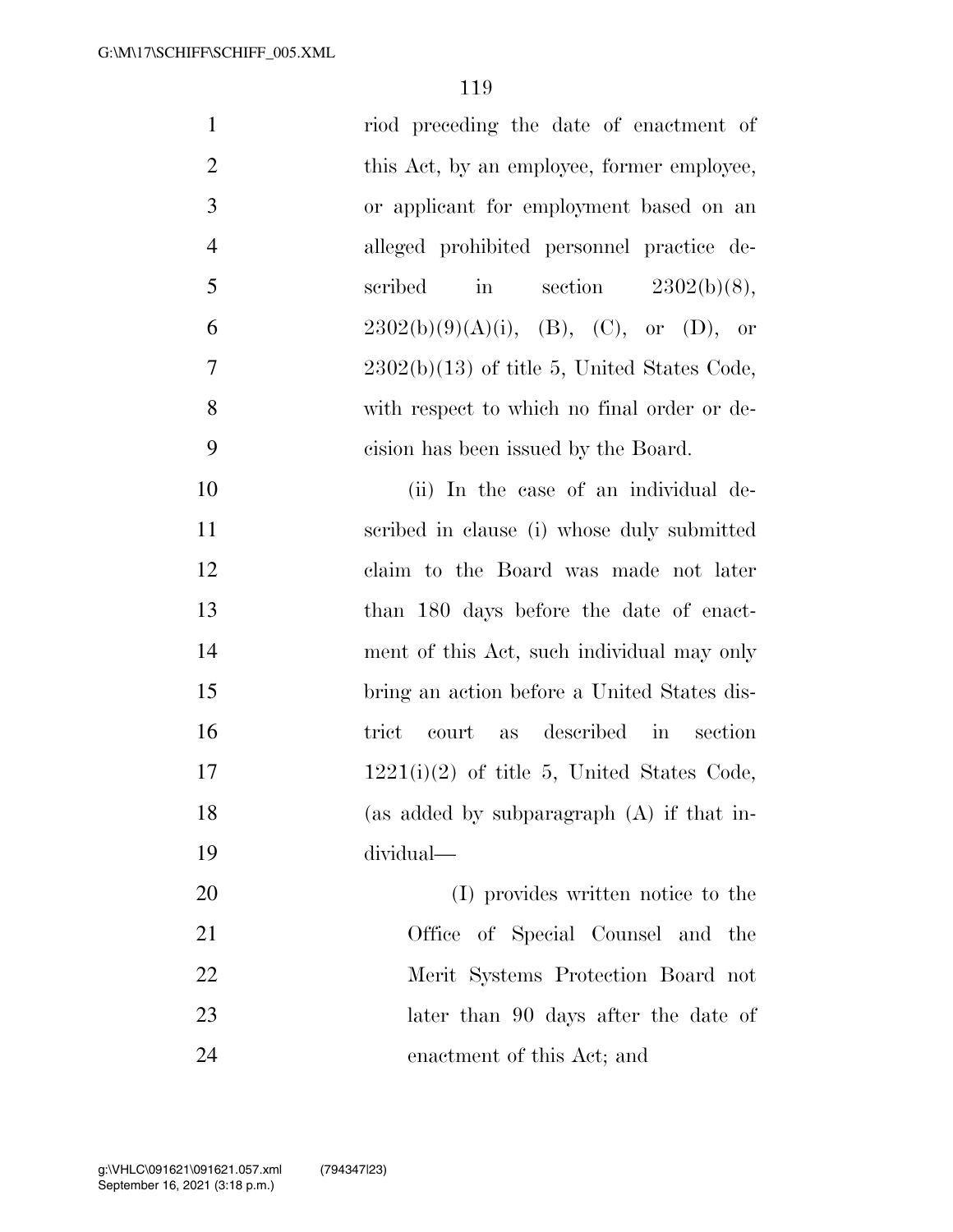riod preceding the date of enactment of this Act, by an employee, former employee, or applicant for employment based on an alleged prohibited personnel practice described in section 2302(b)(8), 2302(b)(9)(A)(i), (B), (C), or (D), or 2302(b)(13) of title 5, United States Code, with respect to which no final order or decision has been issued by the Board.

(ii) In the case of an individual described in clause (i) whose duly submitted claim to the Board was made not later than 180 days before the date of enactment of this Act, such individual may only bring an action before a United States district court as described in section 1221(i)(2) of title 5, United States Code, (as added by subparagraph (A) if that individual—

(I) provides written notice to the Office of Special Counsel and the Merit Systems Protection Board not later than 90 days after the date of enactment of this Act; and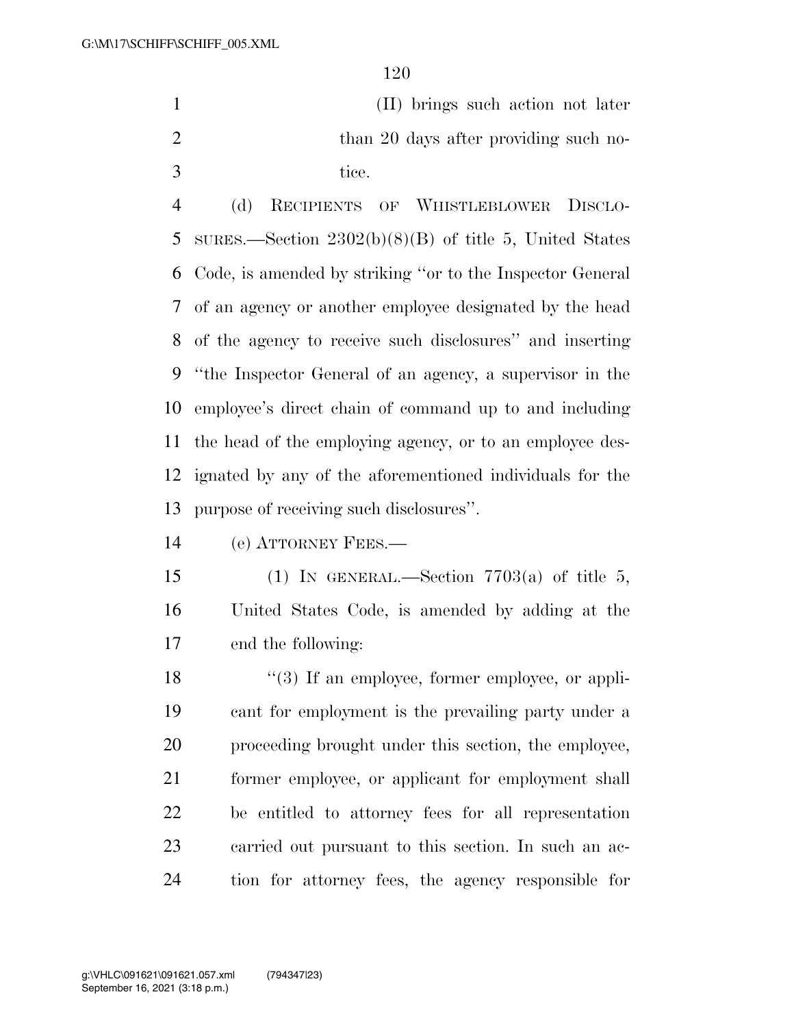(II) brings such action not later than 20 days after providing such notice.

(d) RECIPIENTS OF WHISTLEBLOWER DISCLOSURES.—Section 2302(b)(8)(B) of title 5, United States Code, is amended by striking "or to the Inspector General of an agency or another employee designated by the head of the agency to receive such disclosures" and inserting "the Inspector General of an agency, a supervisor in the employee's direct chain of command up to and including the head of the employing agency, or to an employee designated by any of the aforementioned individuals for the purpose of receiving such disclosures".

(e) ATTORNEY FEES.—

(1) IN GENERAL.—Section 7703(a) of title 5, United States Code, is amended by adding at the end the following:

"(3) If an employee, former employee, or applicant for employment is the prevailing party under a proceeding brought under this section, the employee, former employee, or applicant for employment shall be entitled to attorney fees for all representation carried out pursuant to this section. In such an action for attorney fees, the agency responsible for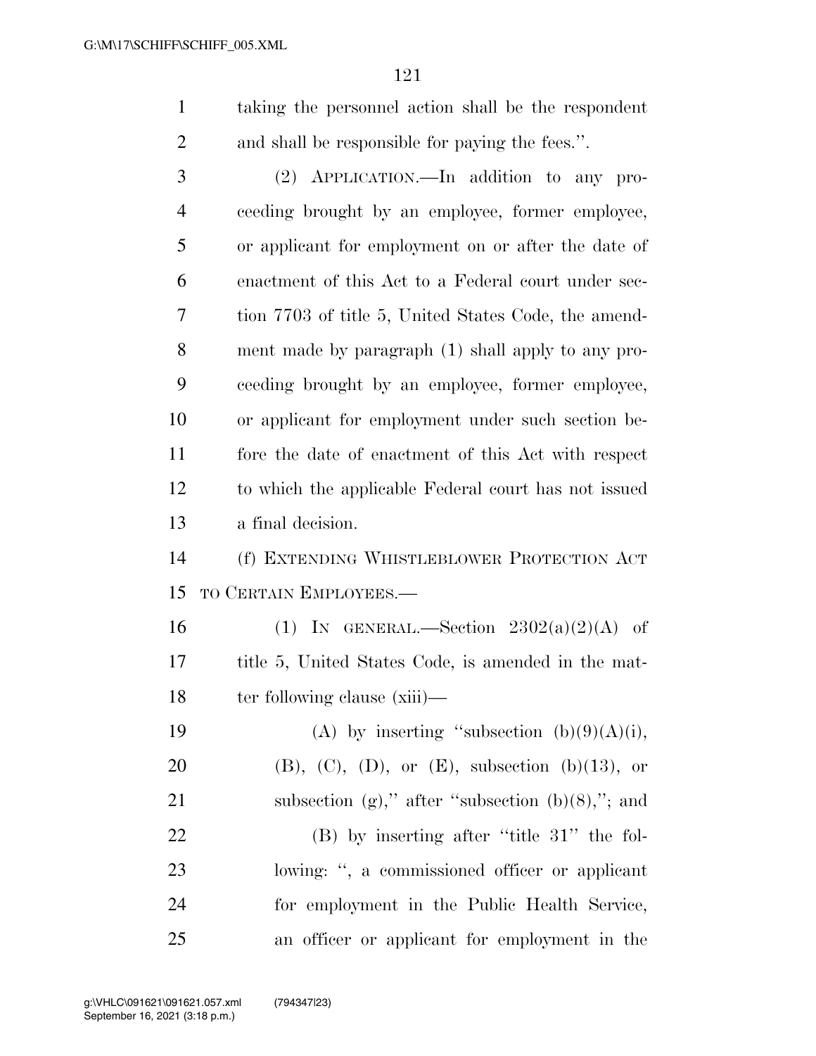taking the personnel action shall be the respondent and shall be responsible for paying the fees.''.

(2) APPLICATION.—In addition to any proceeding brought by an employee, former employee, or applicant for employment on or after the date of enactment of this Act to a Federal court under section 7703 of title 5, United States Code, the amendment made by paragraph (1) shall apply to any proceeding brought by an employee, former employee, or applicant for employment under such section before the date of enactment of this Act with respect to which the applicable Federal court has not issued a final decision.

(f) EXTENDING WHISTLEBLOWER PROTECTION ACT TO CERTAIN EMPLOYEES.—

(1) IN GENERAL.—Section 2302(a)(2)(A) of title 5, United States Code, is amended in the matter following clause (xiii)—

(A) by inserting ''subsection (b)(9)(A)(i), (B), (C), (D), or (E), subsection (b)(13), or subsection (g),'' after ''subsection (b)(8),''; and

(B) by inserting after ''title 31'' the following: '', a commissioned officer or applicant for employment in the Public Health Service, an officer or applicant for employment in the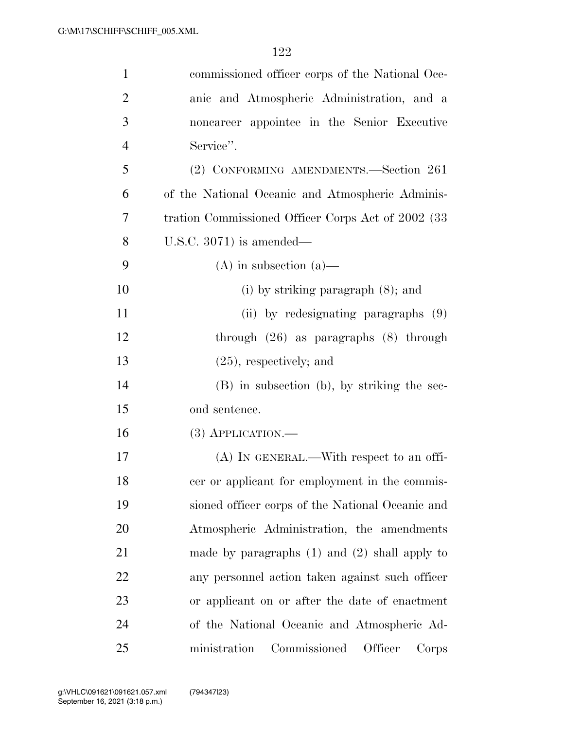commissioned officer corps of the National Oceanic and Atmospheric Administration, and a noncareer appointee in the Senior Executive Service''.

(2) CONFORMING AMENDMENTS.—Section 261 of the National Oceanic and Atmospheric Administration Commissioned Officer Corps Act of 2002 (33 U.S.C. 3071) is amended—

(A) in subsection (a)—

(i) by striking paragraph (8); and

(ii) by redesignating paragraphs (9) through (26) as paragraphs (8) through (25), respectively; and

(B) in subsection (b), by striking the second sentence.

(3) APPLICATION.—

(A) IN GENERAL.—With respect to an officer or applicant for employment in the commissioned officer corps of the National Oceanic and Atmospheric Administration, the amendments made by paragraphs (1) and (2) shall apply to any personnel action taken against such officer or applicant on or after the date of enactment of the National Oceanic and Atmospheric Administration Commissioned Officer Corps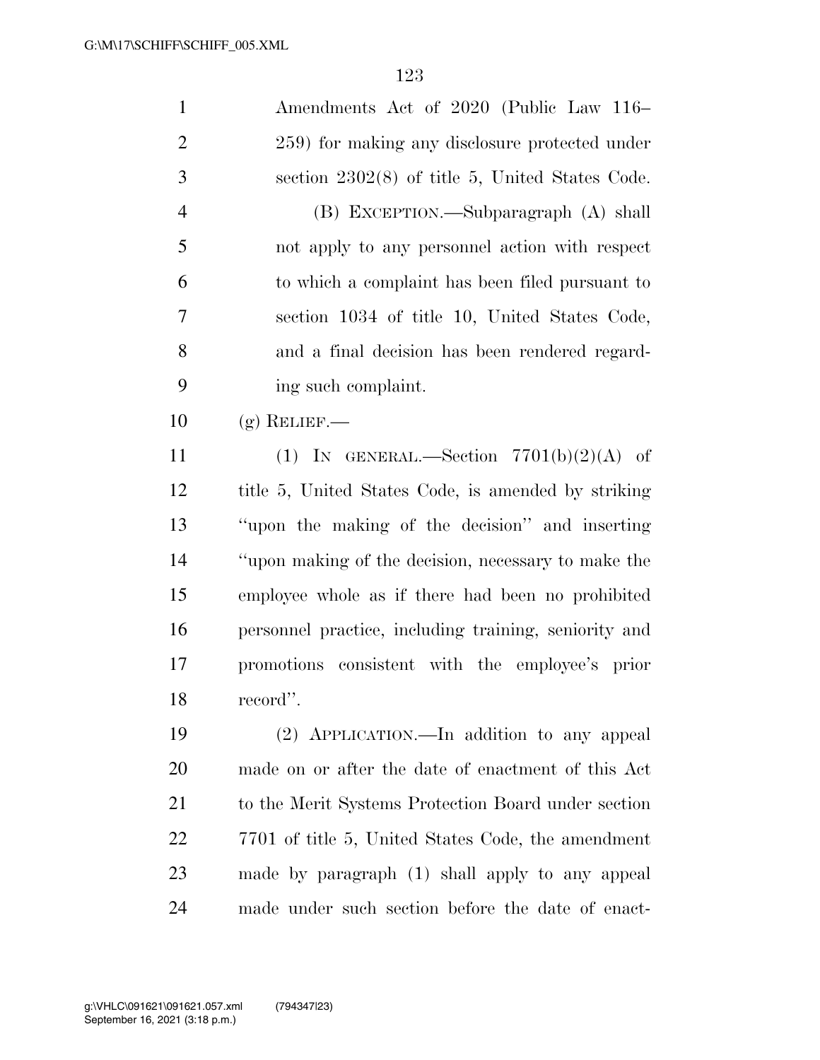Amendments Act of 2020 (Public Law 116–259) for making any disclosure protected under section 2302(8) of title 5, United States Code.

(B) EXCEPTION.—Subparagraph (A) shall not apply to any personnel action with respect to which a complaint has been filed pursuant to section 1034 of title 10, United States Code, and a final decision has been rendered regarding such complaint.

(g) RELIEF.—

(1) IN GENERAL.—Section 7701(b)(2)(A) of title 5, United States Code, is amended by striking ''upon the making of the decision'' and inserting ''upon making of the decision, necessary to make the employee whole as if there had been no prohibited personnel practice, including training, seniority and promotions consistent with the employee's prior record''.

(2) APPLICATION.—In addition to any appeal made on or after the date of enactment of this Act to the Merit Systems Protection Board under section 7701 of title 5, United States Code, the amendment made by paragraph (1) shall apply to any appeal made under such section before the date of enact-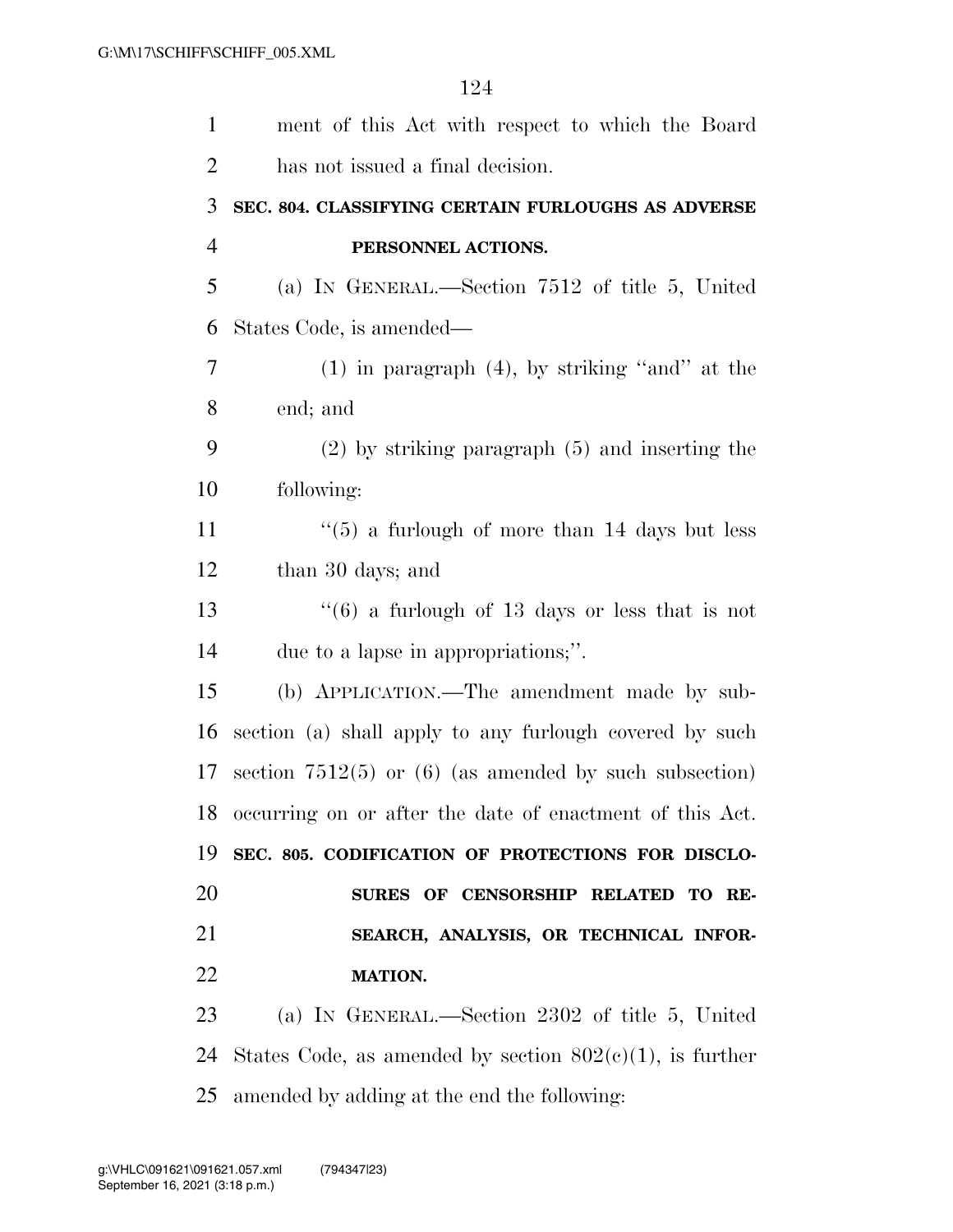ment of this Act with respect to which the Board has not issued a final decision.

**SEC. 804. CLASSIFYING CERTAIN FURLOUGHS AS ADVERSE PERSONNEL ACTIONS.**

(a) IN GENERAL.—Section 7512 of title 5, United States Code, is amended—

(1) in paragraph (4), by striking ''and'' at the end; and

(2) by striking paragraph (5) and inserting the following:

''(5) a furlough of more than 14 days but less than 30 days; and

''(6) a furlough of 13 days or less that is not due to a lapse in appropriations;''.

(b) APPLICATION.—The amendment made by subsection (a) shall apply to any furlough covered by such section 7512(5) or (6) (as amended by such subsection) occurring on or after the date of enactment of this Act.

**SEC. 805. CODIFICATION OF PROTECTIONS FOR DISCLOSURES OF CENSORSHIP RELATED TO RESEARCH, ANALYSIS, OR TECHNICAL INFORMATION.**

(a) IN GENERAL.—Section 2302 of title 5, United States Code, as amended by section 802(c)(1), is further amended by adding at the end the following: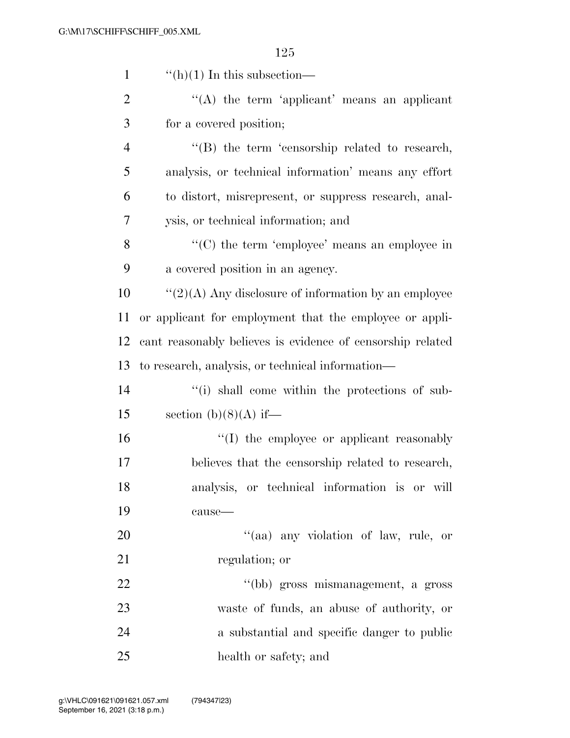''(h)(1) In this subsection—

''(A) the term 'applicant' means an applicant for a covered position;

''(B) the term 'censorship related to research, analysis, or technical information' means any effort to distort, misrepresent, or suppress research, analysis, or technical information; and

''(C) the term 'employee' means an employee in a covered position in an agency.

''(2)(A) Any disclosure of information by an employee or applicant for employment that the employee or applicant reasonably believes is evidence of censorship related to research, analysis, or technical information—

''(i) shall come within the protections of subsection (b)(8)(A) if—

''(I) the employee or applicant reasonably believes that the censorship related to research, analysis, or technical information is or will cause—

''(aa) any violation of law, rule, or regulation; or

''(bb) gross mismanagement, a gross waste of funds, an abuse of authority, or a substantial and specific danger to public health or safety; and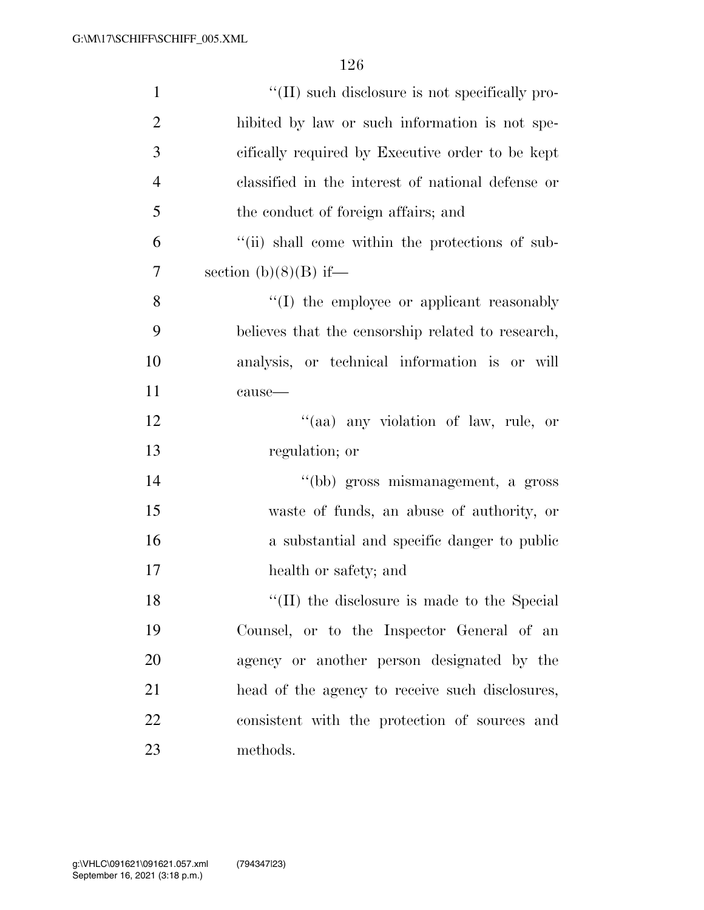''(II) such disclosure is not specifically prohibited by law or such information is not specifically required by Executive order to be kept classified in the interest of national defense or the conduct of foreign affairs; and

''(ii) shall come within the protections of subsection (b)(8)(B) if—

''(I) the employee or applicant reasonably believes that the censorship related to research, analysis, or technical information is or will cause—

''(aa) any violation of law, rule, or regulation; or

''(bb) gross mismanagement, a gross waste of funds, an abuse of authority, or a substantial and specific danger to public health or safety; and

''(II) the disclosure is made to the Special Counsel, or to the Inspector General of an agency or another person designated by the head of the agency to receive such disclosures, consistent with the protection of sources and methods.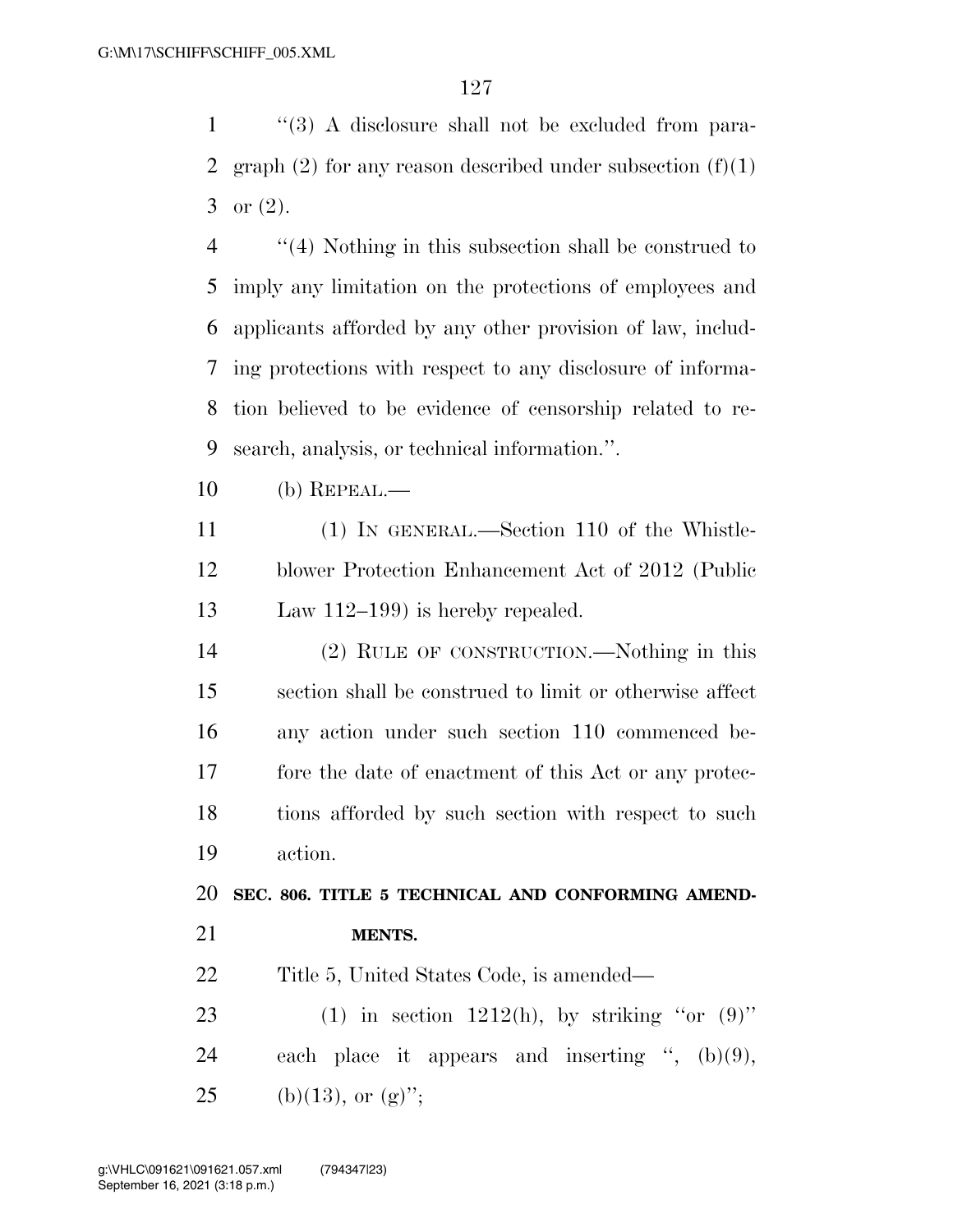''(3) A disclosure shall not be excluded from paragraph (2) for any reason described under subsection (f)(1) or (2).

''(4) Nothing in this subsection shall be construed to imply any limitation on the protections of employees and applicants afforded by any other provision of law, including protections with respect to any disclosure of information believed to be evidence of censorship related to research, analysis, or technical information.''.

(b) REPEAL.—

(1) IN GENERAL.—Section 110 of the Whistleblower Protection Enhancement Act of 2012 (Public Law 112–199) is hereby repealed.

(2) RULE OF CONSTRUCTION.—Nothing in this section shall be construed to limit or otherwise affect any action under such section 110 commenced before the date of enactment of this Act or any protections afforded by such section with respect to such action.

**SEC. 806. TITLE 5 TECHNICAL AND CONFORMING AMENDMENTS.**

Title 5, United States Code, is amended—

(1) in section 1212(h), by striking ''or (9)'' each place it appears and inserting '', (b)(9), (b)(13), or (g)'';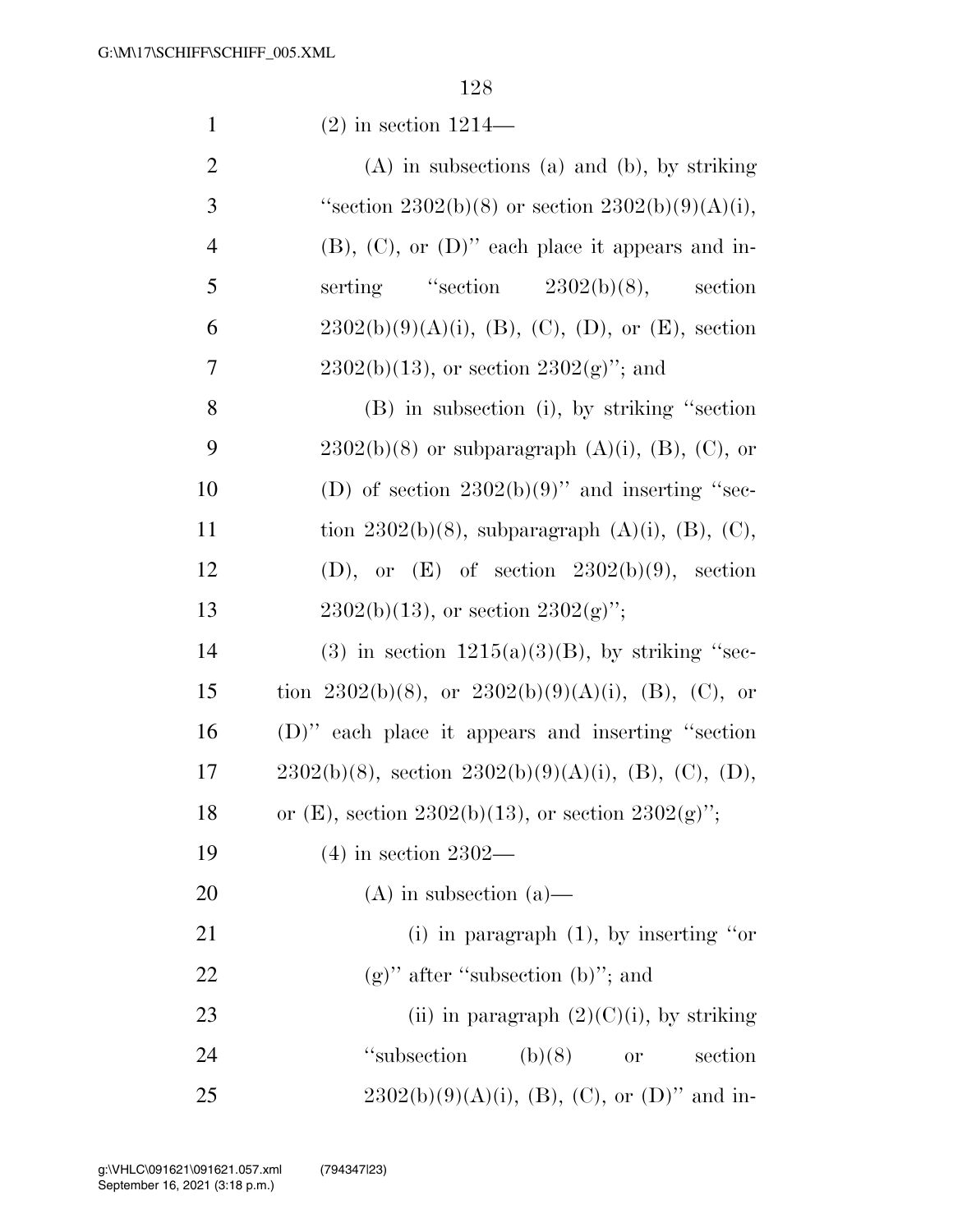(2) in section 1214—

(A) in subsections (a) and (b), by striking ''section 2302(b)(8) or section 2302(b)(9)(A)(i), (B), (C), or (D)'' each place it appears and inserting ''section 2302(b)(8), section 2302(b)(9)(A)(i), (B), (C), (D), or (E), section 2302(b)(13), or section 2302(g)''; and

(B) in subsection (i), by striking ''section 2302(b)(8) or subparagraph (A)(i), (B), (C), or (D) of section 2302(b)(9)'' and inserting ''section 2302(b)(8), subparagraph (A)(i), (B), (C), (D), or (E) of section 2302(b)(9), section 2302(b)(13), or section 2302(g)'';

(3) in section 1215(a)(3)(B), by striking ''section 2302(b)(8), or 2302(b)(9)(A)(i), (B), (C), or (D)'' each place it appears and inserting ''section 2302(b)(8), section 2302(b)(9)(A)(i), (B), (C), (D), or (E), section 2302(b)(13), or section 2302(g)'';

(4) in section 2302—

(A) in subsection (a)—

(i) in paragraph (1), by inserting ''or (g)'' after ''subsection (b)''; and

(ii) in paragraph (2)(C)(i), by striking ''subsection (b)(8) or section 2302(b)(9)(A)(i), (B), (C), or (D)'' and in-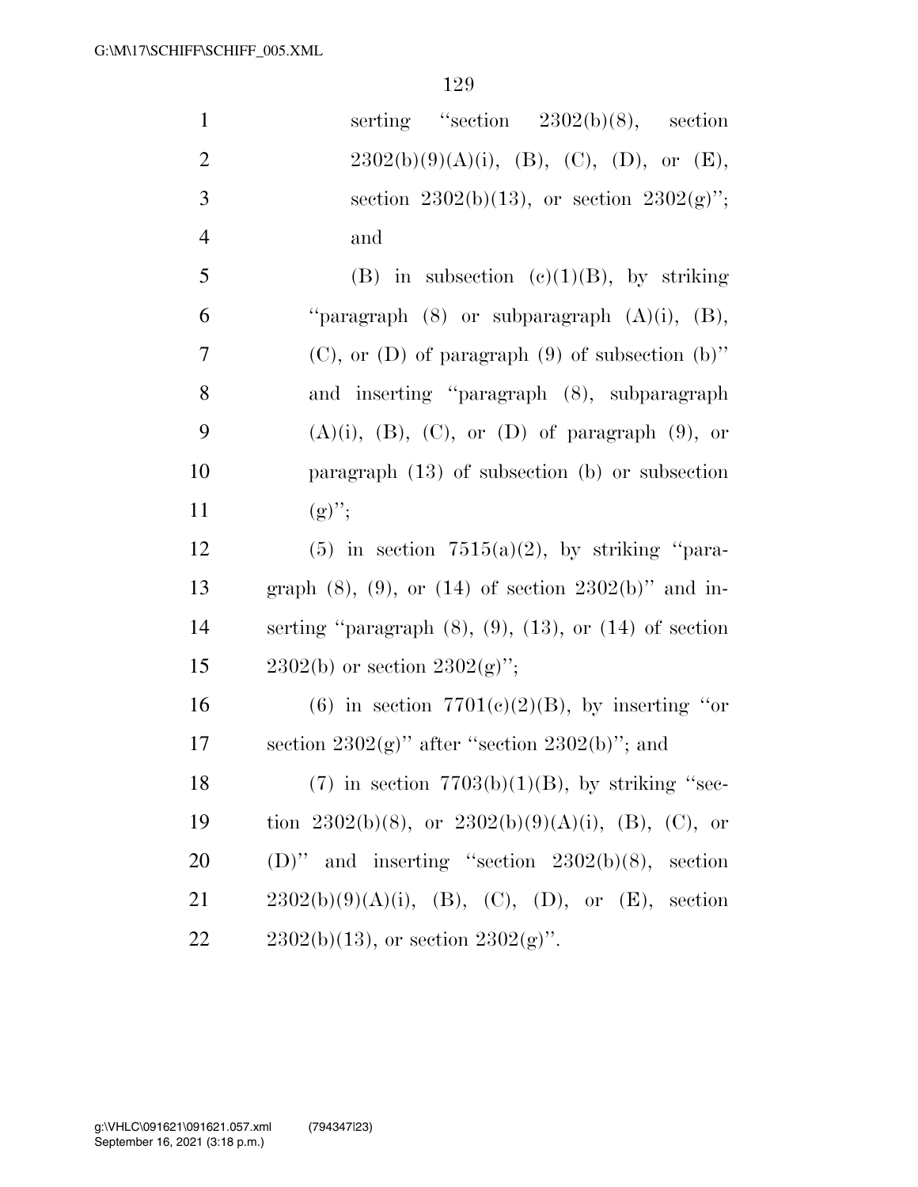serting "section 2302(b)(8), section 2302(b)(9)(A)(i), (B), (C), (D), or (E), section 2302(b)(13), or section 2302(g)"; and

(B) in subsection (c)(1)(B), by striking "paragraph (8) or subparagraph (A)(i), (B), (C), or (D) of paragraph (9) of subsection (b)" and inserting "paragraph (8), subparagraph (A)(i), (B), (C), or (D) of paragraph (9), or paragraph (13) of subsection (b) or subsection (g)";

(5) in section 7515(a)(2), by striking "paragraph (8), (9), or (14) of section 2302(b)" and inserting "paragraph (8), (9), (13), or (14) of section 2302(b) or section 2302(g)";

(6) in section 7701(c)(2)(B), by inserting "or section 2302(g)" after "section 2302(b)"; and

(7) in section 7703(b)(1)(B), by striking "section 2302(b)(8), or 2302(b)(9)(A)(i), (B), (C), or (D)" and inserting "section 2302(b)(8), section 2302(b)(9)(A)(i), (B), (C), (D), or (E), section 2302(b)(13), or section 2302(g)".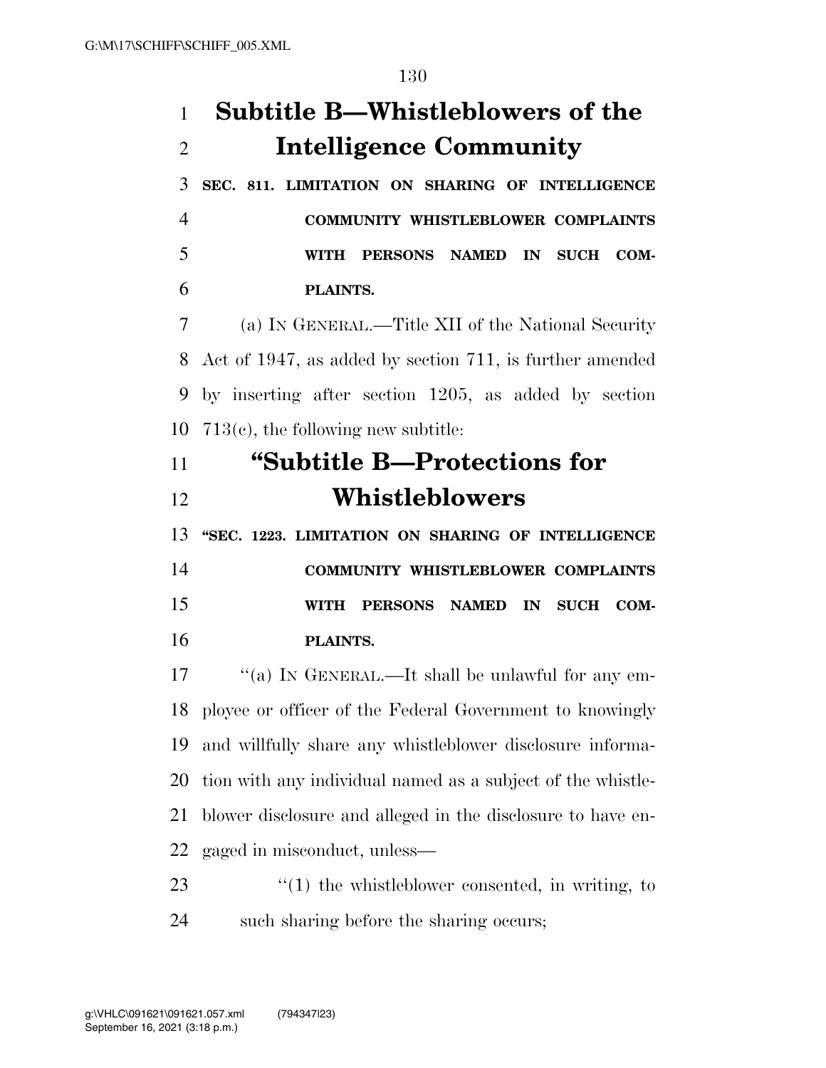## Subtitle B—Whistleblowers of the Intelligence Community

**SEC. 811. LIMITATION ON SHARING OF INTELLIGENCE COMMUNITY WHISTLEBLOWER COMPLAINTS WITH PERSONS NAMED IN SUCH COMPLAINTS.**

(a) IN GENERAL.—Title XII of the National Security Act of 1947, as added by section 711, is further amended by inserting after section 1205, as added by section 713(c), the following new subtitle:

## "Subtitle B—Protections for Whistleblowers

**"SEC. 1223. LIMITATION ON SHARING OF INTELLIGENCE COMMUNITY WHISTLEBLOWER COMPLAINTS WITH PERSONS NAMED IN SUCH COMPLAINTS.**

"(a) IN GENERAL.—It shall be unlawful for any employee or officer of the Federal Government to knowingly and willfully share any whistleblower disclosure information with any individual named as a subject of the whistleblower disclosure and alleged in the disclosure to have engaged in misconduct, unless—

"(1) the whistleblower consented, in writing, to such sharing before the sharing occurs;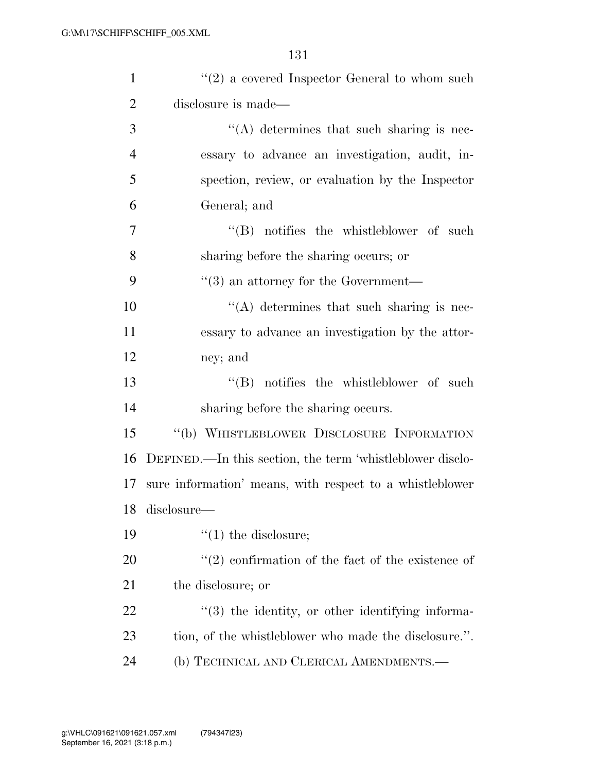''(2) a covered Inspector General to whom such disclosure is made—

''(A) determines that such sharing is necessary to advance an investigation, audit, inspection, review, or evaluation by the Inspector General; and

''(B) notifies the whistleblower of such sharing before the sharing occurs; or

''(3) an attorney for the Government—

''(A) determines that such sharing is necessary to advance an investigation by the attorney; and

''(B) notifies the whistleblower of such sharing before the sharing occurs.

''(b) WHISTLEBLOWER DISCLOSURE INFORMATION DEFINED.—In this section, the term 'whistleblower disclosure information' means, with respect to a whistleblower disclosure—

''(1) the disclosure;

''(2) confirmation of the fact of the existence of the disclosure; or

''(3) the identity, or other identifying information, of the whistleblower who made the disclosure.''.

(b) TECHNICAL AND CLERICAL AMENDMENTS.—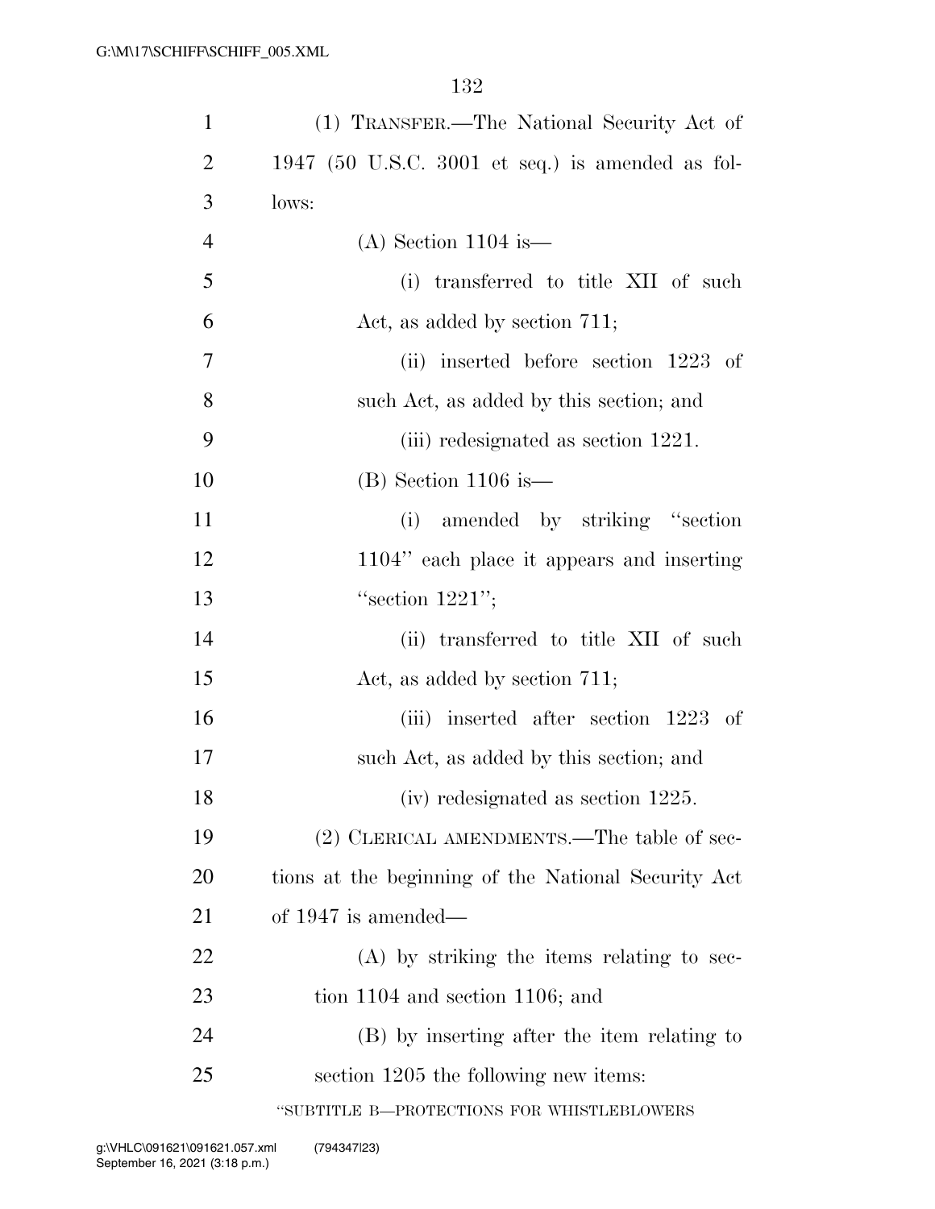(1) TRANSFER.—The National Security Act of 1947 (50 U.S.C. 3001 et seq.) is amended as follows:

(A) Section 1104 is—

(i) transferred to title XII of such Act, as added by section 711;

(ii) inserted before section 1223 of such Act, as added by this section; and

(iii) redesignated as section 1221.

(B) Section 1106 is—

(i) amended by striking "section 1104" each place it appears and inserting "section 1221";

(ii) transferred to title XII of such Act, as added by section 711;

(iii) inserted after section 1223 of such Act, as added by this section; and

(iv) redesignated as section 1225.

(2) CLERICAL AMENDMENTS.—The table of sections at the beginning of the National Security Act of 1947 is amended—

(A) by striking the items relating to section 1104 and section 1106; and

(B) by inserting after the item relating to section 1205 the following new items:

"SUBTITLE B—PROTECTIONS FOR WHISTLEBLOWERS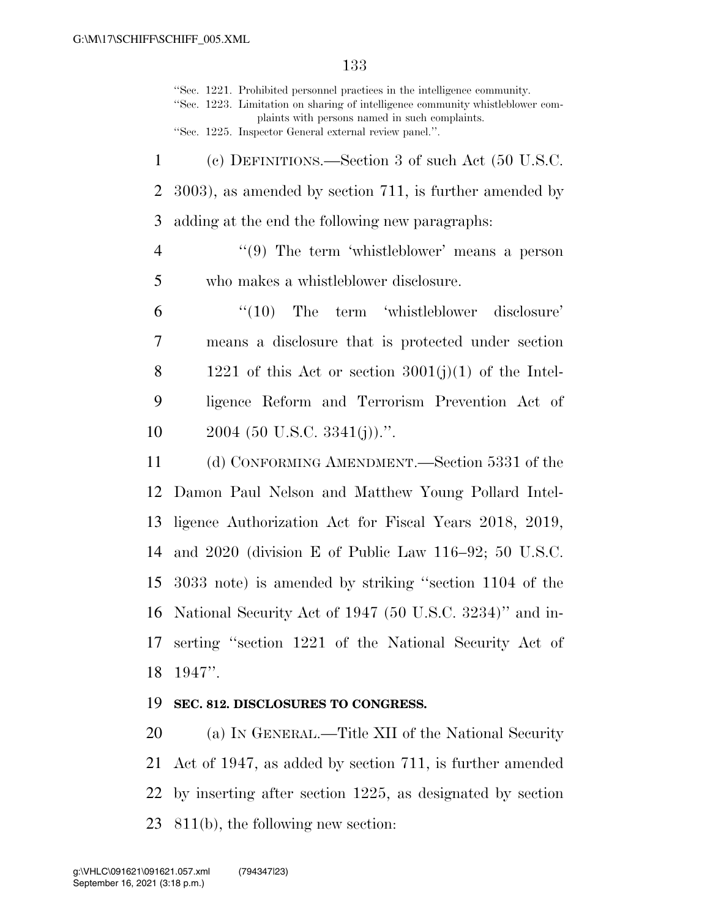"Sec. 1221. Prohibited personnel practices in the intelligence community.
"Sec. 1223. Limitation on sharing of intelligence community whistleblower complaints with persons named in such complaints.
"Sec. 1225. Inspector General external review panel.".

(c) DEFINITIONS.—Section 3 of such Act (50 U.S.C. 3003), as amended by section 711, is further amended by adding at the end the following new paragraphs:

"(9) The term 'whistleblower' means a person who makes a whistleblower disclosure.

"(10) The term 'whistleblower disclosure' means a disclosure that is protected under section 1221 of this Act or section 3001(j)(1) of the Intelligence Reform and Terrorism Prevention Act of 2004 (50 U.S.C. 3341(j)).".

(d) CONFORMING AMENDMENT.—Section 5331 of the Damon Paul Nelson and Matthew Young Pollard Intelligence Authorization Act for Fiscal Years 2018, 2019, and 2020 (division E of Public Law 116–92; 50 U.S.C. 3033 note) is amended by striking "section 1104 of the National Security Act of 1947 (50 U.S.C. 3234)" and inserting "section 1221 of the National Security Act of 1947".

**SEC. 812. DISCLOSURES TO CONGRESS.**

(a) IN GENERAL.—Title XII of the National Security Act of 1947, as added by section 711, is further amended by inserting after section 1225, as designated by section 811(b), the following new section: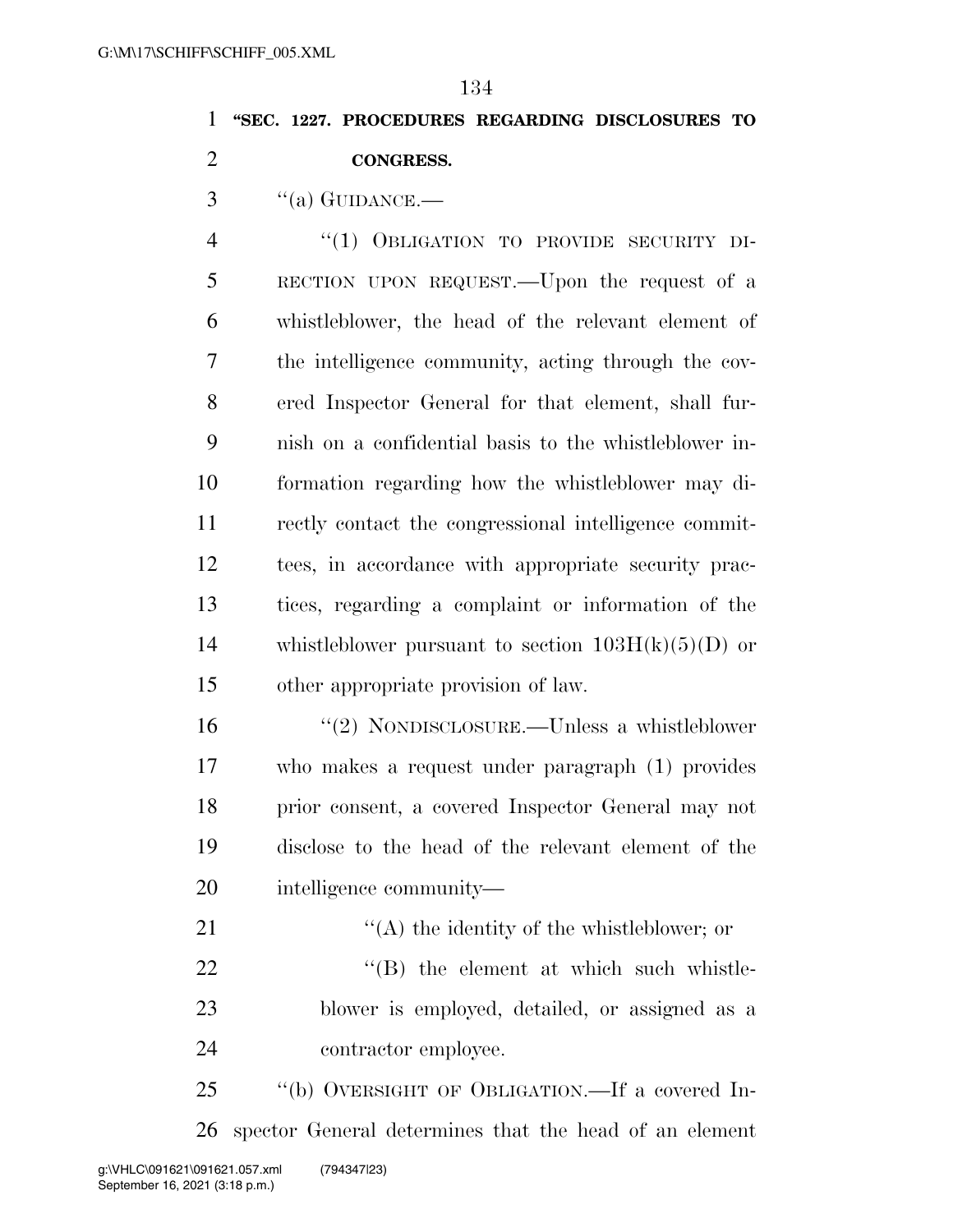**"SEC. 1227. PROCEDURES REGARDING DISCLOSURES TO CONGRESS.**

"(a) GUIDANCE.—

"(1) OBLIGATION TO PROVIDE SECURITY DIRECTION UPON REQUEST.—Upon the request of a whistleblower, the head of the relevant element of the intelligence community, acting through the covered Inspector General for that element, shall furnish on a confidential basis to the whistleblower information regarding how the whistleblower may directly contact the congressional intelligence committees, in accordance with appropriate security practices, regarding a complaint or information of the whistleblower pursuant to section 103H(k)(5)(D) or other appropriate provision of law.

"(2) NONDISCLOSURE.—Unless a whistleblower who makes a request under paragraph (1) provides prior consent, a covered Inspector General may not disclose to the head of the relevant element of the intelligence community—

"(A) the identity of the whistleblower; or

"(B) the element at which such whistleblower is employed, detailed, or assigned as a contractor employee.

"(b) OVERSIGHT OF OBLIGATION.—If a covered Inspector General determines that the head of an element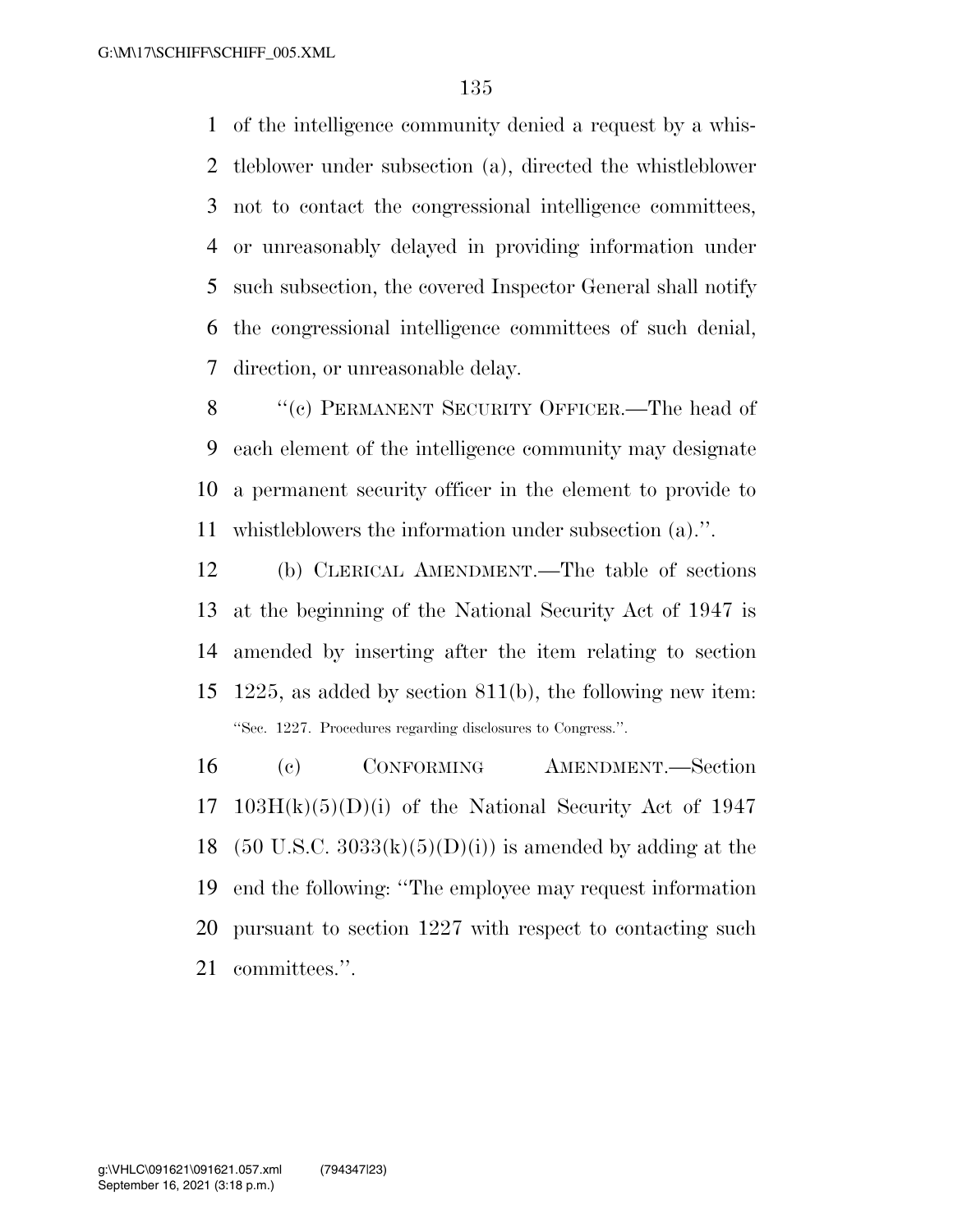of the intelligence community denied a request by a whistleblower under subsection (a), directed the whistleblower not to contact the congressional intelligence committees, or unreasonably delayed in providing information under such subsection, the covered Inspector General shall notify the congressional intelligence committees of such denial, direction, or unreasonable delay.

"(c) PERMANENT SECURITY OFFICER.—The head of each element of the intelligence community may designate a permanent security officer in the element to provide to whistleblowers the information under subsection (a).".

(b) CLERICAL AMENDMENT.—The table of sections at the beginning of the National Security Act of 1947 is amended by inserting after the item relating to section 1225, as added by section 811(b), the following new item:

"Sec. 1227. Procedures regarding disclosures to Congress.".

(c) CONFORMING AMENDMENT.—Section 103H(k)(5)(D)(i) of the National Security Act of 1947 (50 U.S.C. 3033(k)(5)(D)(i)) is amended by adding at the end the following: "The employee may request information pursuant to section 1227 with respect to contacting such committees.".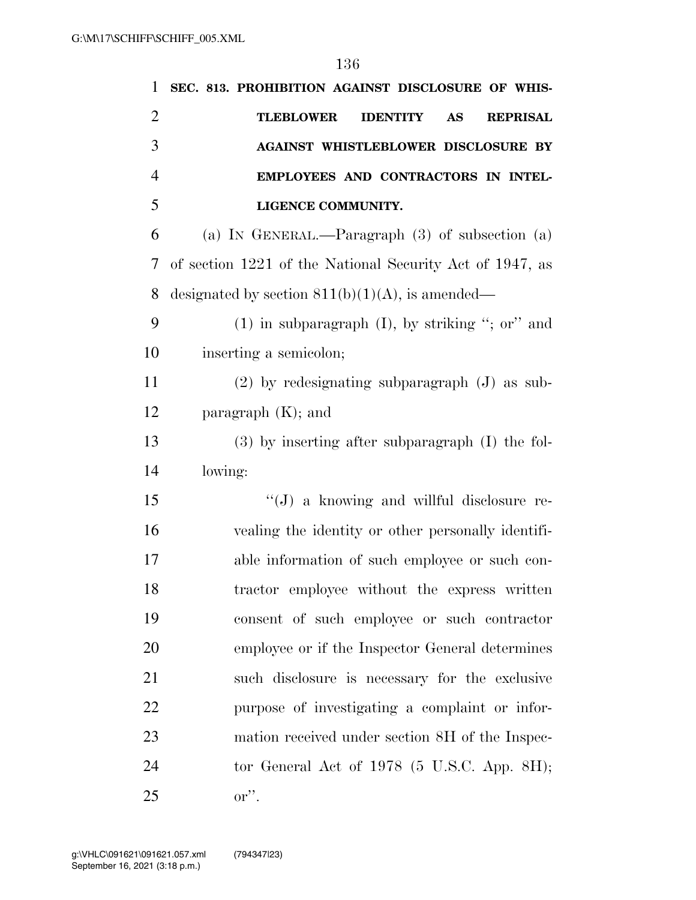**SEC. 813. PROHIBITION AGAINST DISCLOSURE OF WHISTLEBLOWER IDENTITY AS REPRISAL AGAINST WHISTLEBLOWER DISCLOSURE BY EMPLOYEES AND CONTRACTORS IN INTELLIGENCE COMMUNITY.**

(a) IN GENERAL.—Paragraph (3) of subsection (a) of section 1221 of the National Security Act of 1947, as designated by section 811(b)(1)(A), is amended—

(1) in subparagraph (I), by striking "; or" and inserting a semicolon;

(2) by redesignating subparagraph (J) as subparagraph (K); and

(3) by inserting after subparagraph (I) the following:

"(J) a knowing and willful disclosure revealing the identity or other personally identifiable information of such employee or such contractor employee without the express written consent of such employee or such contractor employee or if the Inspector General determines such disclosure is necessary for the exclusive purpose of investigating a complaint or information received under section 8H of the Inspector General Act of 1978 (5 U.S.C. App. 8H); or".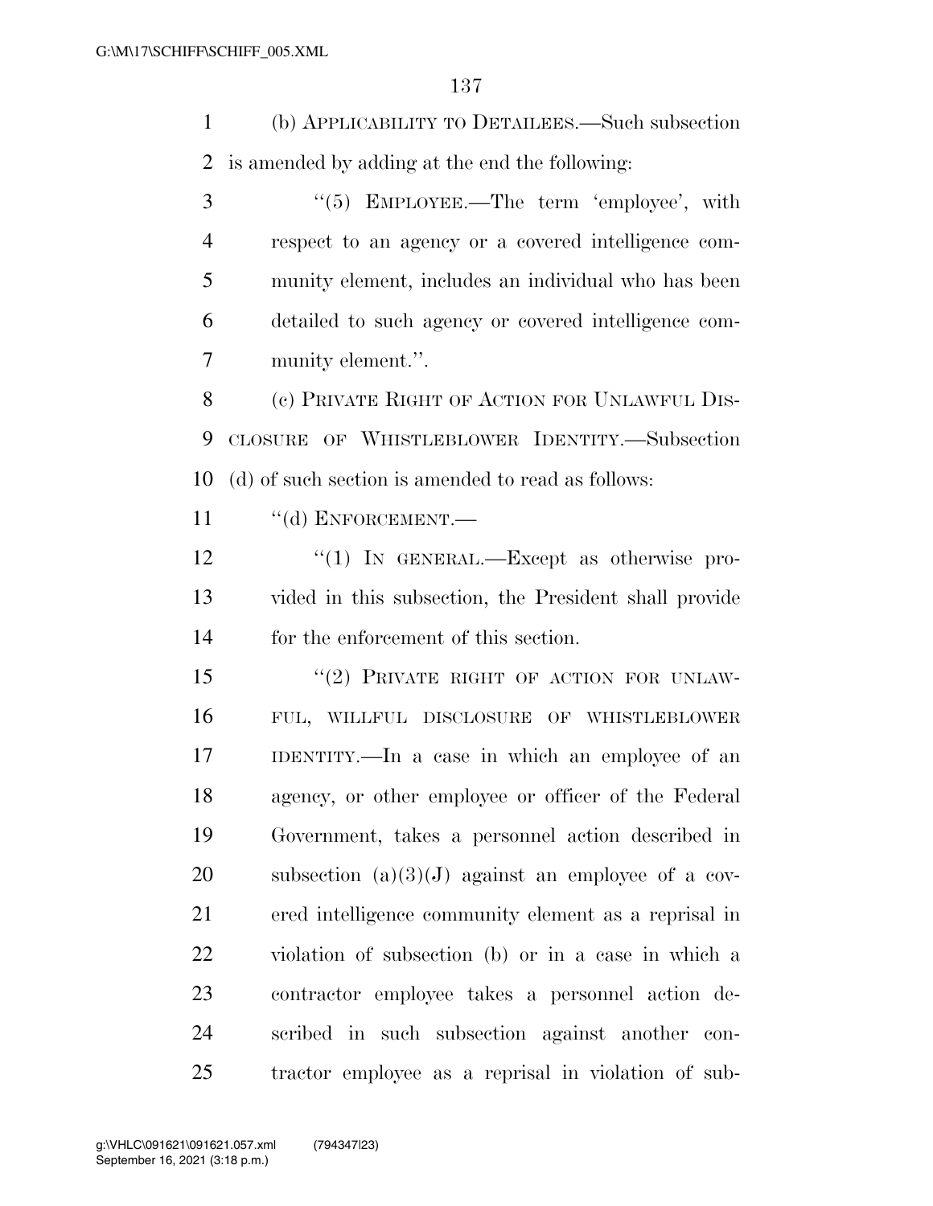(b) APPLICABILITY TO DETAILEES.—Such subsection is amended by adding at the end the following:

"(5) EMPLOYEE.—The term 'employee', with respect to an agency or a covered intelligence community element, includes an individual who has been detailed to such agency or covered intelligence community element.".

(c) PRIVATE RIGHT OF ACTION FOR UNLAWFUL DISCLOSURE OF WHISTLEBLOWER IDENTITY.—Subsection (d) of such section is amended to read as follows:

"(d) ENFORCEMENT.—

"(1) IN GENERAL.—Except as otherwise provided in this subsection, the President shall provide for the enforcement of this section.

"(2) PRIVATE RIGHT OF ACTION FOR UNLAWFUL, WILLFUL DISCLOSURE OF WHISTLEBLOWER IDENTITY.—In a case in which an employee of an agency, or other employee or officer of the Federal Government, takes a personnel action described in subsection (a)(3)(J) against an employee of a covered intelligence community element as a reprisal in violation of subsection (b) or in a case in which a contractor employee takes a personnel action described in such subsection against another contractor employee as a reprisal in violation of sub-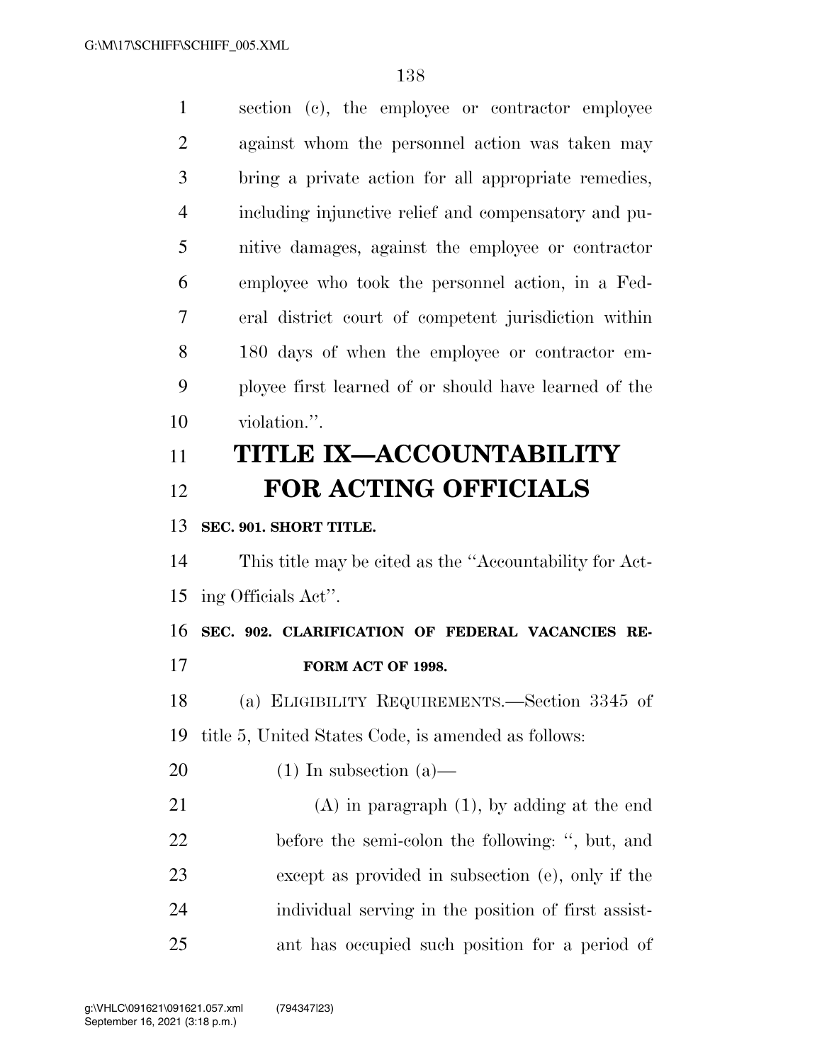section (c), the employee or contractor employee against whom the personnel action was taken may bring a private action for all appropriate remedies, including injunctive relief and compensatory and punitive damages, against the employee or contractor employee who took the personnel action, in a Federal district court of competent jurisdiction within 180 days of when the employee or contractor employee first learned of or should have learned of the violation.''.

# TITLE IX—ACCOUNTABILITY FOR ACTING OFFICIALS

**SEC. 901. SHORT TITLE.**

This title may be cited as the ''Accountability for Acting Officials Act''.

**SEC. 902. CLARIFICATION OF FEDERAL VACANCIES REFORM ACT OF 1998.**

(a) ELIGIBILITY REQUIREMENTS.—Section 3345 of title 5, United States Code, is amended as follows:

(1) In subsection (a)—

(A) in paragraph (1), by adding at the end before the semi-colon the following: '', but, and except as provided in subsection (e), only if the individual serving in the position of first assistant has occupied such position for a period of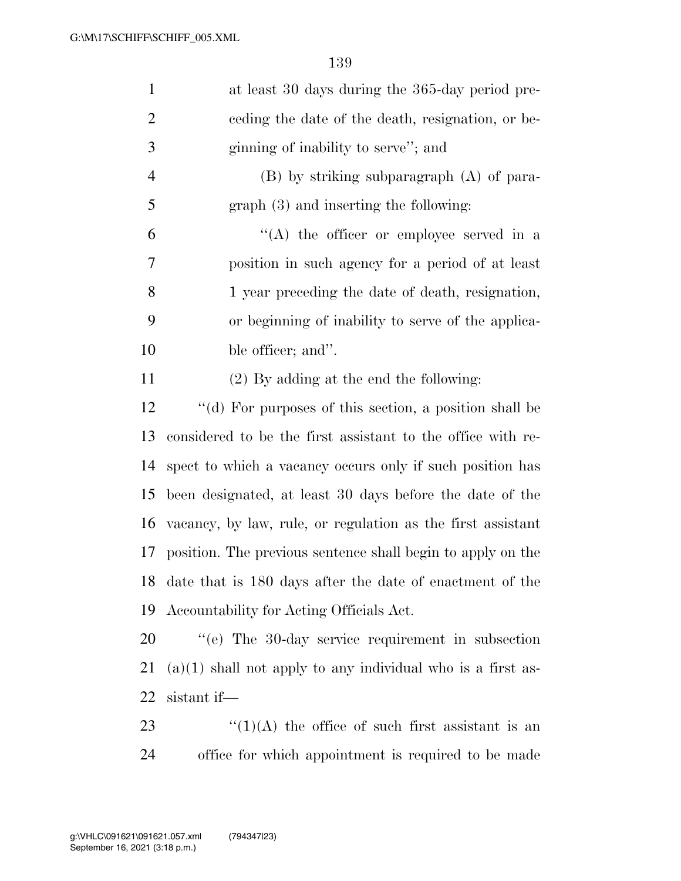at least 30 days during the 365-day period preceding the date of the death, resignation, or beginning of inability to serve''; and

(B) by striking subparagraph (A) of paragraph (3) and inserting the following:

''(A) the officer or employee served in a position in such agency for a period of at least 1 year preceding the date of death, resignation, or beginning of inability to serve of the applicable officer; and''.

(2) By adding at the end the following:

''(d) For purposes of this section, a position shall be considered to be the first assistant to the office with respect to which a vacancy occurs only if such position has been designated, at least 30 days before the date of the vacancy, by law, rule, or regulation as the first assistant position. The previous sentence shall begin to apply on the date that is 180 days after the date of enactment of the Accountability for Acting Officials Act.

''(e) The 30-day service requirement in subsection (a)(1) shall not apply to any individual who is a first assistant if—

''(1)(A) the office of such first assistant is an office for which appointment is required to be made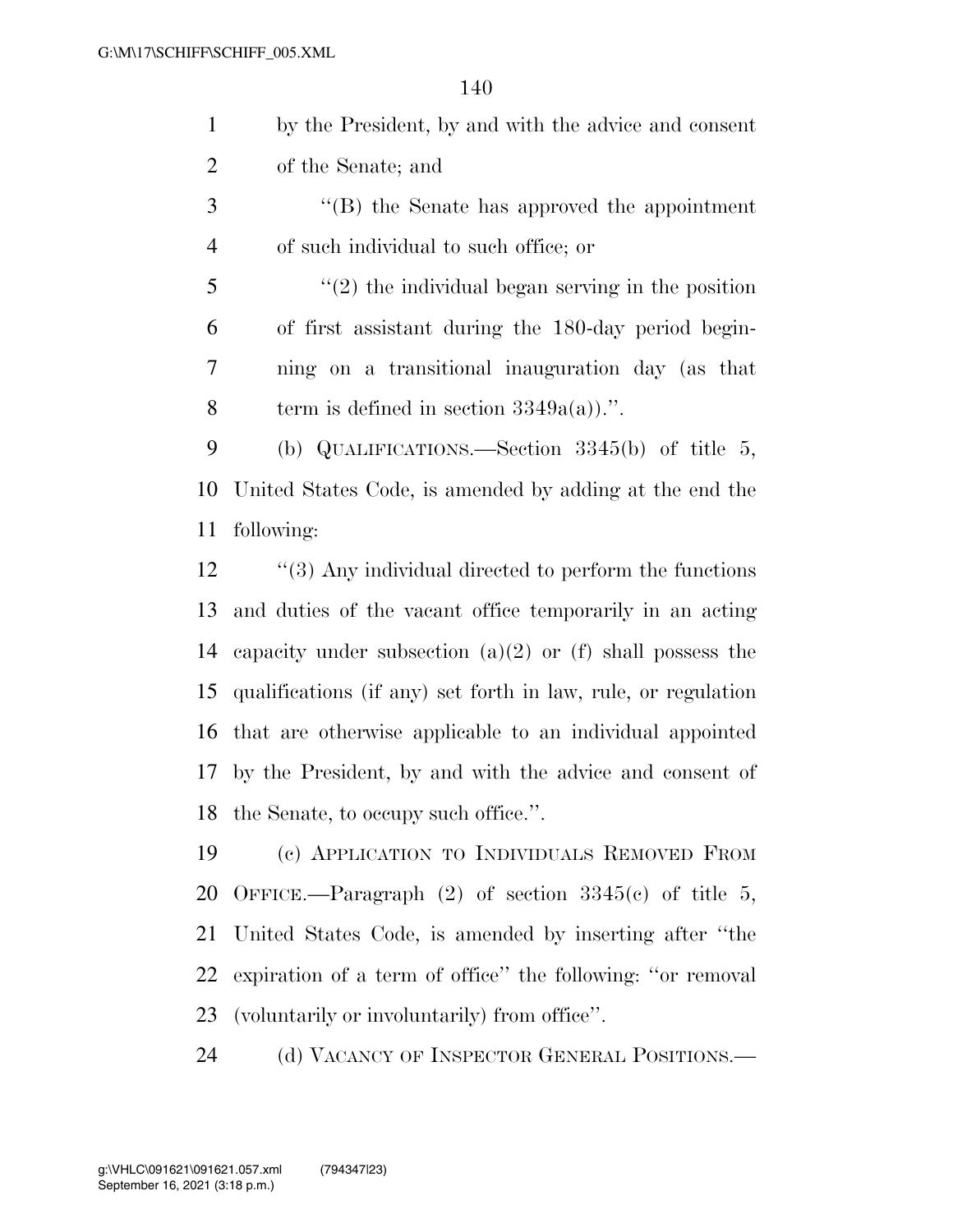by the President, by and with the advice and consent of the Senate; and

''(B) the Senate has approved the appointment of such individual to such office; or

''(2) the individual began serving in the position of first assistant during the 180-day period beginning on a transitional inauguration day (as that term is defined in section 3349a(a)).''.

(b) QUALIFICATIONS.—Section 3345(b) of title 5, United States Code, is amended by adding at the end the following:

''(3) Any individual directed to perform the functions and duties of the vacant office temporarily in an acting capacity under subsection (a)(2) or (f) shall possess the qualifications (if any) set forth in law, rule, or regulation that are otherwise applicable to an individual appointed by the President, by and with the advice and consent of the Senate, to occupy such office.''.

(c) APPLICATION TO INDIVIDUALS REMOVED FROM OFFICE.—Paragraph (2) of section 3345(c) of title 5, United States Code, is amended by inserting after ''the expiration of a term of office'' the following: ''or removal (voluntarily or involuntarily) from office''.

(d) VACANCY OF INSPECTOR GENERAL POSITIONS.—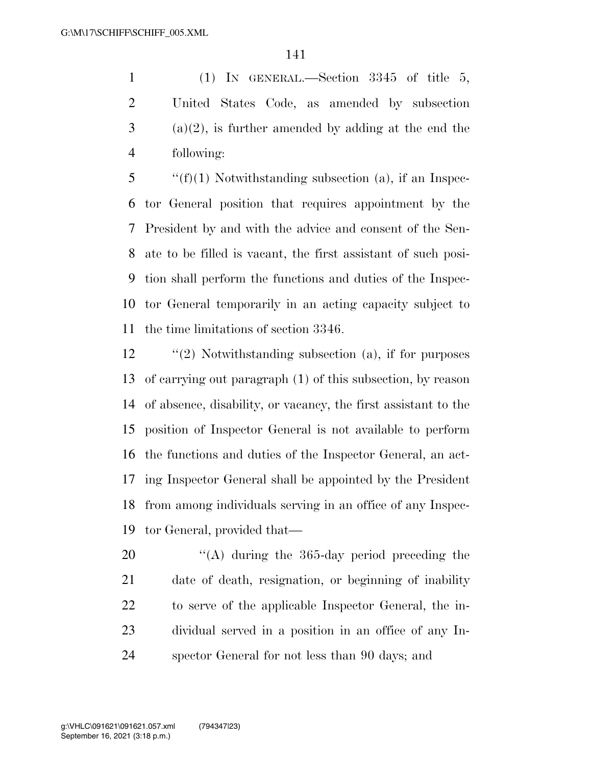(1) IN GENERAL.—Section 3345 of title 5, United States Code, as amended by subsection (a)(2), is further amended by adding at the end the following:

''(f)(1) Notwithstanding subsection (a), if an Inspector General position that requires appointment by the President by and with the advice and consent of the Senate to be filled is vacant, the first assistant of such position shall perform the functions and duties of the Inspector General temporarily in an acting capacity subject to the time limitations of section 3346.

''(2) Notwithstanding subsection (a), if for purposes of carrying out paragraph (1) of this subsection, by reason of absence, disability, or vacancy, the first assistant to the position of Inspector General is not available to perform the functions and duties of the Inspector General, an acting Inspector General shall be appointed by the President from among individuals serving in an office of any Inspector General, provided that—

''(A) during the 365-day period preceding the date of death, resignation, or beginning of inability to serve of the applicable Inspector General, the individual served in a position in an office of any Inspector General for not less than 90 days; and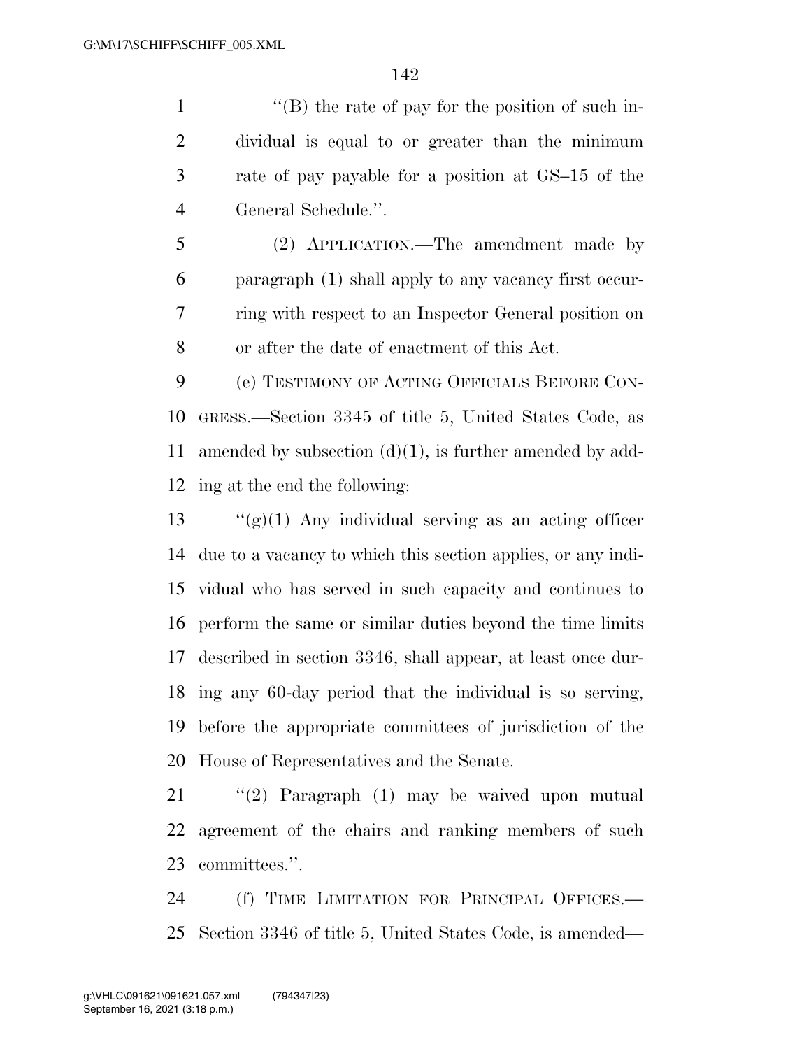''(B) the rate of pay for the position of such individual is equal to or greater than the minimum rate of pay payable for a position at GS–15 of the General Schedule.''.

(2) APPLICATION.—The amendment made by paragraph (1) shall apply to any vacancy first occurring with respect to an Inspector General position on or after the date of enactment of this Act.

(e) TESTIMONY OF ACTING OFFICIALS BEFORE CONGRESS.—Section 3345 of title 5, United States Code, as amended by subsection (d)(1), is further amended by adding at the end the following:

''(g)(1) Any individual serving as an acting officer due to a vacancy to which this section applies, or any individual who has served in such capacity and continues to perform the same or similar duties beyond the time limits described in section 3346, shall appear, at least once during any 60-day period that the individual is so serving, before the appropriate committees of jurisdiction of the House of Representatives and the Senate.

''(2) Paragraph (1) may be waived upon mutual agreement of the chairs and ranking members of such committees.''.

(f) TIME LIMITATION FOR PRINCIPAL OFFICES.—Section 3346 of title 5, United States Code, is amended—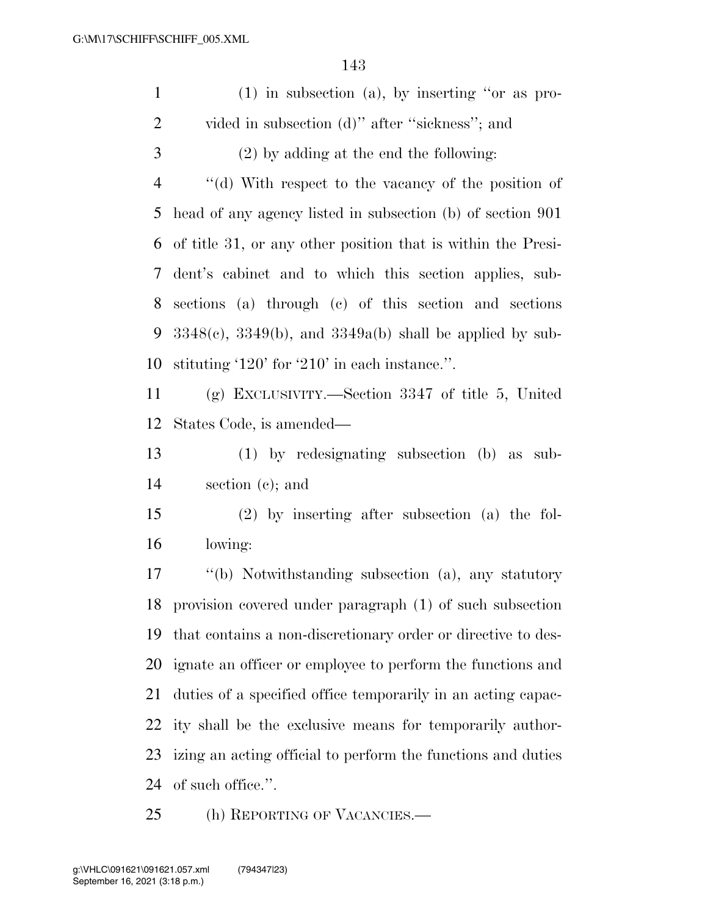(1) in subsection (a), by inserting "or as provided in subsection (d)" after "sickness"; and

(2) by adding at the end the following:

"(d) With respect to the vacancy of the position of head of any agency listed in subsection (b) of section 901 of title 31, or any other position that is within the President's cabinet and to which this section applies, subsections (a) through (c) of this section and sections 3348(c), 3349(b), and 3349a(b) shall be applied by substituting '120' for '210' in each instance.".

(g) EXCLUSIVITY.—Section 3347 of title 5, United States Code, is amended—

(1) by redesignating subsection (b) as subsection (c); and

(2) by inserting after subsection (a) the following:

"(b) Notwithstanding subsection (a), any statutory provision covered under paragraph (1) of such subsection that contains a non-discretionary order or directive to designate an officer or employee to perform the functions and duties of a specified office temporarily in an acting capacity shall be the exclusive means for temporarily authorizing an acting official to perform the functions and duties of such office.".

(h) REPORTING OF VACANCIES.—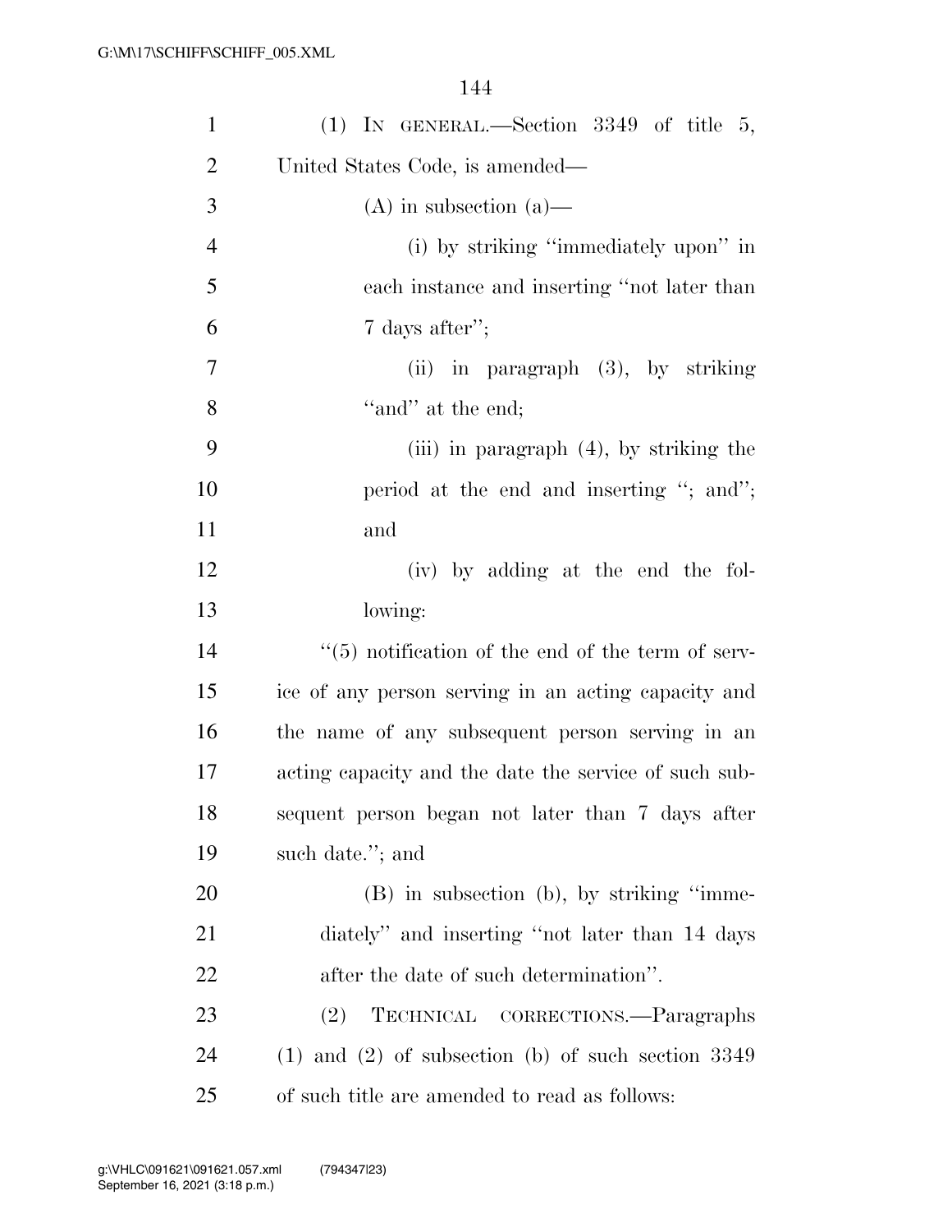(1) IN GENERAL.—Section 3349 of title 5, United States Code, is amended—

(A) in subsection (a)—

(i) by striking "immediately upon" in each instance and inserting "not later than 7 days after";

(ii) in paragraph (3), by striking "and" at the end;

(iii) in paragraph (4), by striking the period at the end and inserting "; and"; and

(iv) by adding at the end the following:

"(5) notification of the end of the term of service of any person serving in an acting capacity and the name of any subsequent person serving in an acting capacity and the date the service of such subsequent person began not later than 7 days after such date."; and

(B) in subsection (b), by striking "immediately" and inserting "not later than 14 days after the date of such determination".

(2) TECHNICAL CORRECTIONS.—Paragraphs (1) and (2) of subsection (b) of such section 3349 of such title are amended to read as follows: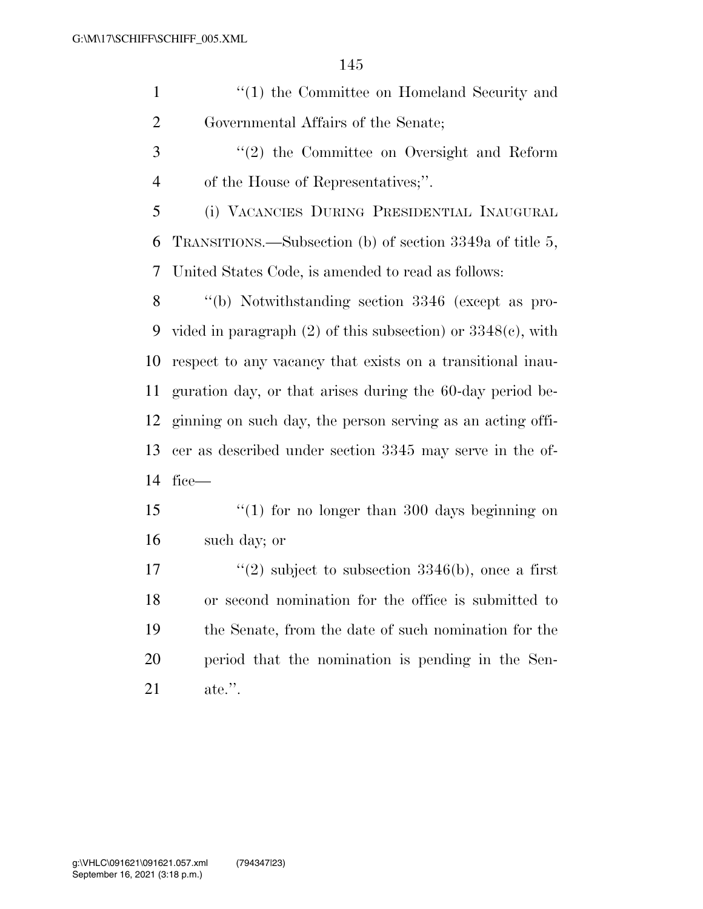"(1) the Committee on Homeland Security and Governmental Affairs of the Senate;

"(2) the Committee on Oversight and Reform of the House of Representatives;".

(i) VACANCIES DURING PRESIDENTIAL INAUGURAL TRANSITIONS.—Subsection (b) of section 3349a of title 5, United States Code, is amended to read as follows:

"(b) Notwithstanding section 3346 (except as provided in paragraph (2) of this subsection) or 3348(c), with respect to any vacancy that exists on a transitional inauguration day, or that arises during the 60-day period beginning on such day, the person serving as an acting officer as described under section 3345 may serve in the office—

"(1) for no longer than 300 days beginning on such day; or

"(2) subject to subsection 3346(b), once a first or second nomination for the office is submitted to the Senate, from the date of such nomination for the period that the nomination is pending in the Senate.".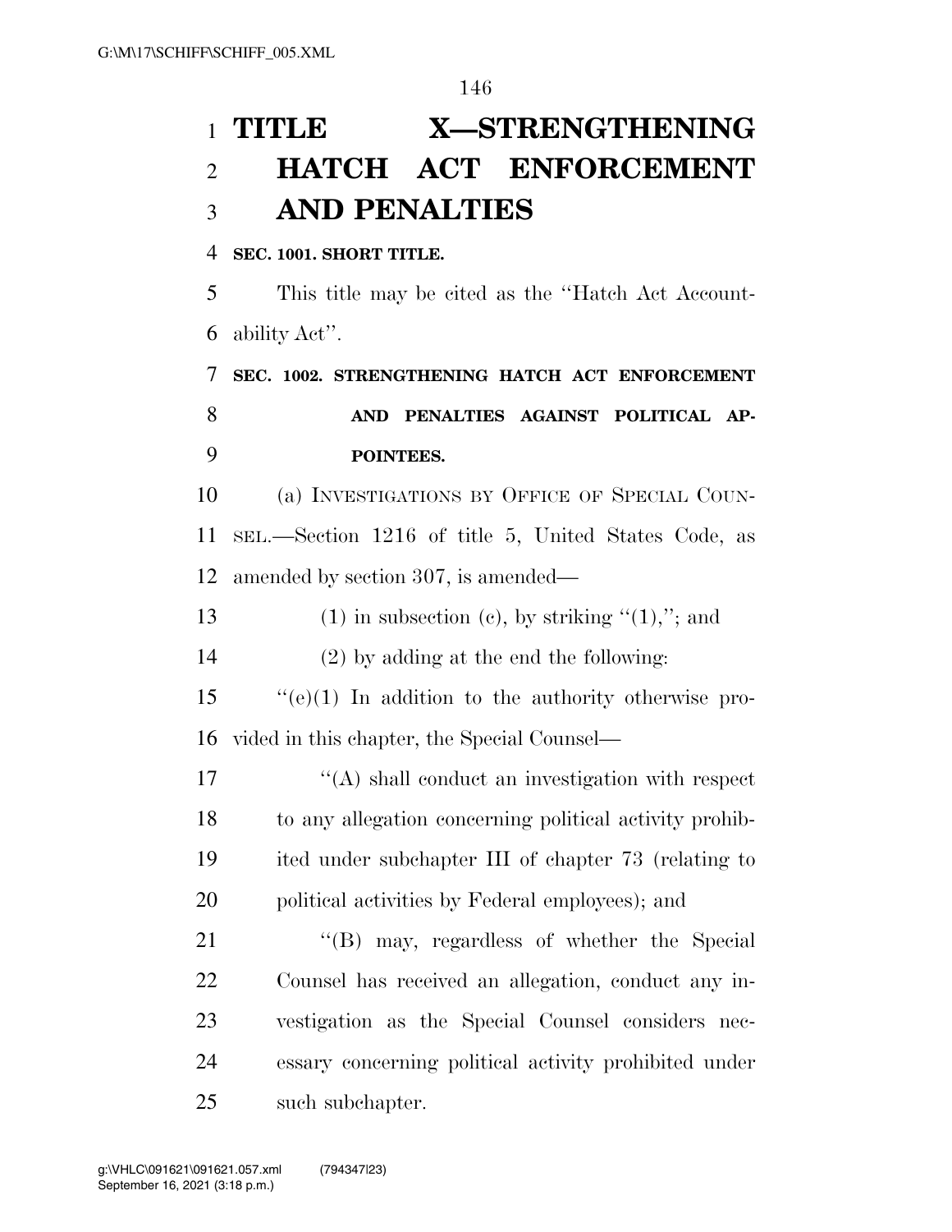# TITLE X—STRENGTHENING HATCH ACT ENFORCEMENT AND PENALTIES

**SEC. 1001. SHORT TITLE.**

This title may be cited as the "Hatch Act Accountability Act".

**SEC. 1002. STRENGTHENING HATCH ACT ENFORCEMENT AND PENALTIES AGAINST POLITICAL APPOINTEES.**

(a) INVESTIGATIONS BY OFFICE OF SPECIAL COUNSEL.—Section 1216 of title 5, United States Code, as amended by section 307, is amended—

(1) in subsection (c), by striking "(1),"; and

(2) by adding at the end the following:

"(e)(1) In addition to the authority otherwise provided in this chapter, the Special Counsel—

"(A) shall conduct an investigation with respect to any allegation concerning political activity prohibited under subchapter III of chapter 73 (relating to political activities by Federal employees); and

"(B) may, regardless of whether the Special Counsel has received an allegation, conduct any investigation as the Special Counsel considers necessary concerning political activity prohibited under such subchapter.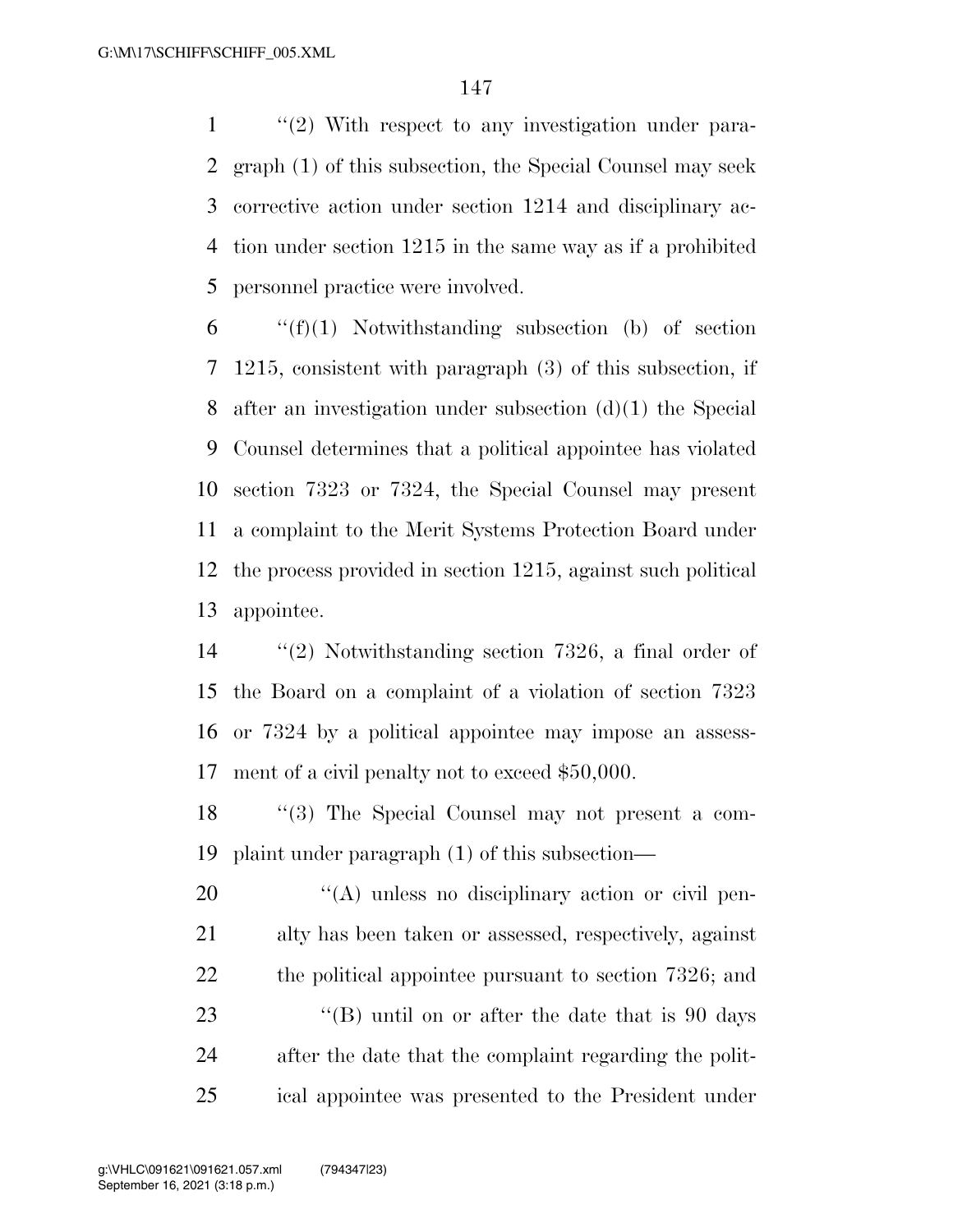''(2) With respect to any investigation under paragraph (1) of this subsection, the Special Counsel may seek corrective action under section 1214 and disciplinary action under section 1215 in the same way as if a prohibited personnel practice were involved.

''(f)(1) Notwithstanding subsection (b) of section 1215, consistent with paragraph (3) of this subsection, if after an investigation under subsection (d)(1) the Special Counsel determines that a political appointee has violated section 7323 or 7324, the Special Counsel may present a complaint to the Merit Systems Protection Board under the process provided in section 1215, against such political appointee.

''(2) Notwithstanding section 7326, a final order of the Board on a complaint of a violation of section 7323 or 7324 by a political appointee may impose an assessment of a civil penalty not to exceed $50,000.

''(3) The Special Counsel may not present a complaint under paragraph (1) of this subsection—

''(A) unless no disciplinary action or civil penalty has been taken or assessed, respectively, against the political appointee pursuant to section 7326; and

''(B) until on or after the date that is 90 days after the date that the complaint regarding the political appointee was presented to the President under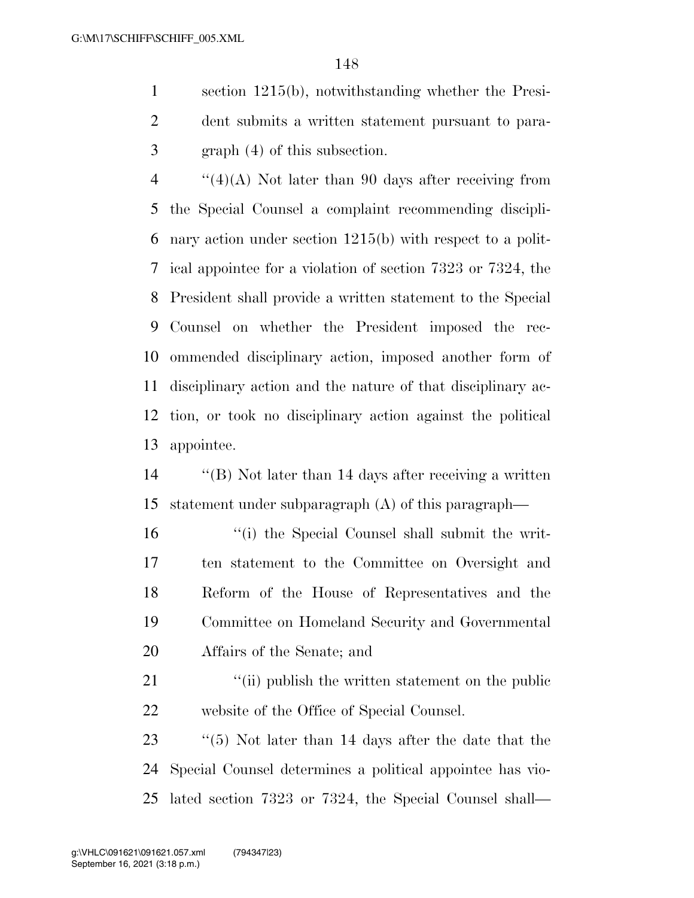section 1215(b), notwithstanding whether the President submits a written statement pursuant to paragraph (4) of this subsection.

''(4)(A) Not later than 90 days after receiving from the Special Counsel a complaint recommending disciplinary action under section 1215(b) with respect to a political appointee for a violation of section 7323 or 7324, the President shall provide a written statement to the Special Counsel on whether the President imposed the recommended disciplinary action, imposed another form of disciplinary action and the nature of that disciplinary action, or took no disciplinary action against the political appointee.

''(B) Not later than 14 days after receiving a written statement under subparagraph (A) of this paragraph—

''(i) the Special Counsel shall submit the written statement to the Committee on Oversight and Reform of the House of Representatives and the Committee on Homeland Security and Governmental Affairs of the Senate; and

''(ii) publish the written statement on the public website of the Office of Special Counsel.

''(5) Not later than 14 days after the date that the Special Counsel determines a political appointee has violated section 7323 or 7324, the Special Counsel shall—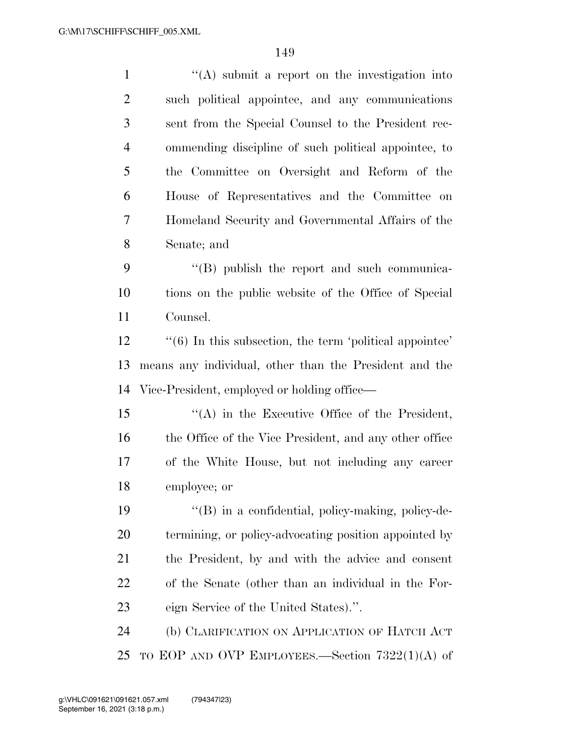''(A) submit a report on the investigation into such political appointee, and any communications sent from the Special Counsel to the President recommending discipline of such political appointee, to the Committee on Oversight and Reform of the House of Representatives and the Committee on Homeland Security and Governmental Affairs of the Senate; and

''(B) publish the report and such communications on the public website of the Office of Special Counsel.

''(6) In this subsection, the term 'political appointee' means any individual, other than the President and the Vice-President, employed or holding office—

''(A) in the Executive Office of the President, the Office of the Vice President, and any other office of the White House, but not including any career employee; or

''(B) in a confidential, policy-making, policy-determining, or policy-advocating position appointed by the President, by and with the advice and consent of the Senate (other than an individual in the Foreign Service of the United States).''.

(b) CLARIFICATION ON APPLICATION OF HATCH ACT TO EOP AND OVP EMPLOYEES.—Section 7322(1)(A) of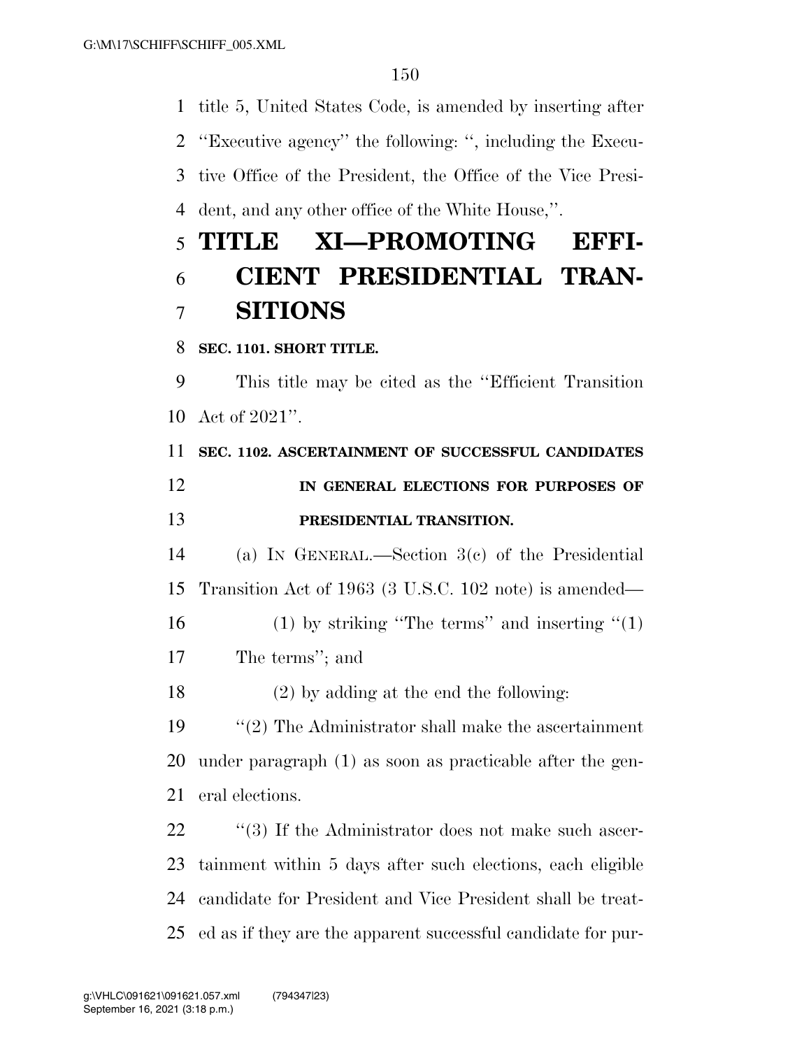title 5, United States Code, is amended by inserting after ''Executive agency'' the following: '', including the Executive Office of the President, the Office of the Vice President, and any other office of the White House,''.

# TITLE XI—PROMOTING EFFICIENT PRESIDENTIAL TRANSITIONS

### SEC. 1101. SHORT TITLE.

This title may be cited as the ''Efficient Transition Act of 2021''.

### SEC. 1102. ASCERTAINMENT OF SUCCESSFUL CANDIDATES IN GENERAL ELECTIONS FOR PURPOSES OF PRESIDENTIAL TRANSITION.

(a) IN GENERAL.—Section 3(c) of the Presidential Transition Act of 1963 (3 U.S.C. 102 note) is amended—

(1) by striking ''The terms'' and inserting ''(1) The terms''; and

(2) by adding at the end the following:

''(2) The Administrator shall make the ascertainment under paragraph (1) as soon as practicable after the general elections.

''(3) If the Administrator does not make such ascertainment within 5 days after such elections, each eligible candidate for President and Vice President shall be treated as if they are the apparent successful candidate for pur-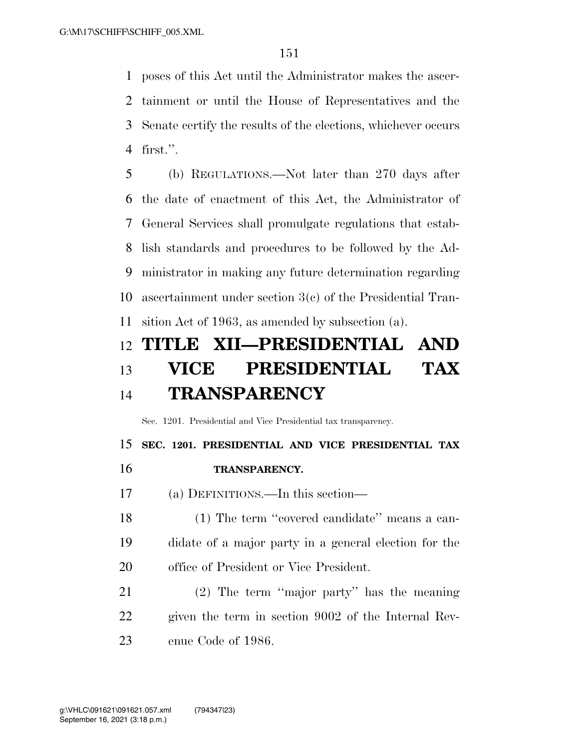poses of this Act until the Administrator makes the ascertainment or until the House of Representatives and the Senate certify the results of the elections, whichever occurs first.''.

(b) REGULATIONS.—Not later than 270 days after the date of enactment of this Act, the Administrator of General Services shall promulgate regulations that establish standards and procedures to be followed by the Administrator in making any future determination regarding ascertainment under section 3(c) of the Presidential Transition Act of 1963, as amended by subsection (a).

# TITLE XII—PRESIDENTIAL AND VICE PRESIDENTIAL TAX TRANSPARENCY

Sec. 1201. Presidential and Vice Presidential tax transparency.

### SEC. 1201. PRESIDENTIAL AND VICE PRESIDENTIAL TAX TRANSPARENCY.

(a) DEFINITIONS.—In this section—

(1) The term ''covered candidate'' means a candidate of a major party in a general election for the office of President or Vice President.

(2) The term ''major party'' has the meaning given the term in section 9002 of the Internal Revenue Code of 1986.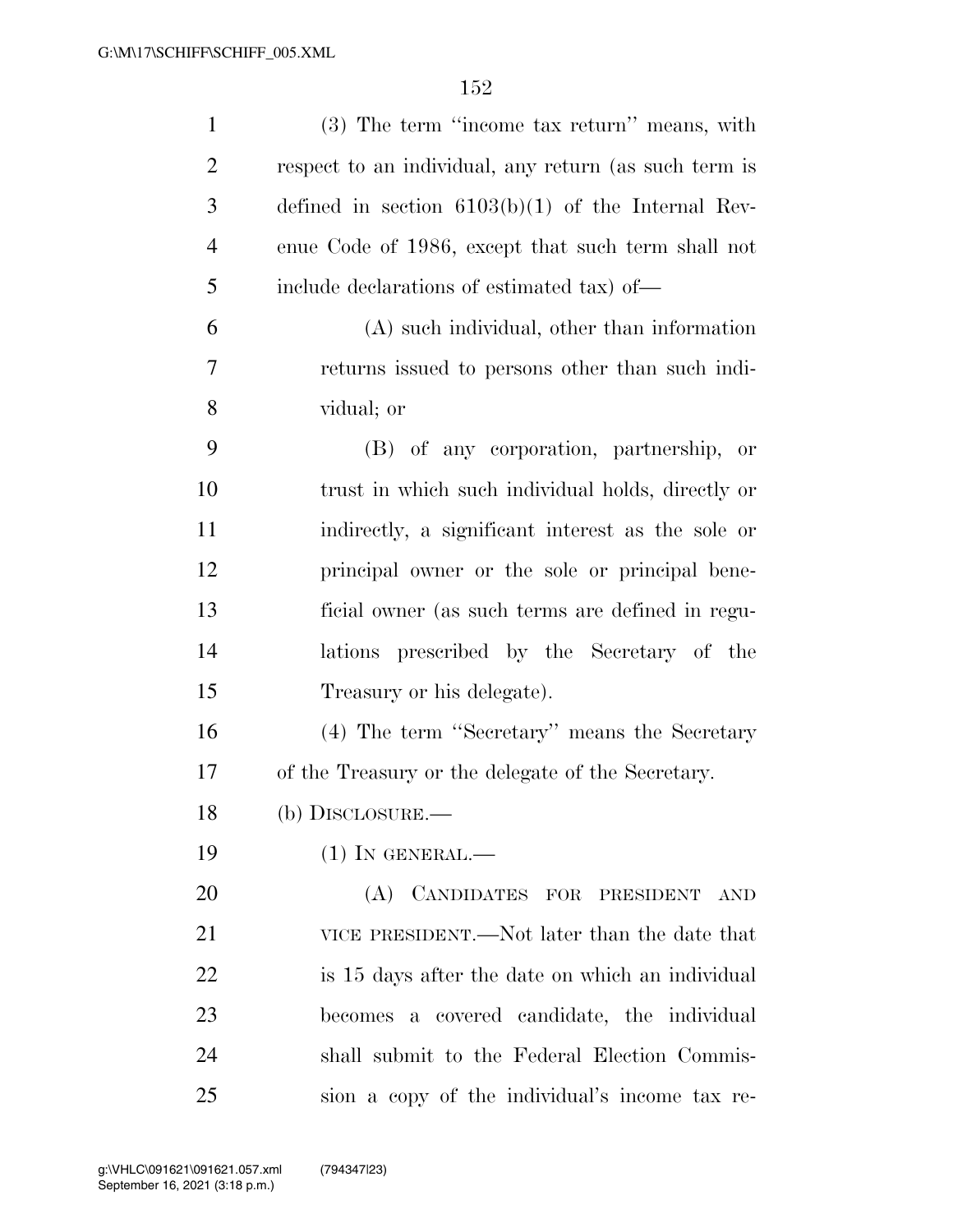(3) The term ''income tax return'' means, with respect to an individual, any return (as such term is defined in section 6103(b)(1) of the Internal Revenue Code of 1986, except that such term shall not include declarations of estimated tax) of—

(A) such individual, other than information returns issued to persons other than such individual; or

(B) of any corporation, partnership, or trust in which such individual holds, directly or indirectly, a significant interest as the sole or principal owner or the sole or principal beneficial owner (as such terms are defined in regulations prescribed by the Secretary of the Treasury or his delegate).

(4) The term ''Secretary'' means the Secretary of the Treasury or the delegate of the Secretary.

(b) DISCLOSURE.—

(1) IN GENERAL.—

(A) CANDIDATES FOR PRESIDENT AND VICE PRESIDENT.—Not later than the date that is 15 days after the date on which an individual becomes a covered candidate, the individual shall submit to the Federal Election Commission a copy of the individual's income tax re-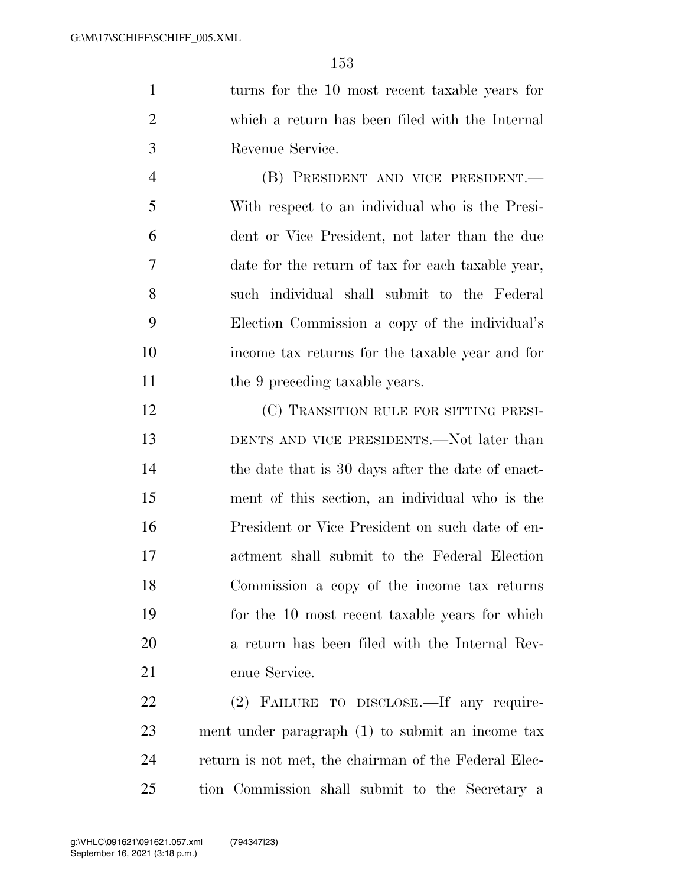turns for the 10 most recent taxable years for which a return has been filed with the Internal Revenue Service.

(B) PRESIDENT AND VICE PRESIDENT.—With respect to an individual who is the President or Vice President, not later than the due date for the return of tax for each taxable year, such individual shall submit to the Federal Election Commission a copy of the individual's income tax returns for the taxable year and for the 9 preceding taxable years.

(C) TRANSITION RULE FOR SITTING PRESIDENTS AND VICE PRESIDENTS.—Not later than the date that is 30 days after the date of enactment of this section, an individual who is the President or Vice President on such date of enactment shall submit to the Federal Election Commission a copy of the income tax returns for the 10 most recent taxable years for which a return has been filed with the Internal Revenue Service.

(2) FAILURE TO DISCLOSE.—If any requirement under paragraph (1) to submit an income tax return is not met, the chairman of the Federal Election Commission shall submit to the Secretary a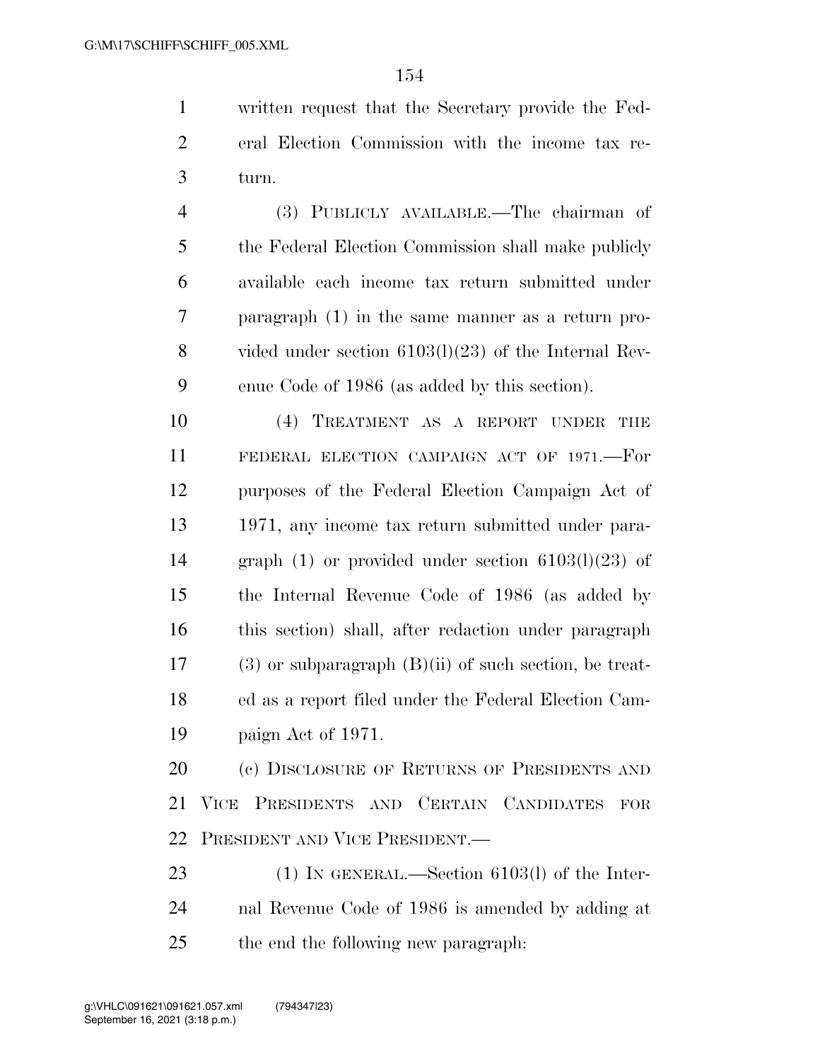written request that the Secretary provide the Federal Election Commission with the income tax return.

(3) PUBLICLY AVAILABLE.—The chairman of the Federal Election Commission shall make publicly available each income tax return submitted under paragraph (1) in the same manner as a return provided under section 6103(l)(23) of the Internal Revenue Code of 1986 (as added by this section).

(4) TREATMENT AS A REPORT UNDER THE FEDERAL ELECTION CAMPAIGN ACT OF 1971.—For purposes of the Federal Election Campaign Act of 1971, any income tax return submitted under paragraph (1) or provided under section 6103(l)(23) of the Internal Revenue Code of 1986 (as added by this section) shall, after redaction under paragraph (3) or subparagraph (B)(ii) of such section, be treated as a report filed under the Federal Election Campaign Act of 1971.

(c) DISCLOSURE OF RETURNS OF PRESIDENTS AND VICE PRESIDENTS AND CERTAIN CANDIDATES FOR PRESIDENT AND VICE PRESIDENT.—

(1) IN GENERAL.—Section 6103(l) of the Internal Revenue Code of 1986 is amended by adding at the end the following new paragraph: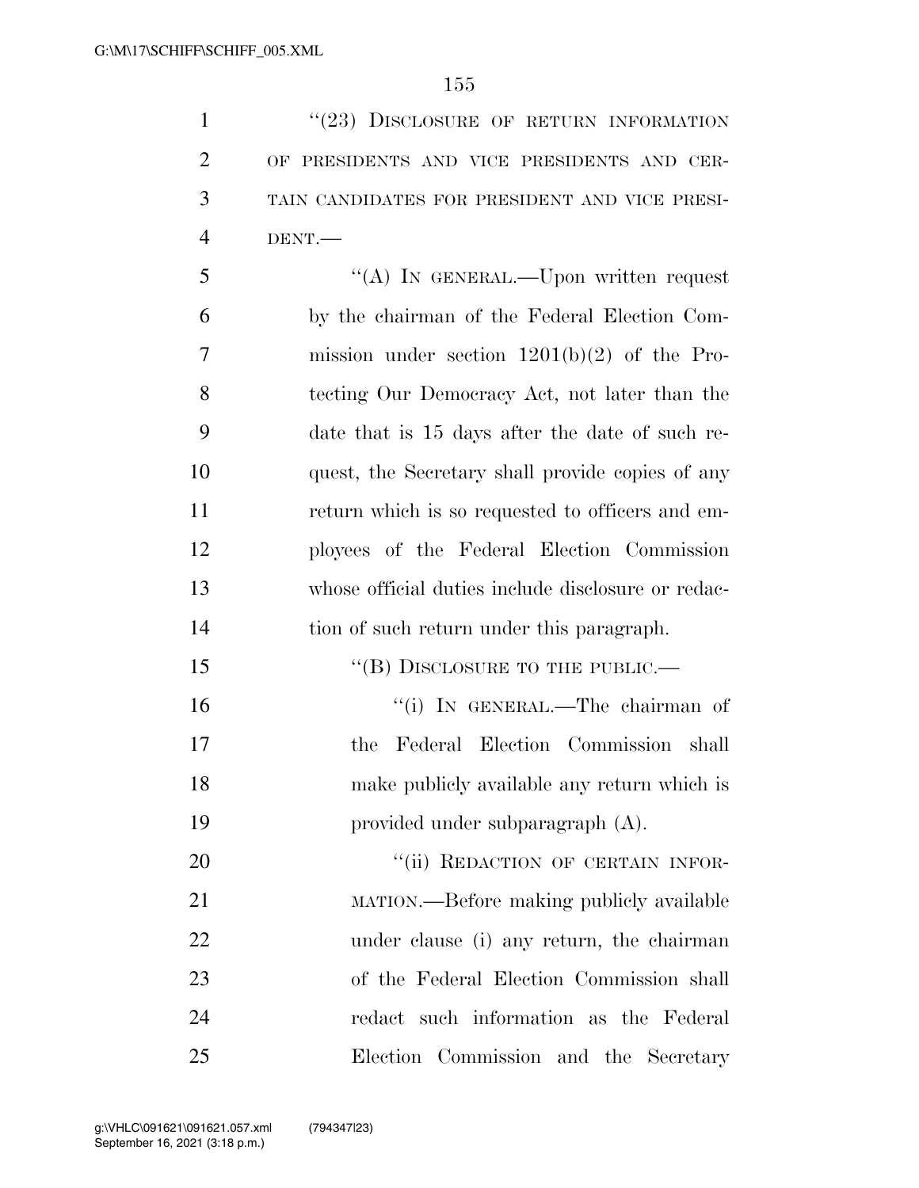"(23) DISCLOSURE OF RETURN INFORMATION OF PRESIDENTS AND VICE PRESIDENTS AND CERTAIN CANDIDATES FOR PRESIDENT AND VICE PRESIDENT.—

"(A) IN GENERAL.—Upon written request by the chairman of the Federal Election Commission under section 1201(b)(2) of the Protecting Our Democracy Act, not later than the date that is 15 days after the date of such request, the Secretary shall provide copies of any return which is so requested to officers and employees of the Federal Election Commission whose official duties include disclosure or redaction of such return under this paragraph.

"(B) DISCLOSURE TO THE PUBLIC.—

"(i) IN GENERAL.—The chairman of the Federal Election Commission shall make publicly available any return which is provided under subparagraph (A).

"(ii) REDACTION OF CERTAIN INFORMATION.—Before making publicly available under clause (i) any return, the chairman of the Federal Election Commission shall redact such information as the Federal Election Commission and the Secretary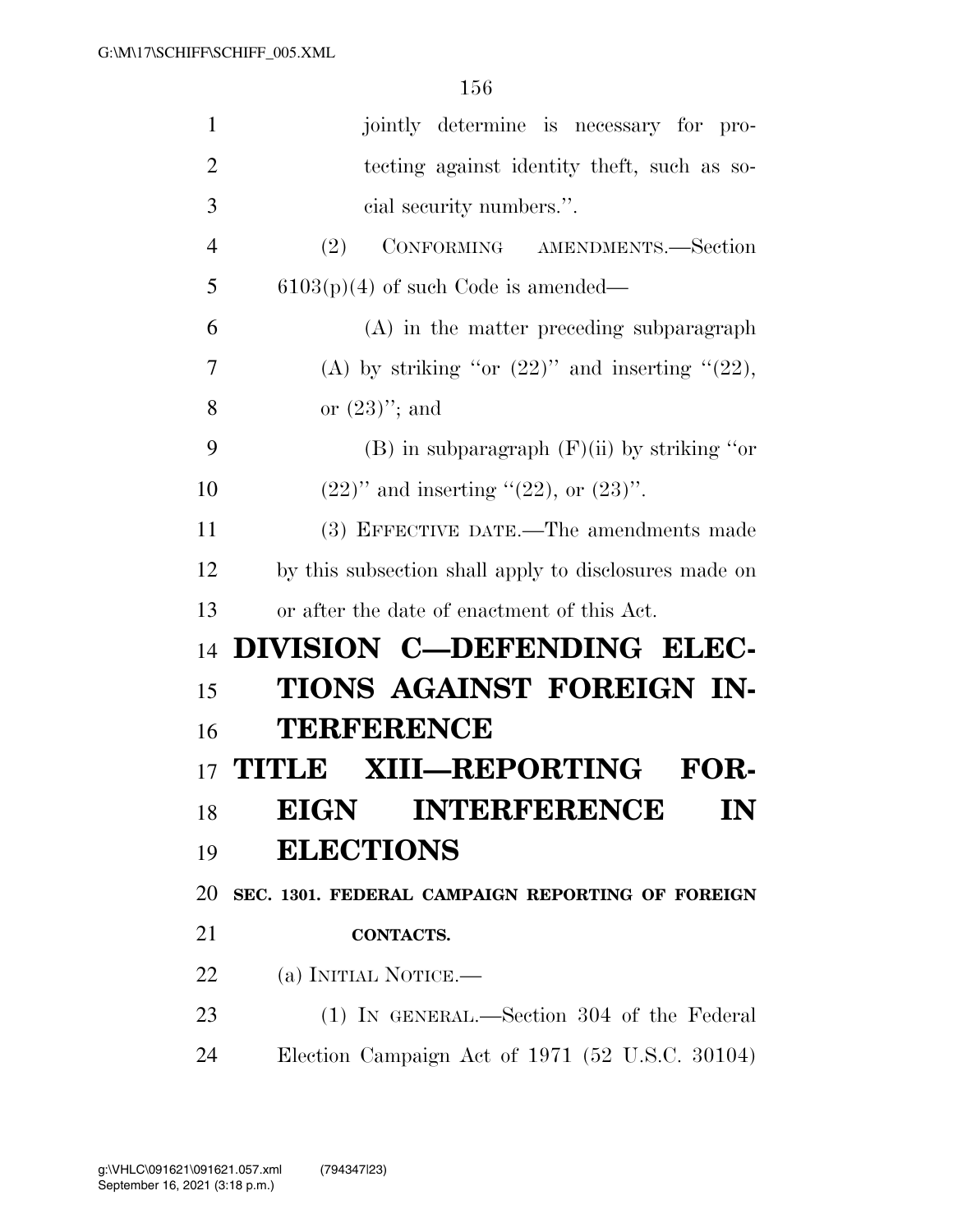jointly determine is necessary for protecting against identity theft, such as social security numbers.''.

(2) CONFORMING AMENDMENTS.—Section 6103(p)(4) of such Code is amended—

(A) in the matter preceding subparagraph (A) by striking ''or (22)'' and inserting ''(22), or (23)''; and

(B) in subparagraph (F)(ii) by striking ''or (22)'' and inserting ''(22), or (23)''.

(3) EFFECTIVE DATE.—The amendments made by this subsection shall apply to disclosures made on or after the date of enactment of this Act.

# DIVISION C—DEFENDING ELECTIONS AGAINST FOREIGN INTERFERENCE

# TITLE XIII—REPORTING FOREIGN INTERFERENCE IN ELECTIONS

### SEC. 1301. FEDERAL CAMPAIGN REPORTING OF FOREIGN CONTACTS.

(a) INITIAL NOTICE.—

(1) IN GENERAL.—Section 304 of the Federal Election Campaign Act of 1971 (52 U.S.C. 30104)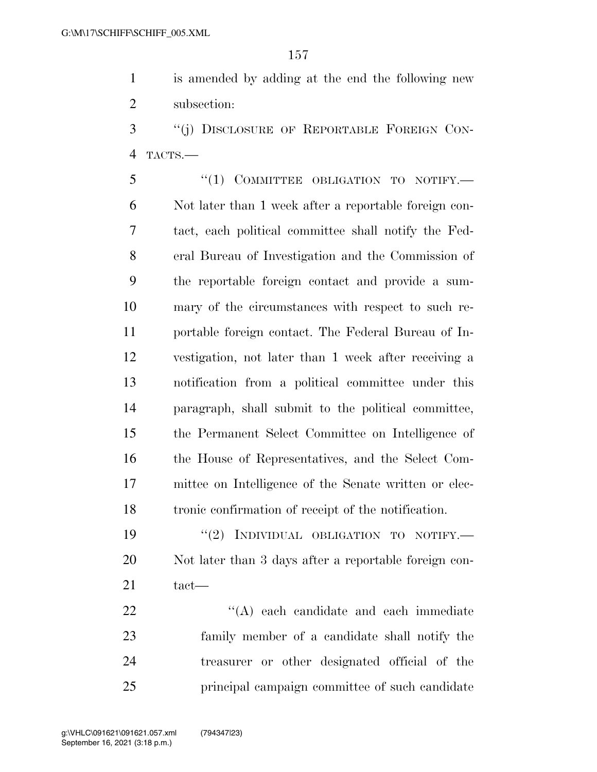is amended by adding at the end the following new subsection:

"(j) DISCLOSURE OF REPORTABLE FOREIGN CONTACTS.—

"(1) COMMITTEE OBLIGATION TO NOTIFY.— Not later than 1 week after a reportable foreign contact, each political committee shall notify the Federal Bureau of Investigation and the Commission of the reportable foreign contact and provide a summary of the circumstances with respect to such reportable foreign contact. The Federal Bureau of Investigation, not later than 1 week after receiving a notification from a political committee under this paragraph, shall submit to the political committee, the Permanent Select Committee on Intelligence of the House of Representatives, and the Select Committee on Intelligence of the Senate written or electronic confirmation of receipt of the notification.

"(2) INDIVIDUAL OBLIGATION TO NOTIFY.— Not later than 3 days after a reportable foreign contact—

"(A) each candidate and each immediate family member of a candidate shall notify the treasurer or other designated official of the principal campaign committee of such candidate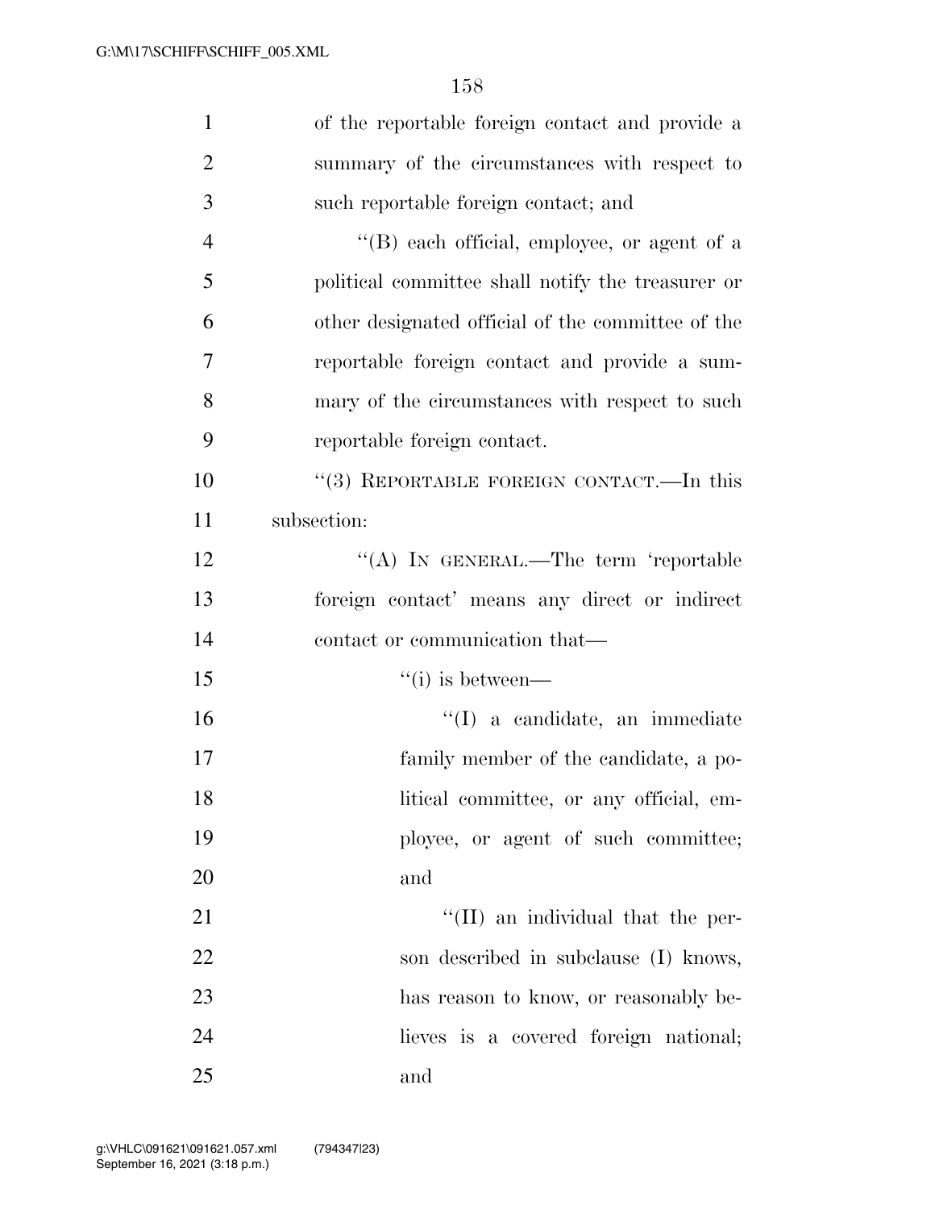of the reportable foreign contact and provide a summary of the circumstances with respect to such reportable foreign contact; and

"(B) each official, employee, or agent of a political committee shall notify the treasurer or other designated official of the committee of the reportable foreign contact and provide a summary of the circumstances with respect to such reportable foreign contact.

"(3) REPORTABLE FOREIGN CONTACT.—In this subsection:

"(A) IN GENERAL.—The term 'reportable foreign contact' means any direct or indirect contact or communication that—

"(i) is between—

"(I) a candidate, an immediate family member of the candidate, a political committee, or any official, employee, or agent of such committee; and

"(II) an individual that the person described in subclause (I) knows, has reason to know, or reasonably believes is a covered foreign national; and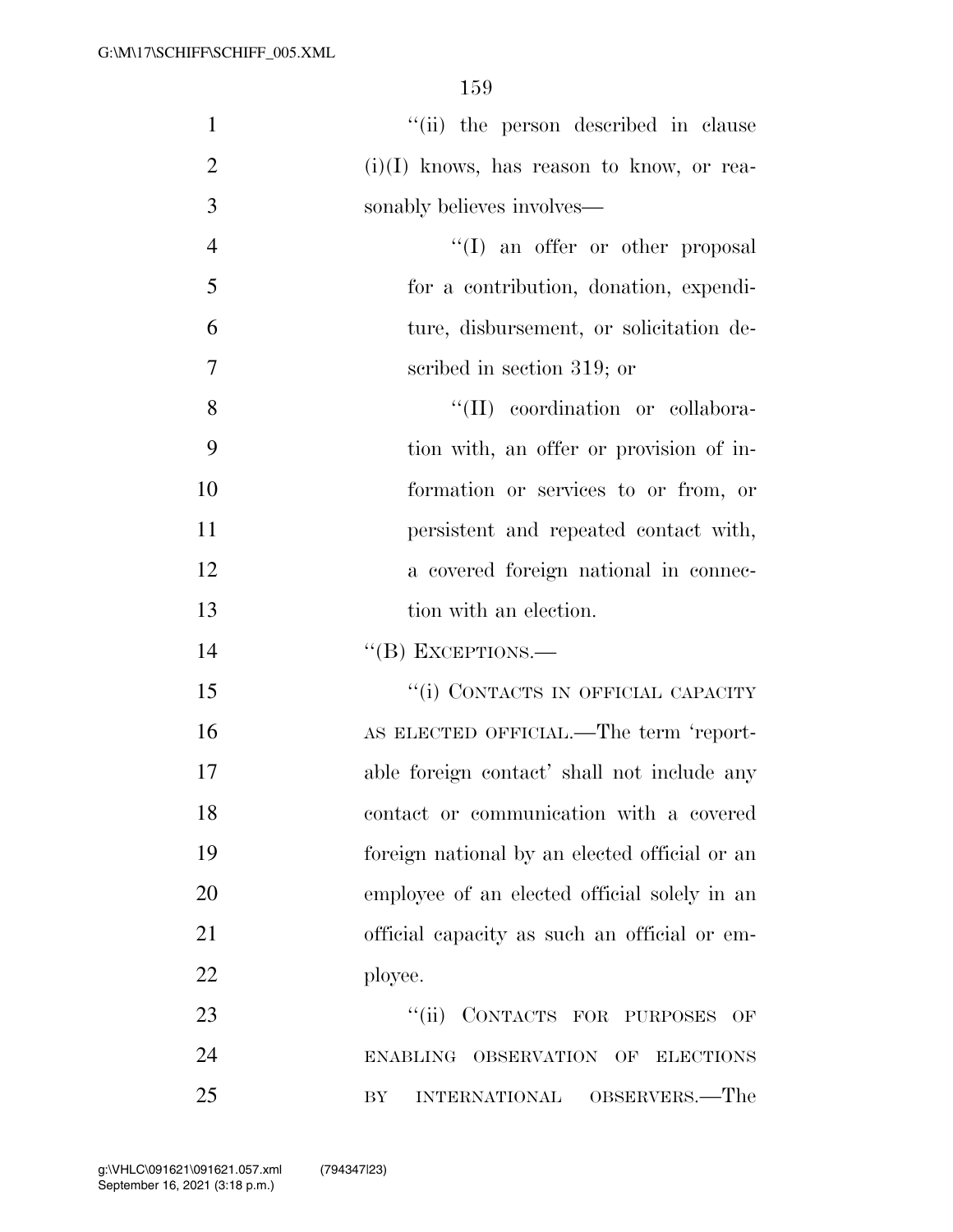"(ii) the person described in clause (i)(I) knows, has reason to know, or reasonably believes involves—

"(I) an offer or other proposal for a contribution, donation, expenditure, disbursement, or solicitation described in section 319; or

"(II) coordination or collaboration with, an offer or provision of information or services to or from, or persistent and repeated contact with, a covered foreign national in connection with an election.

"(B) EXCEPTIONS.—

"(i) CONTACTS IN OFFICIAL CAPACITY AS ELECTED OFFICIAL.—The term 'reportable foreign contact' shall not include any contact or communication with a covered foreign national by an elected official or an employee of an elected official solely in an official capacity as such an official or employee.

"(ii) CONTACTS FOR PURPOSES OF ENABLING OBSERVATION OF ELECTIONS BY INTERNATIONAL OBSERVERS.—The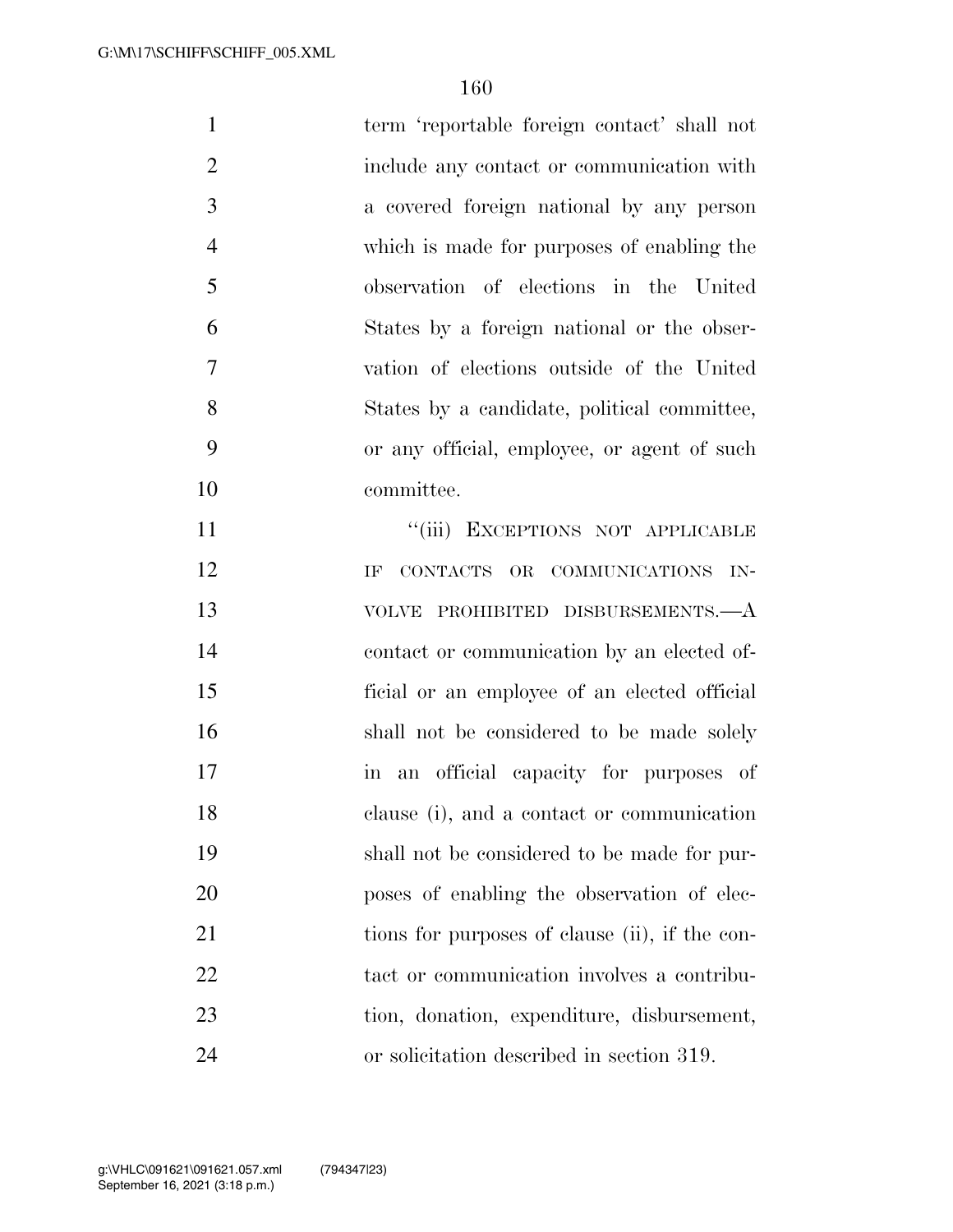term 'reportable foreign contact' shall not include any contact or communication with a covered foreign national by any person which is made for purposes of enabling the observation of elections in the United States by a foreign national or the observation of elections outside of the United States by a candidate, political committee, or any official, employee, or agent of such committee.

"(iii) EXCEPTIONS NOT APPLICABLE IF CONTACTS OR COMMUNICATIONS INVOLVE PROHIBITED DISBURSEMENTS.—A contact or communication by an elected official or an employee of an elected official shall not be considered to be made solely in an official capacity for purposes of clause (i), and a contact or communication shall not be considered to be made for purposes of enabling the observation of elections for purposes of clause (ii), if the contact or communication involves a contribution, donation, expenditure, disbursement, or solicitation described in section 319.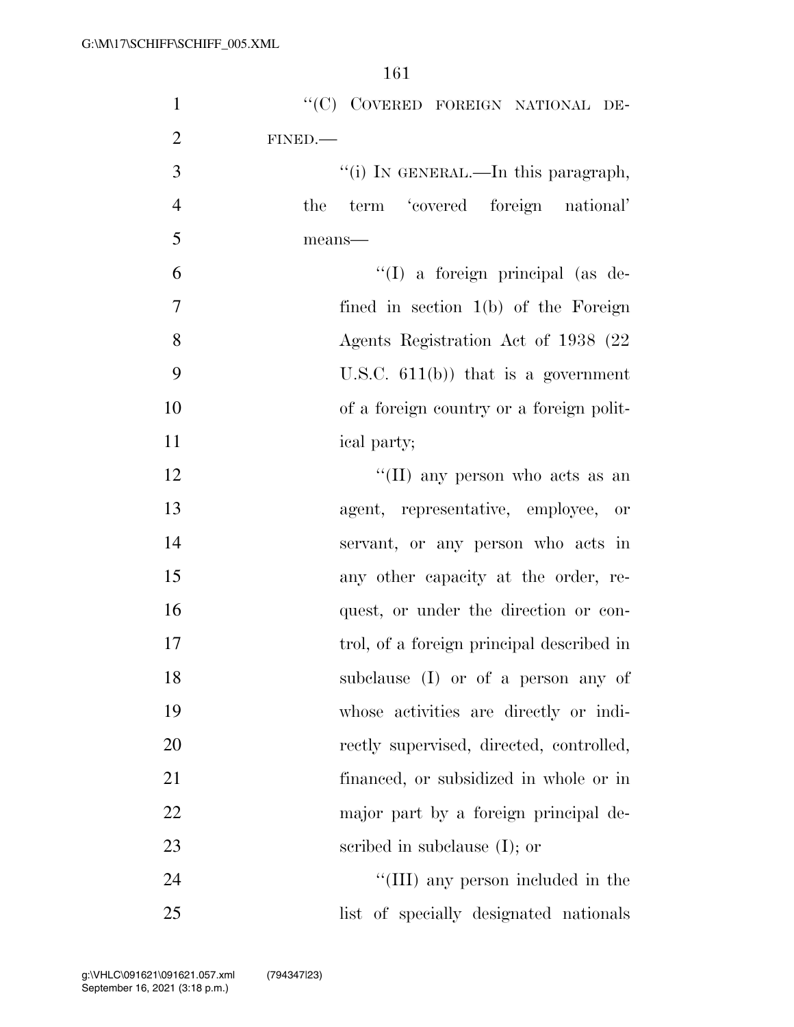''(C) COVERED FOREIGN NATIONAL DEFINED.—

''(i) IN GENERAL.—In this paragraph, the term 'covered foreign national' means—

''(I) a foreign principal (as defined in section 1(b) of the Foreign Agents Registration Act of 1938 (22 U.S.C. 611(b)) that is a government of a foreign country or a foreign political party;

''(II) any person who acts as an agent, representative, employee, or servant, or any person who acts in any other capacity at the order, request, or under the direction or control, of a foreign principal described in subclause (I) or of a person any of whose activities are directly or indirectly supervised, directed, controlled, financed, or subsidized in whole or in major part by a foreign principal described in subclause (I); or

''(III) any person included in the list of specially designated nationals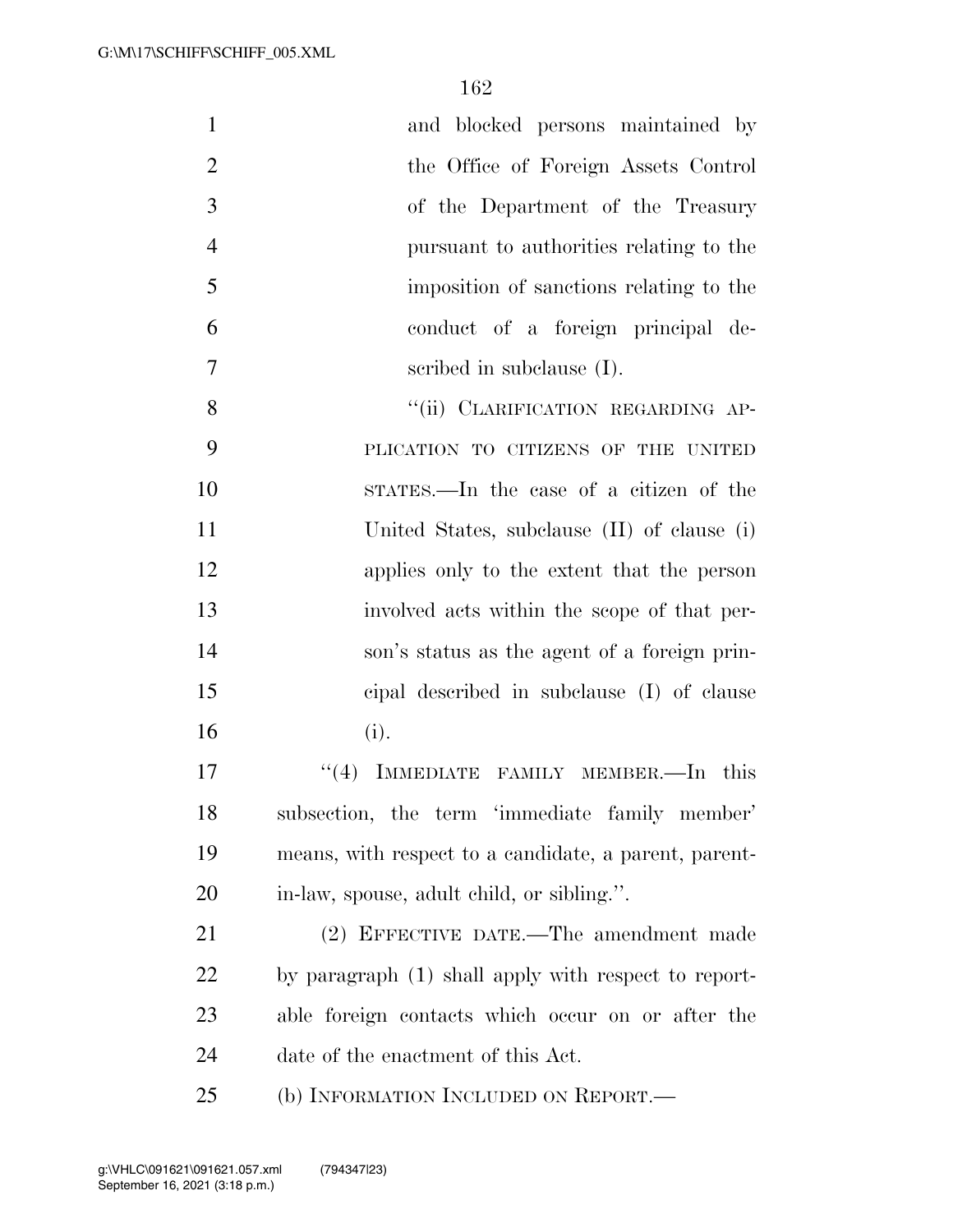and blocked persons maintained by the Office of Foreign Assets Control of the Department of the Treasury pursuant to authorities relating to the imposition of sanctions relating to the conduct of a foreign principal described in subclause (I).

"(ii) CLARIFICATION REGARDING APPLICATION TO CITIZENS OF THE UNITED STATES.—In the case of a citizen of the United States, subclause (II) of clause (i) applies only to the extent that the person involved acts within the scope of that person's status as the agent of a foreign principal described in subclause (I) of clause (i).

"(4) IMMEDIATE FAMILY MEMBER.—In this subsection, the term 'immediate family member' means, with respect to a candidate, a parent, parent-in-law, spouse, adult child, or sibling.".

(2) EFFECTIVE DATE.—The amendment made by paragraph (1) shall apply with respect to reportable foreign contacts which occur on or after the date of the enactment of this Act.

(b) INFORMATION INCLUDED ON REPORT.—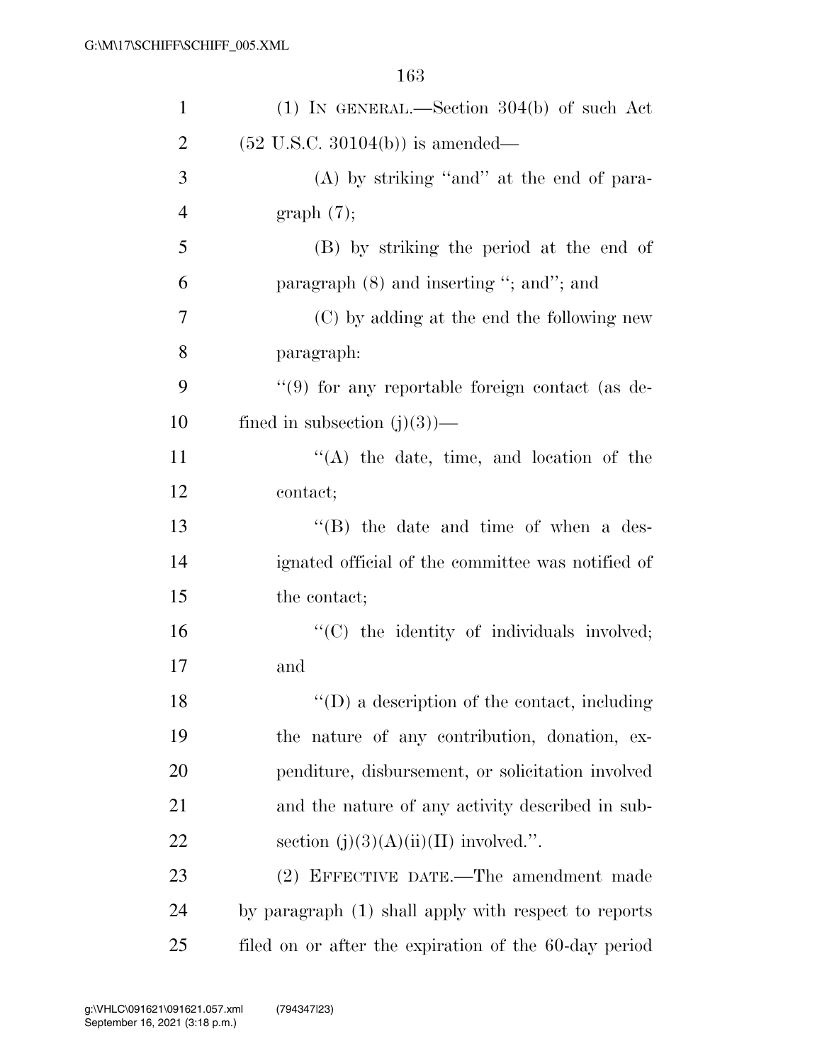(1) IN GENERAL.—Section 304(b) of such Act (52 U.S.C. 30104(b)) is amended—

(A) by striking ''and'' at the end of paragraph (7);

(B) by striking the period at the end of paragraph (8) and inserting ''; and''; and

(C) by adding at the end the following new paragraph:

''(9) for any reportable foreign contact (as defined in subsection (j)(3))—

''(A) the date, time, and location of the contact;

''(B) the date and time of when a designated official of the committee was notified of the contact;

''(C) the identity of individuals involved; and

''(D) a description of the contact, including the nature of any contribution, donation, expenditure, disbursement, or solicitation involved and the nature of any activity described in subsection (j)(3)(A)(ii)(II) involved.''.

(2) EFFECTIVE DATE.—The amendment made by paragraph (1) shall apply with respect to reports filed on or after the expiration of the 60-day period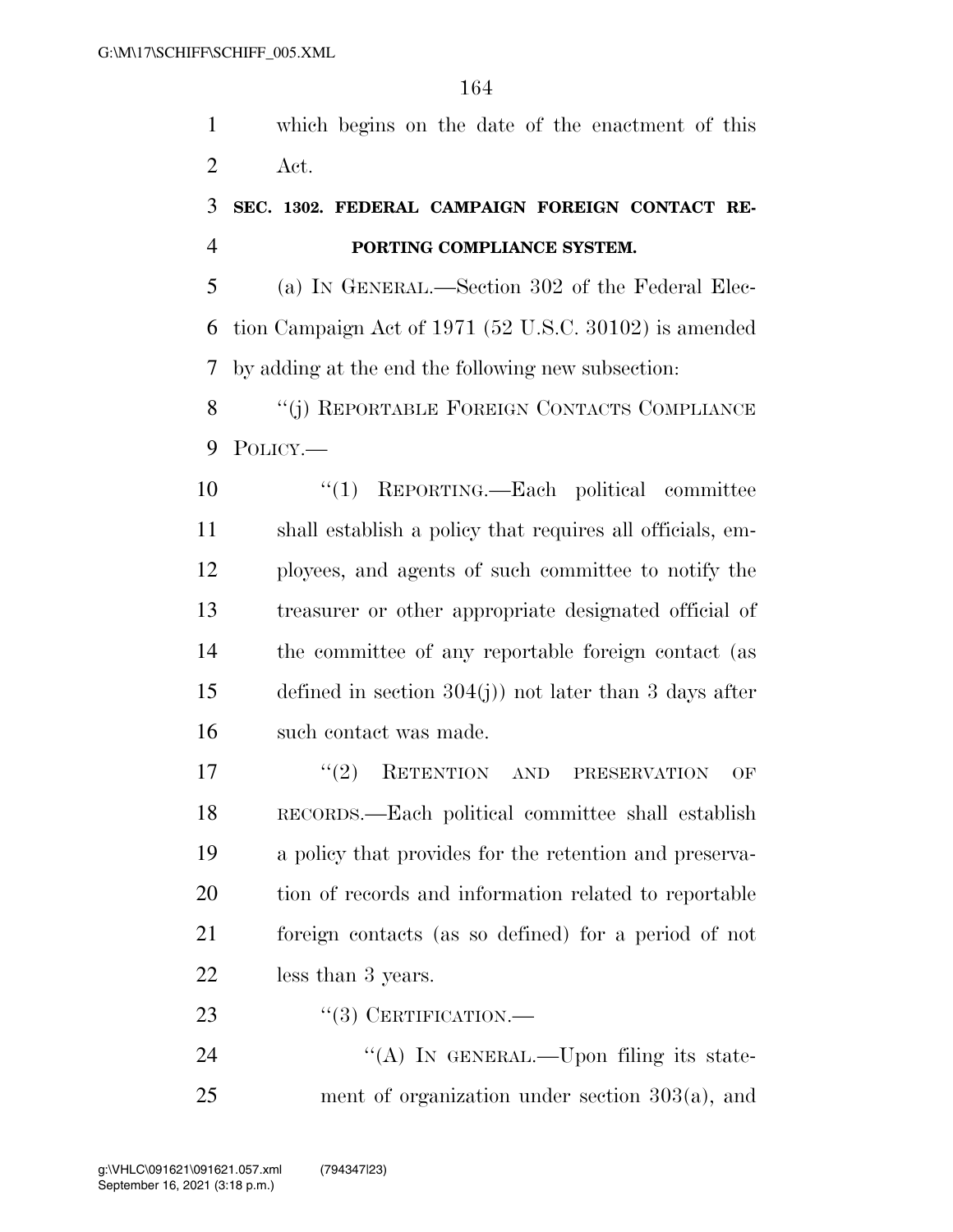which begins on the date of the enactment of this Act.

**SEC. 1302. FEDERAL CAMPAIGN FOREIGN CONTACT REPORTING COMPLIANCE SYSTEM.**

(a) IN GENERAL.—Section 302 of the Federal Election Campaign Act of 1971 (52 U.S.C. 30102) is amended by adding at the end the following new subsection:

"(j) REPORTABLE FOREIGN CONTACTS COMPLIANCE POLICY.—

"(1) REPORTING.—Each political committee shall establish a policy that requires all officials, employees, and agents of such committee to notify the treasurer or other appropriate designated official of the committee of any reportable foreign contact (as defined in section 304(j)) not later than 3 days after such contact was made.

"(2) RETENTION AND PRESERVATION OF RECORDS.—Each political committee shall establish a policy that provides for the retention and preservation of records and information related to reportable foreign contacts (as so defined) for a period of not less than 3 years.

"(3) CERTIFICATION.—

"(A) IN GENERAL.—Upon filing its statement of organization under section 303(a), and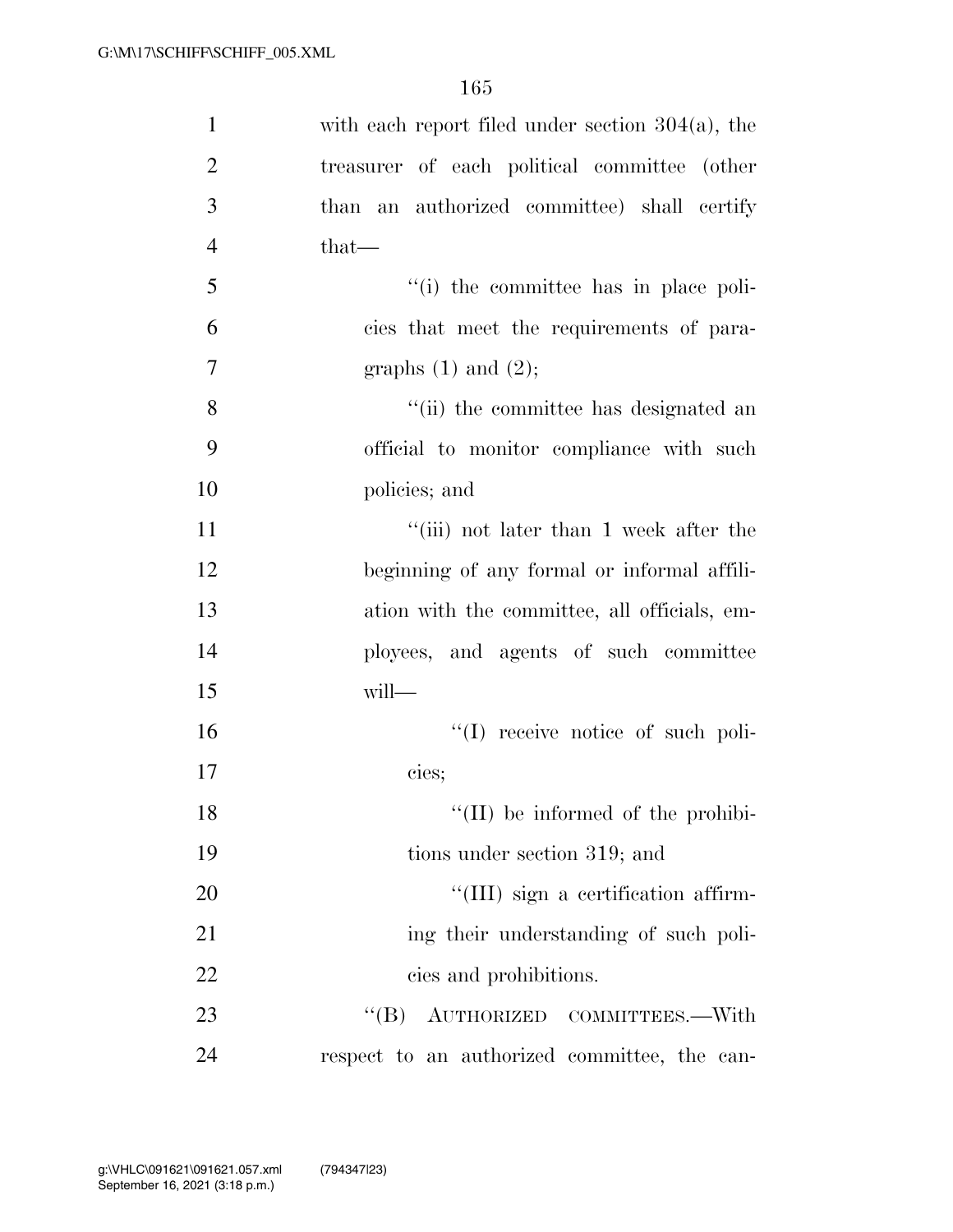with each report filed under section 304(a), the treasurer of each political committee (other than an authorized committee) shall certify that—

''(i) the committee has in place policies that meet the requirements of paragraphs (1) and (2);

''(ii) the committee has designated an official to monitor compliance with such policies; and

''(iii) not later than 1 week after the beginning of any formal or informal affiliation with the committee, all officials, employees, and agents of such committee will—

''(I) receive notice of such policies;

''(II) be informed of the prohibitions under section 319; and

''(III) sign a certification affirming their understanding of such policies and prohibitions.

''(B) AUTHORIZED COMMITTEES.—With respect to an authorized committee, the can-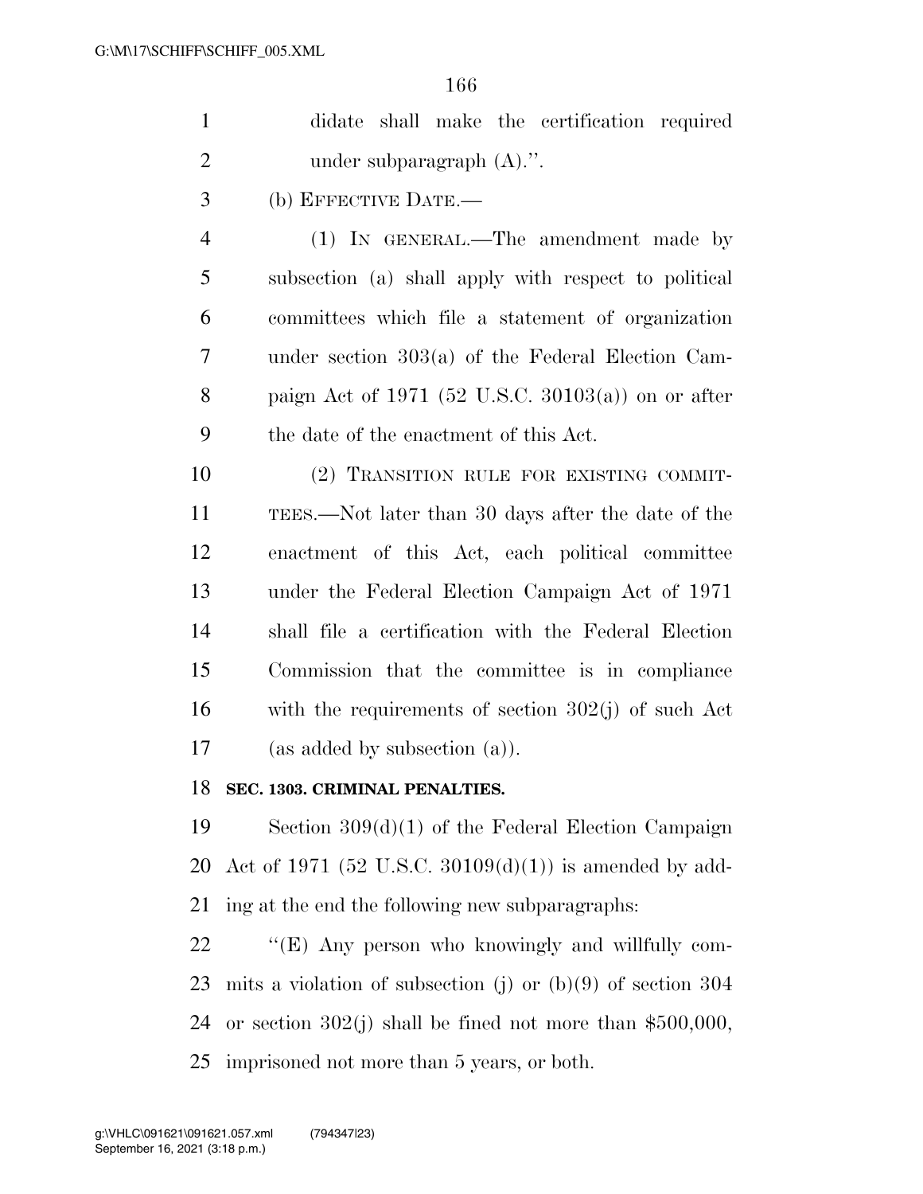didate shall make the certification required under subparagraph (A).''.

(b) EFFECTIVE DATE.—

(1) IN GENERAL.—The amendment made by subsection (a) shall apply with respect to political committees which file a statement of organization under section 303(a) of the Federal Election Campaign Act of 1971 (52 U.S.C. 30103(a)) on or after the date of the enactment of this Act.

(2) TRANSITION RULE FOR EXISTING COMMITTEES.—Not later than 30 days after the date of the enactment of this Act, each political committee under the Federal Election Campaign Act of 1971 shall file a certification with the Federal Election Commission that the committee is in compliance with the requirements of section 302(j) of such Act (as added by subsection (a)).

**SEC. 1303. CRIMINAL PENALTIES.**

Section 309(d)(1) of the Federal Election Campaign Act of 1971 (52 U.S.C. 30109(d)(1)) is amended by adding at the end the following new subparagraphs:

''(E) Any person who knowingly and willfully commits a violation of subsection (j) or (b)(9) of section 304 or section 302(j) shall be fined not more than $500,000, imprisoned not more than 5 years, or both.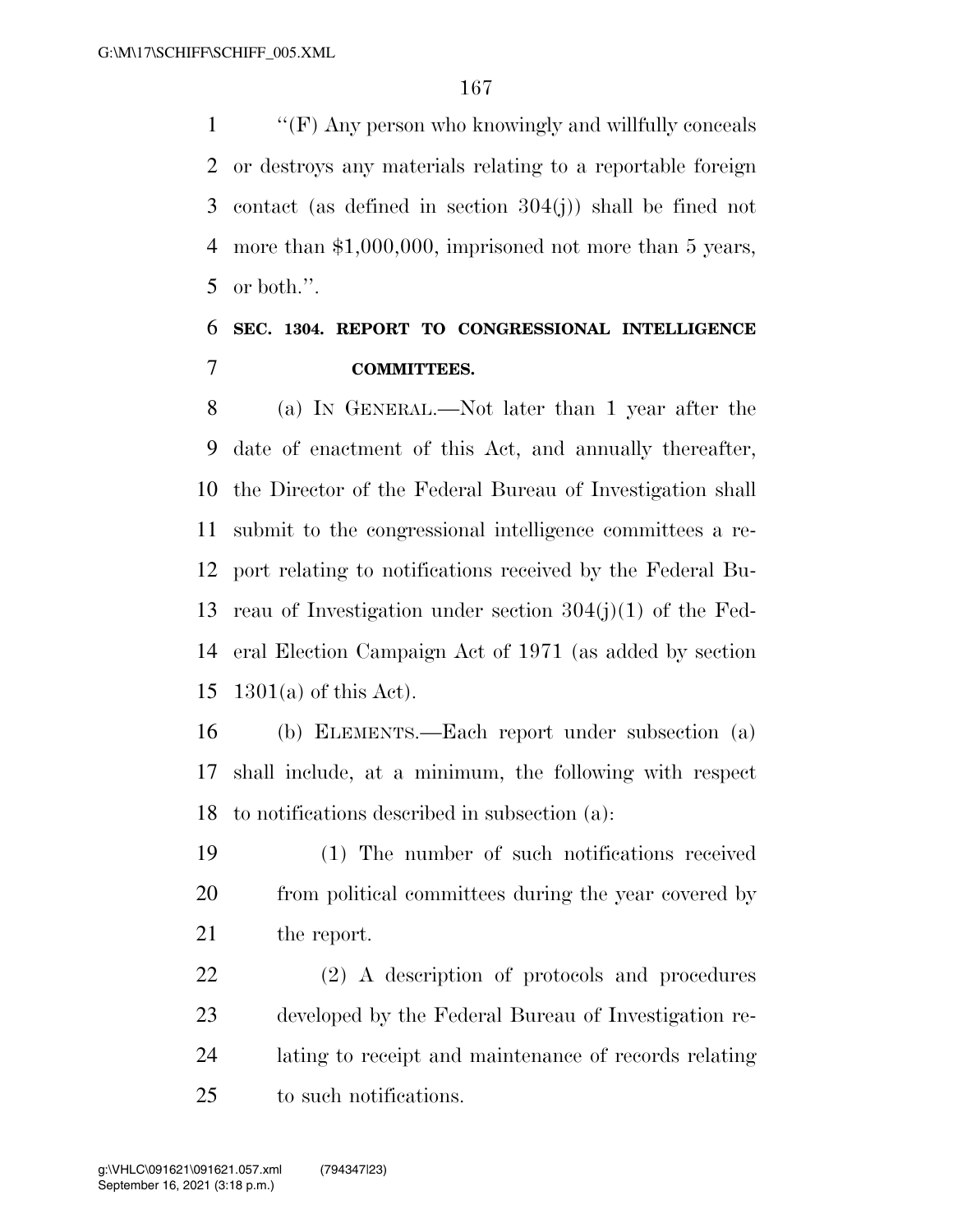"(F) Any person who knowingly and willfully conceals or destroys any materials relating to a reportable foreign contact (as defined in section 304(j)) shall be fined not more than $1,000,000, imprisoned not more than 5 years, or both.".

## SEC. 1304. REPORT TO CONGRESSIONAL INTELLIGENCE COMMITTEES.

(a) IN GENERAL.—Not later than 1 year after the date of enactment of this Act, and annually thereafter, the Director of the Federal Bureau of Investigation shall submit to the congressional intelligence committees a report relating to notifications received by the Federal Bureau of Investigation under section 304(j)(1) of the Federal Election Campaign Act of 1971 (as added by section 1301(a) of this Act).

(b) ELEMENTS.—Each report under subsection (a) shall include, at a minimum, the following with respect to notifications described in subsection (a):

(1) The number of such notifications received from political committees during the year covered by the report.

(2) A description of protocols and procedures developed by the Federal Bureau of Investigation relating to receipt and maintenance of records relating to such notifications.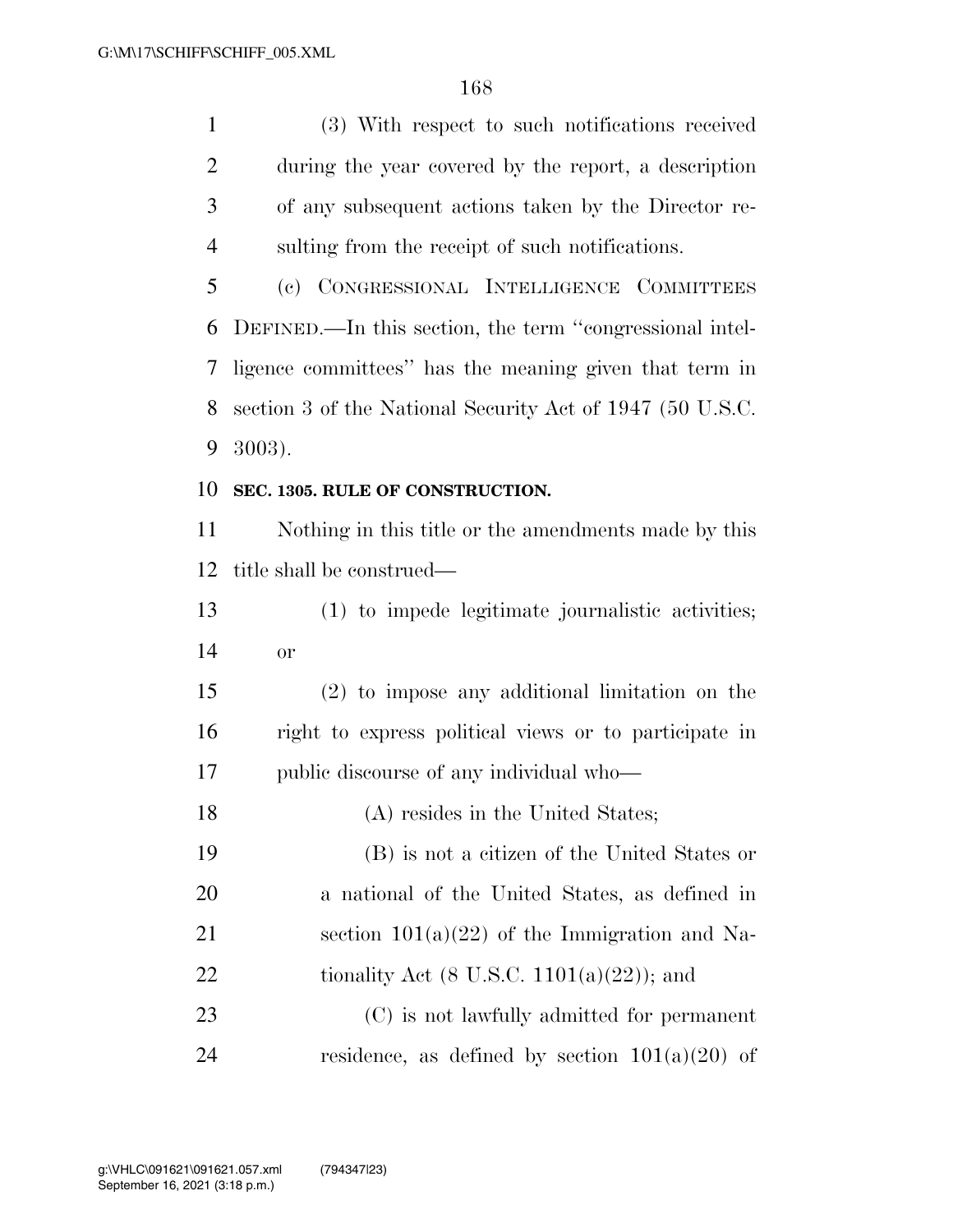(3) With respect to such notifications received during the year covered by the report, a description of any subsequent actions taken by the Director resulting from the receipt of such notifications.

(c) CONGRESSIONAL INTELLIGENCE COMMITTEES DEFINED.—In this section, the term "congressional intelligence committees" has the meaning given that term in section 3 of the National Security Act of 1947 (50 U.S.C. 3003).

**SEC. 1305. RULE OF CONSTRUCTION.**

Nothing in this title or the amendments made by this title shall be construed—

(1) to impede legitimate journalistic activities; or

(2) to impose any additional limitation on the right to express political views or to participate in public discourse of any individual who—

(A) resides in the United States;

(B) is not a citizen of the United States or a national of the United States, as defined in section 101(a)(22) of the Immigration and Nationality Act (8 U.S.C. 1101(a)(22)); and

(C) is not lawfully admitted for permanent residence, as defined by section 101(a)(20) of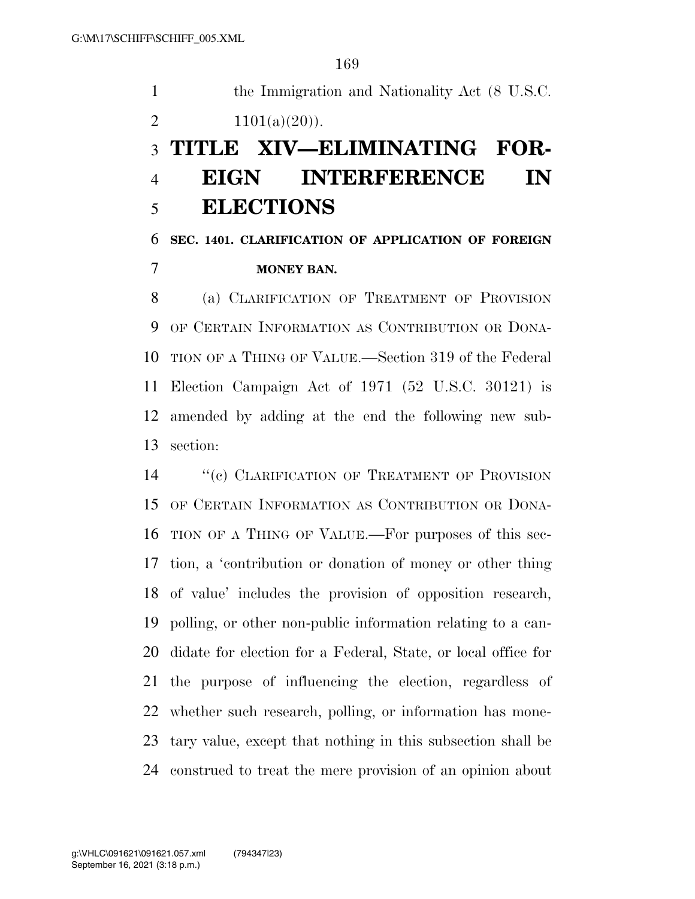the Immigration and Nationality Act (8 U.S.C. 1101(a)(20)).

# TITLE XIV—ELIMINATING FOREIGN INTERFERENCE IN ELECTIONS

### SEC. 1401. CLARIFICATION OF APPLICATION OF FOREIGN MONEY BAN.

(a) CLARIFICATION OF TREATMENT OF PROVISION OF CERTAIN INFORMATION AS CONTRIBUTION OR DONATION OF A THING OF VALUE.—Section 319 of the Federal Election Campaign Act of 1971 (52 U.S.C. 30121) is amended by adding at the end the following new subsection:

"(c) CLARIFICATION OF TREATMENT OF PROVISION OF CERTAIN INFORMATION AS CONTRIBUTION OR DONATION OF A THING OF VALUE.—For purposes of this section, a 'contribution or donation of money or other thing of value' includes the provision of opposition research, polling, or other non-public information relating to a candidate for election for a Federal, State, or local office for the purpose of influencing the election, regardless of whether such research, polling, or information has monetary value, except that nothing in this subsection shall be construed to treat the mere provision of an opinion about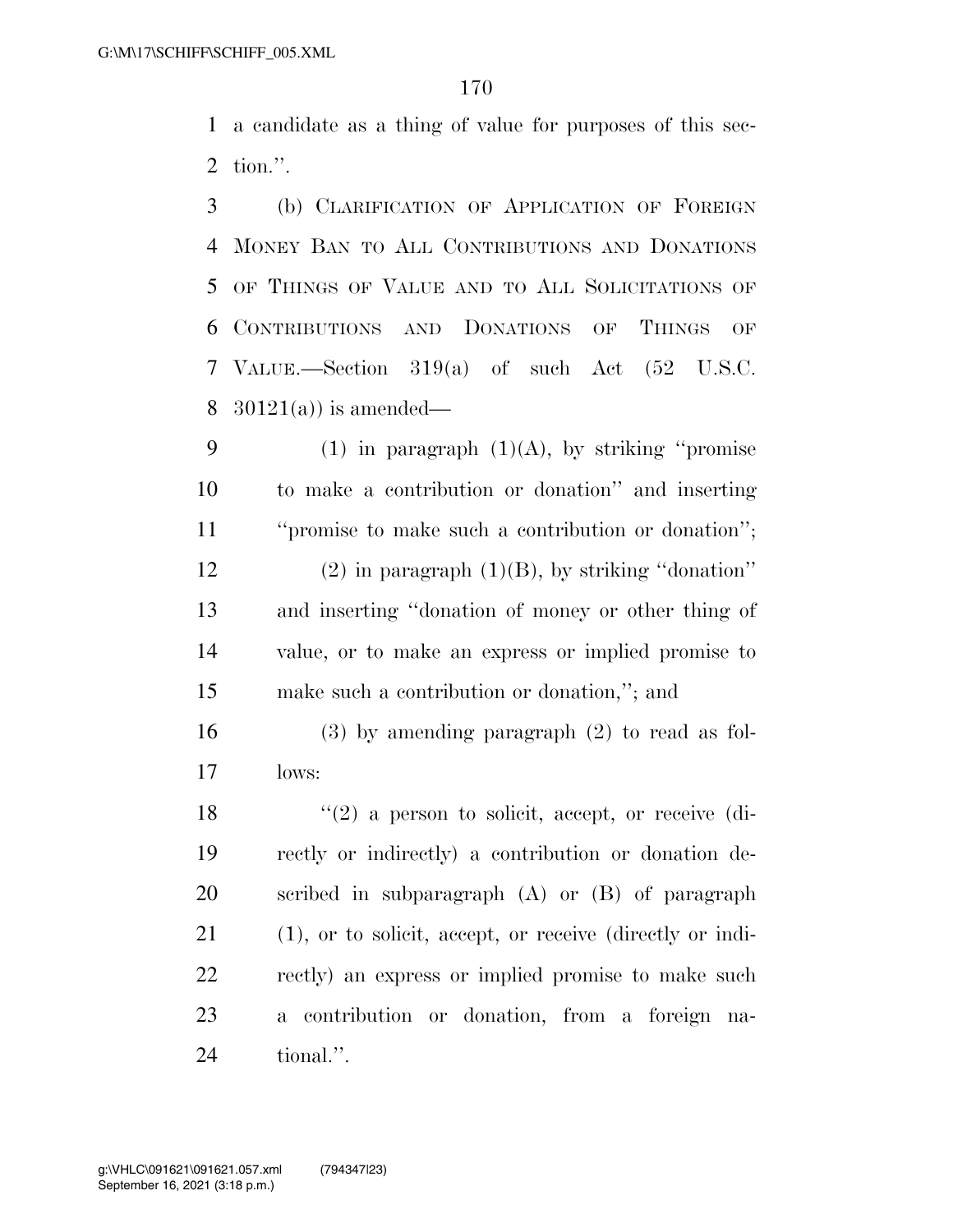a candidate as a thing of value for purposes of this section.''.

(b) CLARIFICATION OF APPLICATION OF FOREIGN MONEY BAN TO ALL CONTRIBUTIONS AND DONATIONS OF THINGS OF VALUE AND TO ALL SOLICITATIONS OF CONTRIBUTIONS AND DONATIONS OF THINGS OF VALUE.—Section 319(a) of such Act (52 U.S.C. 30121(a)) is amended—

(1) in paragraph (1)(A), by striking ''promise to make a contribution or donation'' and inserting ''promise to make such a contribution or donation'';

(2) in paragraph (1)(B), by striking ''donation'' and inserting ''donation of money or other thing of value, or to make an express or implied promise to make such a contribution or donation,''; and

(3) by amending paragraph (2) to read as follows:

''(2) a person to solicit, accept, or receive (directly or indirectly) a contribution or donation described in subparagraph (A) or (B) of paragraph (1), or to solicit, accept, or receive (directly or indirectly) an express or implied promise to make such a contribution or donation, from a foreign national.''.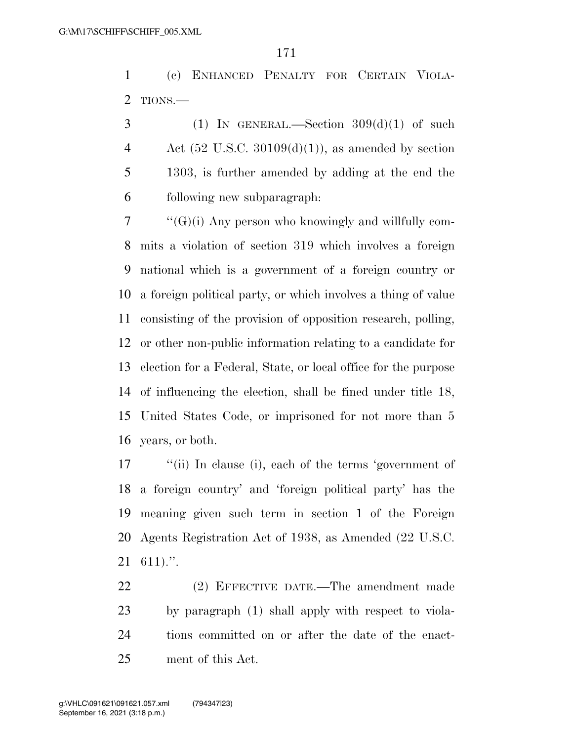(c) ENHANCED PENALTY FOR CERTAIN VIOLATIONS.—

(1) IN GENERAL.—Section 309(d)(1) of such Act (52 U.S.C. 30109(d)(1)), as amended by section 1303, is further amended by adding at the end the following new subparagraph:

"(G)(i) Any person who knowingly and willfully commits a violation of section 319 which involves a foreign national which is a government of a foreign country or a foreign political party, or which involves a thing of value consisting of the provision of opposition research, polling, or other non-public information relating to a candidate for election for a Federal, State, or local office for the purpose of influencing the election, shall be fined under title 18, United States Code, or imprisoned for not more than 5 years, or both.

"(ii) In clause (i), each of the terms 'government of a foreign country' and 'foreign political party' has the meaning given such term in section 1 of the Foreign Agents Registration Act of 1938, as Amended (22 U.S.C. 611).".

(2) EFFECTIVE DATE.—The amendment made by paragraph (1) shall apply with respect to violations committed on or after the date of the enactment of this Act.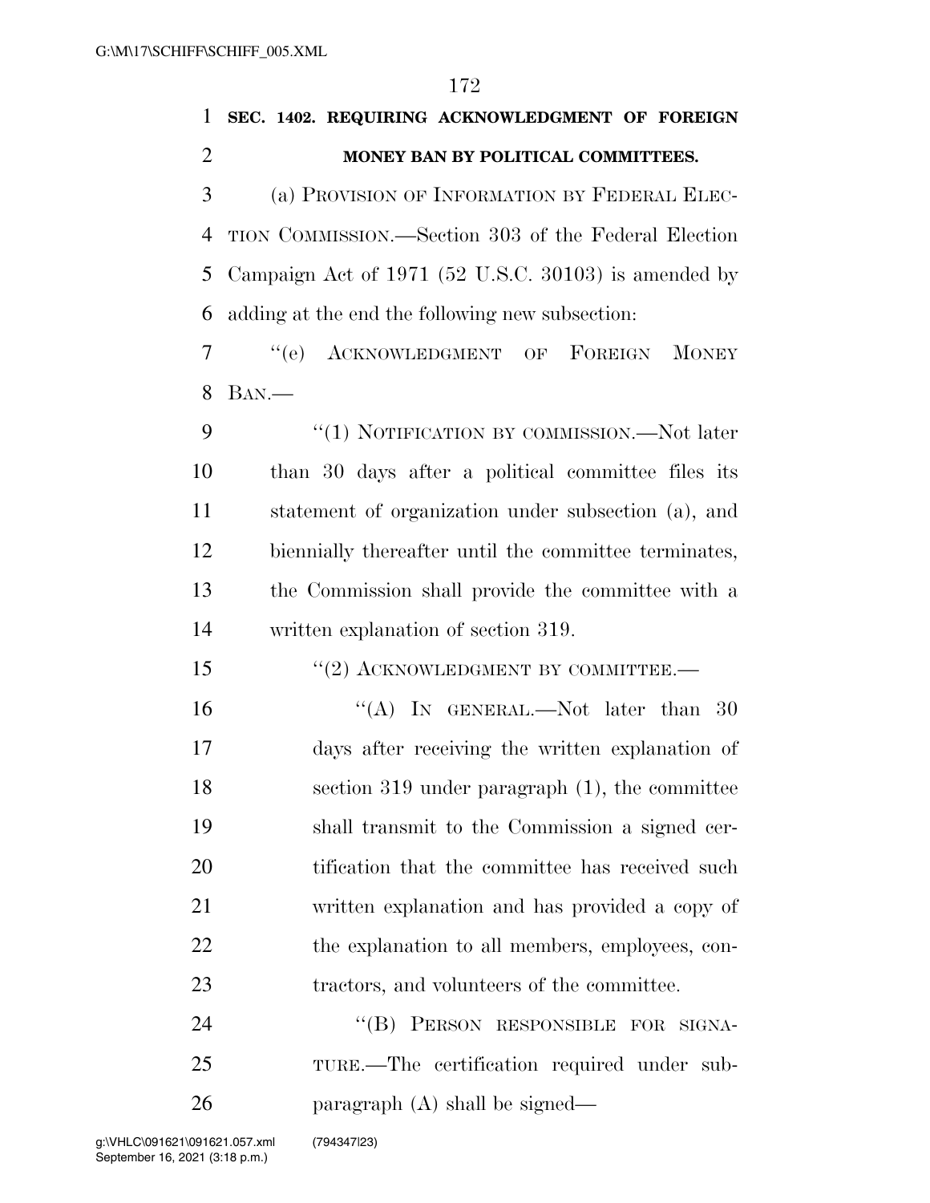**SEC. 1402. REQUIRING ACKNOWLEDGMENT OF FOREIGN MONEY BAN BY POLITICAL COMMITTEES.**

(a) PROVISION OF INFORMATION BY FEDERAL ELECTION COMMISSION.—Section 303 of the Federal Election Campaign Act of 1971 (52 U.S.C. 30103) is amended by adding at the end the following new subsection:

"(e) ACKNOWLEDGMENT OF FOREIGN MONEY BAN.—

"(1) NOTIFICATION BY COMMISSION.—Not later than 30 days after a political committee files its statement of organization under subsection (a), and biennially thereafter until the committee terminates, the Commission shall provide the committee with a written explanation of section 319.

"(2) ACKNOWLEDGMENT BY COMMITTEE.—

"(A) IN GENERAL.—Not later than 30 days after receiving the written explanation of section 319 under paragraph (1), the committee shall transmit to the Commission a signed certification that the committee has received such written explanation and has provided a copy of the explanation to all members, employees, contractors, and volunteers of the committee.

"(B) PERSON RESPONSIBLE FOR SIGNATURE.—The certification required under subparagraph (A) shall be signed—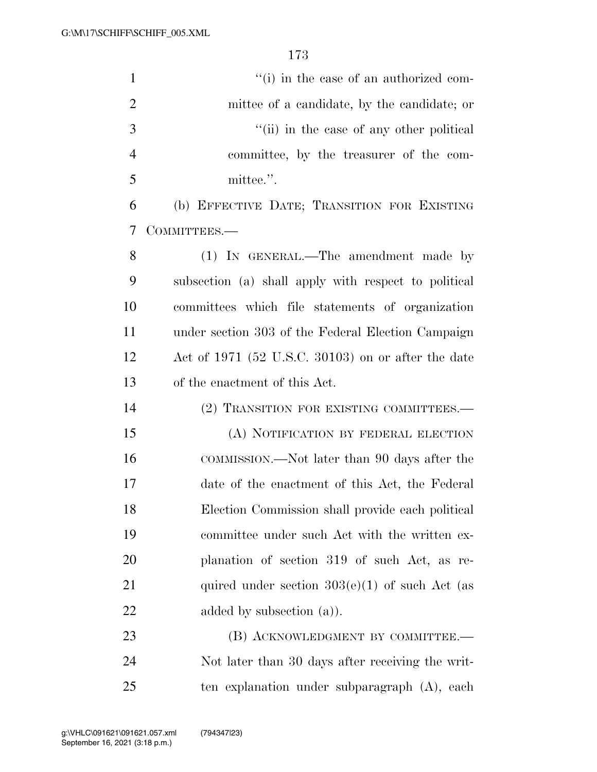"(i) in the case of an authorized committee of a candidate, by the candidate; or

"(ii) in the case of any other political committee, by the treasurer of the committee.".

(b) EFFECTIVE DATE; TRANSITION FOR EXISTING COMMITTEES.—

(1) IN GENERAL.—The amendment made by subsection (a) shall apply with respect to political committees which file statements of organization under section 303 of the Federal Election Campaign Act of 1971 (52 U.S.C. 30103) on or after the date of the enactment of this Act.

(2) TRANSITION FOR EXISTING COMMITTEES.—

(A) NOTIFICATION BY FEDERAL ELECTION COMMISSION.—Not later than 90 days after the date of the enactment of this Act, the Federal Election Commission shall provide each political committee under such Act with the written explanation of section 319 of such Act, as required under section 303(e)(1) of such Act (as added by subsection (a)).

(B) ACKNOWLEDGMENT BY COMMITTEE.—Not later than 30 days after receiving the written explanation under subparagraph (A), each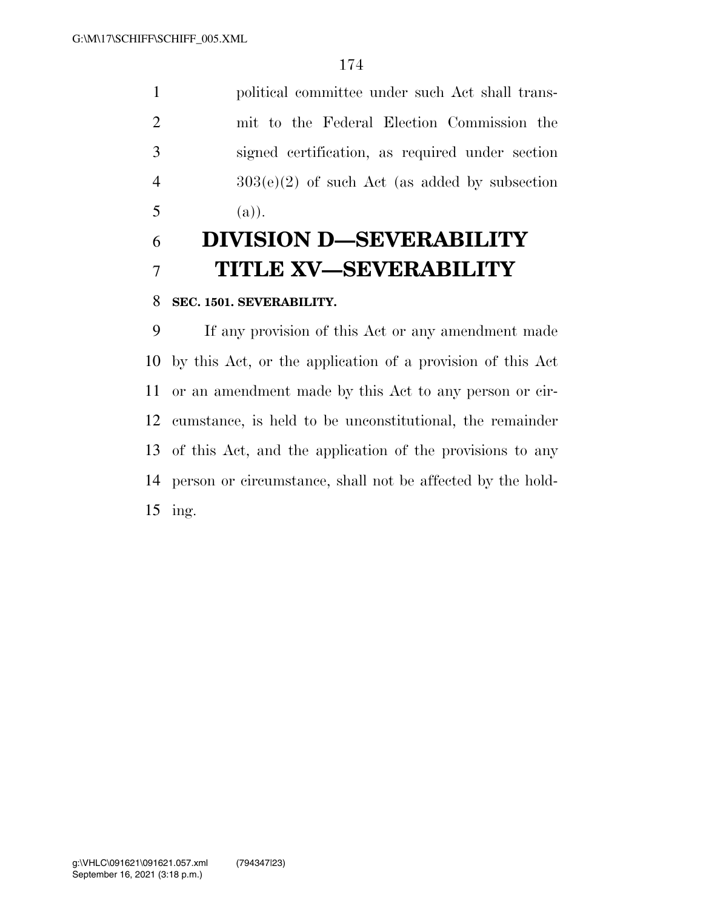political committee under such Act shall transmit to the Federal Election Commission the signed certification, as required under section 303(e)(2) of such Act (as added by subsection (a)).

# DIVISION D—SEVERABILITY

# TITLE XV—SEVERABILITY

**SEC. 1501. SEVERABILITY.**

If any provision of this Act or any amendment made by this Act, or the application of a provision of this Act or an amendment made by this Act to any person or circumstance, is held to be unconstitutional, the remainder of this Act, and the application of the provisions to any person or circumstance, shall not be affected by the holding.